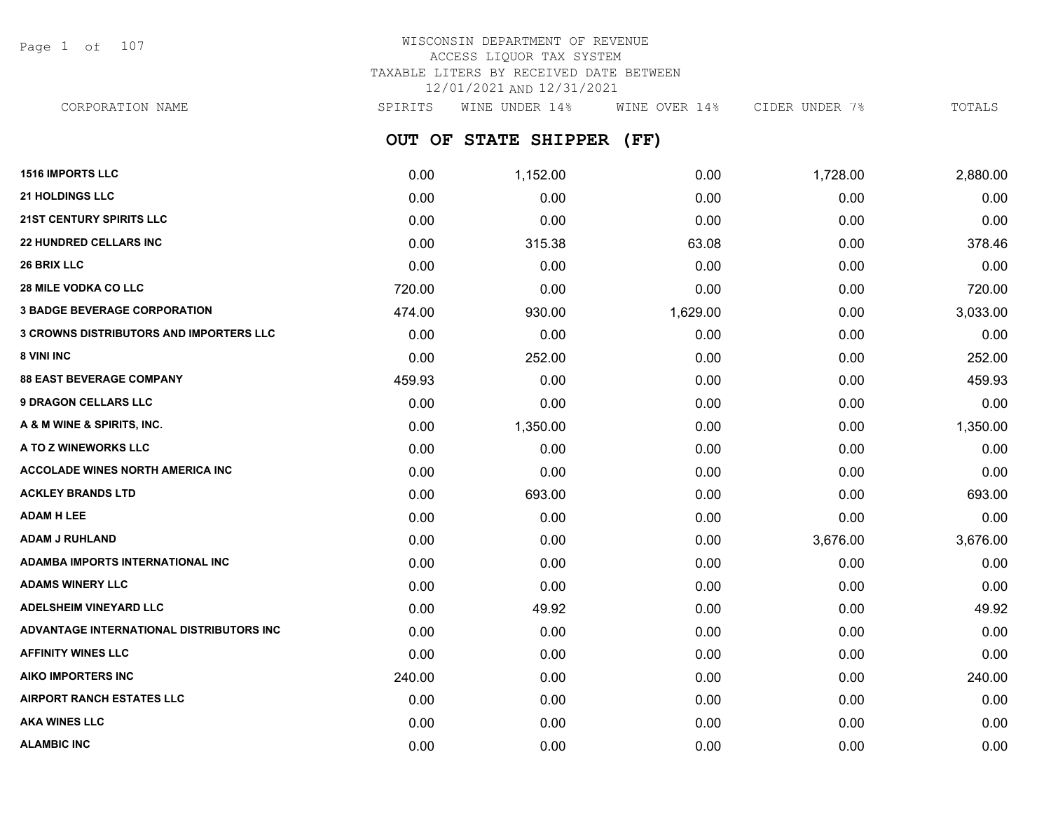WISCONSIN DEPARTMENT OF REVENUE
ACCESS LIQUOR TAX SYSTEM
TAXABLE LITERS BY RECEIVED DATE BETWEEN
12/01/2021 AND 12/31/2021

## OUT OF STATE SHIPPER (FF)

| CORPORATION NAME | SPIRITS | WINE UNDER 14% | WINE OVER 14% | CIDER UNDER 7% | TOTALS |
|---|---|---|---|---|---|
| 1516 IMPORTS LLC | 0.00 | 1,152.00 | 0.00 | 1,728.00 | 2,880.00 |
| 21 HOLDINGS LLC | 0.00 | 0.00 | 0.00 | 0.00 | 0.00 |
| 21ST CENTURY SPIRITS LLC | 0.00 | 0.00 | 0.00 | 0.00 | 0.00 |
| 22 HUNDRED CELLARS INC | 0.00 | 315.38 | 63.08 | 0.00 | 378.46 |
| 26 BRIX LLC | 0.00 | 0.00 | 0.00 | 0.00 | 0.00 |
| 28 MILE VODKA CO LLC | 720.00 | 0.00 | 0.00 | 0.00 | 720.00 |
| 3 BADGE BEVERAGE CORPORATION | 474.00 | 930.00 | 1,629.00 | 0.00 | 3,033.00 |
| 3 CROWNS DISTRIBUTORS AND IMPORTERS LLC | 0.00 | 0.00 | 0.00 | 0.00 | 0.00 |
| 8 VINI INC | 0.00 | 252.00 | 0.00 | 0.00 | 252.00 |
| 88 EAST BEVERAGE COMPANY | 459.93 | 0.00 | 0.00 | 0.00 | 459.93 |
| 9 DRAGON CELLARS LLC | 0.00 | 0.00 | 0.00 | 0.00 | 0.00 |
| A & M WINE & SPIRITS, INC. | 0.00 | 1,350.00 | 0.00 | 0.00 | 1,350.00 |
| A TO Z WINEWORKS LLC | 0.00 | 0.00 | 0.00 | 0.00 | 0.00 |
| ACCOLADE WINES NORTH AMERICA INC | 0.00 | 0.00 | 0.00 | 0.00 | 0.00 |
| ACKLEY BRANDS LTD | 0.00 | 693.00 | 0.00 | 0.00 | 693.00 |
| ADAM H LEE | 0.00 | 0.00 | 0.00 | 0.00 | 0.00 |
| ADAM J RUHLAND | 0.00 | 0.00 | 0.00 | 3,676.00 | 3,676.00 |
| ADAMBA IMPORTS INTERNATIONAL INC | 0.00 | 0.00 | 0.00 | 0.00 | 0.00 |
| ADAMS WINERY LLC | 0.00 | 0.00 | 0.00 | 0.00 | 0.00 |
| ADELSHEIM VINEYARD LLC | 0.00 | 49.92 | 0.00 | 0.00 | 49.92 |
| ADVANTAGE INTERNATIONAL DISTRIBUTORS INC | 0.00 | 0.00 | 0.00 | 0.00 | 0.00 |
| AFFINITY WINES LLC | 0.00 | 0.00 | 0.00 | 0.00 | 0.00 |
| AIKO IMPORTERS INC | 240.00 | 0.00 | 0.00 | 0.00 | 240.00 |
| AIRPORT RANCH ESTATES LLC | 0.00 | 0.00 | 0.00 | 0.00 | 0.00 |
| AKA WINES LLC | 0.00 | 0.00 | 0.00 | 0.00 | 0.00 |
| ALAMBIC INC | 0.00 | 0.00 | 0.00 | 0.00 | 0.00 |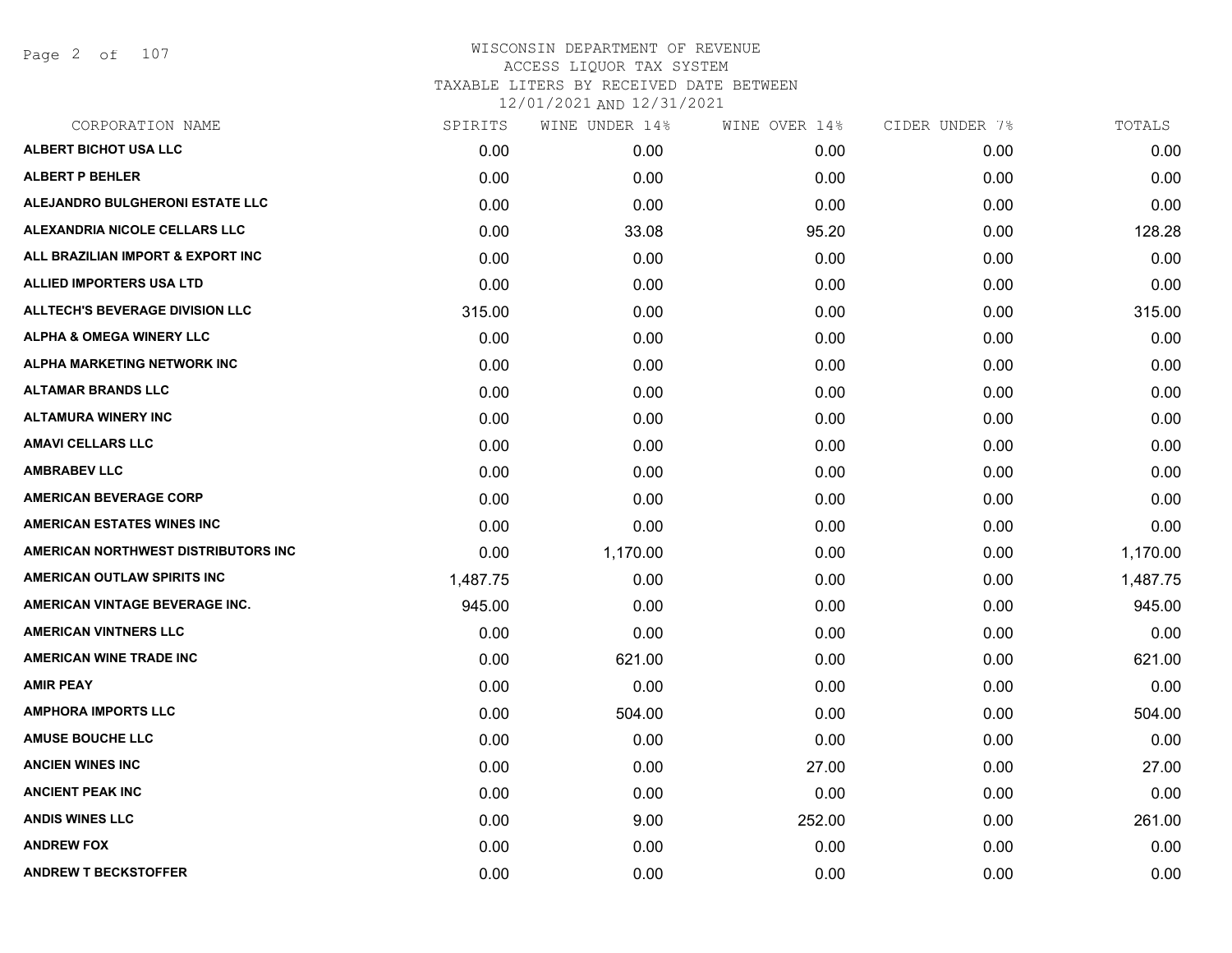# WISCONSIN DEPARTMENT OF REVENUE
## ACCESS LIQUOR TAX SYSTEM
### TAXABLE LITERS BY RECEIVED DATE BETWEEN 12/01/2021 AND 12/31/2021

| CORPORATION NAME | SPIRITS | WINE UNDER 14% | WINE OVER 14% | CIDER UNDER 7% | TOTALS |
|---|---|---|---|---|---|
| ALBERT BICHOT USA LLC | 0.00 | 0.00 | 0.00 | 0.00 | 0.00 |
| ALBERT P BEHLER | 0.00 | 0.00 | 0.00 | 0.00 | 0.00 |
| ALEJANDRO BULGHERONI ESTATE LLC | 0.00 | 0.00 | 0.00 | 0.00 | 0.00 |
| ALEXANDRIA NICOLE CELLARS LLC | 0.00 | 33.08 | 95.20 | 0.00 | 128.28 |
| ALL BRAZILIAN IMPORT & EXPORT INC | 0.00 | 0.00 | 0.00 | 0.00 | 0.00 |
| ALLIED IMPORTERS USA LTD | 0.00 | 0.00 | 0.00 | 0.00 | 0.00 |
| ALLTECH'S BEVERAGE DIVISION LLC | 315.00 | 0.00 | 0.00 | 0.00 | 315.00 |
| ALPHA & OMEGA WINERY LLC | 0.00 | 0.00 | 0.00 | 0.00 | 0.00 |
| ALPHA MARKETING NETWORK INC | 0.00 | 0.00 | 0.00 | 0.00 | 0.00 |
| ALTAMAR BRANDS LLC | 0.00 | 0.00 | 0.00 | 0.00 | 0.00 |
| ALTAMURA WINERY INC | 0.00 | 0.00 | 0.00 | 0.00 | 0.00 |
| AMAVI CELLARS LLC | 0.00 | 0.00 | 0.00 | 0.00 | 0.00 |
| AMBRABEV LLC | 0.00 | 0.00 | 0.00 | 0.00 | 0.00 |
| AMERICAN BEVERAGE CORP | 0.00 | 0.00 | 0.00 | 0.00 | 0.00 |
| AMERICAN ESTATES WINES INC | 0.00 | 0.00 | 0.00 | 0.00 | 0.00 |
| AMERICAN NORTHWEST DISTRIBUTORS INC | 0.00 | 1,170.00 | 0.00 | 0.00 | 1,170.00 |
| AMERICAN OUTLAW SPIRITS INC | 1,487.75 | 0.00 | 0.00 | 0.00 | 1,487.75 |
| AMERICAN VINTAGE BEVERAGE INC. | 945.00 | 0.00 | 0.00 | 0.00 | 945.00 |
| AMERICAN VINTNERS LLC | 0.00 | 0.00 | 0.00 | 0.00 | 0.00 |
| AMERICAN WINE TRADE INC | 0.00 | 621.00 | 0.00 | 0.00 | 621.00 |
| AMIR PEAY | 0.00 | 0.00 | 0.00 | 0.00 | 0.00 |
| AMPHORA IMPORTS LLC | 0.00 | 504.00 | 0.00 | 0.00 | 504.00 |
| AMUSE BOUCHE LLC | 0.00 | 0.00 | 0.00 | 0.00 | 0.00 |
| ANCIEN WINES INC | 0.00 | 0.00 | 27.00 | 0.00 | 27.00 |
| ANCIENT PEAK INC | 0.00 | 0.00 | 0.00 | 0.00 | 0.00 |
| ANDIS WINES LLC | 0.00 | 9.00 | 252.00 | 0.00 | 261.00 |
| ANDREW FOX | 0.00 | 0.00 | 0.00 | 0.00 | 0.00 |
| ANDREW T BECKSTOFFER | 0.00 | 0.00 | 0.00 | 0.00 | 0.00 |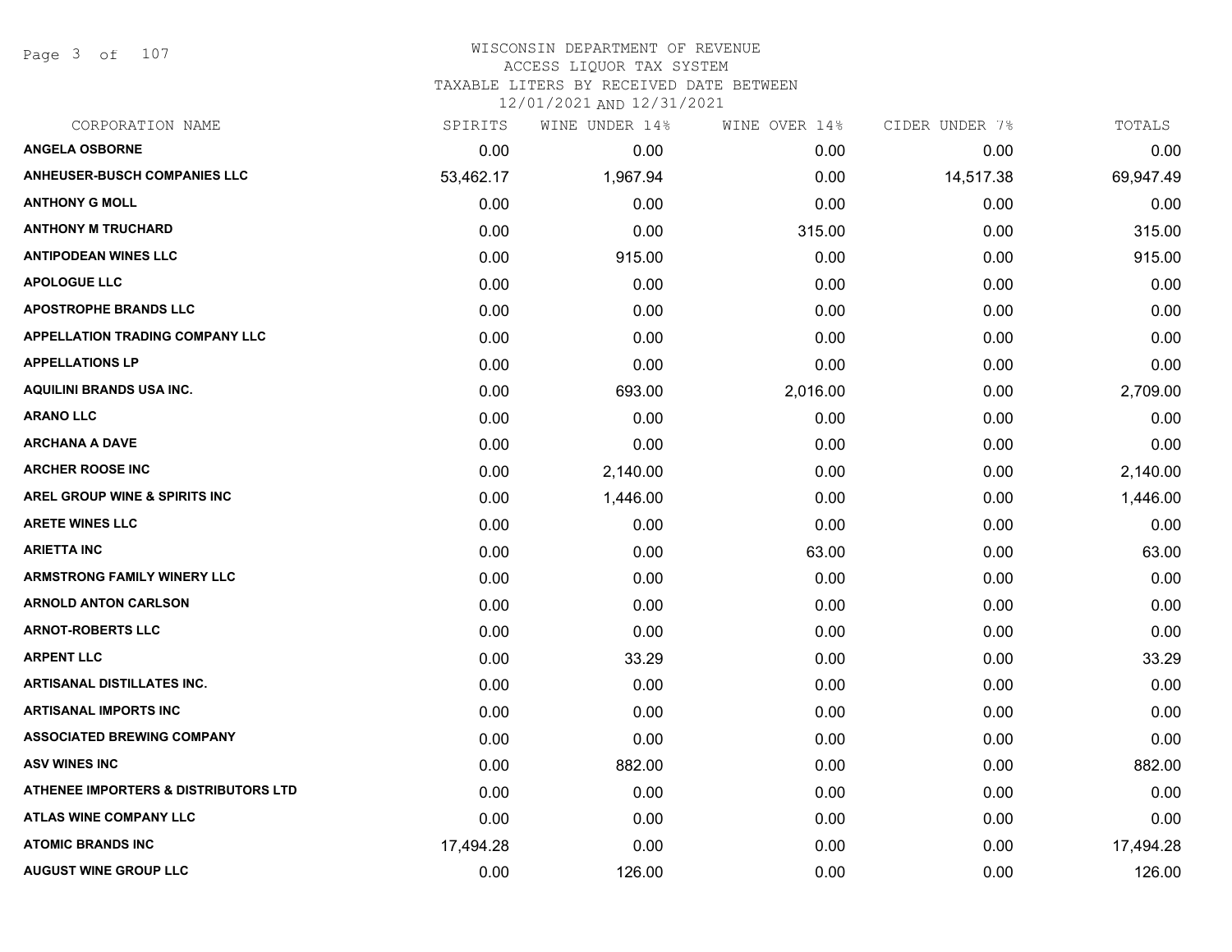# WISCONSIN DEPARTMENT OF REVENUE

ACCESS LIQUOR TAX SYSTEM

TAXABLE LITERS BY RECEIVED DATE BETWEEN

12/01/2021 AND 12/31/2021

| CORPORATION NAME | SPIRITS | WINE UNDER 14% | WINE OVER 14% | CIDER UNDER 7% | TOTALS |
|---|---|---|---|---|---|
| **ANGELA OSBORNE** | 0.00 | 0.00 | 0.00 | 0.00 | 0.00 |
| **ANHEUSER-BUSCH COMPANIES LLC** | 53,462.17 | 1,967.94 | 0.00 | 14,517.38 | 69,947.49 |
| **ANTHONY G MOLL** | 0.00 | 0.00 | 0.00 | 0.00 | 0.00 |
| **ANTHONY M TRUCHARD** | 0.00 | 0.00 | 315.00 | 0.00 | 315.00 |
| **ANTIPODEAN WINES LLC** | 0.00 | 915.00 | 0.00 | 0.00 | 915.00 |
| **APOLOGUE LLC** | 0.00 | 0.00 | 0.00 | 0.00 | 0.00 |
| **APOSTROPHE BRANDS LLC** | 0.00 | 0.00 | 0.00 | 0.00 | 0.00 |
| **APPELLATION TRADING COMPANY LLC** | 0.00 | 0.00 | 0.00 | 0.00 | 0.00 |
| **APPELLATIONS LP** | 0.00 | 0.00 | 0.00 | 0.00 | 0.00 |
| **AQUILINI BRANDS USA INC.** | 0.00 | 693.00 | 2,016.00 | 0.00 | 2,709.00 |
| **ARANO LLC** | 0.00 | 0.00 | 0.00 | 0.00 | 0.00 |
| **ARCHANA A DAVE** | 0.00 | 0.00 | 0.00 | 0.00 | 0.00 |
| **ARCHER ROOSE INC** | 0.00 | 2,140.00 | 0.00 | 0.00 | 2,140.00 |
| **AREL GROUP WINE & SPIRITS INC** | 0.00 | 1,446.00 | 0.00 | 0.00 | 1,446.00 |
| **ARETE WINES LLC** | 0.00 | 0.00 | 0.00 | 0.00 | 0.00 |
| **ARIETTA INC** | 0.00 | 0.00 | 63.00 | 0.00 | 63.00 |
| **ARMSTRONG FAMILY WINERY LLC** | 0.00 | 0.00 | 0.00 | 0.00 | 0.00 |
| **ARNOLD ANTON CARLSON** | 0.00 | 0.00 | 0.00 | 0.00 | 0.00 |
| **ARNOT-ROBERTS LLC** | 0.00 | 0.00 | 0.00 | 0.00 | 0.00 |
| **ARPENT LLC** | 0.00 | 33.29 | 0.00 | 0.00 | 33.29 |
| **ARTISANAL DISTILLATES INC.** | 0.00 | 0.00 | 0.00 | 0.00 | 0.00 |
| **ARTISANAL IMPORTS INC** | 0.00 | 0.00 | 0.00 | 0.00 | 0.00 |
| **ASSOCIATED BREWING COMPANY** | 0.00 | 0.00 | 0.00 | 0.00 | 0.00 |
| **ASV WINES INC** | 0.00 | 882.00 | 0.00 | 0.00 | 882.00 |
| **ATHENEE IMPORTERS & DISTRIBUTORS LTD** | 0.00 | 0.00 | 0.00 | 0.00 | 0.00 |
| **ATLAS WINE COMPANY LLC** | 0.00 | 0.00 | 0.00 | 0.00 | 0.00 |
| **ATOMIC BRANDS INC** | 17,494.28 | 0.00 | 0.00 | 0.00 | 17,494.28 |
| **AUGUST WINE GROUP LLC** | 0.00 | 126.00 | 0.00 | 0.00 | 126.00 |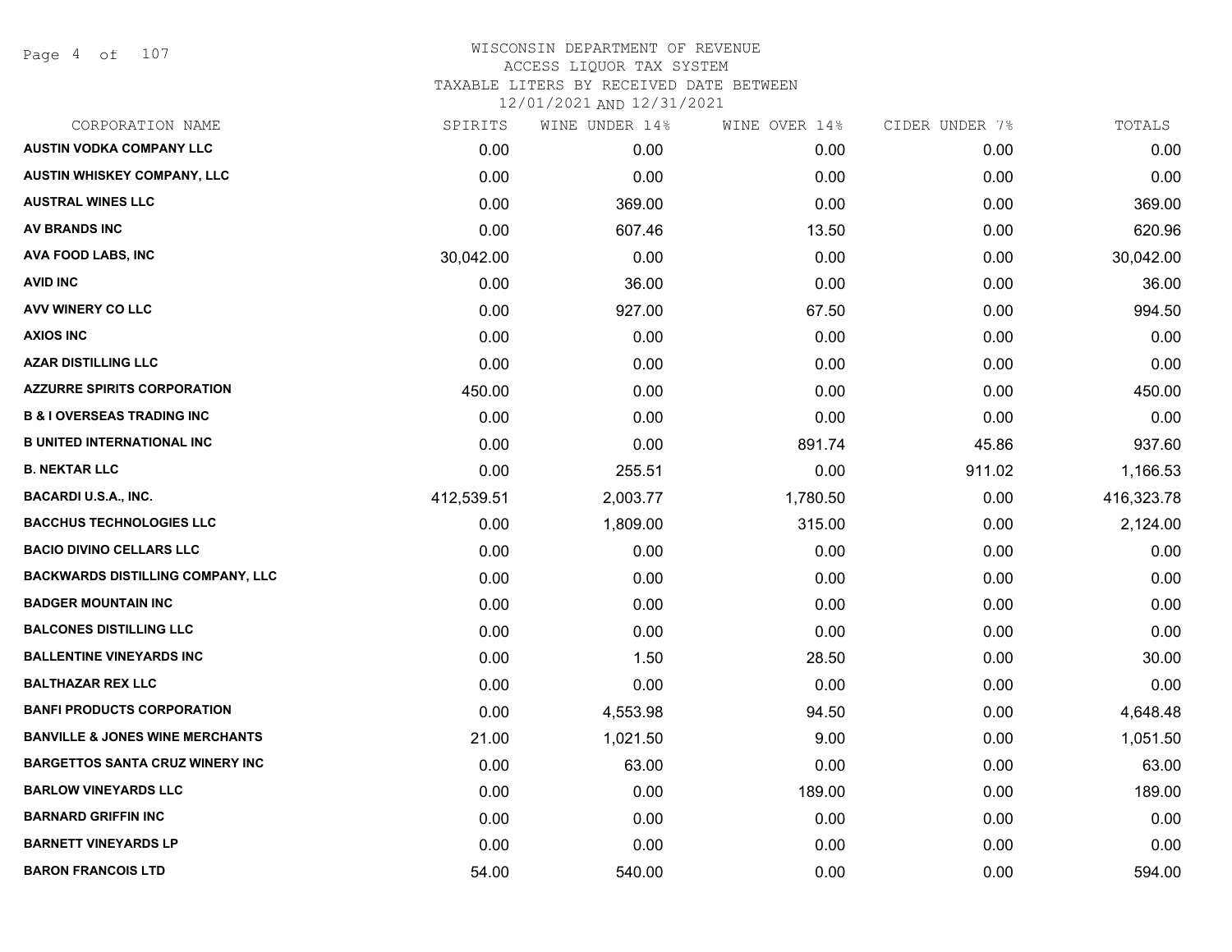# WISCONSIN DEPARTMENT OF REVENUE
## ACCESS LIQUOR TAX SYSTEM
### TAXABLE LITERS BY RECEIVED DATE BETWEEN 12/01/2021 AND 12/31/2021

| CORPORATION NAME | SPIRITS | WINE UNDER 14% | WINE OVER 14% | CIDER UNDER 7% | TOTALS |
|---|---|---|---|---|---|
| AUSTIN VODKA COMPANY LLC | 0.00 | 0.00 | 0.00 | 0.00 | 0.00 |
| AUSTIN WHISKEY COMPANY, LLC | 0.00 | 0.00 | 0.00 | 0.00 | 0.00 |
| AUSTRAL WINES LLC | 0.00 | 369.00 | 0.00 | 0.00 | 369.00 |
| AV BRANDS INC | 0.00 | 607.46 | 13.50 | 0.00 | 620.96 |
| AVA FOOD LABS, INC | 30,042.00 | 0.00 | 0.00 | 0.00 | 30,042.00 |
| AVID INC | 0.00 | 36.00 | 0.00 | 0.00 | 36.00 |
| AVV WINERY CO LLC | 0.00 | 927.00 | 67.50 | 0.00 | 994.50 |
| AXIOS INC | 0.00 | 0.00 | 0.00 | 0.00 | 0.00 |
| AZAR DISTILLING LLC | 0.00 | 0.00 | 0.00 | 0.00 | 0.00 |
| AZZURRE SPIRITS CORPORATION | 450.00 | 0.00 | 0.00 | 0.00 | 450.00 |
| B & I OVERSEAS TRADING INC | 0.00 | 0.00 | 0.00 | 0.00 | 0.00 |
| B UNITED INTERNATIONAL INC | 0.00 | 0.00 | 891.74 | 45.86 | 937.60 |
| B. NEKTAR LLC | 0.00 | 255.51 | 0.00 | 911.02 | 1,166.53 |
| BACARDI U.S.A., INC. | 412,539.51 | 2,003.77 | 1,780.50 | 0.00 | 416,323.78 |
| BACCHUS TECHNOLOGIES LLC | 0.00 | 1,809.00 | 315.00 | 0.00 | 2,124.00 |
| BACIO DIVINO CELLARS LLC | 0.00 | 0.00 | 0.00 | 0.00 | 0.00 |
| BACKWARDS DISTILLING COMPANY, LLC | 0.00 | 0.00 | 0.00 | 0.00 | 0.00 |
| BADGER MOUNTAIN INC | 0.00 | 0.00 | 0.00 | 0.00 | 0.00 |
| BALCONES DISTILLING LLC | 0.00 | 0.00 | 0.00 | 0.00 | 0.00 |
| BALLENTINE VINEYARDS INC | 0.00 | 1.50 | 28.50 | 0.00 | 30.00 |
| BALTHAZAR REX LLC | 0.00 | 0.00 | 0.00 | 0.00 | 0.00 |
| BANFI PRODUCTS CORPORATION | 0.00 | 4,553.98 | 94.50 | 0.00 | 4,648.48 |
| BANVILLE & JONES WINE MERCHANTS | 21.00 | 1,021.50 | 9.00 | 0.00 | 1,051.50 |
| BARGETTOS SANTA CRUZ WINERY INC | 0.00 | 63.00 | 0.00 | 0.00 | 63.00 |
| BARLOW VINEYARDS LLC | 0.00 | 0.00 | 189.00 | 0.00 | 189.00 |
| BARNARD GRIFFIN INC | 0.00 | 0.00 | 0.00 | 0.00 | 0.00 |
| BARNETT VINEYARDS LP | 0.00 | 0.00 | 0.00 | 0.00 | 0.00 |
| BARON FRANCOIS LTD | 54.00 | 540.00 | 0.00 | 0.00 | 594.00 |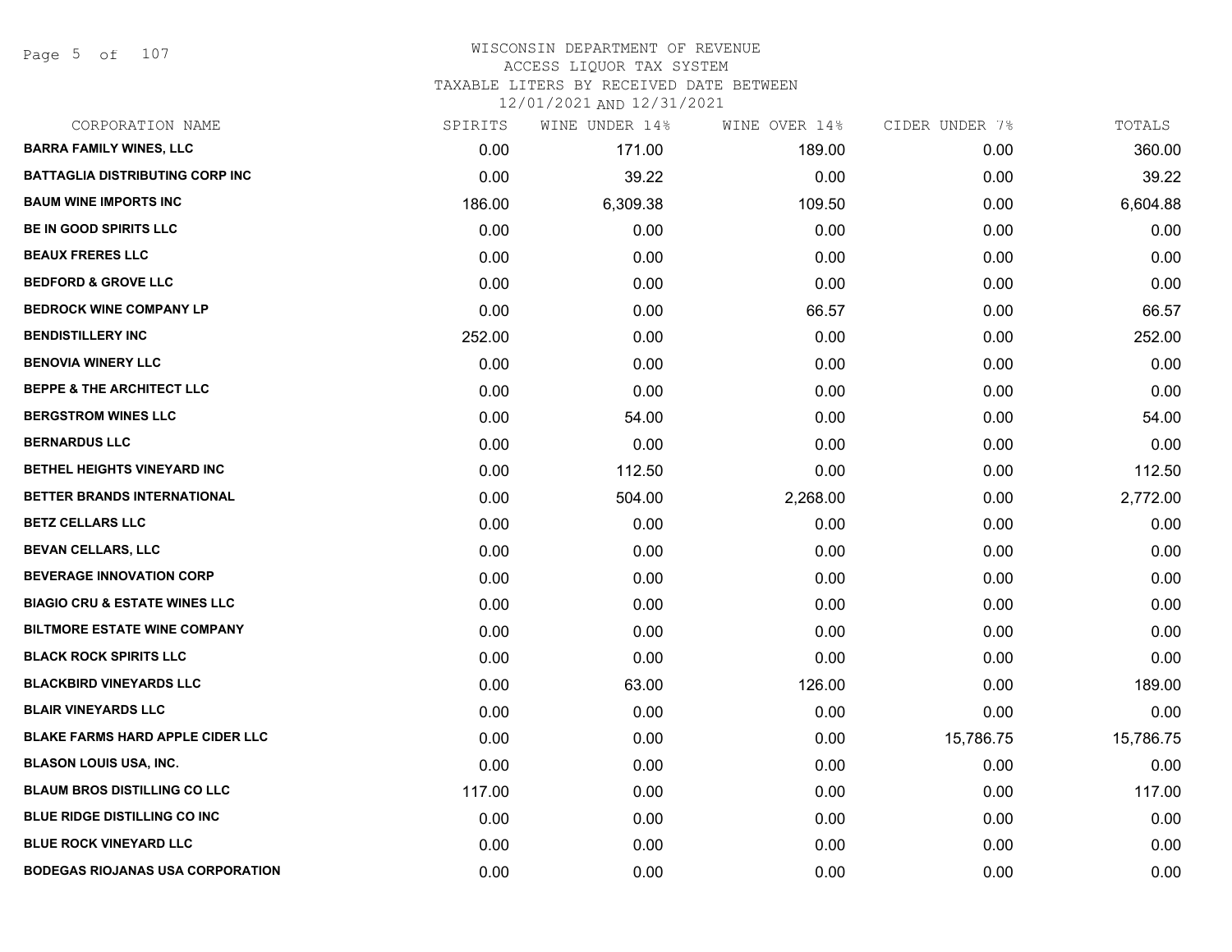# WISCONSIN DEPARTMENT OF REVENUE
ACCESS LIQUOR TAX SYSTEM
TAXABLE LITERS BY RECEIVED DATE BETWEEN
12/01/2021 AND 12/31/2021

| CORPORATION NAME | SPIRITS | WINE UNDER 14% | WINE OVER 14% | CIDER UNDER 7% | TOTALS |
|---|---|---|---|---|---|
| BARRA FAMILY WINES, LLC | 0.00 | 171.00 | 189.00 | 0.00 | 360.00 |
| BATTAGLIA DISTRIBUTING CORP INC | 0.00 | 39.22 | 0.00 | 0.00 | 39.22 |
| BAUM WINE IMPORTS INC | 186.00 | 6,309.38 | 109.50 | 0.00 | 6,604.88 |
| BE IN GOOD SPIRITS LLC | 0.00 | 0.00 | 0.00 | 0.00 | 0.00 |
| BEAUX FRERES LLC | 0.00 | 0.00 | 0.00 | 0.00 | 0.00 |
| BEDFORD & GROVE LLC | 0.00 | 0.00 | 0.00 | 0.00 | 0.00 |
| BEDROCK WINE COMPANY LP | 0.00 | 0.00 | 66.57 | 0.00 | 66.57 |
| BENDISTILLERY INC | 252.00 | 0.00 | 0.00 | 0.00 | 252.00 |
| BENOVIA WINERY LLC | 0.00 | 0.00 | 0.00 | 0.00 | 0.00 |
| BEPPE & THE ARCHITECT LLC | 0.00 | 0.00 | 0.00 | 0.00 | 0.00 |
| BERGSTROM WINES LLC | 0.00 | 54.00 | 0.00 | 0.00 | 54.00 |
| BERNARDUS LLC | 0.00 | 0.00 | 0.00 | 0.00 | 0.00 |
| BETHEL HEIGHTS VINEYARD INC | 0.00 | 112.50 | 0.00 | 0.00 | 112.50 |
| BETTER BRANDS INTERNATIONAL | 0.00 | 504.00 | 2,268.00 | 0.00 | 2,772.00 |
| BETZ CELLARS LLC | 0.00 | 0.00 | 0.00 | 0.00 | 0.00 |
| BEVAN CELLARS, LLC | 0.00 | 0.00 | 0.00 | 0.00 | 0.00 |
| BEVERAGE INNOVATION CORP | 0.00 | 0.00 | 0.00 | 0.00 | 0.00 |
| BIAGIO CRU & ESTATE WINES LLC | 0.00 | 0.00 | 0.00 | 0.00 | 0.00 |
| BILTMORE ESTATE WINE COMPANY | 0.00 | 0.00 | 0.00 | 0.00 | 0.00 |
| BLACK ROCK SPIRITS LLC | 0.00 | 0.00 | 0.00 | 0.00 | 0.00 |
| BLACKBIRD VINEYARDS LLC | 0.00 | 63.00 | 126.00 | 0.00 | 189.00 |
| BLAIR VINEYARDS LLC | 0.00 | 0.00 | 0.00 | 0.00 | 0.00 |
| BLAKE FARMS HARD APPLE CIDER LLC | 0.00 | 0.00 | 0.00 | 15,786.75 | 15,786.75 |
| BLASON LOUIS USA, INC. | 0.00 | 0.00 | 0.00 | 0.00 | 0.00 |
| BLAUM BROS DISTILLING CO LLC | 117.00 | 0.00 | 0.00 | 0.00 | 117.00 |
| BLUE RIDGE DISTILLING CO INC | 0.00 | 0.00 | 0.00 | 0.00 | 0.00 |
| BLUE ROCK VINEYARD LLC | 0.00 | 0.00 | 0.00 | 0.00 | 0.00 |
| BODEGAS RIOJANAS USA CORPORATION | 0.00 | 0.00 | 0.00 | 0.00 | 0.00 |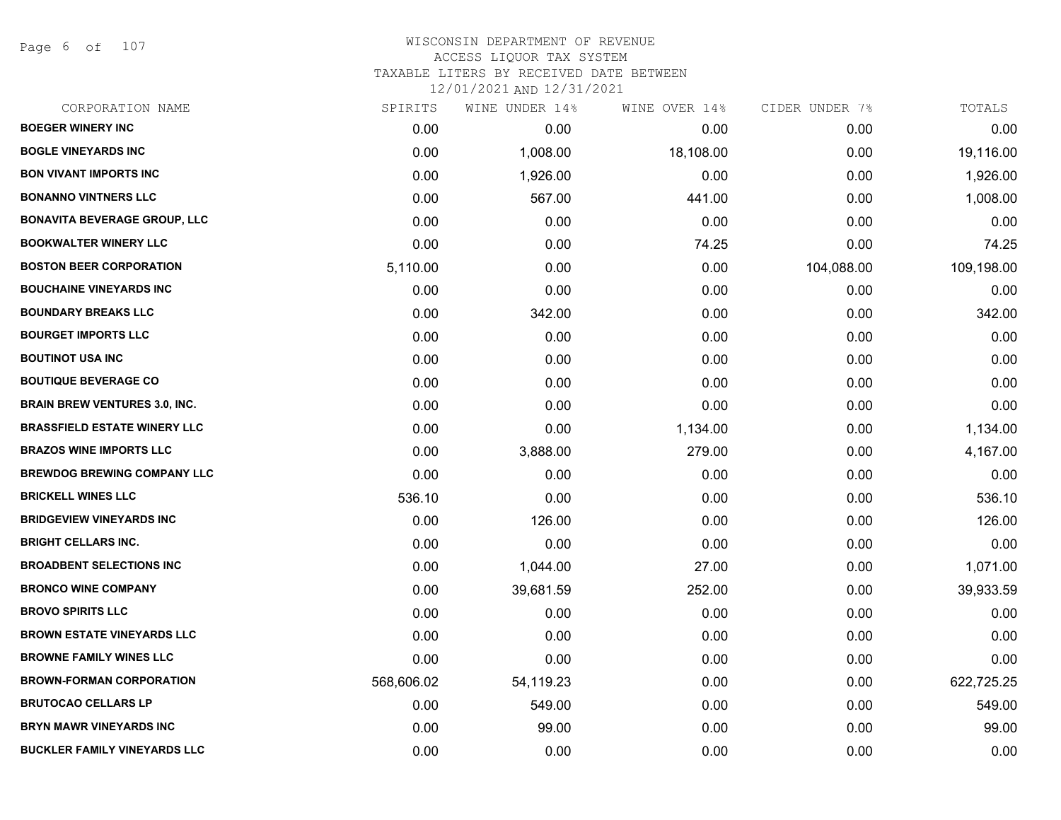# WISCONSIN DEPARTMENT OF REVENUE
## ACCESS LIQUOR TAX SYSTEM
## TAXABLE LITERS BY RECEIVED DATE BETWEEN 12/01/2021 AND 12/31/2021

| CORPORATION NAME | SPIRITS | WINE UNDER 14% | WINE OVER 14% | CIDER UNDER 7% | TOTALS |
|---|---|---|---|---|---|
| BOEGER WINERY INC | 0.00 | 0.00 | 0.00 | 0.00 | 0.00 |
| BOGLE VINEYARDS INC | 0.00 | 1,008.00 | 18,108.00 | 0.00 | 19,116.00 |
| BON VIVANT IMPORTS INC | 0.00 | 1,926.00 | 0.00 | 0.00 | 1,926.00 |
| BONANNO VINTNERS LLC | 0.00 | 567.00 | 441.00 | 0.00 | 1,008.00 |
| BONAVITA BEVERAGE GROUP, LLC | 0.00 | 0.00 | 0.00 | 0.00 | 0.00 |
| BOOKWALTER WINERY LLC | 0.00 | 0.00 | 74.25 | 0.00 | 74.25 |
| BOSTON BEER CORPORATION | 5,110.00 | 0.00 | 0.00 | 104,088.00 | 109,198.00 |
| BOUCHAINE VINEYARDS INC | 0.00 | 0.00 | 0.00 | 0.00 | 0.00 |
| BOUNDARY BREAKS LLC | 0.00 | 342.00 | 0.00 | 0.00 | 342.00 |
| BOURGET IMPORTS LLC | 0.00 | 0.00 | 0.00 | 0.00 | 0.00 |
| BOUTINOT USA INC | 0.00 | 0.00 | 0.00 | 0.00 | 0.00 |
| BOUTIQUE BEVERAGE CO | 0.00 | 0.00 | 0.00 | 0.00 | 0.00 |
| BRAIN BREW VENTURES 3.0, INC. | 0.00 | 0.00 | 0.00 | 0.00 | 0.00 |
| BRASSFIELD ESTATE WINERY LLC | 0.00 | 0.00 | 1,134.00 | 0.00 | 1,134.00 |
| BRAZOS WINE IMPORTS LLC | 0.00 | 3,888.00 | 279.00 | 0.00 | 4,167.00 |
| BREWDOG BREWING COMPANY LLC | 0.00 | 0.00 | 0.00 | 0.00 | 0.00 |
| BRICKELL WINES LLC | 536.10 | 0.00 | 0.00 | 0.00 | 536.10 |
| BRIDGEVIEW VINEYARDS INC | 0.00 | 126.00 | 0.00 | 0.00 | 126.00 |
| BRIGHT CELLARS INC. | 0.00 | 0.00 | 0.00 | 0.00 | 0.00 |
| BROADBENT SELECTIONS INC | 0.00 | 1,044.00 | 27.00 | 0.00 | 1,071.00 |
| BRONCO WINE COMPANY | 0.00 | 39,681.59 | 252.00 | 0.00 | 39,933.59 |
| BROVO SPIRITS LLC | 0.00 | 0.00 | 0.00 | 0.00 | 0.00 |
| BROWN ESTATE VINEYARDS LLC | 0.00 | 0.00 | 0.00 | 0.00 | 0.00 |
| BROWNE FAMILY WINES LLC | 0.00 | 0.00 | 0.00 | 0.00 | 0.00 |
| BROWN-FORMAN CORPORATION | 568,606.02 | 54,119.23 | 0.00 | 0.00 | 622,725.25 |
| BRUTOCAO CELLARS LP | 0.00 | 549.00 | 0.00 | 0.00 | 549.00 |
| BRYN MAWR VINEYARDS INC | 0.00 | 99.00 | 0.00 | 0.00 | 99.00 |
| BUCKLER FAMILY VINEYARDS LLC | 0.00 | 0.00 | 0.00 | 0.00 | 0.00 |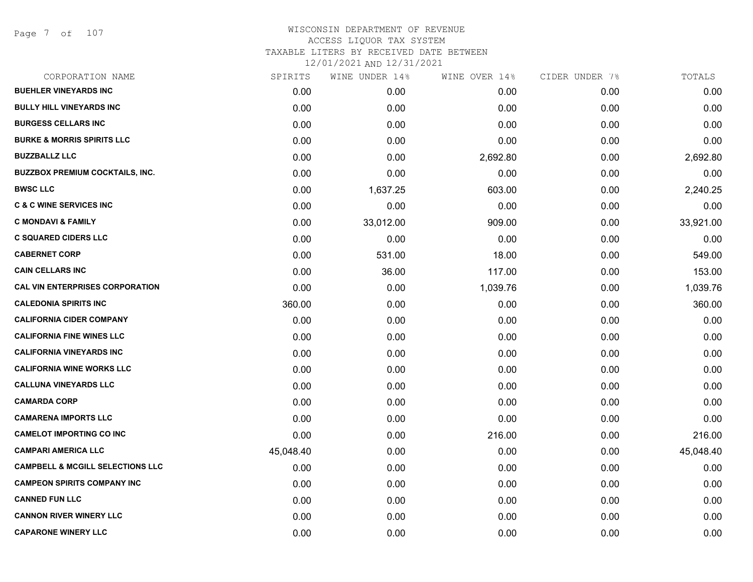WISCONSIN DEPARTMENT OF REVENUE
ACCESS LIQUOR TAX SYSTEM
TAXABLE LITERS BY RECEIVED DATE BETWEEN
12/01/2021 AND 12/31/2021

| CORPORATION NAME | SPIRITS | WINE UNDER 14% | WINE OVER 14% | CIDER UNDER 7% | TOTALS |
|---|---|---|---|---|---|
| BUEHLER VINEYARDS INC | 0.00 | 0.00 | 0.00 | 0.00 | 0.00 |
| BULLY HILL VINEYARDS INC | 0.00 | 0.00 | 0.00 | 0.00 | 0.00 |
| BURGESS CELLARS INC | 0.00 | 0.00 | 0.00 | 0.00 | 0.00 |
| BURKE & MORRIS SPIRITS LLC | 0.00 | 0.00 | 0.00 | 0.00 | 0.00 |
| BUZZBALLZ LLC | 0.00 | 0.00 | 2,692.80 | 0.00 | 2,692.80 |
| BUZZBOX PREMIUM COCKTAILS, INC. | 0.00 | 0.00 | 0.00 | 0.00 | 0.00 |
| BWSC LLC | 0.00 | 1,637.25 | 603.00 | 0.00 | 2,240.25 |
| C & C WINE SERVICES INC | 0.00 | 0.00 | 0.00 | 0.00 | 0.00 |
| C MONDAVI & FAMILY | 0.00 | 33,012.00 | 909.00 | 0.00 | 33,921.00 |
| C SQUARED CIDERS LLC | 0.00 | 0.00 | 0.00 | 0.00 | 0.00 |
| CABERNET CORP | 0.00 | 531.00 | 18.00 | 0.00 | 549.00 |
| CAIN CELLARS INC | 0.00 | 36.00 | 117.00 | 0.00 | 153.00 |
| CAL VIN ENTERPRISES CORPORATION | 0.00 | 0.00 | 1,039.76 | 0.00 | 1,039.76 |
| CALEDONIA SPIRITS INC | 360.00 | 0.00 | 0.00 | 0.00 | 360.00 |
| CALIFORNIA CIDER COMPANY | 0.00 | 0.00 | 0.00 | 0.00 | 0.00 |
| CALIFORNIA FINE WINES LLC | 0.00 | 0.00 | 0.00 | 0.00 | 0.00 |
| CALIFORNIA VINEYARDS INC | 0.00 | 0.00 | 0.00 | 0.00 | 0.00 |
| CALIFORNIA WINE WORKS LLC | 0.00 | 0.00 | 0.00 | 0.00 | 0.00 |
| CALLUNA VINEYARDS LLC | 0.00 | 0.00 | 0.00 | 0.00 | 0.00 |
| CAMARDA CORP | 0.00 | 0.00 | 0.00 | 0.00 | 0.00 |
| CAMARENA IMPORTS LLC | 0.00 | 0.00 | 0.00 | 0.00 | 0.00 |
| CAMELOT IMPORTING CO INC | 0.00 | 0.00 | 216.00 | 0.00 | 216.00 |
| CAMPARI AMERICA LLC | 45,048.40 | 0.00 | 0.00 | 0.00 | 45,048.40 |
| CAMPBELL & MCGILL SELECTIONS LLC | 0.00 | 0.00 | 0.00 | 0.00 | 0.00 |
| CAMPEON SPIRITS COMPANY INC | 0.00 | 0.00 | 0.00 | 0.00 | 0.00 |
| CANNED FUN LLC | 0.00 | 0.00 | 0.00 | 0.00 | 0.00 |
| CANNON RIVER WINERY LLC | 0.00 | 0.00 | 0.00 | 0.00 | 0.00 |
| CAPARONE WINERY LLC | 0.00 | 0.00 | 0.00 | 0.00 | 0.00 |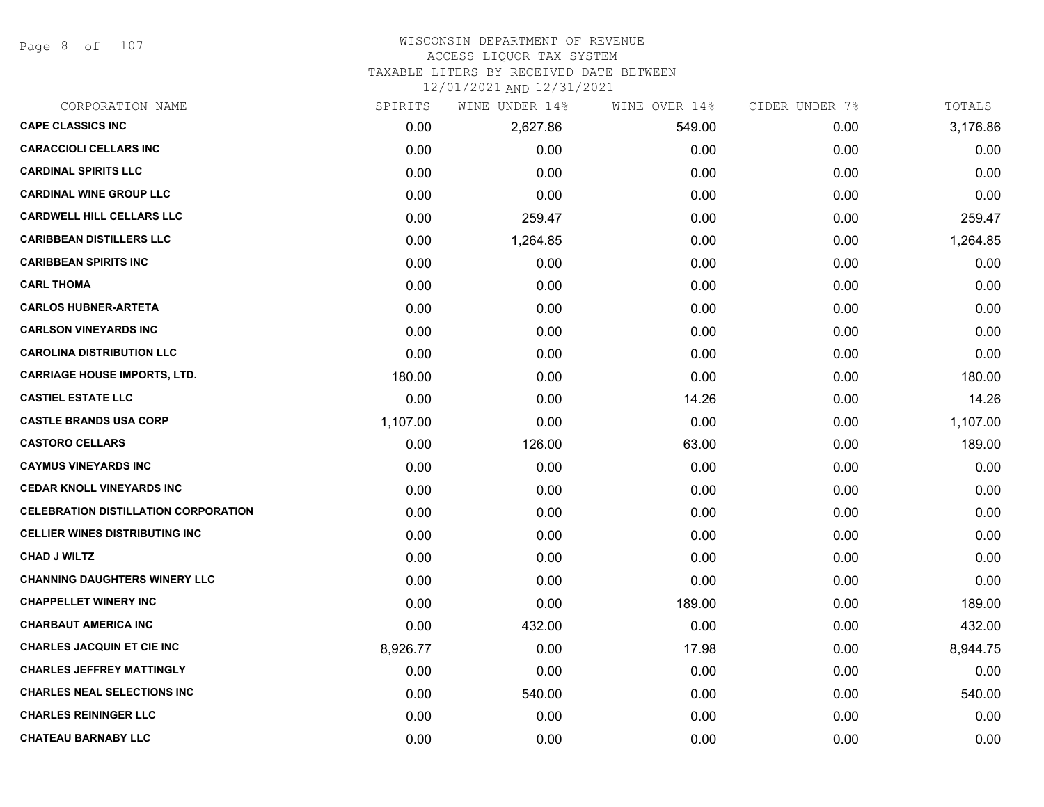# WISCONSIN DEPARTMENT OF REVENUE
## ACCESS LIQUOR TAX SYSTEM
### TAXABLE LITERS BY RECEIVED DATE BETWEEN 12/01/2021 AND 12/31/2021

| CORPORATION NAME | SPIRITS | WINE UNDER 14% | WINE OVER 14% | CIDER UNDER 7% | TOTALS |
|---|---|---|---|---|---|
| CAPE CLASSICS INC | 0.00 | 2,627.86 | 549.00 | 0.00 | 3,176.86 |
| CARACCIOLI CELLARS INC | 0.00 | 0.00 | 0.00 | 0.00 | 0.00 |
| CARDINAL SPIRITS LLC | 0.00 | 0.00 | 0.00 | 0.00 | 0.00 |
| CARDINAL WINE GROUP LLC | 0.00 | 0.00 | 0.00 | 0.00 | 0.00 |
| CARDWELL HILL CELLARS LLC | 0.00 | 259.47 | 0.00 | 0.00 | 259.47 |
| CARIBBEAN DISTILLERS LLC | 0.00 | 1,264.85 | 0.00 | 0.00 | 1,264.85 |
| CARIBBEAN SPIRITS INC | 0.00 | 0.00 | 0.00 | 0.00 | 0.00 |
| CARL THOMA | 0.00 | 0.00 | 0.00 | 0.00 | 0.00 |
| CARLOS HUBNER-ARTETA | 0.00 | 0.00 | 0.00 | 0.00 | 0.00 |
| CARLSON VINEYARDS INC | 0.00 | 0.00 | 0.00 | 0.00 | 0.00 |
| CAROLINA DISTRIBUTION LLC | 0.00 | 0.00 | 0.00 | 0.00 | 0.00 |
| CARRIAGE HOUSE IMPORTS, LTD. | 180.00 | 0.00 | 0.00 | 0.00 | 180.00 |
| CASTIEL ESTATE LLC | 0.00 | 0.00 | 14.26 | 0.00 | 14.26 |
| CASTLE BRANDS USA CORP | 1,107.00 | 0.00 | 0.00 | 0.00 | 1,107.00 |
| CASTORO CELLARS | 0.00 | 126.00 | 63.00 | 0.00 | 189.00 |
| CAYMUS VINEYARDS INC | 0.00 | 0.00 | 0.00 | 0.00 | 0.00 |
| CEDAR KNOLL VINEYARDS INC | 0.00 | 0.00 | 0.00 | 0.00 | 0.00 |
| CELEBRATION DISTILLATION CORPORATION | 0.00 | 0.00 | 0.00 | 0.00 | 0.00 |
| CELLIER WINES DISTRIBUTING INC | 0.00 | 0.00 | 0.00 | 0.00 | 0.00 |
| CHAD J WILTZ | 0.00 | 0.00 | 0.00 | 0.00 | 0.00 |
| CHANNING DAUGHTERS WINERY LLC | 0.00 | 0.00 | 0.00 | 0.00 | 0.00 |
| CHAPPELLET WINERY INC | 0.00 | 0.00 | 189.00 | 0.00 | 189.00 |
| CHARBAUT AMERICA INC | 0.00 | 432.00 | 0.00 | 0.00 | 432.00 |
| CHARLES JACQUIN ET CIE INC | 8,926.77 | 0.00 | 17.98 | 0.00 | 8,944.75 |
| CHARLES JEFFREY MATTINGLY | 0.00 | 0.00 | 0.00 | 0.00 | 0.00 |
| CHARLES NEAL SELECTIONS INC | 0.00 | 540.00 | 0.00 | 0.00 | 540.00 |
| CHARLES REININGER LLC | 0.00 | 0.00 | 0.00 | 0.00 | 0.00 |
| CHATEAU BARNABY LLC | 0.00 | 0.00 | 0.00 | 0.00 | 0.00 |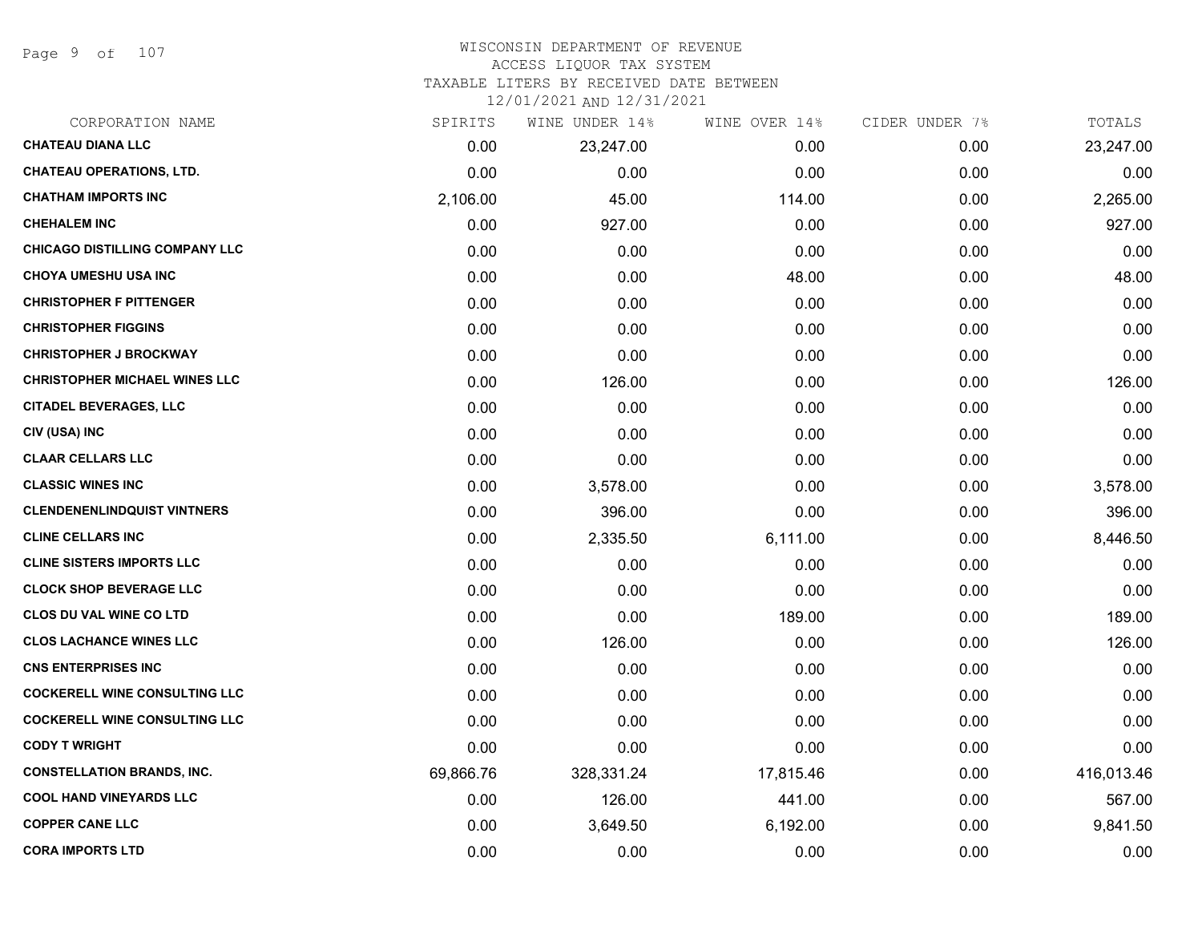# WISCONSIN DEPARTMENT OF REVENUE
## ACCESS LIQUOR TAX SYSTEM
### TAXABLE LITERS BY RECEIVED DATE BETWEEN 12/01/2021 AND 12/31/2021

| CORPORATION NAME | SPIRITS | WINE UNDER 14% | WINE OVER 14% | CIDER UNDER 7% | TOTALS |
|---|---|---|---|---|---|
| CHATEAU DIANA LLC | 0.00 | 23,247.00 | 0.00 | 0.00 | 23,247.00 |
| CHATEAU OPERATIONS, LTD. | 0.00 | 0.00 | 0.00 | 0.00 | 0.00 |
| CHATHAM IMPORTS INC | 2,106.00 | 45.00 | 114.00 | 0.00 | 2,265.00 |
| CHEHALEM INC | 0.00 | 927.00 | 0.00 | 0.00 | 927.00 |
| CHICAGO DISTILLING COMPANY LLC | 0.00 | 0.00 | 0.00 | 0.00 | 0.00 |
| CHOYA UMESHU USA INC | 0.00 | 0.00 | 48.00 | 0.00 | 48.00 |
| CHRISTOPHER F PITTENGER | 0.00 | 0.00 | 0.00 | 0.00 | 0.00 |
| CHRISTOPHER FIGGINS | 0.00 | 0.00 | 0.00 | 0.00 | 0.00 |
| CHRISTOPHER J BROCKWAY | 0.00 | 0.00 | 0.00 | 0.00 | 0.00 |
| CHRISTOPHER MICHAEL WINES LLC | 0.00 | 126.00 | 0.00 | 0.00 | 126.00 |
| CITADEL BEVERAGES, LLC | 0.00 | 0.00 | 0.00 | 0.00 | 0.00 |
| CIV (USA) INC | 0.00 | 0.00 | 0.00 | 0.00 | 0.00 |
| CLAAR CELLARS LLC | 0.00 | 0.00 | 0.00 | 0.00 | 0.00 |
| CLASSIC WINES INC | 0.00 | 3,578.00 | 0.00 | 0.00 | 3,578.00 |
| CLENDENENLINDQUIST VINTNERS | 0.00 | 396.00 | 0.00 | 0.00 | 396.00 |
| CLINE CELLARS INC | 0.00 | 2,335.50 | 6,111.00 | 0.00 | 8,446.50 |
| CLINE SISTERS IMPORTS LLC | 0.00 | 0.00 | 0.00 | 0.00 | 0.00 |
| CLOCK SHOP BEVERAGE LLC | 0.00 | 0.00 | 0.00 | 0.00 | 0.00 |
| CLOS DU VAL WINE CO LTD | 0.00 | 0.00 | 189.00 | 0.00 | 189.00 |
| CLOS LACHANCE WINES LLC | 0.00 | 126.00 | 0.00 | 0.00 | 126.00 |
| CNS ENTERPRISES INC | 0.00 | 0.00 | 0.00 | 0.00 | 0.00 |
| COCKERELL WINE CONSULTING LLC | 0.00 | 0.00 | 0.00 | 0.00 | 0.00 |
| COCKERELL WINE CONSULTING LLC | 0.00 | 0.00 | 0.00 | 0.00 | 0.00 |
| CODY T WRIGHT | 0.00 | 0.00 | 0.00 | 0.00 | 0.00 |
| CONSTELLATION BRANDS, INC. | 69,866.76 | 328,331.24 | 17,815.46 | 0.00 | 416,013.46 |
| COOL HAND VINEYARDS LLC | 0.00 | 126.00 | 441.00 | 0.00 | 567.00 |
| COPPER CANE LLC | 0.00 | 3,649.50 | 6,192.00 | 0.00 | 9,841.50 |
| CORA IMPORTS LTD | 0.00 | 0.00 | 0.00 | 0.00 | 0.00 |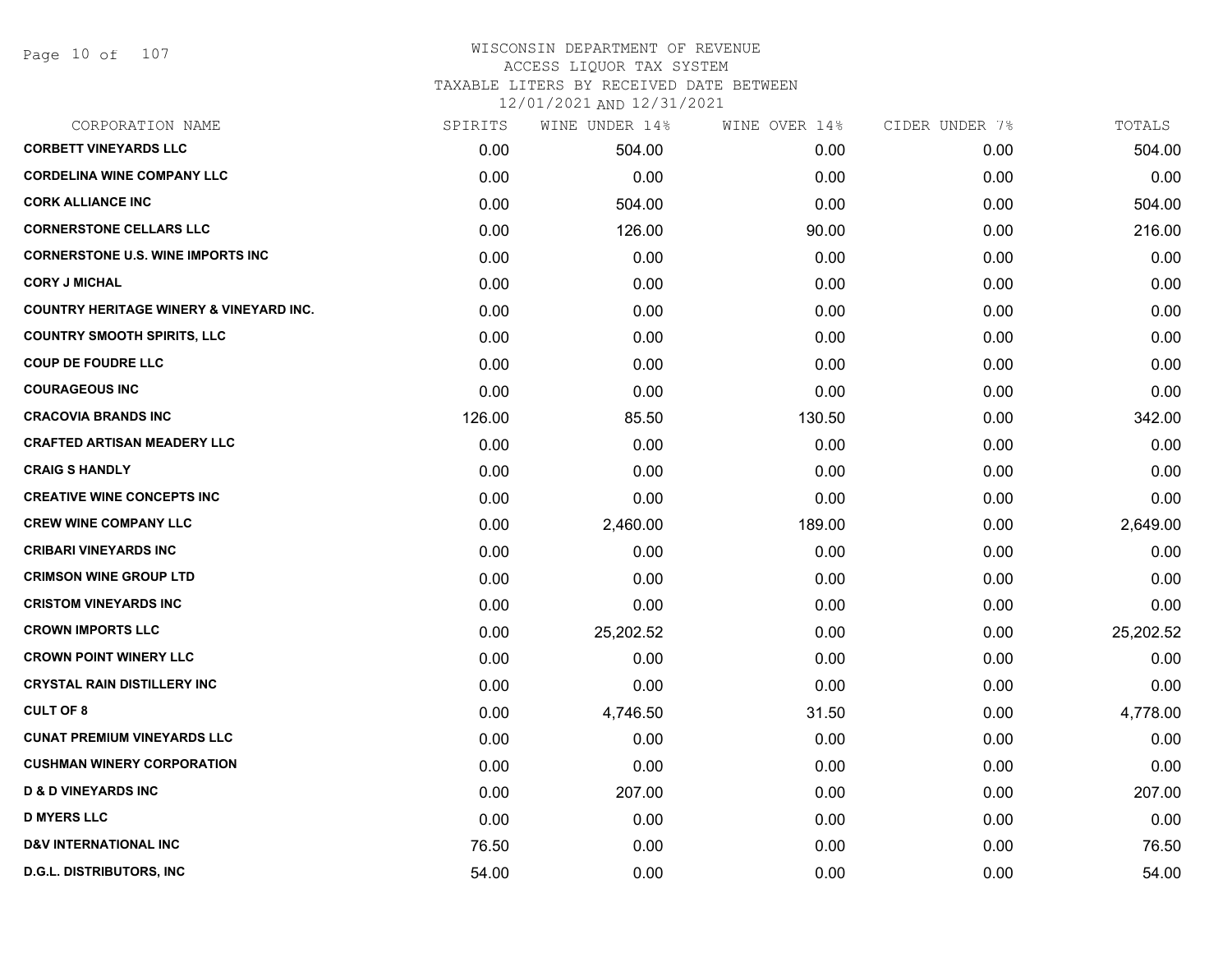# WISCONSIN DEPARTMENT OF REVENUE
## ACCESS LIQUOR TAX SYSTEM
## TAXABLE LITERS BY RECEIVED DATE BETWEEN 12/01/2021 AND 12/31/2021

| CORPORATION NAME | SPIRITS | WINE UNDER 14% | WINE OVER 14% | CIDER UNDER 7% | TOTALS |
|---|---|---|---|---|---|
| CORBETT VINEYARDS LLC | 0.00 | 504.00 | 0.00 | 0.00 | 504.00 |
| CORDELINA WINE COMPANY LLC | 0.00 | 0.00 | 0.00 | 0.00 | 0.00 |
| CORK ALLIANCE INC | 0.00 | 504.00 | 0.00 | 0.00 | 504.00 |
| CORNERSTONE CELLARS LLC | 0.00 | 126.00 | 90.00 | 0.00 | 216.00 |
| CORNERSTONE U.S. WINE IMPORTS INC | 0.00 | 0.00 | 0.00 | 0.00 | 0.00 |
| CORY J MICHAL | 0.00 | 0.00 | 0.00 | 0.00 | 0.00 |
| COUNTRY HERITAGE WINERY & VINEYARD INC. | 0.00 | 0.00 | 0.00 | 0.00 | 0.00 |
| COUNTRY SMOOTH SPIRITS, LLC | 0.00 | 0.00 | 0.00 | 0.00 | 0.00 |
| COUP DE FOUDRE LLC | 0.00 | 0.00 | 0.00 | 0.00 | 0.00 |
| COURAGEOUS INC | 0.00 | 0.00 | 0.00 | 0.00 | 0.00 |
| CRACOVIA BRANDS INC | 126.00 | 85.50 | 130.50 | 0.00 | 342.00 |
| CRAFTED ARTISAN MEADERY LLC | 0.00 | 0.00 | 0.00 | 0.00 | 0.00 |
| CRAIG S HANDLY | 0.00 | 0.00 | 0.00 | 0.00 | 0.00 |
| CREATIVE WINE CONCEPTS INC | 0.00 | 0.00 | 0.00 | 0.00 | 0.00 |
| CREW WINE COMPANY LLC | 0.00 | 2,460.00 | 189.00 | 0.00 | 2,649.00 |
| CRIBARI VINEYARDS INC | 0.00 | 0.00 | 0.00 | 0.00 | 0.00 |
| CRIMSON WINE GROUP LTD | 0.00 | 0.00 | 0.00 | 0.00 | 0.00 |
| CRISTOM VINEYARDS INC | 0.00 | 0.00 | 0.00 | 0.00 | 0.00 |
| CROWN IMPORTS LLC | 0.00 | 25,202.52 | 0.00 | 0.00 | 25,202.52 |
| CROWN POINT WINERY LLC | 0.00 | 0.00 | 0.00 | 0.00 | 0.00 |
| CRYSTAL RAIN DISTILLERY INC | 0.00 | 0.00 | 0.00 | 0.00 | 0.00 |
| CULT OF 8 | 0.00 | 4,746.50 | 31.50 | 0.00 | 4,778.00 |
| CUNAT PREMIUM VINEYARDS LLC | 0.00 | 0.00 | 0.00 | 0.00 | 0.00 |
| CUSHMAN WINERY CORPORATION | 0.00 | 0.00 | 0.00 | 0.00 | 0.00 |
| D & D VINEYARDS INC | 0.00 | 207.00 | 0.00 | 0.00 | 207.00 |
| D MYERS LLC | 0.00 | 0.00 | 0.00 | 0.00 | 0.00 |
| D&V INTERNATIONAL INC | 76.50 | 0.00 | 0.00 | 0.00 | 76.50 |
| D.G.L. DISTRIBUTORS, INC | 54.00 | 0.00 | 0.00 | 0.00 | 54.00 |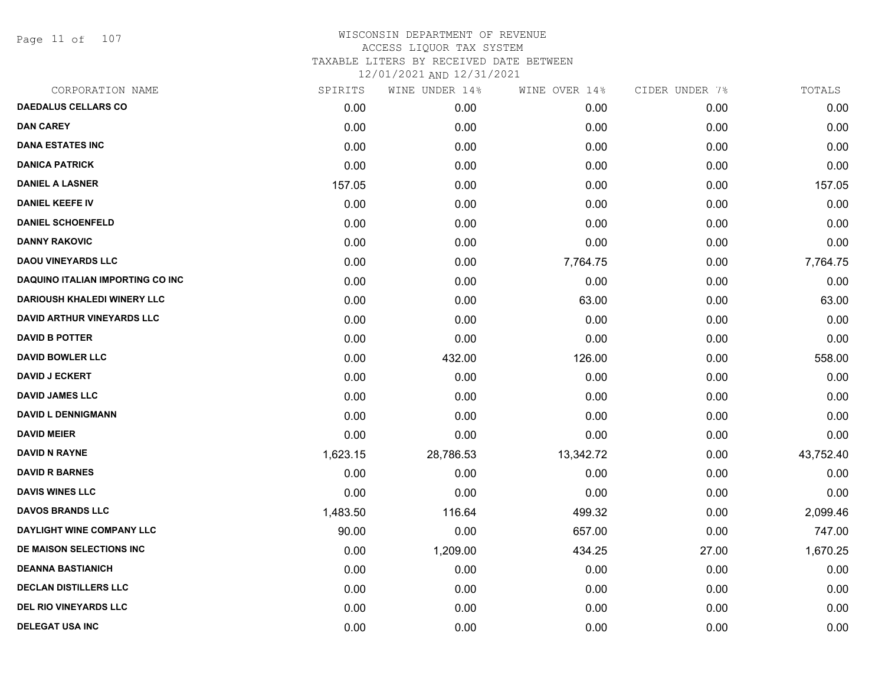WISCONSIN DEPARTMENT OF REVENUE
ACCESS LIQUOR TAX SYSTEM
TAXABLE LITERS BY RECEIVED DATE BETWEEN
12/01/2021 AND 12/31/2021

| CORPORATION NAME | SPIRITS | WINE UNDER 14% | WINE OVER 14% | CIDER UNDER 7% | TOTALS |
|---|---|---|---|---|---|
| DAEDALUS CELLARS CO | 0.00 | 0.00 | 0.00 | 0.00 | 0.00 |
| DAN CAREY | 0.00 | 0.00 | 0.00 | 0.00 | 0.00 |
| DANA ESTATES INC | 0.00 | 0.00 | 0.00 | 0.00 | 0.00 |
| DANICA PATRICK | 0.00 | 0.00 | 0.00 | 0.00 | 0.00 |
| DANIEL A LASNER | 157.05 | 0.00 | 0.00 | 0.00 | 157.05 |
| DANIEL KEEFE IV | 0.00 | 0.00 | 0.00 | 0.00 | 0.00 |
| DANIEL SCHOENFELD | 0.00 | 0.00 | 0.00 | 0.00 | 0.00 |
| DANNY RAKOVIC | 0.00 | 0.00 | 0.00 | 0.00 | 0.00 |
| DAOU VINEYARDS LLC | 0.00 | 0.00 | 7,764.75 | 0.00 | 7,764.75 |
| DAQUINO ITALIAN IMPORTING CO INC | 0.00 | 0.00 | 0.00 | 0.00 | 0.00 |
| DARIOUSH KHALEDI WINERY LLC | 0.00 | 0.00 | 63.00 | 0.00 | 63.00 |
| DAVID ARTHUR VINEYARDS LLC | 0.00 | 0.00 | 0.00 | 0.00 | 0.00 |
| DAVID B POTTER | 0.00 | 0.00 | 0.00 | 0.00 | 0.00 |
| DAVID BOWLER LLC | 0.00 | 432.00 | 126.00 | 0.00 | 558.00 |
| DAVID J ECKERT | 0.00 | 0.00 | 0.00 | 0.00 | 0.00 |
| DAVID JAMES LLC | 0.00 | 0.00 | 0.00 | 0.00 | 0.00 |
| DAVID L DENNIGMANN | 0.00 | 0.00 | 0.00 | 0.00 | 0.00 |
| DAVID MEIER | 0.00 | 0.00 | 0.00 | 0.00 | 0.00 |
| DAVID N RAYNE | 1,623.15 | 28,786.53 | 13,342.72 | 0.00 | 43,752.40 |
| DAVID R BARNES | 0.00 | 0.00 | 0.00 | 0.00 | 0.00 |
| DAVIS WINES LLC | 0.00 | 0.00 | 0.00 | 0.00 | 0.00 |
| DAVOS BRANDS LLC | 1,483.50 | 116.64 | 499.32 | 0.00 | 2,099.46 |
| DAYLIGHT WINE COMPANY LLC | 90.00 | 0.00 | 657.00 | 0.00 | 747.00 |
| DE MAISON SELECTIONS INC | 0.00 | 1,209.00 | 434.25 | 27.00 | 1,670.25 |
| DEANNA BASTIANICH | 0.00 | 0.00 | 0.00 | 0.00 | 0.00 |
| DECLAN DISTILLERS LLC | 0.00 | 0.00 | 0.00 | 0.00 | 0.00 |
| DEL RIO VINEYARDS LLC | 0.00 | 0.00 | 0.00 | 0.00 | 0.00 |
| DELEGAT USA INC | 0.00 | 0.00 | 0.00 | 0.00 | 0.00 |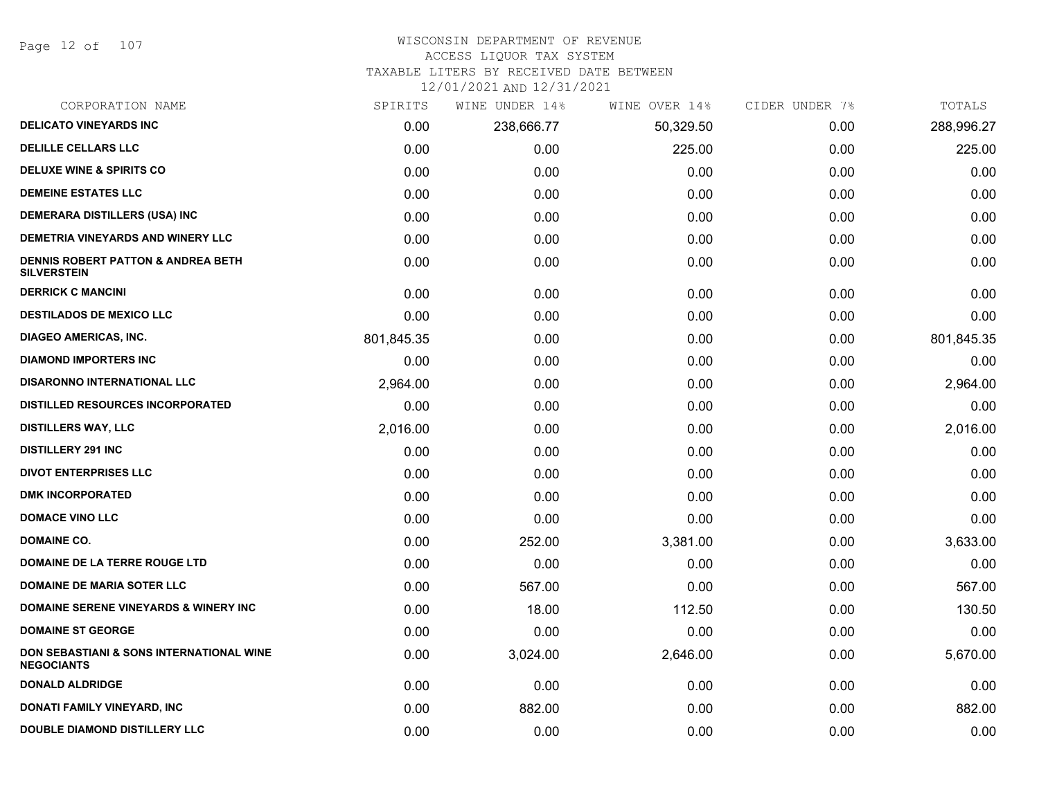# WISCONSIN DEPARTMENT OF REVENUE
## ACCESS LIQUOR TAX SYSTEM
## TAXABLE LITERS BY RECEIVED DATE BETWEEN 12/01/2021 AND 12/31/2021

| CORPORATION NAME | SPIRITS | WINE UNDER 14% | WINE OVER 14% | CIDER UNDER 7% | TOTALS |
|---|---|---|---|---|---|
| DELICATO VINEYARDS INC | 0.00 | 238,666.77 | 50,329.50 | 0.00 | 288,996.27 |
| DELILLE CELLARS LLC | 0.00 | 0.00 | 225.00 | 0.00 | 225.00 |
| DELUXE WINE & SPIRITS CO | 0.00 | 0.00 | 0.00 | 0.00 | 0.00 |
| DEMEINE ESTATES LLC | 0.00 | 0.00 | 0.00 | 0.00 | 0.00 |
| DEMERARA DISTILLERS (USA) INC | 0.00 | 0.00 | 0.00 | 0.00 | 0.00 |
| DEMETRIA VINEYARDS AND WINERY LLC | 0.00 | 0.00 | 0.00 | 0.00 | 0.00 |
| DENNIS ROBERT PATTON & ANDREA BETH SILVERSTEIN | 0.00 | 0.00 | 0.00 | 0.00 | 0.00 |
| DERRICK C MANCINI | 0.00 | 0.00 | 0.00 | 0.00 | 0.00 |
| DESTILADOS DE MEXICO LLC | 0.00 | 0.00 | 0.00 | 0.00 | 0.00 |
| DIAGEO AMERICAS, INC. | 801,845.35 | 0.00 | 0.00 | 0.00 | 801,845.35 |
| DIAMOND IMPORTERS INC | 0.00 | 0.00 | 0.00 | 0.00 | 0.00 |
| DISARONNO INTERNATIONAL LLC | 2,964.00 | 0.00 | 0.00 | 0.00 | 2,964.00 |
| DISTILLED RESOURCES INCORPORATED | 0.00 | 0.00 | 0.00 | 0.00 | 0.00 |
| DISTILLERS WAY, LLC | 2,016.00 | 0.00 | 0.00 | 0.00 | 2,016.00 |
| DISTILLERY 291 INC | 0.00 | 0.00 | 0.00 | 0.00 | 0.00 |
| DIVOT ENTERPRISES LLC | 0.00 | 0.00 | 0.00 | 0.00 | 0.00 |
| DMK INCORPORATED | 0.00 | 0.00 | 0.00 | 0.00 | 0.00 |
| DOMACE VINO LLC | 0.00 | 0.00 | 0.00 | 0.00 | 0.00 |
| DOMAINE CO. | 0.00 | 252.00 | 3,381.00 | 0.00 | 3,633.00 |
| DOMAINE DE LA TERRE ROUGE LTD | 0.00 | 0.00 | 0.00 | 0.00 | 0.00 |
| DOMAINE DE MARIA SOTER LLC | 0.00 | 567.00 | 0.00 | 0.00 | 567.00 |
| DOMAINE SERENE VINEYARDS & WINERY INC | 0.00 | 18.00 | 112.50 | 0.00 | 130.50 |
| DOMAINE ST GEORGE | 0.00 | 0.00 | 0.00 | 0.00 | 0.00 |
| DON SEBASTIANI & SONS INTERNATIONAL WINE NEGOCIANTS | 0.00 | 3,024.00 | 2,646.00 | 0.00 | 5,670.00 |
| DONALD ALDRIDGE | 0.00 | 0.00 | 0.00 | 0.00 | 0.00 |
| DONATI FAMILY VINEYARD, INC | 0.00 | 882.00 | 0.00 | 0.00 | 882.00 |
| DOUBLE DIAMOND DISTILLERY LLC | 0.00 | 0.00 | 0.00 | 0.00 | 0.00 |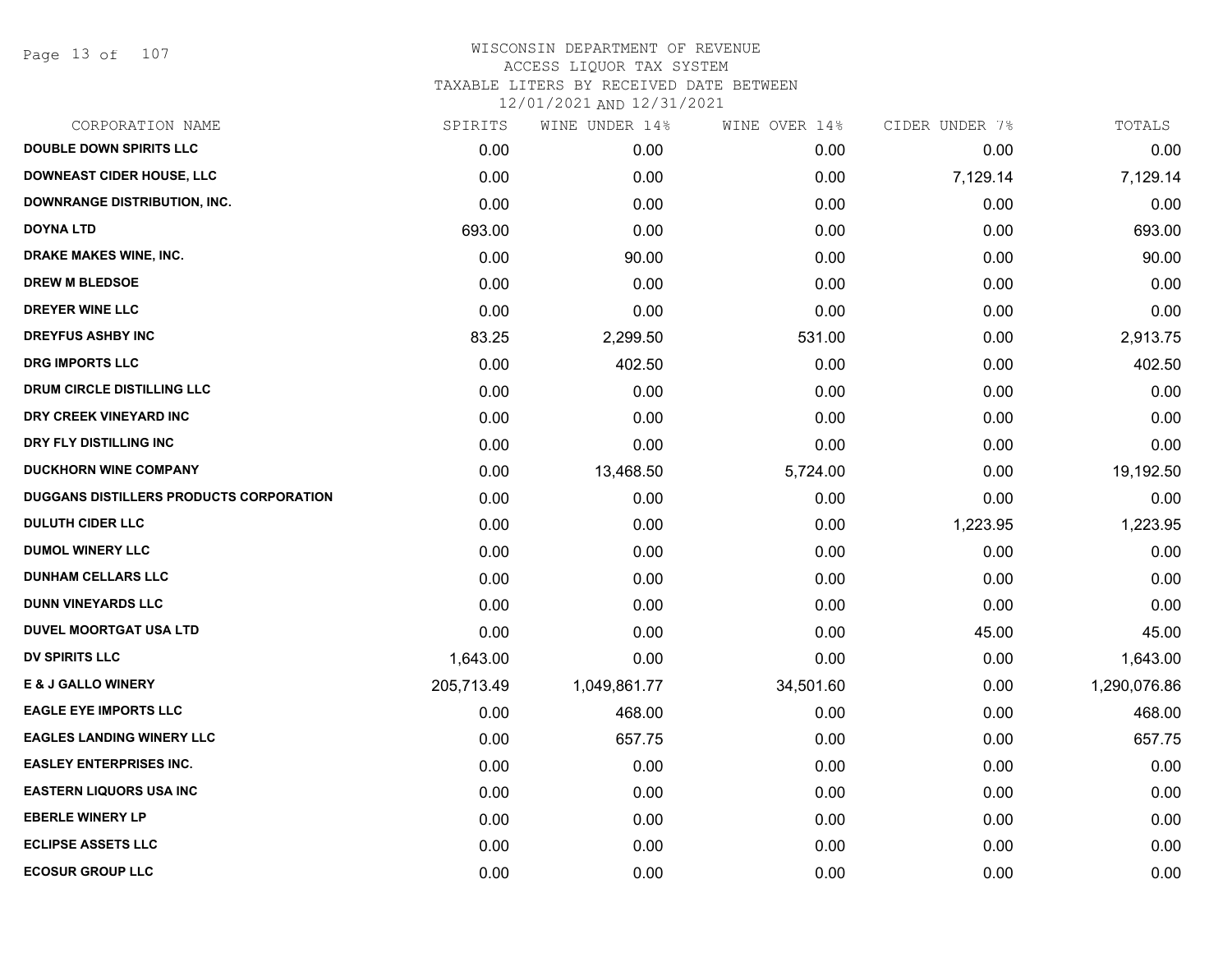# WISCONSIN DEPARTMENT OF REVENUE
## ACCESS LIQUOR TAX SYSTEM
### TAXABLE LITERS BY RECEIVED DATE BETWEEN 12/01/2021 AND 12/31/2021

| CORPORATION NAME | SPIRITS | WINE UNDER 14% | WINE OVER 14% | CIDER UNDER 7% | TOTALS |
|---|---|---|---|---|---|
| DOUBLE DOWN SPIRITS LLC | 0.00 | 0.00 | 0.00 | 0.00 | 0.00 |
| DOWNEAST CIDER HOUSE, LLC | 0.00 | 0.00 | 0.00 | 7,129.14 | 7,129.14 |
| DOWNRANGE DISTRIBUTION, INC. | 0.00 | 0.00 | 0.00 | 0.00 | 0.00 |
| DOYNA LTD | 693.00 | 0.00 | 0.00 | 0.00 | 693.00 |
| DRAKE MAKES WINE, INC. | 0.00 | 90.00 | 0.00 | 0.00 | 90.00 |
| DREW M BLEDSOE | 0.00 | 0.00 | 0.00 | 0.00 | 0.00 |
| DREYER WINE LLC | 0.00 | 0.00 | 0.00 | 0.00 | 0.00 |
| DREYFUS ASHBY INC | 83.25 | 2,299.50 | 531.00 | 0.00 | 2,913.75 |
| DRG IMPORTS LLC | 0.00 | 402.50 | 0.00 | 0.00 | 402.50 |
| DRUM CIRCLE DISTILLING LLC | 0.00 | 0.00 | 0.00 | 0.00 | 0.00 |
| DRY CREEK VINEYARD INC | 0.00 | 0.00 | 0.00 | 0.00 | 0.00 |
| DRY FLY DISTILLING INC | 0.00 | 0.00 | 0.00 | 0.00 | 0.00 |
| DUCKHORN WINE COMPANY | 0.00 | 13,468.50 | 5,724.00 | 0.00 | 19,192.50 |
| DUGGANS DISTILLERS PRODUCTS CORPORATION | 0.00 | 0.00 | 0.00 | 0.00 | 0.00 |
| DULUTH CIDER LLC | 0.00 | 0.00 | 0.00 | 1,223.95 | 1,223.95 |
| DUMOL WINERY LLC | 0.00 | 0.00 | 0.00 | 0.00 | 0.00 |
| DUNHAM CELLARS LLC | 0.00 | 0.00 | 0.00 | 0.00 | 0.00 |
| DUNN VINEYARDS LLC | 0.00 | 0.00 | 0.00 | 0.00 | 0.00 |
| DUVEL MOORTGAT USA LTD | 0.00 | 0.00 | 0.00 | 45.00 | 45.00 |
| DV SPIRITS LLC | 1,643.00 | 0.00 | 0.00 | 0.00 | 1,643.00 |
| E & J GALLO WINERY | 205,713.49 | 1,049,861.77 | 34,501.60 | 0.00 | 1,290,076.86 |
| EAGLE EYE IMPORTS LLC | 0.00 | 468.00 | 0.00 | 0.00 | 468.00 |
| EAGLES LANDING WINERY LLC | 0.00 | 657.75 | 0.00 | 0.00 | 657.75 |
| EASLEY ENTERPRISES INC. | 0.00 | 0.00 | 0.00 | 0.00 | 0.00 |
| EASTERN LIQUORS USA INC | 0.00 | 0.00 | 0.00 | 0.00 | 0.00 |
| EBERLE WINERY LP | 0.00 | 0.00 | 0.00 | 0.00 | 0.00 |
| ECLIPSE ASSETS LLC | 0.00 | 0.00 | 0.00 | 0.00 | 0.00 |
| ECOSUR GROUP LLC | 0.00 | 0.00 | 0.00 | 0.00 | 0.00 |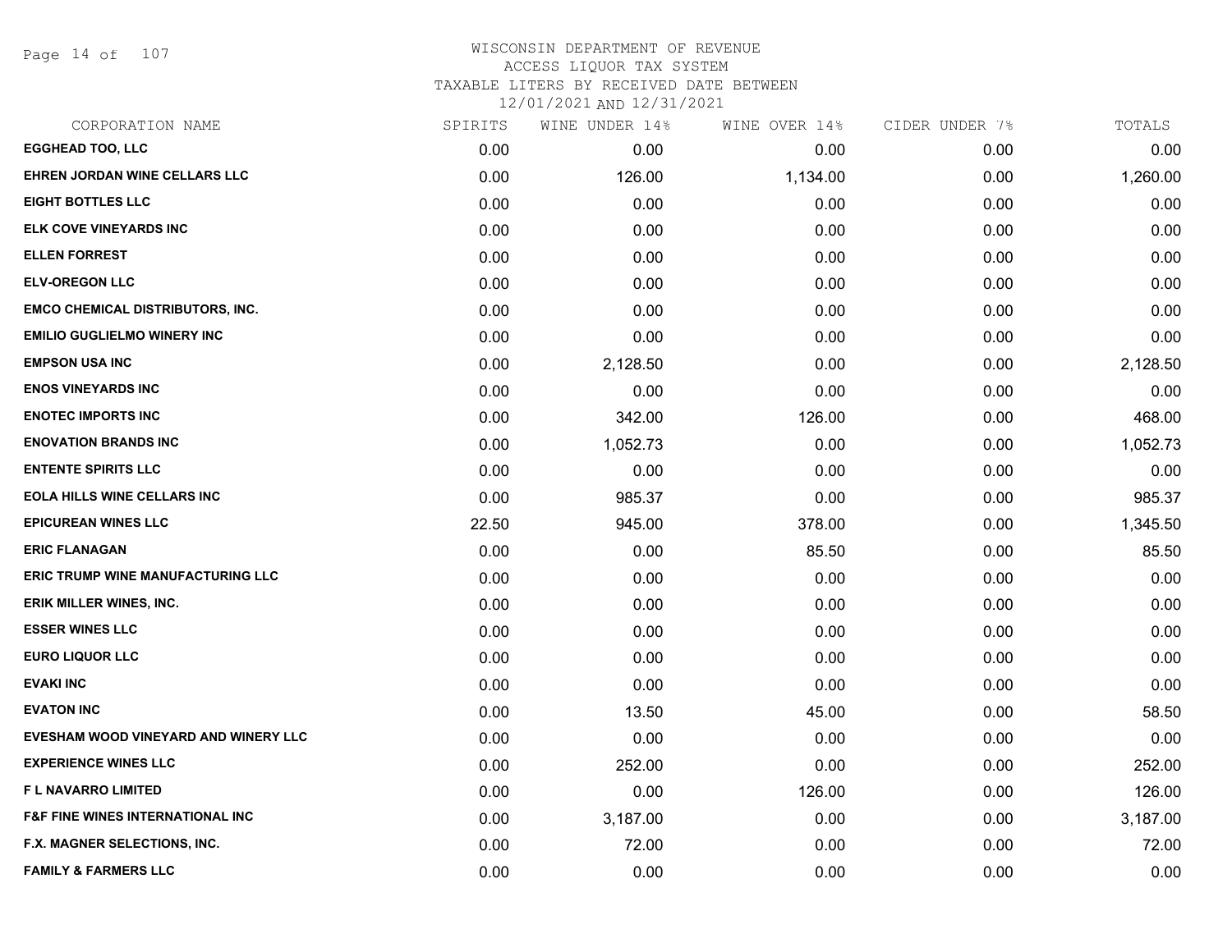WISCONSIN DEPARTMENT OF REVENUE
ACCESS LIQUOR TAX SYSTEM
TAXABLE LITERS BY RECEIVED DATE BETWEEN
12/01/2021 AND 12/31/2021

| CORPORATION NAME | SPIRITS | WINE UNDER 14% | WINE OVER 14% | CIDER UNDER 7% | TOTALS |
|---|---|---|---|---|---|
| EGGHEAD TOO, LLC | 0.00 | 0.00 | 0.00 | 0.00 | 0.00 |
| EHREN JORDAN WINE CELLARS LLC | 0.00 | 126.00 | 1,134.00 | 0.00 | 1,260.00 |
| EIGHT BOTTLES LLC | 0.00 | 0.00 | 0.00 | 0.00 | 0.00 |
| ELK COVE VINEYARDS INC | 0.00 | 0.00 | 0.00 | 0.00 | 0.00 |
| ELLEN FORREST | 0.00 | 0.00 | 0.00 | 0.00 | 0.00 |
| ELV-OREGON LLC | 0.00 | 0.00 | 0.00 | 0.00 | 0.00 |
| EMCO CHEMICAL DISTRIBUTORS, INC. | 0.00 | 0.00 | 0.00 | 0.00 | 0.00 |
| EMILIO GUGLIELMO WINERY INC | 0.00 | 0.00 | 0.00 | 0.00 | 0.00 |
| EMPSON USA INC | 0.00 | 2,128.50 | 0.00 | 0.00 | 2,128.50 |
| ENOS VINEYARDS INC | 0.00 | 0.00 | 0.00 | 0.00 | 0.00 |
| ENOTEC IMPORTS INC | 0.00 | 342.00 | 126.00 | 0.00 | 468.00 |
| ENOVATION BRANDS INC | 0.00 | 1,052.73 | 0.00 | 0.00 | 1,052.73 |
| ENTENTE SPIRITS LLC | 0.00 | 0.00 | 0.00 | 0.00 | 0.00 |
| EOLA HILLS WINE CELLARS INC | 0.00 | 985.37 | 0.00 | 0.00 | 985.37 |
| EPICUREAN WINES LLC | 22.50 | 945.00 | 378.00 | 0.00 | 1,345.50 |
| ERIC FLANAGAN | 0.00 | 0.00 | 85.50 | 0.00 | 85.50 |
| ERIC TRUMP WINE MANUFACTURING LLC | 0.00 | 0.00 | 0.00 | 0.00 | 0.00 |
| ERIK MILLER WINES, INC. | 0.00 | 0.00 | 0.00 | 0.00 | 0.00 |
| ESSER WINES LLC | 0.00 | 0.00 | 0.00 | 0.00 | 0.00 |
| EURO LIQUOR LLC | 0.00 | 0.00 | 0.00 | 0.00 | 0.00 |
| EVAKI INC | 0.00 | 0.00 | 0.00 | 0.00 | 0.00 |
| EVATON INC | 0.00 | 13.50 | 45.00 | 0.00 | 58.50 |
| EVESHAM WOOD VINEYARD AND WINERY LLC | 0.00 | 0.00 | 0.00 | 0.00 | 0.00 |
| EXPERIENCE WINES LLC | 0.00 | 252.00 | 0.00 | 0.00 | 252.00 |
| F L NAVARRO LIMITED | 0.00 | 0.00 | 126.00 | 0.00 | 126.00 |
| F&F FINE WINES INTERNATIONAL INC | 0.00 | 3,187.00 | 0.00 | 0.00 | 3,187.00 |
| F.X. MAGNER SELECTIONS, INC. | 0.00 | 72.00 | 0.00 | 0.00 | 72.00 |
| FAMILY & FARMERS LLC | 0.00 | 0.00 | 0.00 | 0.00 | 0.00 |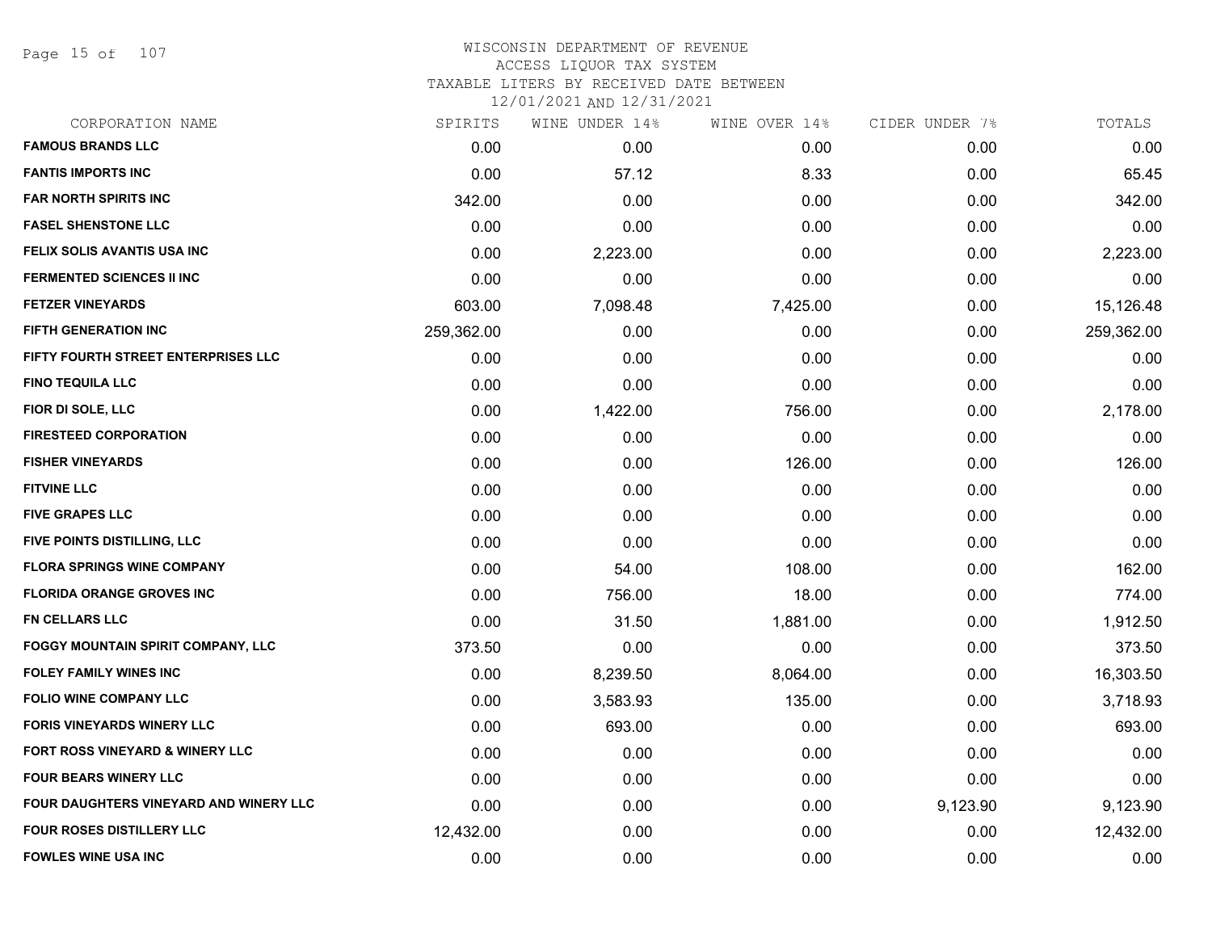WISCONSIN DEPARTMENT OF REVENUE
ACCESS LIQUOR TAX SYSTEM
TAXABLE LITERS BY RECEIVED DATE BETWEEN
12/01/2021 AND 12/31/2021

| CORPORATION NAME | SPIRITS | WINE UNDER 14% | WINE OVER 14% | CIDER UNDER 7% | TOTALS |
|---|---|---|---|---|---|
| FAMOUS BRANDS LLC | 0.00 | 0.00 | 0.00 | 0.00 | 0.00 |
| FANTIS IMPORTS INC | 0.00 | 57.12 | 8.33 | 0.00 | 65.45 |
| FAR NORTH SPIRITS INC | 342.00 | 0.00 | 0.00 | 0.00 | 342.00 |
| FASEL SHENSTONE LLC | 0.00 | 0.00 | 0.00 | 0.00 | 0.00 |
| FELIX SOLIS AVANTIS USA INC | 0.00 | 2,223.00 | 0.00 | 0.00 | 2,223.00 |
| FERMENTED SCIENCES II INC | 0.00 | 0.00 | 0.00 | 0.00 | 0.00 |
| FETZER VINEYARDS | 603.00 | 7,098.48 | 7,425.00 | 0.00 | 15,126.48 |
| FIFTH GENERATION INC | 259,362.00 | 0.00 | 0.00 | 0.00 | 259,362.00 |
| FIFTY FOURTH STREET ENTERPRISES LLC | 0.00 | 0.00 | 0.00 | 0.00 | 0.00 |
| FINO TEQUILA LLC | 0.00 | 0.00 | 0.00 | 0.00 | 0.00 |
| FIOR DI SOLE, LLC | 0.00 | 1,422.00 | 756.00 | 0.00 | 2,178.00 |
| FIRESTEED CORPORATION | 0.00 | 0.00 | 0.00 | 0.00 | 0.00 |
| FISHER VINEYARDS | 0.00 | 0.00 | 126.00 | 0.00 | 126.00 |
| FITVINE LLC | 0.00 | 0.00 | 0.00 | 0.00 | 0.00 |
| FIVE GRAPES LLC | 0.00 | 0.00 | 0.00 | 0.00 | 0.00 |
| FIVE POINTS DISTILLING, LLC | 0.00 | 0.00 | 0.00 | 0.00 | 0.00 |
| FLORA SPRINGS WINE COMPANY | 0.00 | 54.00 | 108.00 | 0.00 | 162.00 |
| FLORIDA ORANGE GROVES INC | 0.00 | 756.00 | 18.00 | 0.00 | 774.00 |
| FN CELLARS LLC | 0.00 | 31.50 | 1,881.00 | 0.00 | 1,912.50 |
| FOGGY MOUNTAIN SPIRIT COMPANY, LLC | 373.50 | 0.00 | 0.00 | 0.00 | 373.50 |
| FOLEY FAMILY WINES INC | 0.00 | 8,239.50 | 8,064.00 | 0.00 | 16,303.50 |
| FOLIO WINE COMPANY LLC | 0.00 | 3,583.93 | 135.00 | 0.00 | 3,718.93 |
| FORIS VINEYARDS WINERY LLC | 0.00 | 693.00 | 0.00 | 0.00 | 693.00 |
| FORT ROSS VINEYARD & WINERY LLC | 0.00 | 0.00 | 0.00 | 0.00 | 0.00 |
| FOUR BEARS WINERY LLC | 0.00 | 0.00 | 0.00 | 0.00 | 0.00 |
| FOUR DAUGHTERS VINEYARD AND WINERY LLC | 0.00 | 0.00 | 0.00 | 9,123.90 | 9,123.90 |
| FOUR ROSES DISTILLERY LLC | 12,432.00 | 0.00 | 0.00 | 0.00 | 12,432.00 |
| FOWLES WINE USA INC | 0.00 | 0.00 | 0.00 | 0.00 | 0.00 |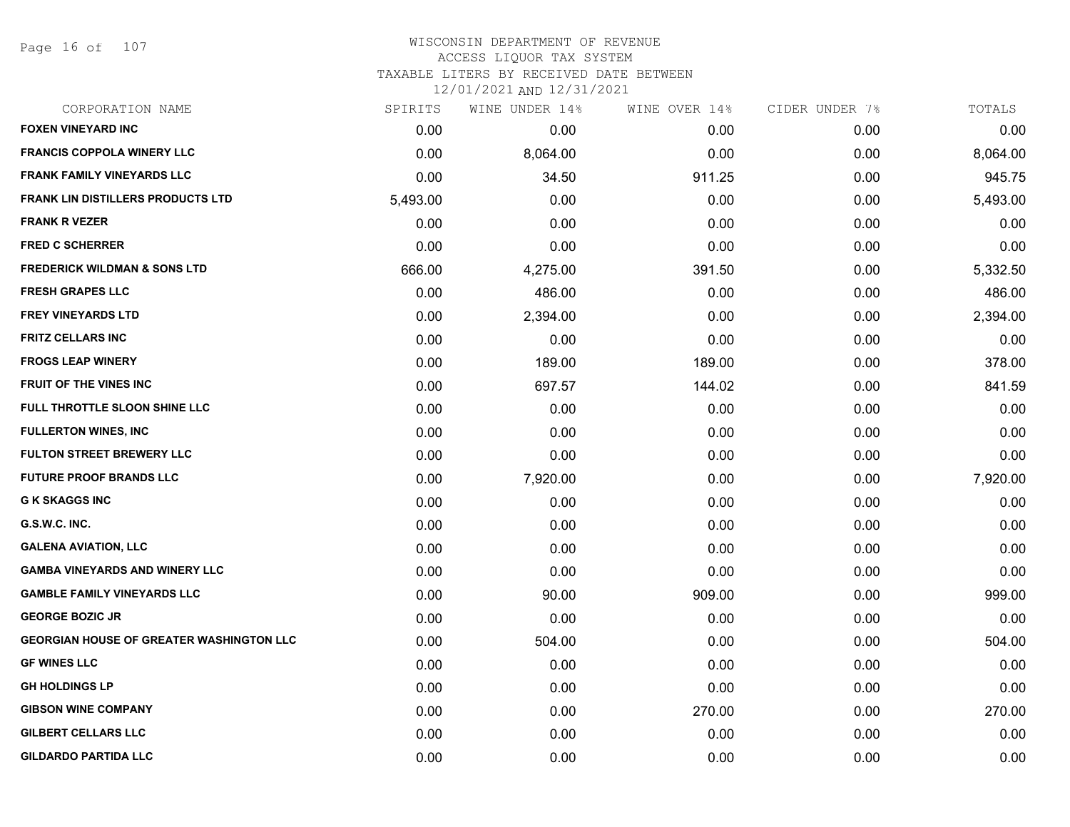# WISCONSIN DEPARTMENT OF REVENUE
## ACCESS LIQUOR TAX SYSTEM
## TAXABLE LITERS BY RECEIVED DATE BETWEEN 12/01/2021 AND 12/31/2021

| CORPORATION NAME | SPIRITS | WINE UNDER 14% | WINE OVER 14% | CIDER UNDER 7% | TOTALS |
|---|---|---|---|---|---|
| FOXEN VINEYARD INC | 0.00 | 0.00 | 0.00 | 0.00 | 0.00 |
| FRANCIS COPPOLA WINERY LLC | 0.00 | 8,064.00 | 0.00 | 0.00 | 8,064.00 |
| FRANK FAMILY VINEYARDS LLC | 0.00 | 34.50 | 911.25 | 0.00 | 945.75 |
| FRANK LIN DISTILLERS PRODUCTS LTD | 5,493.00 | 0.00 | 0.00 | 0.00 | 5,493.00 |
| FRANK R VEZER | 0.00 | 0.00 | 0.00 | 0.00 | 0.00 |
| FRED C SCHERRER | 0.00 | 0.00 | 0.00 | 0.00 | 0.00 |
| FREDERICK WILDMAN & SONS LTD | 666.00 | 4,275.00 | 391.50 | 0.00 | 5,332.50 |
| FRESH GRAPES LLC | 0.00 | 486.00 | 0.00 | 0.00 | 486.00 |
| FREY VINEYARDS LTD | 0.00 | 2,394.00 | 0.00 | 0.00 | 2,394.00 |
| FRITZ CELLARS INC | 0.00 | 0.00 | 0.00 | 0.00 | 0.00 |
| FROGS LEAP WINERY | 0.00 | 189.00 | 189.00 | 0.00 | 378.00 |
| FRUIT OF THE VINES INC | 0.00 | 697.57 | 144.02 | 0.00 | 841.59 |
| FULL THROTTLE SLOON SHINE LLC | 0.00 | 0.00 | 0.00 | 0.00 | 0.00 |
| FULLERTON WINES, INC | 0.00 | 0.00 | 0.00 | 0.00 | 0.00 |
| FULTON STREET BREWERY LLC | 0.00 | 0.00 | 0.00 | 0.00 | 0.00 |
| FUTURE PROOF BRANDS LLC | 0.00 | 7,920.00 | 0.00 | 0.00 | 7,920.00 |
| G K SKAGGS INC | 0.00 | 0.00 | 0.00 | 0.00 | 0.00 |
| G.S.W.C. INC. | 0.00 | 0.00 | 0.00 | 0.00 | 0.00 |
| GALENA AVIATION, LLC | 0.00 | 0.00 | 0.00 | 0.00 | 0.00 |
| GAMBA VINEYARDS AND WINERY LLC | 0.00 | 0.00 | 0.00 | 0.00 | 0.00 |
| GAMBLE FAMILY VINEYARDS LLC | 0.00 | 90.00 | 909.00 | 0.00 | 999.00 |
| GEORGE BOZIC JR | 0.00 | 0.00 | 0.00 | 0.00 | 0.00 |
| GEORGIAN HOUSE OF GREATER WASHINGTON LLC | 0.00 | 504.00 | 0.00 | 0.00 | 504.00 |
| GF WINES LLC | 0.00 | 0.00 | 0.00 | 0.00 | 0.00 |
| GH HOLDINGS LP | 0.00 | 0.00 | 0.00 | 0.00 | 0.00 |
| GIBSON WINE COMPANY | 0.00 | 0.00 | 270.00 | 0.00 | 270.00 |
| GILBERT CELLARS LLC | 0.00 | 0.00 | 0.00 | 0.00 | 0.00 |
| GILDARDO PARTIDA LLC | 0.00 | 0.00 | 0.00 | 0.00 | 0.00 |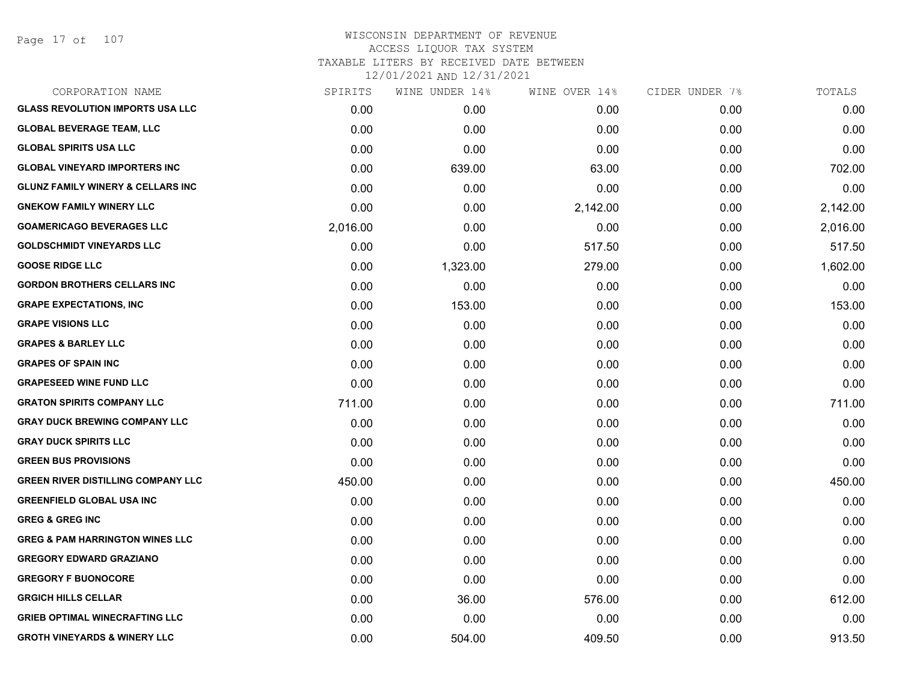# WISCONSIN DEPARTMENT OF REVENUE
## ACCESS LIQUOR TAX SYSTEM
## TAXABLE LITERS BY RECEIVED DATE BETWEEN 12/01/2021 AND 12/31/2021

| CORPORATION NAME | SPIRITS | WINE UNDER 14% | WINE OVER 14% | CIDER UNDER 7% | TOTALS |
|---|---|---|---|---|---|
| GLASS REVOLUTION IMPORTS USA LLC | 0.00 | 0.00 | 0.00 | 0.00 | 0.00 |
| GLOBAL BEVERAGE TEAM, LLC | 0.00 | 0.00 | 0.00 | 0.00 | 0.00 |
| GLOBAL SPIRITS USA LLC | 0.00 | 0.00 | 0.00 | 0.00 | 0.00 |
| GLOBAL VINEYARD IMPORTERS INC | 0.00 | 639.00 | 63.00 | 0.00 | 702.00 |
| GLUNZ FAMILY WINERY & CELLARS INC | 0.00 | 0.00 | 0.00 | 0.00 | 0.00 |
| GNEKOW FAMILY WINERY LLC | 0.00 | 0.00 | 2,142.00 | 0.00 | 2,142.00 |
| GOAMERICAGO BEVERAGES LLC | 2,016.00 | 0.00 | 0.00 | 0.00 | 2,016.00 |
| GOLDSCHMIDT VINEYARDS LLC | 0.00 | 0.00 | 517.50 | 0.00 | 517.50 |
| GOOSE RIDGE LLC | 0.00 | 1,323.00 | 279.00 | 0.00 | 1,602.00 |
| GORDON BROTHERS CELLARS INC | 0.00 | 0.00 | 0.00 | 0.00 | 0.00 |
| GRAPE EXPECTATIONS, INC | 0.00 | 153.00 | 0.00 | 0.00 | 153.00 |
| GRAPE VISIONS LLC | 0.00 | 0.00 | 0.00 | 0.00 | 0.00 |
| GRAPES & BARLEY LLC | 0.00 | 0.00 | 0.00 | 0.00 | 0.00 |
| GRAPES OF SPAIN INC | 0.00 | 0.00 | 0.00 | 0.00 | 0.00 |
| GRAPESEED WINE FUND LLC | 0.00 | 0.00 | 0.00 | 0.00 | 0.00 |
| GRATON SPIRITS COMPANY LLC | 711.00 | 0.00 | 0.00 | 0.00 | 711.00 |
| GRAY DUCK BREWING COMPANY LLC | 0.00 | 0.00 | 0.00 | 0.00 | 0.00 |
| GRAY DUCK SPIRITS LLC | 0.00 | 0.00 | 0.00 | 0.00 | 0.00 |
| GREEN BUS PROVISIONS | 0.00 | 0.00 | 0.00 | 0.00 | 0.00 |
| GREEN RIVER DISTILLING COMPANY LLC | 450.00 | 0.00 | 0.00 | 0.00 | 450.00 |
| GREENFIELD GLOBAL USA INC | 0.00 | 0.00 | 0.00 | 0.00 | 0.00 |
| GREG & GREG INC | 0.00 | 0.00 | 0.00 | 0.00 | 0.00 |
| GREG & PAM HARRINGTON WINES LLC | 0.00 | 0.00 | 0.00 | 0.00 | 0.00 |
| GREGORY EDWARD GRAZIANO | 0.00 | 0.00 | 0.00 | 0.00 | 0.00 |
| GREGORY F BUONOCORE | 0.00 | 0.00 | 0.00 | 0.00 | 0.00 |
| GRGICH HILLS CELLAR | 0.00 | 36.00 | 576.00 | 0.00 | 612.00 |
| GRIEB OPTIMAL WINECRAFTING LLC | 0.00 | 0.00 | 0.00 | 0.00 | 0.00 |
| GROTH VINEYARDS & WINERY LLC | 0.00 | 504.00 | 409.50 | 0.00 | 913.50 |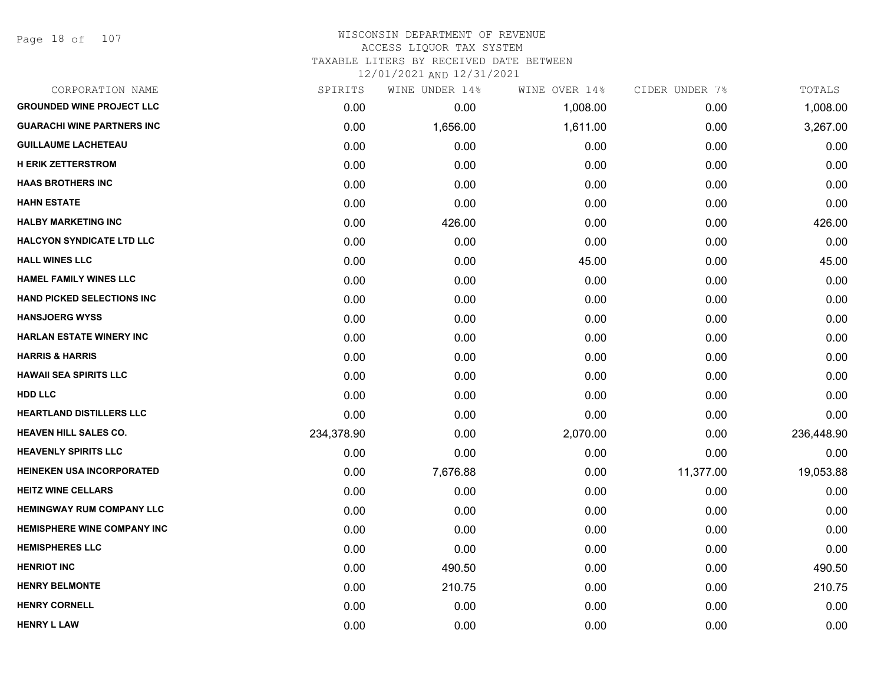WISCONSIN DEPARTMENT OF REVENUE
ACCESS LIQUOR TAX SYSTEM
TAXABLE LITERS BY RECEIVED DATE BETWEEN
12/01/2021 AND 12/31/2021

| CORPORATION NAME | SPIRITS | WINE UNDER 14% | WINE OVER 14% | CIDER UNDER 7% | TOTALS |
|---|---|---|---|---|---|
| GROUNDED WINE PROJECT LLC | 0.00 | 0.00 | 1,008.00 | 0.00 | 1,008.00 |
| GUARACHI WINE PARTNERS INC | 0.00 | 1,656.00 | 1,611.00 | 0.00 | 3,267.00 |
| GUILLAUME LACHETEAU | 0.00 | 0.00 | 0.00 | 0.00 | 0.00 |
| H ERIK ZETTERSTROM | 0.00 | 0.00 | 0.00 | 0.00 | 0.00 |
| HAAS BROTHERS INC | 0.00 | 0.00 | 0.00 | 0.00 | 0.00 |
| HAHN ESTATE | 0.00 | 0.00 | 0.00 | 0.00 | 0.00 |
| HALBY MARKETING INC | 0.00 | 426.00 | 0.00 | 0.00 | 426.00 |
| HALCYON SYNDICATE LTD LLC | 0.00 | 0.00 | 0.00 | 0.00 | 0.00 |
| HALL WINES LLC | 0.00 | 0.00 | 45.00 | 0.00 | 45.00 |
| HAMEL FAMILY WINES LLC | 0.00 | 0.00 | 0.00 | 0.00 | 0.00 |
| HAND PICKED SELECTIONS INC | 0.00 | 0.00 | 0.00 | 0.00 | 0.00 |
| HANSJOERG WYSS | 0.00 | 0.00 | 0.00 | 0.00 | 0.00 |
| HARLAN ESTATE WINERY INC | 0.00 | 0.00 | 0.00 | 0.00 | 0.00 |
| HARRIS & HARRIS | 0.00 | 0.00 | 0.00 | 0.00 | 0.00 |
| HAWAII SEA SPIRITS LLC | 0.00 | 0.00 | 0.00 | 0.00 | 0.00 |
| HDD LLC | 0.00 | 0.00 | 0.00 | 0.00 | 0.00 |
| HEARTLAND DISTILLERS LLC | 0.00 | 0.00 | 0.00 | 0.00 | 0.00 |
| HEAVEN HILL SALES CO. | 234,378.90 | 0.00 | 2,070.00 | 0.00 | 236,448.90 |
| HEAVENLY SPIRITS LLC | 0.00 | 0.00 | 0.00 | 0.00 | 0.00 |
| HEINEKEN USA INCORPORATED | 0.00 | 7,676.88 | 0.00 | 11,377.00 | 19,053.88 |
| HEITZ WINE CELLARS | 0.00 | 0.00 | 0.00 | 0.00 | 0.00 |
| HEMINGWAY RUM COMPANY LLC | 0.00 | 0.00 | 0.00 | 0.00 | 0.00 |
| HEMISPHERE WINE COMPANY INC | 0.00 | 0.00 | 0.00 | 0.00 | 0.00 |
| HEMISPHERES LLC | 0.00 | 0.00 | 0.00 | 0.00 | 0.00 |
| HENRIOT INC | 0.00 | 490.50 | 0.00 | 0.00 | 490.50 |
| HENRY BELMONTE | 0.00 | 210.75 | 0.00 | 0.00 | 210.75 |
| HENRY CORNELL | 0.00 | 0.00 | 0.00 | 0.00 | 0.00 |
| HENRY L LAW | 0.00 | 0.00 | 0.00 | 0.00 | 0.00 |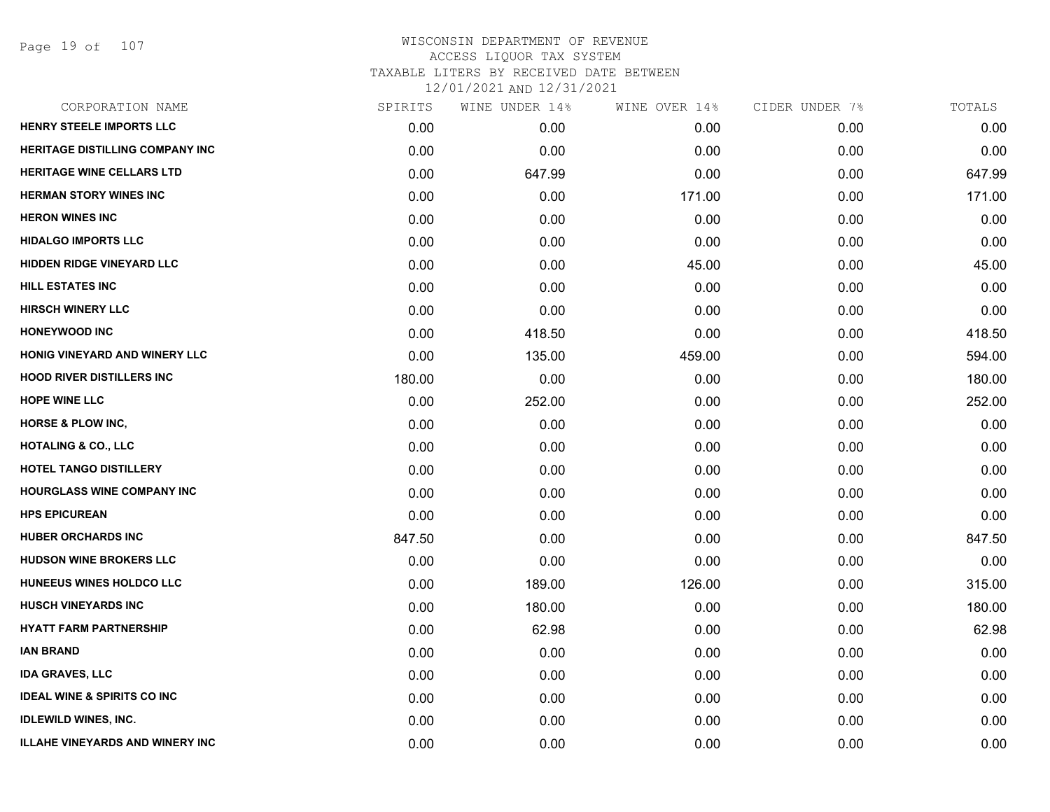# WISCONSIN DEPARTMENT OF REVENUE
ACCESS LIQUOR TAX SYSTEM
TAXABLE LITERS BY RECEIVED DATE BETWEEN
12/01/2021 AND 12/31/2021

| CORPORATION NAME | SPIRITS | WINE UNDER 14% | WINE OVER 14% | CIDER UNDER 7% | TOTALS |
|---|---|---|---|---|---|
| HENRY STEELE IMPORTS LLC | 0.00 | 0.00 | 0.00 | 0.00 | 0.00 |
| HERITAGE DISTILLING COMPANY INC | 0.00 | 0.00 | 0.00 | 0.00 | 0.00 |
| HERITAGE WINE CELLARS LTD | 0.00 | 647.99 | 0.00 | 0.00 | 647.99 |
| HERMAN STORY WINES INC | 0.00 | 0.00 | 171.00 | 0.00 | 171.00 |
| HERON WINES INC | 0.00 | 0.00 | 0.00 | 0.00 | 0.00 |
| HIDALGO IMPORTS LLC | 0.00 | 0.00 | 0.00 | 0.00 | 0.00 |
| HIDDEN RIDGE VINEYARD LLC | 0.00 | 0.00 | 45.00 | 0.00 | 45.00 |
| HILL ESTATES INC | 0.00 | 0.00 | 0.00 | 0.00 | 0.00 |
| HIRSCH WINERY LLC | 0.00 | 0.00 | 0.00 | 0.00 | 0.00 |
| HONEYWOOD INC | 0.00 | 418.50 | 0.00 | 0.00 | 418.50 |
| HONIG VINEYARD AND WINERY LLC | 0.00 | 135.00 | 459.00 | 0.00 | 594.00 |
| HOOD RIVER DISTILLERS INC | 180.00 | 0.00 | 0.00 | 0.00 | 180.00 |
| HOPE WINE LLC | 0.00 | 252.00 | 0.00 | 0.00 | 252.00 |
| HORSE & PLOW INC, | 0.00 | 0.00 | 0.00 | 0.00 | 0.00 |
| HOTALING & CO., LLC | 0.00 | 0.00 | 0.00 | 0.00 | 0.00 |
| HOTEL TANGO DISTILLERY | 0.00 | 0.00 | 0.00 | 0.00 | 0.00 |
| HOURGLASS WINE COMPANY INC | 0.00 | 0.00 | 0.00 | 0.00 | 0.00 |
| HPS EPICUREAN | 0.00 | 0.00 | 0.00 | 0.00 | 0.00 |
| HUBER ORCHARDS INC | 847.50 | 0.00 | 0.00 | 0.00 | 847.50 |
| HUDSON WINE BROKERS LLC | 0.00 | 0.00 | 0.00 | 0.00 | 0.00 |
| HUNEEUS WINES HOLDCO LLC | 0.00 | 189.00 | 126.00 | 0.00 | 315.00 |
| HUSCH VINEYARDS INC | 0.00 | 180.00 | 0.00 | 0.00 | 180.00 |
| HYATT FARM PARTNERSHIP | 0.00 | 62.98 | 0.00 | 0.00 | 62.98 |
| IAN BRAND | 0.00 | 0.00 | 0.00 | 0.00 | 0.00 |
| IDA GRAVES, LLC | 0.00 | 0.00 | 0.00 | 0.00 | 0.00 |
| IDEAL WINE & SPIRITS CO INC | 0.00 | 0.00 | 0.00 | 0.00 | 0.00 |
| IDLEWILD WINES, INC. | 0.00 | 0.00 | 0.00 | 0.00 | 0.00 |
| ILLAHE VINEYARDS AND WINERY INC | 0.00 | 0.00 | 0.00 | 0.00 | 0.00 |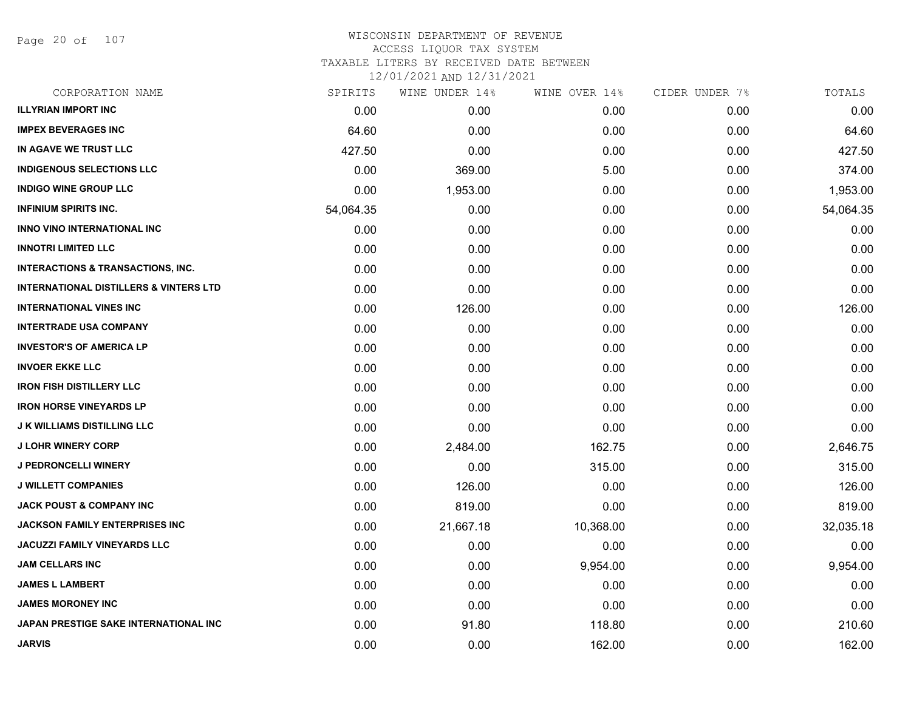# WISCONSIN DEPARTMENT OF REVENUE
## ACCESS LIQUOR TAX SYSTEM
### TAXABLE LITERS BY RECEIVED DATE BETWEEN 12/01/2021 AND 12/31/2021

| CORPORATION NAME | SPIRITS | WINE UNDER 14% | WINE OVER 14% | CIDER UNDER 7% | TOTALS |
|---|---|---|---|---|---|
| ILLYRIAN IMPORT INC | 0.00 | 0.00 | 0.00 | 0.00 | 0.00 |
| IMPEX BEVERAGES INC | 64.60 | 0.00 | 0.00 | 0.00 | 64.60 |
| IN AGAVE WE TRUST LLC | 427.50 | 0.00 | 0.00 | 0.00 | 427.50 |
| INDIGENOUS SELECTIONS LLC | 0.00 | 369.00 | 5.00 | 0.00 | 374.00 |
| INDIGO WINE GROUP LLC | 0.00 | 1,953.00 | 0.00 | 0.00 | 1,953.00 |
| INFINIUM SPIRITS INC. | 54,064.35 | 0.00 | 0.00 | 0.00 | 54,064.35 |
| INNO VINO INTERNATIONAL INC | 0.00 | 0.00 | 0.00 | 0.00 | 0.00 |
| INNOTRI LIMITED LLC | 0.00 | 0.00 | 0.00 | 0.00 | 0.00 |
| INTERACTIONS & TRANSACTIONS, INC. | 0.00 | 0.00 | 0.00 | 0.00 | 0.00 |
| INTERNATIONAL DISTILLERS & VINTERS LTD | 0.00 | 0.00 | 0.00 | 0.00 | 0.00 |
| INTERNATIONAL VINES INC | 0.00 | 126.00 | 0.00 | 0.00 | 126.00 |
| INTERTRADE USA COMPANY | 0.00 | 0.00 | 0.00 | 0.00 | 0.00 |
| INVESTOR'S OF AMERICA LP | 0.00 | 0.00 | 0.00 | 0.00 | 0.00 |
| INVOER EKKE LLC | 0.00 | 0.00 | 0.00 | 0.00 | 0.00 |
| IRON FISH DISTILLERY LLC | 0.00 | 0.00 | 0.00 | 0.00 | 0.00 |
| IRON HORSE VINEYARDS LP | 0.00 | 0.00 | 0.00 | 0.00 | 0.00 |
| J K WILLIAMS DISTILLING LLC | 0.00 | 0.00 | 0.00 | 0.00 | 0.00 |
| J LOHR WINERY CORP | 0.00 | 2,484.00 | 162.75 | 0.00 | 2,646.75 |
| J PEDRONCELLI WINERY | 0.00 | 0.00 | 315.00 | 0.00 | 315.00 |
| J WILLETT COMPANIES | 0.00 | 126.00 | 0.00 | 0.00 | 126.00 |
| JACK POUST & COMPANY INC | 0.00 | 819.00 | 0.00 | 0.00 | 819.00 |
| JACKSON FAMILY ENTERPRISES INC | 0.00 | 21,667.18 | 10,368.00 | 0.00 | 32,035.18 |
| JACUZZI FAMILY VINEYARDS LLC | 0.00 | 0.00 | 0.00 | 0.00 | 0.00 |
| JAM CELLARS INC | 0.00 | 0.00 | 9,954.00 | 0.00 | 9,954.00 |
| JAMES L LAMBERT | 0.00 | 0.00 | 0.00 | 0.00 | 0.00 |
| JAMES MORONEY INC | 0.00 | 0.00 | 0.00 | 0.00 | 0.00 |
| JAPAN PRESTIGE SAKE INTERNATIONAL INC | 0.00 | 91.80 | 118.80 | 0.00 | 210.60 |
| JARVIS | 0.00 | 0.00 | 162.00 | 0.00 | 162.00 |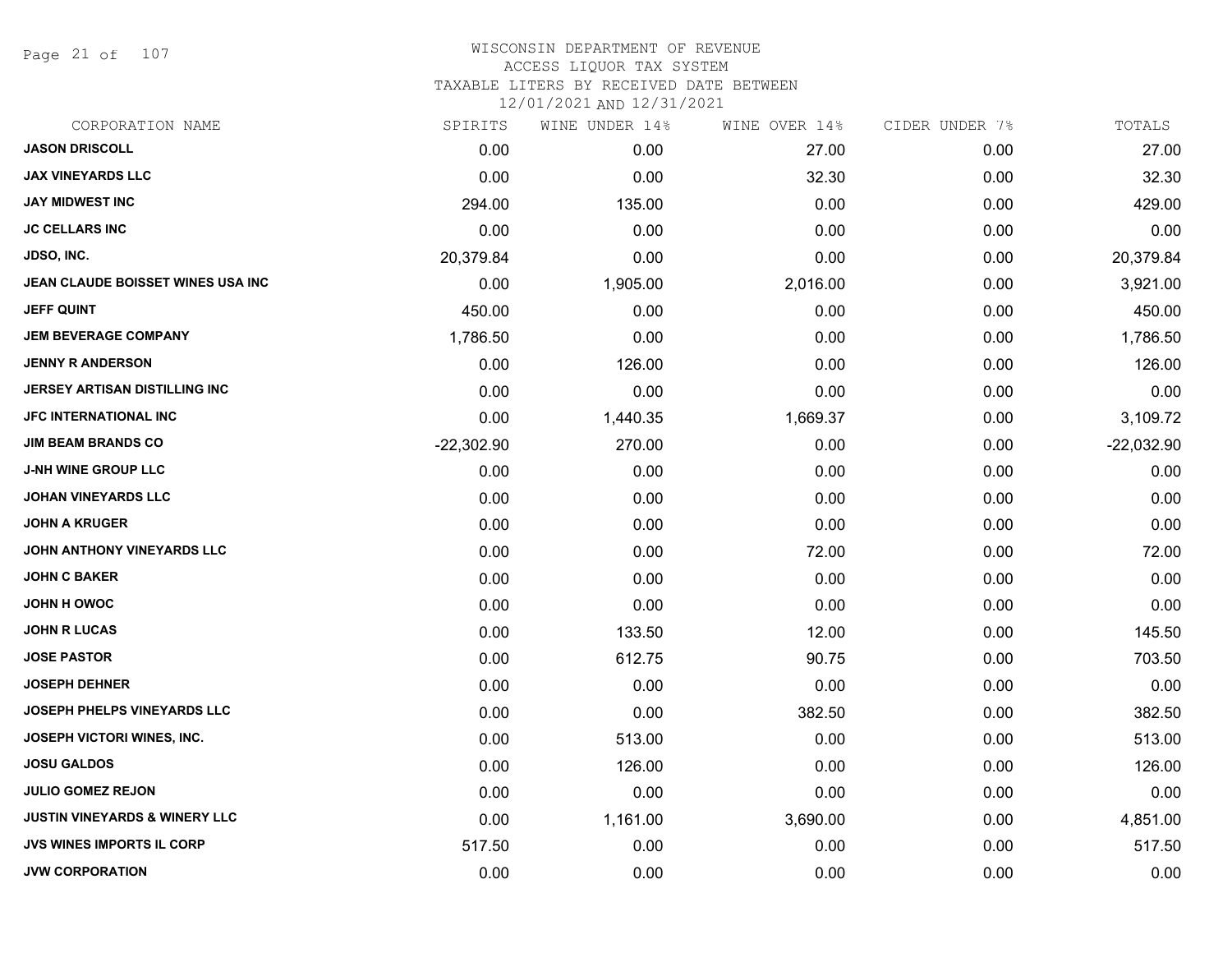WISCONSIN DEPARTMENT OF REVENUE
ACCESS LIQUOR TAX SYSTEM
TAXABLE LITERS BY RECEIVED DATE BETWEEN
12/01/2021 AND 12/31/2021

| CORPORATION NAME | SPIRITS | WINE UNDER 14% | WINE OVER 14% | CIDER UNDER 7% | TOTALS |
|---|---|---|---|---|---|
| JASON DRISCOLL | 0.00 | 0.00 | 27.00 | 0.00 | 27.00 |
| JAX VINEYARDS LLC | 0.00 | 0.00 | 32.30 | 0.00 | 32.30 |
| JAY MIDWEST INC | 294.00 | 135.00 | 0.00 | 0.00 | 429.00 |
| JC CELLARS INC | 0.00 | 0.00 | 0.00 | 0.00 | 0.00 |
| JDSO, INC. | 20,379.84 | 0.00 | 0.00 | 0.00 | 20,379.84 |
| JEAN CLAUDE BOISSET WINES USA INC | 0.00 | 1,905.00 | 2,016.00 | 0.00 | 3,921.00 |
| JEFF QUINT | 450.00 | 0.00 | 0.00 | 0.00 | 450.00 |
| JEM BEVERAGE COMPANY | 1,786.50 | 0.00 | 0.00 | 0.00 | 1,786.50 |
| JENNY R ANDERSON | 0.00 | 126.00 | 0.00 | 0.00 | 126.00 |
| JERSEY ARTISAN DISTILLING INC | 0.00 | 0.00 | 0.00 | 0.00 | 0.00 |
| JFC INTERNATIONAL INC | 0.00 | 1,440.35 | 1,669.37 | 0.00 | 3,109.72 |
| JIM BEAM BRANDS CO | -22,302.90 | 270.00 | 0.00 | 0.00 | -22,032.90 |
| J-NH WINE GROUP LLC | 0.00 | 0.00 | 0.00 | 0.00 | 0.00 |
| JOHAN VINEYARDS LLC | 0.00 | 0.00 | 0.00 | 0.00 | 0.00 |
| JOHN A KRUGER | 0.00 | 0.00 | 0.00 | 0.00 | 0.00 |
| JOHN ANTHONY VINEYARDS LLC | 0.00 | 0.00 | 72.00 | 0.00 | 72.00 |
| JOHN C BAKER | 0.00 | 0.00 | 0.00 | 0.00 | 0.00 |
| JOHN H OWOC | 0.00 | 0.00 | 0.00 | 0.00 | 0.00 |
| JOHN R LUCAS | 0.00 | 133.50 | 12.00 | 0.00 | 145.50 |
| JOSE PASTOR | 0.00 | 612.75 | 90.75 | 0.00 | 703.50 |
| JOSEPH DEHNER | 0.00 | 0.00 | 0.00 | 0.00 | 0.00 |
| JOSEPH PHELPS VINEYARDS LLC | 0.00 | 0.00 | 382.50 | 0.00 | 382.50 |
| JOSEPH VICTORI WINES, INC. | 0.00 | 513.00 | 0.00 | 0.00 | 513.00 |
| JOSU GALDOS | 0.00 | 126.00 | 0.00 | 0.00 | 126.00 |
| JULIO GOMEZ REJON | 0.00 | 0.00 | 0.00 | 0.00 | 0.00 |
| JUSTIN VINEYARDS & WINERY LLC | 0.00 | 1,161.00 | 3,690.00 | 0.00 | 4,851.00 |
| JVS WINES IMPORTS IL CORP | 517.50 | 0.00 | 0.00 | 0.00 | 517.50 |
| JVW CORPORATION | 0.00 | 0.00 | 0.00 | 0.00 | 0.00 |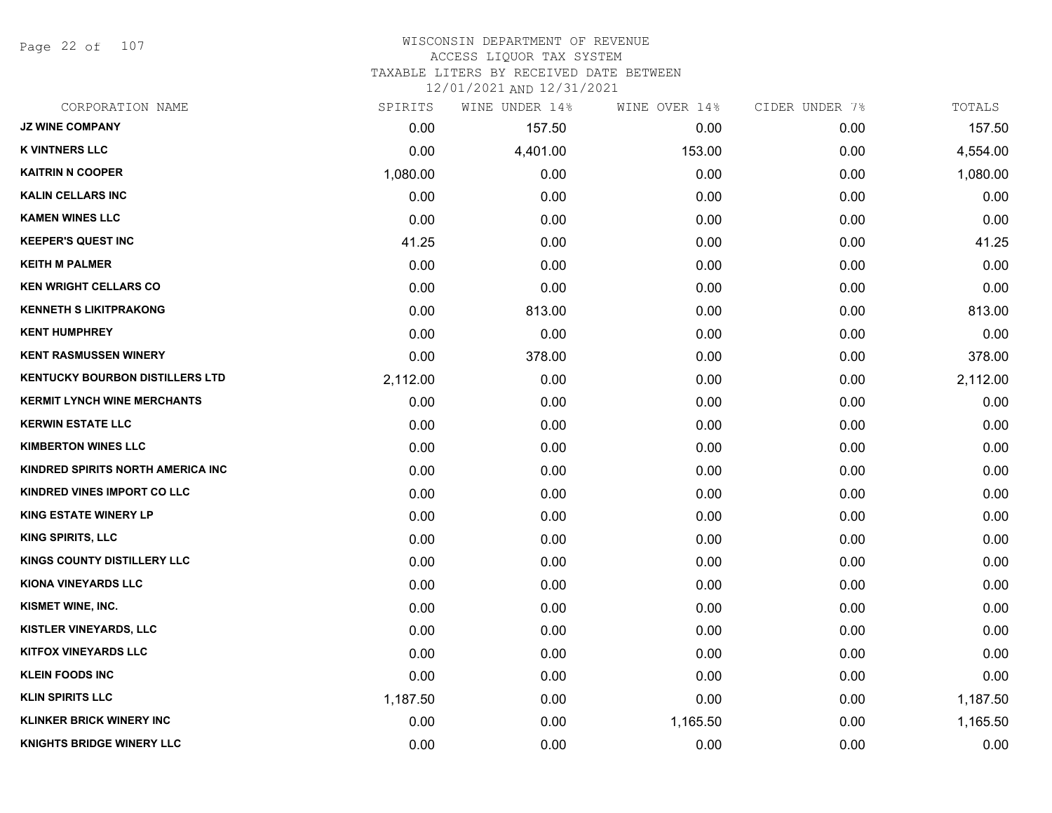WISCONSIN DEPARTMENT OF REVENUE
ACCESS LIQUOR TAX SYSTEM
TAXABLE LITERS BY RECEIVED DATE BETWEEN
12/01/2021 AND 12/31/2021

| CORPORATION NAME | SPIRITS | WINE UNDER 14% | WINE OVER 14% | CIDER UNDER 7% | TOTALS |
|---|---|---|---|---|---|
| JZ WINE COMPANY | 0.00 | 157.50 | 0.00 | 0.00 | 157.50 |
| K VINTNERS LLC | 0.00 | 4,401.00 | 153.00 | 0.00 | 4,554.00 |
| KAITRIN N COOPER | 1,080.00 | 0.00 | 0.00 | 0.00 | 1,080.00 |
| KALIN CELLARS INC | 0.00 | 0.00 | 0.00 | 0.00 | 0.00 |
| KAMEN WINES LLC | 0.00 | 0.00 | 0.00 | 0.00 | 0.00 |
| KEEPER'S QUEST INC | 41.25 | 0.00 | 0.00 | 0.00 | 41.25 |
| KEITH M PALMER | 0.00 | 0.00 | 0.00 | 0.00 | 0.00 |
| KEN WRIGHT CELLARS CO | 0.00 | 0.00 | 0.00 | 0.00 | 0.00 |
| KENNETH S LIKITPRAKONG | 0.00 | 813.00 | 0.00 | 0.00 | 813.00 |
| KENT HUMPHREY | 0.00 | 0.00 | 0.00 | 0.00 | 0.00 |
| KENT RASMUSSEN WINERY | 0.00 | 378.00 | 0.00 | 0.00 | 378.00 |
| KENTUCKY BOURBON DISTILLERS LTD | 2,112.00 | 0.00 | 0.00 | 0.00 | 2,112.00 |
| KERMIT LYNCH WINE MERCHANTS | 0.00 | 0.00 | 0.00 | 0.00 | 0.00 |
| KERWIN ESTATE LLC | 0.00 | 0.00 | 0.00 | 0.00 | 0.00 |
| KIMBERTON WINES LLC | 0.00 | 0.00 | 0.00 | 0.00 | 0.00 |
| KINDRED SPIRITS NORTH AMERICA INC | 0.00 | 0.00 | 0.00 | 0.00 | 0.00 |
| KINDRED VINES IMPORT CO LLC | 0.00 | 0.00 | 0.00 | 0.00 | 0.00 |
| KING ESTATE WINERY LP | 0.00 | 0.00 | 0.00 | 0.00 | 0.00 |
| KING SPIRITS, LLC | 0.00 | 0.00 | 0.00 | 0.00 | 0.00 |
| KINGS COUNTY DISTILLERY LLC | 0.00 | 0.00 | 0.00 | 0.00 | 0.00 |
| KIONA VINEYARDS LLC | 0.00 | 0.00 | 0.00 | 0.00 | 0.00 |
| KISMET WINE, INC. | 0.00 | 0.00 | 0.00 | 0.00 | 0.00 |
| KISTLER VINEYARDS, LLC | 0.00 | 0.00 | 0.00 | 0.00 | 0.00 |
| KITFOX VINEYARDS LLC | 0.00 | 0.00 | 0.00 | 0.00 | 0.00 |
| KLEIN FOODS INC | 0.00 | 0.00 | 0.00 | 0.00 | 0.00 |
| KLIN SPIRITS LLC | 1,187.50 | 0.00 | 0.00 | 0.00 | 1,187.50 |
| KLINKER BRICK WINERY INC | 0.00 | 0.00 | 1,165.50 | 0.00 | 1,165.50 |
| KNIGHTS BRIDGE WINERY LLC | 0.00 | 0.00 | 0.00 | 0.00 | 0.00 |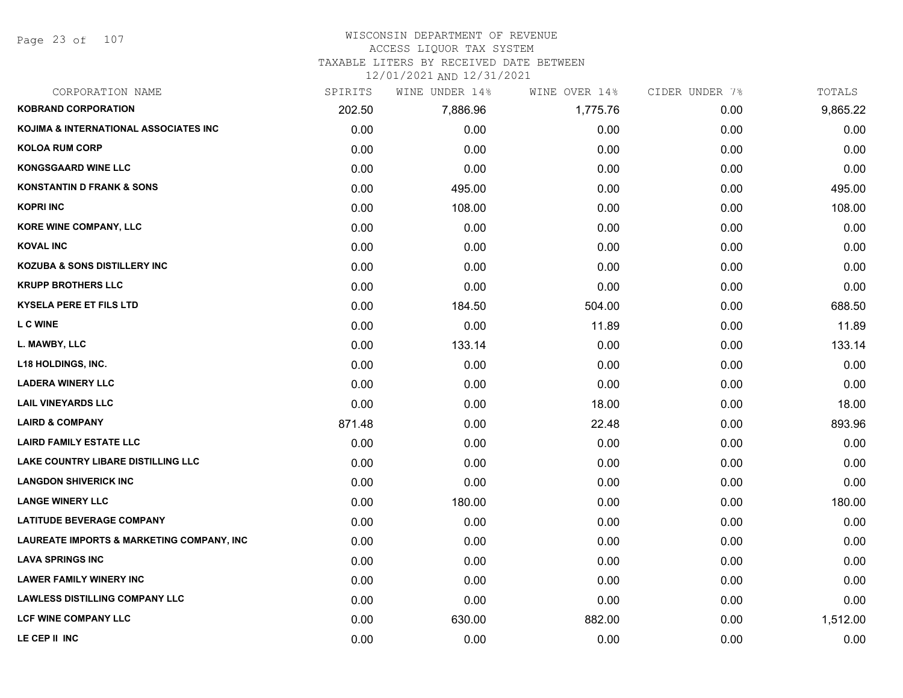WISCONSIN DEPARTMENT OF REVENUE
ACCESS LIQUOR TAX SYSTEM
TAXABLE LITERS BY RECEIVED DATE BETWEEN
12/01/2021 AND 12/31/2021

| CORPORATION NAME | SPIRITS | WINE UNDER 14% | WINE OVER 14% | CIDER UNDER 7% | TOTALS |
|---|---|---|---|---|---|
| **KOBRAND CORPORATION** | 202.50 | 7,886.96 | 1,775.76 | 0.00 | 9,865.22 |
| **KOJIMA & INTERNATIONAL ASSOCIATES INC** | 0.00 | 0.00 | 0.00 | 0.00 | 0.00 |
| **KOLOA RUM CORP** | 0.00 | 0.00 | 0.00 | 0.00 | 0.00 |
| **KONGSGAARD WINE LLC** | 0.00 | 0.00 | 0.00 | 0.00 | 0.00 |
| **KONSTANTIN D FRANK & SONS** | 0.00 | 495.00 | 0.00 | 0.00 | 495.00 |
| **KOPRI INC** | 0.00 | 108.00 | 0.00 | 0.00 | 108.00 |
| **KORE WINE COMPANY, LLC** | 0.00 | 0.00 | 0.00 | 0.00 | 0.00 |
| **KOVAL INC** | 0.00 | 0.00 | 0.00 | 0.00 | 0.00 |
| **KOZUBA & SONS DISTILLERY INC** | 0.00 | 0.00 | 0.00 | 0.00 | 0.00 |
| **KRUPP BROTHERS LLC** | 0.00 | 0.00 | 0.00 | 0.00 | 0.00 |
| **KYSELA PERE ET FILS LTD** | 0.00 | 184.50 | 504.00 | 0.00 | 688.50 |
| **L C WINE** | 0.00 | 0.00 | 11.89 | 0.00 | 11.89 |
| **L. MAWBY, LLC** | 0.00 | 133.14 | 0.00 | 0.00 | 133.14 |
| **L18 HOLDINGS, INC.** | 0.00 | 0.00 | 0.00 | 0.00 | 0.00 |
| **LADERA WINERY LLC** | 0.00 | 0.00 | 0.00 | 0.00 | 0.00 |
| **LAIL VINEYARDS LLC** | 0.00 | 0.00 | 18.00 | 0.00 | 18.00 |
| **LAIRD & COMPANY** | 871.48 | 0.00 | 22.48 | 0.00 | 893.96 |
| **LAIRD FAMILY ESTATE LLC** | 0.00 | 0.00 | 0.00 | 0.00 | 0.00 |
| **LAKE COUNTRY LIBARE DISTILLING LLC** | 0.00 | 0.00 | 0.00 | 0.00 | 0.00 |
| **LANGDON SHIVERICK INC** | 0.00 | 0.00 | 0.00 | 0.00 | 0.00 |
| **LANGE WINERY LLC** | 0.00 | 180.00 | 0.00 | 0.00 | 180.00 |
| **LATITUDE BEVERAGE COMPANY** | 0.00 | 0.00 | 0.00 | 0.00 | 0.00 |
| **LAUREATE IMPORTS & MARKETING COMPANY, INC** | 0.00 | 0.00 | 0.00 | 0.00 | 0.00 |
| **LAVA SPRINGS INC** | 0.00 | 0.00 | 0.00 | 0.00 | 0.00 |
| **LAWER FAMILY WINERY INC** | 0.00 | 0.00 | 0.00 | 0.00 | 0.00 |
| **LAWLESS DISTILLING COMPANY LLC** | 0.00 | 0.00 | 0.00 | 0.00 | 0.00 |
| **LCF WINE COMPANY LLC** | 0.00 | 630.00 | 882.00 | 0.00 | 1,512.00 |
| **LE CEP II INC** | 0.00 | 0.00 | 0.00 | 0.00 | 0.00 |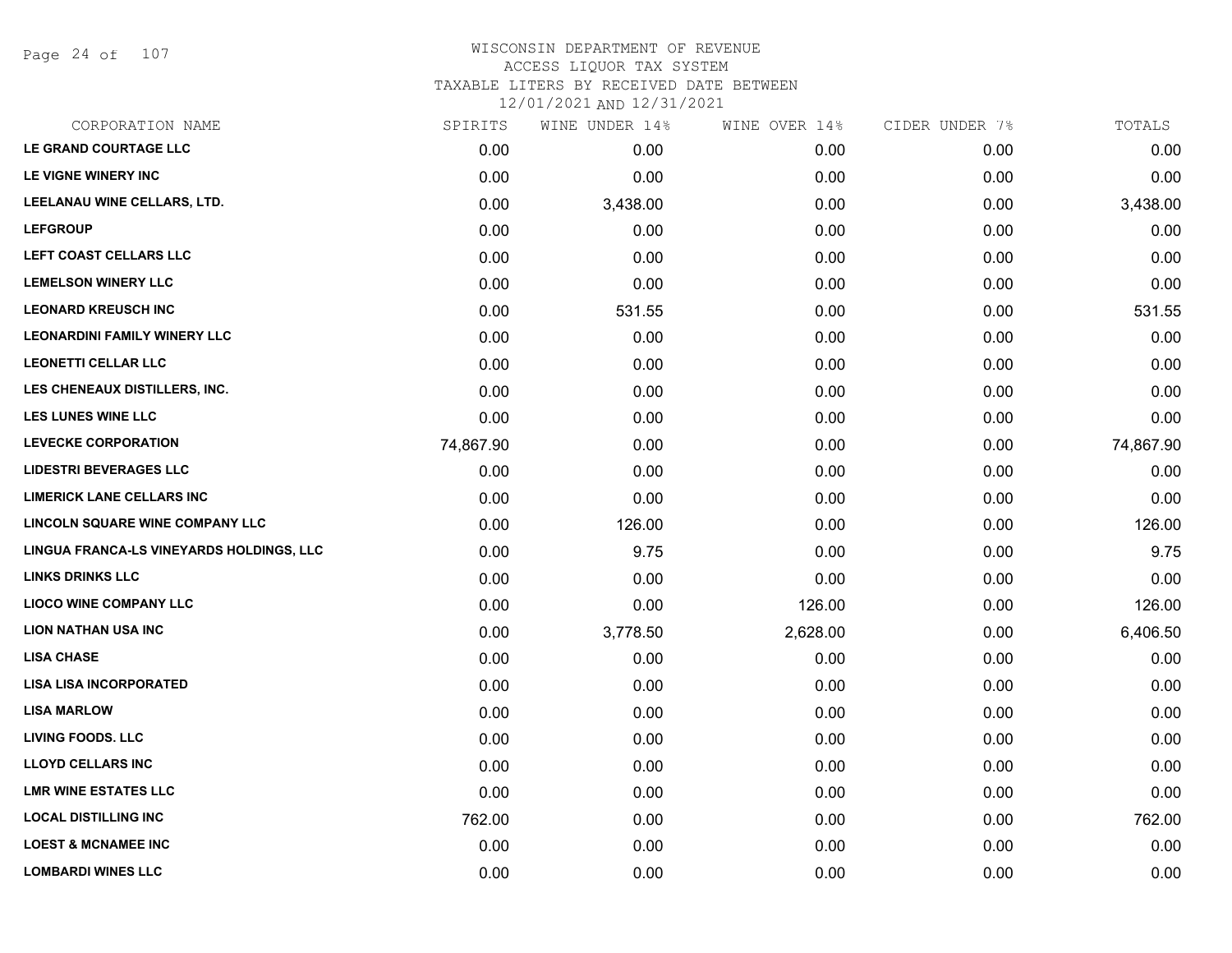WISCONSIN DEPARTMENT OF REVENUE
ACCESS LIQUOR TAX SYSTEM
TAXABLE LITERS BY RECEIVED DATE BETWEEN
12/01/2021 AND 12/31/2021

| CORPORATION NAME | SPIRITS | WINE UNDER 14% | WINE OVER 14% | CIDER UNDER 7% | TOTALS |
|---|---|---|---|---|---|
| LE GRAND COURTAGE LLC | 0.00 | 0.00 | 0.00 | 0.00 | 0.00 |
| LE VIGNE WINERY INC | 0.00 | 0.00 | 0.00 | 0.00 | 0.00 |
| LEELANAU WINE CELLARS, LTD. | 0.00 | 3,438.00 | 0.00 | 0.00 | 3,438.00 |
| LEFGROUP | 0.00 | 0.00 | 0.00 | 0.00 | 0.00 |
| LEFT COAST CELLARS LLC | 0.00 | 0.00 | 0.00 | 0.00 | 0.00 |
| LEMELSON WINERY LLC | 0.00 | 0.00 | 0.00 | 0.00 | 0.00 |
| LEONARD KREUSCH INC | 0.00 | 531.55 | 0.00 | 0.00 | 531.55 |
| LEONARDINI FAMILY WINERY LLC | 0.00 | 0.00 | 0.00 | 0.00 | 0.00 |
| LEONETTI CELLAR LLC | 0.00 | 0.00 | 0.00 | 0.00 | 0.00 |
| LES CHENEAUX DISTILLERS, INC. | 0.00 | 0.00 | 0.00 | 0.00 | 0.00 |
| LES LUNES WINE LLC | 0.00 | 0.00 | 0.00 | 0.00 | 0.00 |
| LEVECKE CORPORATION | 74,867.90 | 0.00 | 0.00 | 0.00 | 74,867.90 |
| LIDESTRI BEVERAGES LLC | 0.00 | 0.00 | 0.00 | 0.00 | 0.00 |
| LIMERICK LANE CELLARS INC | 0.00 | 0.00 | 0.00 | 0.00 | 0.00 |
| LINCOLN SQUARE WINE COMPANY LLC | 0.00 | 126.00 | 0.00 | 0.00 | 126.00 |
| LINGUA FRANCA-LS VINEYARDS HOLDINGS, LLC | 0.00 | 9.75 | 0.00 | 0.00 | 9.75 |
| LINKS DRINKS LLC | 0.00 | 0.00 | 0.00 | 0.00 | 0.00 |
| LIOCO WINE COMPANY LLC | 0.00 | 0.00 | 126.00 | 0.00 | 126.00 |
| LION NATHAN USA INC | 0.00 | 3,778.50 | 2,628.00 | 0.00 | 6,406.50 |
| LISA CHASE | 0.00 | 0.00 | 0.00 | 0.00 | 0.00 |
| LISA LISA INCORPORATED | 0.00 | 0.00 | 0.00 | 0.00 | 0.00 |
| LISA MARLOW | 0.00 | 0.00 | 0.00 | 0.00 | 0.00 |
| LIVING FOODS. LLC | 0.00 | 0.00 | 0.00 | 0.00 | 0.00 |
| LLOYD CELLARS INC | 0.00 | 0.00 | 0.00 | 0.00 | 0.00 |
| LMR WINE ESTATES LLC | 0.00 | 0.00 | 0.00 | 0.00 | 0.00 |
| LOCAL DISTILLING INC | 762.00 | 0.00 | 0.00 | 0.00 | 762.00 |
| LOEST & MCNAMEE INC | 0.00 | 0.00 | 0.00 | 0.00 | 0.00 |
| LOMBARDI WINES LLC | 0.00 | 0.00 | 0.00 | 0.00 | 0.00 |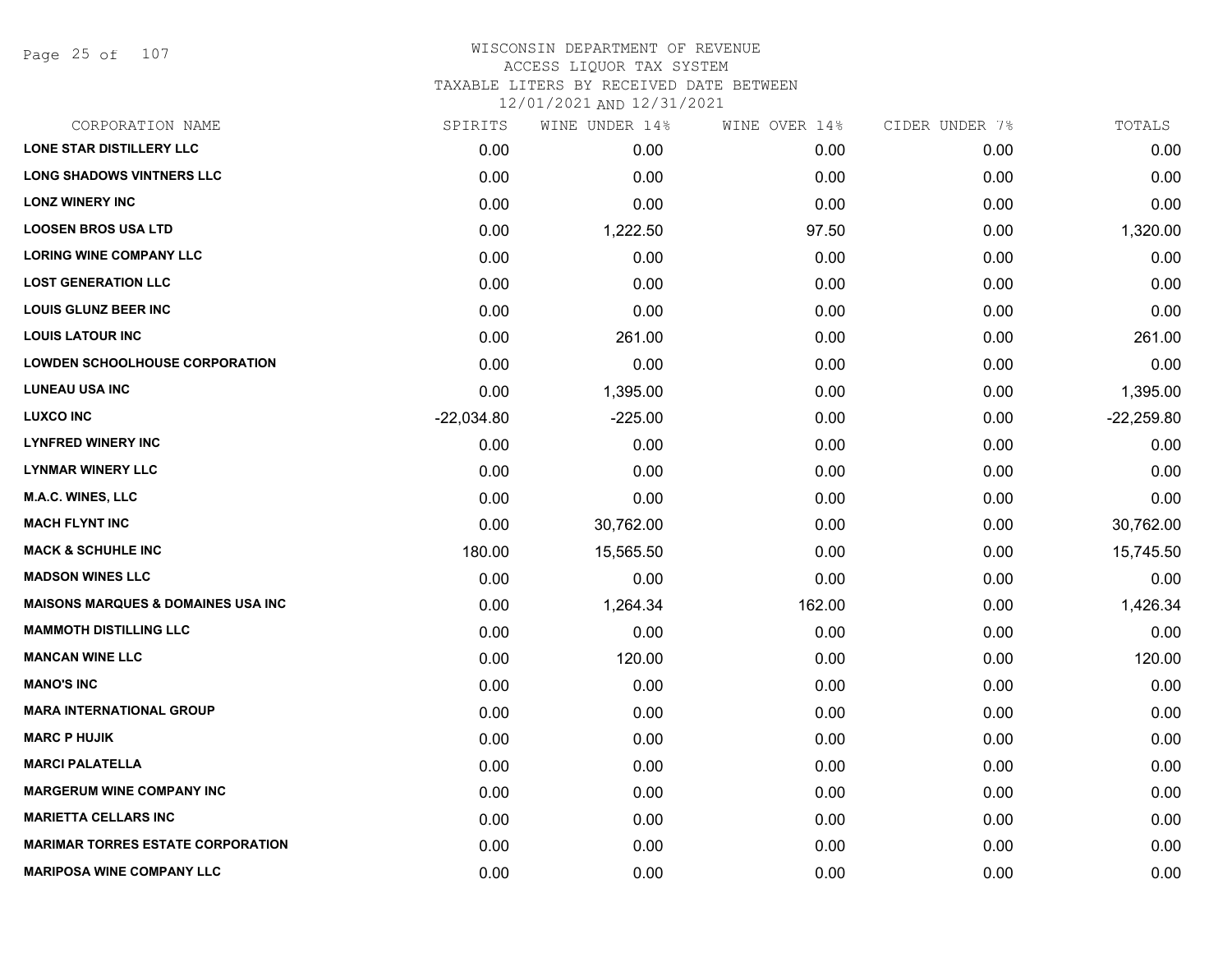# WISCONSIN DEPARTMENT OF REVENUE
## ACCESS LIQUOR TAX SYSTEM
## TAXABLE LITERS BY RECEIVED DATE BETWEEN 12/01/2021 AND 12/31/2021

| CORPORATION NAME | SPIRITS | WINE UNDER 14% | WINE OVER 14% | CIDER UNDER 7% | TOTALS |
|---|---|---|---|---|---|
| LONE STAR DISTILLERY LLC | 0.00 | 0.00 | 0.00 | 0.00 | 0.00 |
| LONG SHADOWS VINTNERS LLC | 0.00 | 0.00 | 0.00 | 0.00 | 0.00 |
| LONZ WINERY INC | 0.00 | 0.00 | 0.00 | 0.00 | 0.00 |
| LOOSEN BROS USA LTD | 0.00 | 1,222.50 | 97.50 | 0.00 | 1,320.00 |
| LORING WINE COMPANY LLC | 0.00 | 0.00 | 0.00 | 0.00 | 0.00 |
| LOST GENERATION LLC | 0.00 | 0.00 | 0.00 | 0.00 | 0.00 |
| LOUIS GLUNZ BEER INC | 0.00 | 0.00 | 0.00 | 0.00 | 0.00 |
| LOUIS LATOUR INC | 0.00 | 261.00 | 0.00 | 0.00 | 261.00 |
| LOWDEN SCHOOLHOUSE CORPORATION | 0.00 | 0.00 | 0.00 | 0.00 | 0.00 |
| LUNEAU USA INC | 0.00 | 1,395.00 | 0.00 | 0.00 | 1,395.00 |
| LUXCO INC | -22,034.80 | -225.00 | 0.00 | 0.00 | -22,259.80 |
| LYNFRED WINERY INC | 0.00 | 0.00 | 0.00 | 0.00 | 0.00 |
| LYNMAR WINERY LLC | 0.00 | 0.00 | 0.00 | 0.00 | 0.00 |
| M.A.C. WINES, LLC | 0.00 | 0.00 | 0.00 | 0.00 | 0.00 |
| MACH FLYNT INC | 0.00 | 30,762.00 | 0.00 | 0.00 | 30,762.00 |
| MACK & SCHUHLE INC | 180.00 | 15,565.50 | 0.00 | 0.00 | 15,745.50 |
| MADSON WINES LLC | 0.00 | 0.00 | 0.00 | 0.00 | 0.00 |
| MAISONS MARQUES & DOMAINES USA INC | 0.00 | 1,264.34 | 162.00 | 0.00 | 1,426.34 |
| MAMMOTH DISTILLING LLC | 0.00 | 0.00 | 0.00 | 0.00 | 0.00 |
| MANCAN WINE LLC | 0.00 | 120.00 | 0.00 | 0.00 | 120.00 |
| MANO'S INC | 0.00 | 0.00 | 0.00 | 0.00 | 0.00 |
| MARA INTERNATIONAL GROUP | 0.00 | 0.00 | 0.00 | 0.00 | 0.00 |
| MARC P HUJIK | 0.00 | 0.00 | 0.00 | 0.00 | 0.00 |
| MARCI PALATELLA | 0.00 | 0.00 | 0.00 | 0.00 | 0.00 |
| MARGERUM WINE COMPANY INC | 0.00 | 0.00 | 0.00 | 0.00 | 0.00 |
| MARIETTA CELLARS INC | 0.00 | 0.00 | 0.00 | 0.00 | 0.00 |
| MARIMAR TORRES ESTATE CORPORATION | 0.00 | 0.00 | 0.00 | 0.00 | 0.00 |
| MARIPOSA WINE COMPANY LLC | 0.00 | 0.00 | 0.00 | 0.00 | 0.00 |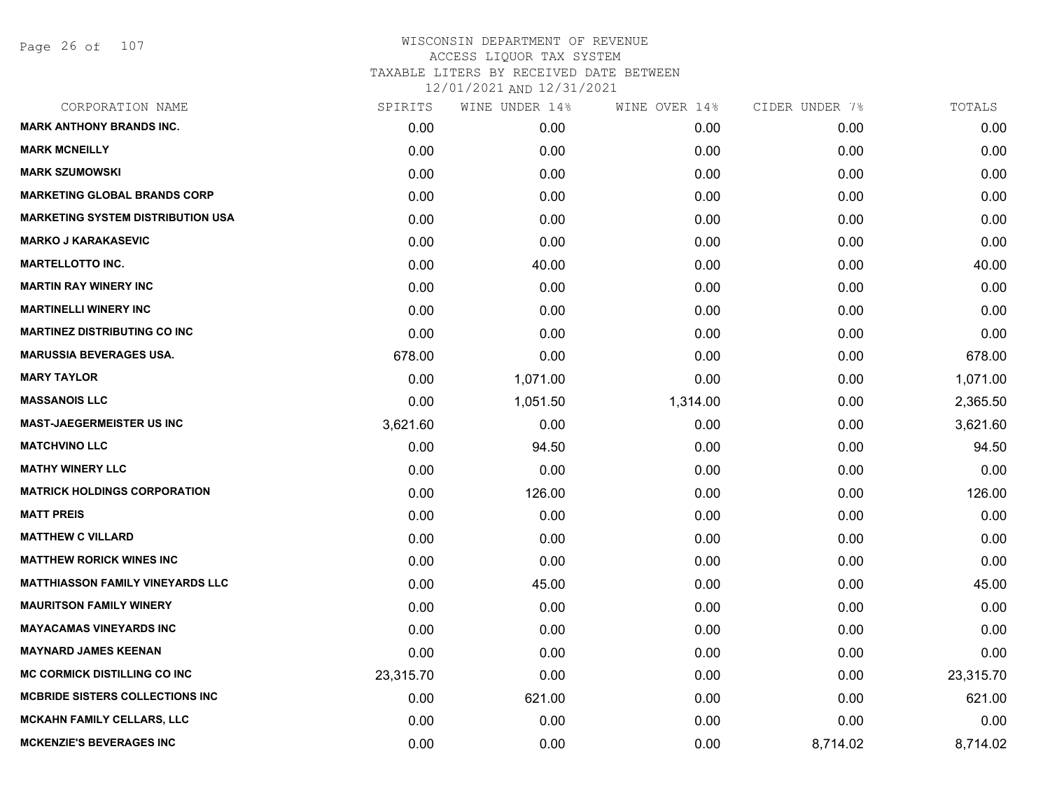WISCONSIN DEPARTMENT OF REVENUE
ACCESS LIQUOR TAX SYSTEM
TAXABLE LITERS BY RECEIVED DATE BETWEEN
12/01/2021 AND 12/31/2021

| CORPORATION NAME | SPIRITS | WINE UNDER 14% | WINE OVER 14% | CIDER UNDER 7% | TOTALS |
|---|---|---|---|---|---|
| MARK ANTHONY BRANDS INC. | 0.00 | 0.00 | 0.00 | 0.00 | 0.00 |
| MARK MCNEILLY | 0.00 | 0.00 | 0.00 | 0.00 | 0.00 |
| MARK SZUMOWSKI | 0.00 | 0.00 | 0.00 | 0.00 | 0.00 |
| MARKETING GLOBAL BRANDS CORP | 0.00 | 0.00 | 0.00 | 0.00 | 0.00 |
| MARKETING SYSTEM DISTRIBUTION USA | 0.00 | 0.00 | 0.00 | 0.00 | 0.00 |
| MARKO J KARAKASEVIC | 0.00 | 0.00 | 0.00 | 0.00 | 0.00 |
| MARTELLOTTO INC. | 0.00 | 40.00 | 0.00 | 0.00 | 40.00 |
| MARTIN RAY WINERY INC | 0.00 | 0.00 | 0.00 | 0.00 | 0.00 |
| MARTINELLI WINERY INC | 0.00 | 0.00 | 0.00 | 0.00 | 0.00 |
| MARTINEZ DISTRIBUTING CO INC | 0.00 | 0.00 | 0.00 | 0.00 | 0.00 |
| MARUSSIA BEVERAGES USA. | 678.00 | 0.00 | 0.00 | 0.00 | 678.00 |
| MARY TAYLOR | 0.00 | 1,071.00 | 0.00 | 0.00 | 1,071.00 |
| MASSANOIS LLC | 0.00 | 1,051.50 | 1,314.00 | 0.00 | 2,365.50 |
| MAST-JAEGERMEISTER US INC | 3,621.60 | 0.00 | 0.00 | 0.00 | 3,621.60 |
| MATCHVINO LLC | 0.00 | 94.50 | 0.00 | 0.00 | 94.50 |
| MATHY WINERY LLC | 0.00 | 0.00 | 0.00 | 0.00 | 0.00 |
| MATRICK HOLDINGS CORPORATION | 0.00 | 126.00 | 0.00 | 0.00 | 126.00 |
| MATT PREIS | 0.00 | 0.00 | 0.00 | 0.00 | 0.00 |
| MATTHEW C VILLARD | 0.00 | 0.00 | 0.00 | 0.00 | 0.00 |
| MATTHEW RORICK WINES INC | 0.00 | 0.00 | 0.00 | 0.00 | 0.00 |
| MATTHIASSON FAMILY VINEYARDS LLC | 0.00 | 45.00 | 0.00 | 0.00 | 45.00 |
| MAURITSON FAMILY WINERY | 0.00 | 0.00 | 0.00 | 0.00 | 0.00 |
| MAYACAMAS VINEYARDS INC | 0.00 | 0.00 | 0.00 | 0.00 | 0.00 |
| MAYNARD JAMES KEENAN | 0.00 | 0.00 | 0.00 | 0.00 | 0.00 |
| MC CORMICK DISTILLING CO INC | 23,315.70 | 0.00 | 0.00 | 0.00 | 23,315.70 |
| MCBRIDE SISTERS COLLECTIONS INC | 0.00 | 621.00 | 0.00 | 0.00 | 621.00 |
| MCKAHN FAMILY CELLARS, LLC | 0.00 | 0.00 | 0.00 | 0.00 | 0.00 |
| MCKENZIE'S BEVERAGES INC | 0.00 | 0.00 | 0.00 | 8,714.02 | 8,714.02 |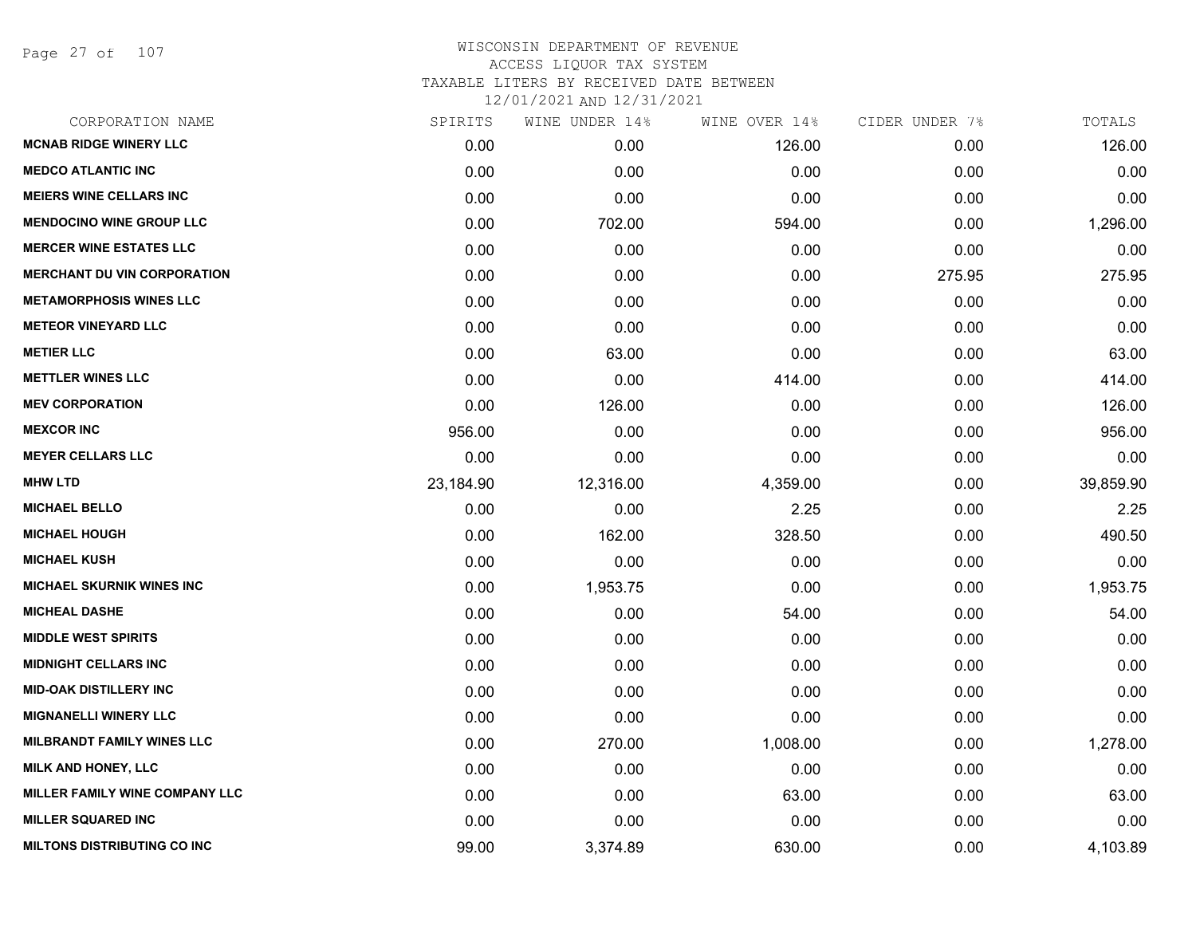WISCONSIN DEPARTMENT OF REVENUE
ACCESS LIQUOR TAX SYSTEM
TAXABLE LITERS BY RECEIVED DATE BETWEEN
12/01/2021 AND 12/31/2021

| CORPORATION NAME | SPIRITS | WINE UNDER 14% | WINE OVER 14% | CIDER UNDER 7% | TOTALS |
|---|---|---|---|---|---|
| MCNAB RIDGE WINERY LLC | 0.00 | 0.00 | 126.00 | 0.00 | 126.00 |
| MEDCO ATLANTIC INC | 0.00 | 0.00 | 0.00 | 0.00 | 0.00 |
| MEIERS WINE CELLARS INC | 0.00 | 0.00 | 0.00 | 0.00 | 0.00 |
| MENDOCINO WINE GROUP LLC | 0.00 | 702.00 | 594.00 | 0.00 | 1,296.00 |
| MERCER WINE ESTATES LLC | 0.00 | 0.00 | 0.00 | 0.00 | 0.00 |
| MERCHANT DU VIN CORPORATION | 0.00 | 0.00 | 0.00 | 275.95 | 275.95 |
| METAMORPHOSIS WINES LLC | 0.00 | 0.00 | 0.00 | 0.00 | 0.00 |
| METEOR VINEYARD LLC | 0.00 | 0.00 | 0.00 | 0.00 | 0.00 |
| METIER LLC | 0.00 | 63.00 | 0.00 | 0.00 | 63.00 |
| METTLER WINES LLC | 0.00 | 0.00 | 414.00 | 0.00 | 414.00 |
| MEV CORPORATION | 0.00 | 126.00 | 0.00 | 0.00 | 126.00 |
| MEXCOR INC | 956.00 | 0.00 | 0.00 | 0.00 | 956.00 |
| MEYER CELLARS LLC | 0.00 | 0.00 | 0.00 | 0.00 | 0.00 |
| MHW LTD | 23,184.90 | 12,316.00 | 4,359.00 | 0.00 | 39,859.90 |
| MICHAEL BELLO | 0.00 | 0.00 | 2.25 | 0.00 | 2.25 |
| MICHAEL HOUGH | 0.00 | 162.00 | 328.50 | 0.00 | 490.50 |
| MICHAEL KUSH | 0.00 | 0.00 | 0.00 | 0.00 | 0.00 |
| MICHAEL SKURNIK WINES INC | 0.00 | 1,953.75 | 0.00 | 0.00 | 1,953.75 |
| MICHEAL DASHE | 0.00 | 0.00 | 54.00 | 0.00 | 54.00 |
| MIDDLE WEST SPIRITS | 0.00 | 0.00 | 0.00 | 0.00 | 0.00 |
| MIDNIGHT CELLARS INC | 0.00 | 0.00 | 0.00 | 0.00 | 0.00 |
| MID-OAK DISTILLERY INC | 0.00 | 0.00 | 0.00 | 0.00 | 0.00 |
| MIGNANELLI WINERY LLC | 0.00 | 0.00 | 0.00 | 0.00 | 0.00 |
| MILBRANDT FAMILY WINES LLC | 0.00 | 270.00 | 1,008.00 | 0.00 | 1,278.00 |
| MILK AND HONEY, LLC | 0.00 | 0.00 | 0.00 | 0.00 | 0.00 |
| MILLER FAMILY WINE COMPANY LLC | 0.00 | 0.00 | 63.00 | 0.00 | 63.00 |
| MILLER SQUARED INC | 0.00 | 0.00 | 0.00 | 0.00 | 0.00 |
| MILTONS DISTRIBUTING CO INC | 99.00 | 3,374.89 | 630.00 | 0.00 | 4,103.89 |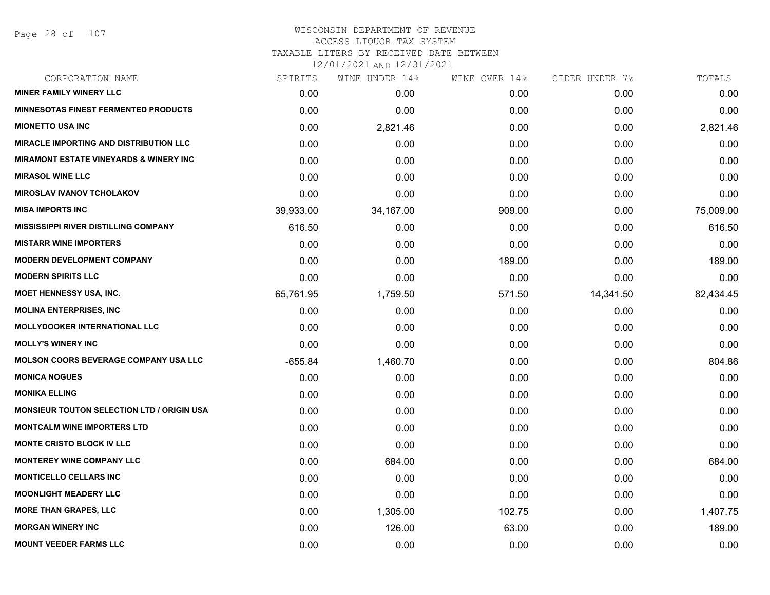WISCONSIN DEPARTMENT OF REVENUE
ACCESS LIQUOR TAX SYSTEM
TAXABLE LITERS BY RECEIVED DATE BETWEEN
12/01/2021 AND 12/31/2021

| CORPORATION NAME | SPIRITS | WINE UNDER 14% | WINE OVER 14% | CIDER UNDER 7% | TOTALS |
|---|---|---|---|---|---|
| MINER FAMILY WINERY LLC | 0.00 | 0.00 | 0.00 | 0.00 | 0.00 |
| MINNESOTAS FINEST FERMENTED PRODUCTS | 0.00 | 0.00 | 0.00 | 0.00 | 0.00 |
| MIONETTO USA INC | 0.00 | 2,821.46 | 0.00 | 0.00 | 2,821.46 |
| MIRACLE IMPORTING AND DISTRIBUTION LLC | 0.00 | 0.00 | 0.00 | 0.00 | 0.00 |
| MIRAMONT ESTATE VINEYARDS & WINERY INC | 0.00 | 0.00 | 0.00 | 0.00 | 0.00 |
| MIRASOL WINE LLC | 0.00 | 0.00 | 0.00 | 0.00 | 0.00 |
| MIROSLAV IVANOV TCHOLAKOV | 0.00 | 0.00 | 0.00 | 0.00 | 0.00 |
| MISA IMPORTS INC | 39,933.00 | 34,167.00 | 909.00 | 0.00 | 75,009.00 |
| MISSISSIPPI RIVER DISTILLING COMPANY | 616.50 | 0.00 | 0.00 | 0.00 | 616.50 |
| MISTARR WINE IMPORTERS | 0.00 | 0.00 | 0.00 | 0.00 | 0.00 |
| MODERN DEVELOPMENT COMPANY | 0.00 | 0.00 | 189.00 | 0.00 | 189.00 |
| MODERN SPIRITS LLC | 0.00 | 0.00 | 0.00 | 0.00 | 0.00 |
| MOET HENNESSY USA, INC. | 65,761.95 | 1,759.50 | 571.50 | 14,341.50 | 82,434.45 |
| MOLINA ENTERPRISES, INC | 0.00 | 0.00 | 0.00 | 0.00 | 0.00 |
| MOLLYDOOKER INTERNATIONAL LLC | 0.00 | 0.00 | 0.00 | 0.00 | 0.00 |
| MOLLY'S WINERY INC | 0.00 | 0.00 | 0.00 | 0.00 | 0.00 |
| MOLSON COORS BEVERAGE COMPANY USA LLC | -655.84 | 1,460.70 | 0.00 | 0.00 | 804.86 |
| MONICA NOGUES | 0.00 | 0.00 | 0.00 | 0.00 | 0.00 |
| MONIKA ELLING | 0.00 | 0.00 | 0.00 | 0.00 | 0.00 |
| MONSIEUR TOUTON SELECTION LTD / ORIGIN USA | 0.00 | 0.00 | 0.00 | 0.00 | 0.00 |
| MONTCALM WINE IMPORTERS LTD | 0.00 | 0.00 | 0.00 | 0.00 | 0.00 |
| MONTE CRISTO BLOCK IV LLC | 0.00 | 0.00 | 0.00 | 0.00 | 0.00 |
| MONTEREY WINE COMPANY LLC | 0.00 | 684.00 | 0.00 | 0.00 | 684.00 |
| MONTICELLO CELLARS INC | 0.00 | 0.00 | 0.00 | 0.00 | 0.00 |
| MOONLIGHT MEADERY LLC | 0.00 | 0.00 | 0.00 | 0.00 | 0.00 |
| MORE THAN GRAPES, LLC | 0.00 | 1,305.00 | 102.75 | 0.00 | 1,407.75 |
| MORGAN WINERY INC | 0.00 | 126.00 | 63.00 | 0.00 | 189.00 |
| MOUNT VEEDER FARMS LLC | 0.00 | 0.00 | 0.00 | 0.00 | 0.00 |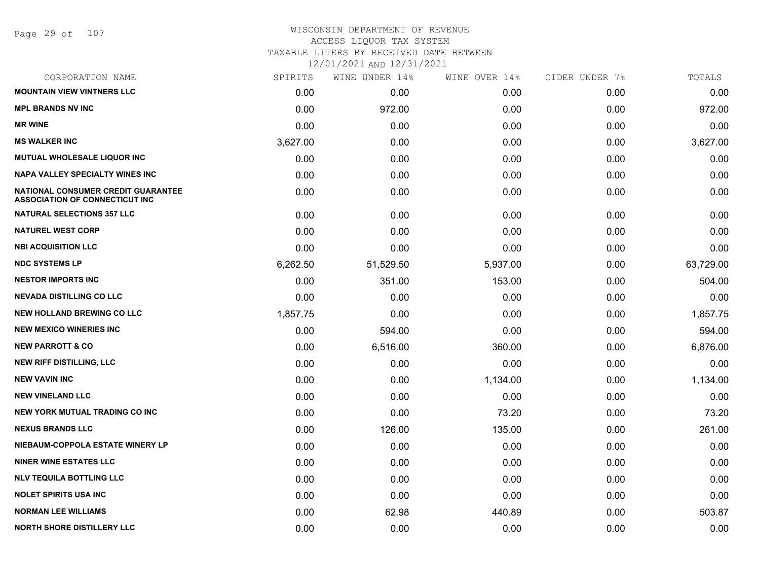# WISCONSIN DEPARTMENT OF REVENUE
ACCESS LIQUOR TAX SYSTEM
TAXABLE LITERS BY RECEIVED DATE BETWEEN
12/01/2021 AND 12/31/2021

| CORPORATION NAME | SPIRITS | WINE UNDER 14% | WINE OVER 14% | CIDER UNDER 7% | TOTALS |
|---|---|---|---|---|---|
| **MOUNTAIN VIEW VINTNERS LLC** | 0.00 | 0.00 | 0.00 | 0.00 | 0.00 |
| **MPL BRANDS NV INC** | 0.00 | 972.00 | 0.00 | 0.00 | 972.00 |
| **MR WINE** | 0.00 | 0.00 | 0.00 | 0.00 | 0.00 |
| **MS WALKER INC** | 3,627.00 | 0.00 | 0.00 | 0.00 | 3,627.00 |
| **MUTUAL WHOLESALE LIQUOR INC** | 0.00 | 0.00 | 0.00 | 0.00 | 0.00 |
| **NAPA VALLEY SPECIALTY WINES INC** | 0.00 | 0.00 | 0.00 | 0.00 | 0.00 |
| **NATIONAL CONSUMER CREDIT GUARANTEE ASSOCIATION OF CONNECTICUT INC** | 0.00 | 0.00 | 0.00 | 0.00 | 0.00 |
| **NATURAL SELECTIONS 357 LLC** | 0.00 | 0.00 | 0.00 | 0.00 | 0.00 |
| **NATUREL WEST CORP** | 0.00 | 0.00 | 0.00 | 0.00 | 0.00 |
| **NBI ACQUISITION LLC** | 0.00 | 0.00 | 0.00 | 0.00 | 0.00 |
| **NDC SYSTEMS LP** | 6,262.50 | 51,529.50 | 5,937.00 | 0.00 | 63,729.00 |
| **NESTOR IMPORTS INC** | 0.00 | 351.00 | 153.00 | 0.00 | 504.00 |
| **NEVADA DISTILLING CO LLC** | 0.00 | 0.00 | 0.00 | 0.00 | 0.00 |
| **NEW HOLLAND BREWING CO LLC** | 1,857.75 | 0.00 | 0.00 | 0.00 | 1,857.75 |
| **NEW MEXICO WINERIES INC** | 0.00 | 594.00 | 0.00 | 0.00 | 594.00 |
| **NEW PARROTT & CO** | 0.00 | 6,516.00 | 360.00 | 0.00 | 6,876.00 |
| **NEW RIFF DISTILLING, LLC** | 0.00 | 0.00 | 0.00 | 0.00 | 0.00 |
| **NEW VAVIN INC** | 0.00 | 0.00 | 1,134.00 | 0.00 | 1,134.00 |
| **NEW VINELAND LLC** | 0.00 | 0.00 | 0.00 | 0.00 | 0.00 |
| **NEW YORK MUTUAL TRADING CO INC** | 0.00 | 0.00 | 73.20 | 0.00 | 73.20 |
| **NEXUS BRANDS LLC** | 0.00 | 126.00 | 135.00 | 0.00 | 261.00 |
| **NIEBAUM-COPPOLA ESTATE WINERY LP** | 0.00 | 0.00 | 0.00 | 0.00 | 0.00 |
| **NINER WINE ESTATES LLC** | 0.00 | 0.00 | 0.00 | 0.00 | 0.00 |
| **NLV TEQUILA BOTTLING LLC** | 0.00 | 0.00 | 0.00 | 0.00 | 0.00 |
| **NOLET SPIRITS USA INC** | 0.00 | 0.00 | 0.00 | 0.00 | 0.00 |
| **NORMAN LEE WILLIAMS** | 0.00 | 62.98 | 440.89 | 0.00 | 503.87 |
| **NORTH SHORE DISTILLERY LLC** | 0.00 | 0.00 | 0.00 | 0.00 | 0.00 |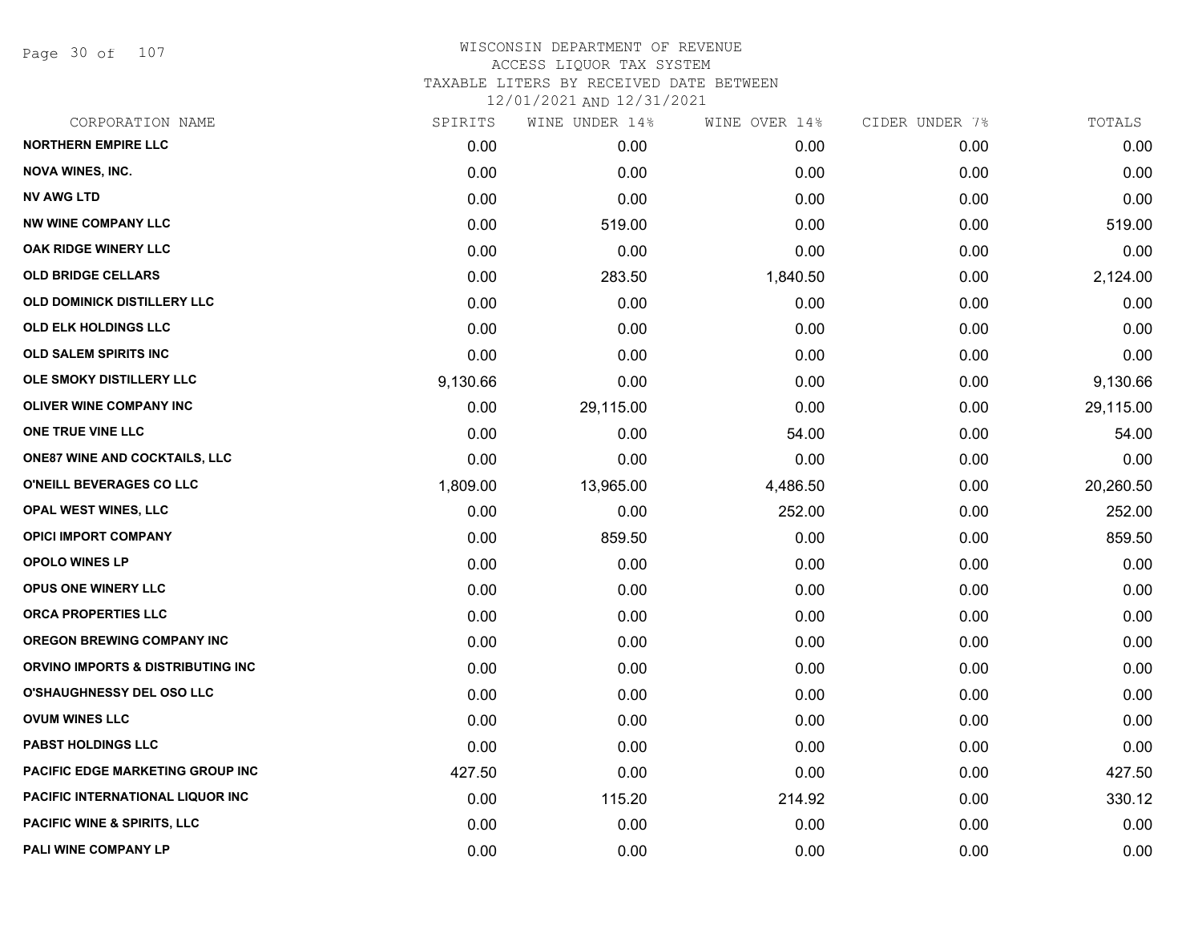WISCONSIN DEPARTMENT OF REVENUE
ACCESS LIQUOR TAX SYSTEM
TAXABLE LITERS BY RECEIVED DATE BETWEEN
12/01/2021 AND 12/31/2021

| CORPORATION NAME | SPIRITS | WINE UNDER 14% | WINE OVER 14% | CIDER UNDER 7% | TOTALS |
|---|---|---|---|---|---|
| NORTHERN EMPIRE LLC | 0.00 | 0.00 | 0.00 | 0.00 | 0.00 |
| NOVA WINES, INC. | 0.00 | 0.00 | 0.00 | 0.00 | 0.00 |
| NV AWG LTD | 0.00 | 0.00 | 0.00 | 0.00 | 0.00 |
| NW WINE COMPANY LLC | 0.00 | 519.00 | 0.00 | 0.00 | 519.00 |
| OAK RIDGE WINERY LLC | 0.00 | 0.00 | 0.00 | 0.00 | 0.00 |
| OLD BRIDGE CELLARS | 0.00 | 283.50 | 1,840.50 | 0.00 | 2,124.00 |
| OLD DOMINICK DISTILLERY LLC | 0.00 | 0.00 | 0.00 | 0.00 | 0.00 |
| OLD ELK HOLDINGS LLC | 0.00 | 0.00 | 0.00 | 0.00 | 0.00 |
| OLD SALEM SPIRITS INC | 0.00 | 0.00 | 0.00 | 0.00 | 0.00 |
| OLE SMOKY DISTILLERY LLC | 9,130.66 | 0.00 | 0.00 | 0.00 | 9,130.66 |
| OLIVER WINE COMPANY INC | 0.00 | 29,115.00 | 0.00 | 0.00 | 29,115.00 |
| ONE TRUE VINE LLC | 0.00 | 0.00 | 54.00 | 0.00 | 54.00 |
| ONE87 WINE AND COCKTAILS, LLC | 0.00 | 0.00 | 0.00 | 0.00 | 0.00 |
| O'NEILL BEVERAGES CO LLC | 1,809.00 | 13,965.00 | 4,486.50 | 0.00 | 20,260.50 |
| OPAL WEST WINES, LLC | 0.00 | 0.00 | 252.00 | 0.00 | 252.00 |
| OPICI IMPORT COMPANY | 0.00 | 859.50 | 0.00 | 0.00 | 859.50 |
| OPOLO WINES LP | 0.00 | 0.00 | 0.00 | 0.00 | 0.00 |
| OPUS ONE WINERY LLC | 0.00 | 0.00 | 0.00 | 0.00 | 0.00 |
| ORCA PROPERTIES LLC | 0.00 | 0.00 | 0.00 | 0.00 | 0.00 |
| OREGON BREWING COMPANY INC | 0.00 | 0.00 | 0.00 | 0.00 | 0.00 |
| ORVINO IMPORTS & DISTRIBUTING INC | 0.00 | 0.00 | 0.00 | 0.00 | 0.00 |
| O'SHAUGHNESSY DEL OSO LLC | 0.00 | 0.00 | 0.00 | 0.00 | 0.00 |
| OVUM WINES LLC | 0.00 | 0.00 | 0.00 | 0.00 | 0.00 |
| PABST HOLDINGS LLC | 0.00 | 0.00 | 0.00 | 0.00 | 0.00 |
| PACIFIC EDGE MARKETING GROUP INC | 427.50 | 0.00 | 0.00 | 0.00 | 427.50 |
| PACIFIC INTERNATIONAL LIQUOR INC | 0.00 | 115.20 | 214.92 | 0.00 | 330.12 |
| PACIFIC WINE & SPIRITS, LLC | 0.00 | 0.00 | 0.00 | 0.00 | 0.00 |
| PALI WINE COMPANY LP | 0.00 | 0.00 | 0.00 | 0.00 | 0.00 |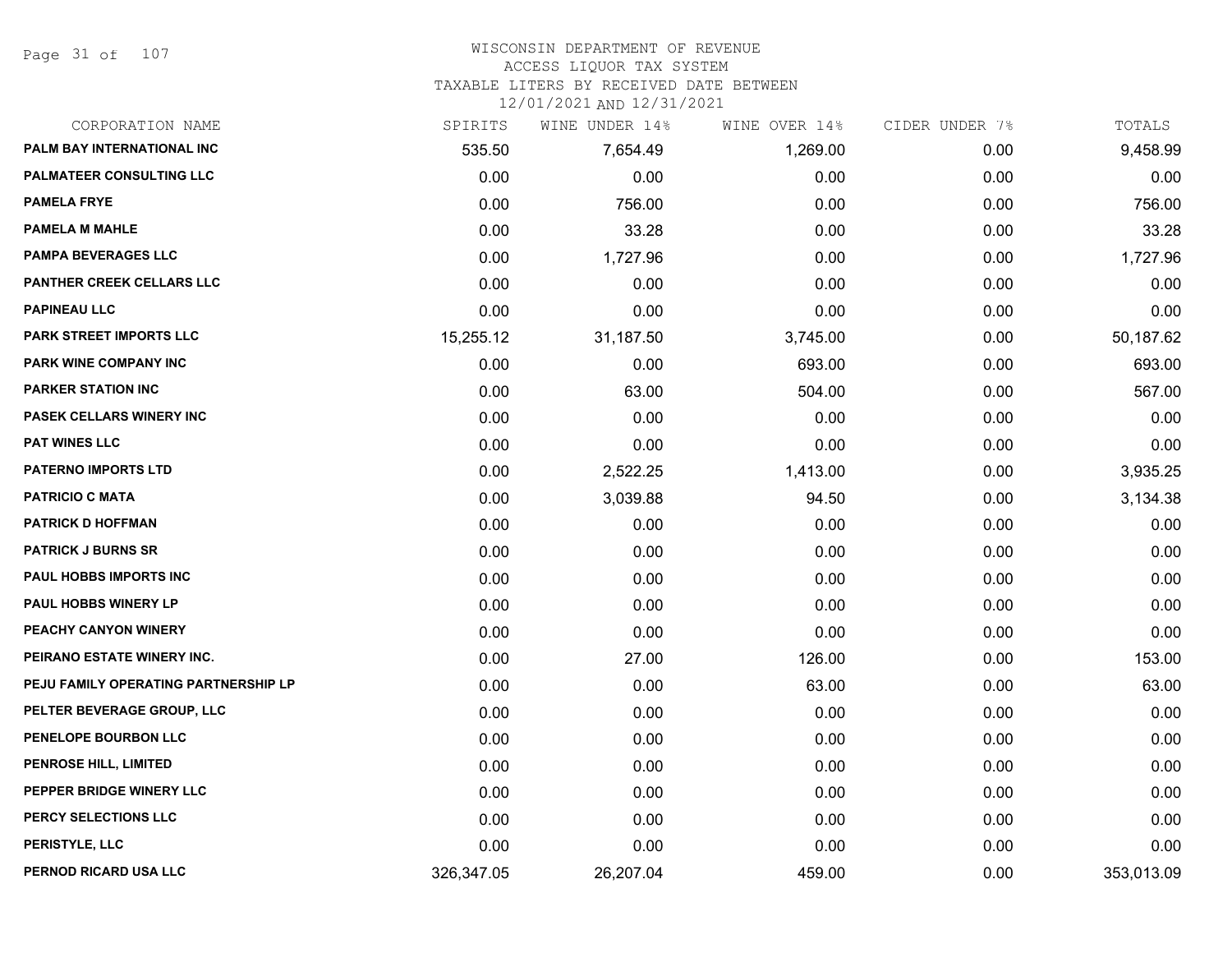WISCONSIN DEPARTMENT OF REVENUE
ACCESS LIQUOR TAX SYSTEM
TAXABLE LITERS BY RECEIVED DATE BETWEEN
12/01/2021 AND 12/31/2021

| CORPORATION NAME | SPIRITS | WINE UNDER 14% | WINE OVER 14% | CIDER UNDER 7% | TOTALS |
|---|---|---|---|---|---|
| PALM BAY INTERNATIONAL INC | 535.50 | 7,654.49 | 1,269.00 | 0.00 | 9,458.99 |
| PALMATEER CONSULTING LLC | 0.00 | 0.00 | 0.00 | 0.00 | 0.00 |
| PAMELA FRYE | 0.00 | 756.00 | 0.00 | 0.00 | 756.00 |
| PAMELA M MAHLE | 0.00 | 33.28 | 0.00 | 0.00 | 33.28 |
| PAMPA BEVERAGES LLC | 0.00 | 1,727.96 | 0.00 | 0.00 | 1,727.96 |
| PANTHER CREEK CELLARS LLC | 0.00 | 0.00 | 0.00 | 0.00 | 0.00 |
| PAPINEAU LLC | 0.00 | 0.00 | 0.00 | 0.00 | 0.00 |
| PARK STREET IMPORTS LLC | 15,255.12 | 31,187.50 | 3,745.00 | 0.00 | 50,187.62 |
| PARK WINE COMPANY INC | 0.00 | 0.00 | 693.00 | 0.00 | 693.00 |
| PARKER STATION INC | 0.00 | 63.00 | 504.00 | 0.00 | 567.00 |
| PASEK CELLARS WINERY INC | 0.00 | 0.00 | 0.00 | 0.00 | 0.00 |
| PAT WINES LLC | 0.00 | 0.00 | 0.00 | 0.00 | 0.00 |
| PATERNO IMPORTS LTD | 0.00 | 2,522.25 | 1,413.00 | 0.00 | 3,935.25 |
| PATRICIO C MATA | 0.00 | 3,039.88 | 94.50 | 0.00 | 3,134.38 |
| PATRICK D HOFFMAN | 0.00 | 0.00 | 0.00 | 0.00 | 0.00 |
| PATRICK J BURNS SR | 0.00 | 0.00 | 0.00 | 0.00 | 0.00 |
| PAUL HOBBS IMPORTS INC | 0.00 | 0.00 | 0.00 | 0.00 | 0.00 |
| PAUL HOBBS WINERY LP | 0.00 | 0.00 | 0.00 | 0.00 | 0.00 |
| PEACHY CANYON WINERY | 0.00 | 0.00 | 0.00 | 0.00 | 0.00 |
| PEIRANO ESTATE WINERY INC. | 0.00 | 27.00 | 126.00 | 0.00 | 153.00 |
| PEJU FAMILY OPERATING PARTNERSHIP LP | 0.00 | 0.00 | 63.00 | 0.00 | 63.00 |
| PELTER BEVERAGE GROUP, LLC | 0.00 | 0.00 | 0.00 | 0.00 | 0.00 |
| PENELOPE BOURBON LLC | 0.00 | 0.00 | 0.00 | 0.00 | 0.00 |
| PENROSE HILL, LIMITED | 0.00 | 0.00 | 0.00 | 0.00 | 0.00 |
| PEPPER BRIDGE WINERY LLC | 0.00 | 0.00 | 0.00 | 0.00 | 0.00 |
| PERCY SELECTIONS LLC | 0.00 | 0.00 | 0.00 | 0.00 | 0.00 |
| PERISTYLE, LLC | 0.00 | 0.00 | 0.00 | 0.00 | 0.00 |
| PERNOD RICARD USA LLC | 326,347.05 | 26,207.04 | 459.00 | 0.00 | 353,013.09 |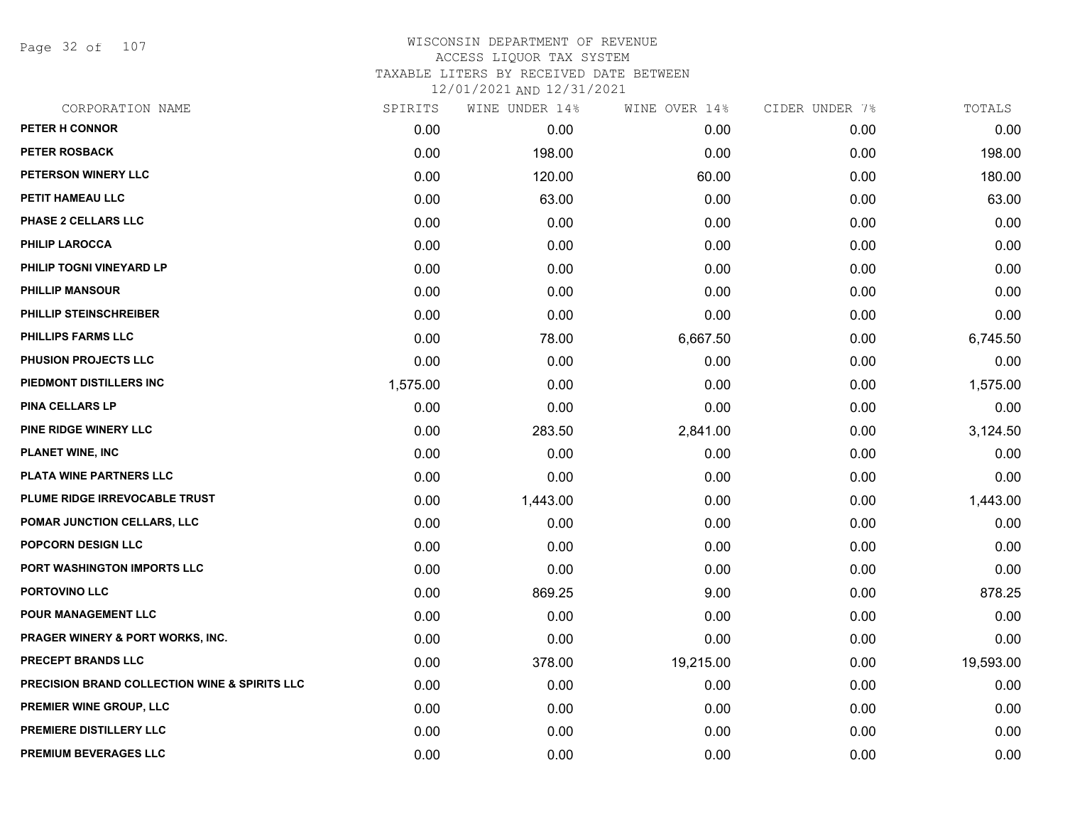WISCONSIN DEPARTMENT OF REVENUE
ACCESS LIQUOR TAX SYSTEM
TAXABLE LITERS BY RECEIVED DATE BETWEEN
12/01/2021 AND 12/31/2021

| CORPORATION NAME | SPIRITS | WINE UNDER 14% | WINE OVER 14% | CIDER UNDER 7% | TOTALS |
|---|---|---|---|---|---|
| PETER H CONNOR | 0.00 | 0.00 | 0.00 | 0.00 | 0.00 |
| PETER ROSBACK | 0.00 | 198.00 | 0.00 | 0.00 | 198.00 |
| PETERSON WINERY LLC | 0.00 | 120.00 | 60.00 | 0.00 | 180.00 |
| PETIT HAMEAU LLC | 0.00 | 63.00 | 0.00 | 0.00 | 63.00 |
| PHASE 2 CELLARS LLC | 0.00 | 0.00 | 0.00 | 0.00 | 0.00 |
| PHILIP LAROCCA | 0.00 | 0.00 | 0.00 | 0.00 | 0.00 |
| PHILIP TOGNI VINEYARD LP | 0.00 | 0.00 | 0.00 | 0.00 | 0.00 |
| PHILLIP MANSOUR | 0.00 | 0.00 | 0.00 | 0.00 | 0.00 |
| PHILLIP STEINSCHREIBER | 0.00 | 0.00 | 0.00 | 0.00 | 0.00 |
| PHILLIPS FARMS LLC | 0.00 | 78.00 | 6,667.50 | 0.00 | 6,745.50 |
| PHUSION PROJECTS LLC | 0.00 | 0.00 | 0.00 | 0.00 | 0.00 |
| PIEDMONT DISTILLERS INC | 1,575.00 | 0.00 | 0.00 | 0.00 | 1,575.00 |
| PINA CELLARS LP | 0.00 | 0.00 | 0.00 | 0.00 | 0.00 |
| PINE RIDGE WINERY LLC | 0.00 | 283.50 | 2,841.00 | 0.00 | 3,124.50 |
| PLANET WINE, INC | 0.00 | 0.00 | 0.00 | 0.00 | 0.00 |
| PLATA WINE PARTNERS LLC | 0.00 | 0.00 | 0.00 | 0.00 | 0.00 |
| PLUME RIDGE IRREVOCABLE TRUST | 0.00 | 1,443.00 | 0.00 | 0.00 | 1,443.00 |
| POMAR JUNCTION CELLARS, LLC | 0.00 | 0.00 | 0.00 | 0.00 | 0.00 |
| POPCORN DESIGN LLC | 0.00 | 0.00 | 0.00 | 0.00 | 0.00 |
| PORT WASHINGTON IMPORTS LLC | 0.00 | 0.00 | 0.00 | 0.00 | 0.00 |
| PORTOVINO LLC | 0.00 | 869.25 | 9.00 | 0.00 | 878.25 |
| POUR MANAGEMENT LLC | 0.00 | 0.00 | 0.00 | 0.00 | 0.00 |
| PRAGER WINERY & PORT WORKS, INC. | 0.00 | 0.00 | 0.00 | 0.00 | 0.00 |
| PRECEPT BRANDS LLC | 0.00 | 378.00 | 19,215.00 | 0.00 | 19,593.00 |
| PRECISION BRAND COLLECTION WINE & SPIRITS LLC | 0.00 | 0.00 | 0.00 | 0.00 | 0.00 |
| PREMIER WINE GROUP, LLC | 0.00 | 0.00 | 0.00 | 0.00 | 0.00 |
| PREMIERE DISTILLERY LLC | 0.00 | 0.00 | 0.00 | 0.00 | 0.00 |
| PREMIUM BEVERAGES LLC | 0.00 | 0.00 | 0.00 | 0.00 | 0.00 |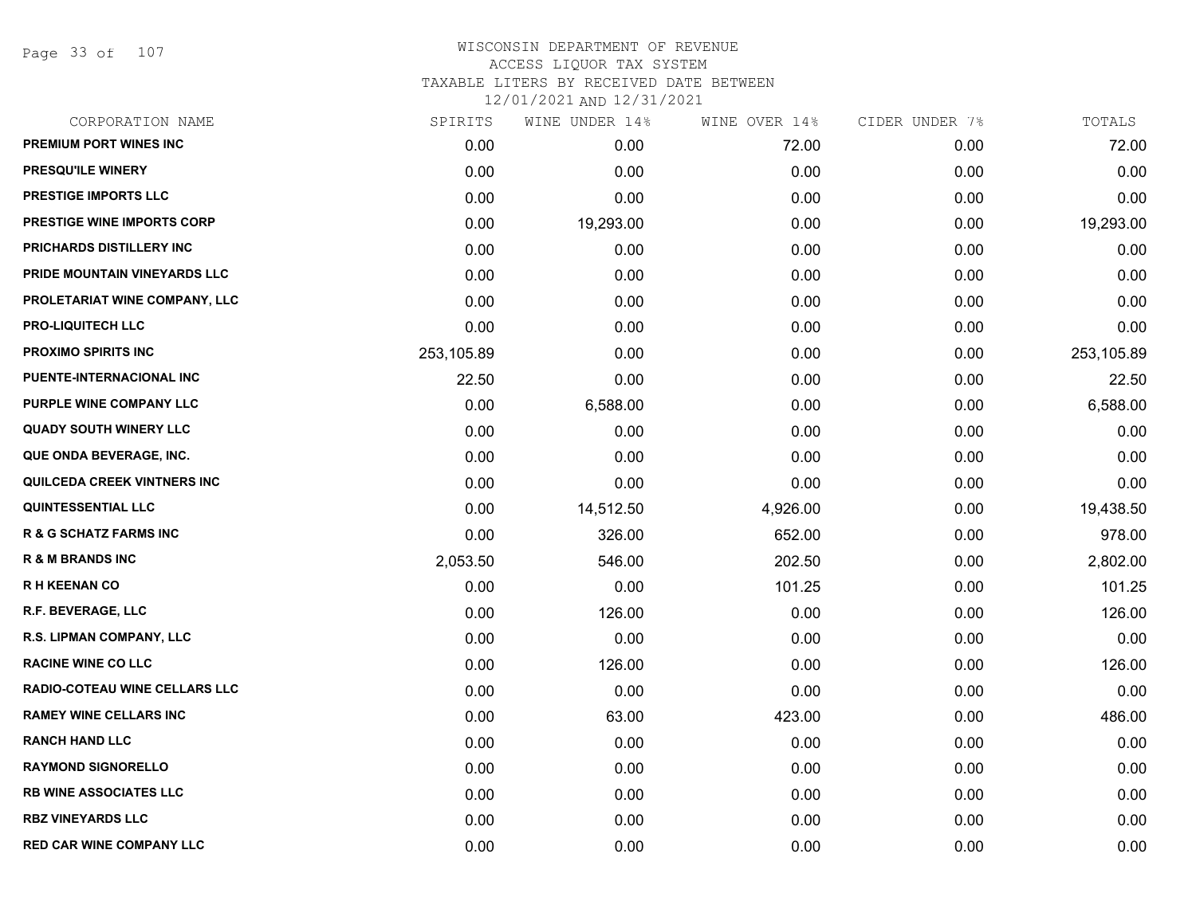WISCONSIN DEPARTMENT OF REVENUE
ACCESS LIQUOR TAX SYSTEM
TAXABLE LITERS BY RECEIVED DATE BETWEEN
12/01/2021 AND 12/31/2021

| CORPORATION NAME | SPIRITS | WINE UNDER 14% | WINE OVER 14% | CIDER UNDER 7% | TOTALS |
|---|---|---|---|---|---|
| PREMIUM PORT WINES INC | 0.00 | 0.00 | 72.00 | 0.00 | 72.00 |
| PRESQU'ILE WINERY | 0.00 | 0.00 | 0.00 | 0.00 | 0.00 |
| PRESTIGE IMPORTS LLC | 0.00 | 0.00 | 0.00 | 0.00 | 0.00 |
| PRESTIGE WINE IMPORTS CORP | 0.00 | 19,293.00 | 0.00 | 0.00 | 19,293.00 |
| PRICHARDS DISTILLERY INC | 0.00 | 0.00 | 0.00 | 0.00 | 0.00 |
| PRIDE MOUNTAIN VINEYARDS LLC | 0.00 | 0.00 | 0.00 | 0.00 | 0.00 |
| PROLETARIAT WINE COMPANY, LLC | 0.00 | 0.00 | 0.00 | 0.00 | 0.00 |
| PRO-LIQUITECH LLC | 0.00 | 0.00 | 0.00 | 0.00 | 0.00 |
| PROXIMO SPIRITS INC | 253,105.89 | 0.00 | 0.00 | 0.00 | 253,105.89 |
| PUENTE-INTERNACIONAL INC | 22.50 | 0.00 | 0.00 | 0.00 | 22.50 |
| PURPLE WINE COMPANY LLC | 0.00 | 6,588.00 | 0.00 | 0.00 | 6,588.00 |
| QUADY SOUTH WINERY LLC | 0.00 | 0.00 | 0.00 | 0.00 | 0.00 |
| QUE ONDA BEVERAGE, INC. | 0.00 | 0.00 | 0.00 | 0.00 | 0.00 |
| QUILCEDA CREEK VINTNERS INC | 0.00 | 0.00 | 0.00 | 0.00 | 0.00 |
| QUINTESSENTIAL LLC | 0.00 | 14,512.50 | 4,926.00 | 0.00 | 19,438.50 |
| R & G SCHATZ FARMS INC | 0.00 | 326.00 | 652.00 | 0.00 | 978.00 |
| R & M BRANDS INC | 2,053.50 | 546.00 | 202.50 | 0.00 | 2,802.00 |
| R H KEENAN CO | 0.00 | 0.00 | 101.25 | 0.00 | 101.25 |
| R.F. BEVERAGE, LLC | 0.00 | 126.00 | 0.00 | 0.00 | 126.00 |
| R.S. LIPMAN COMPANY, LLC | 0.00 | 0.00 | 0.00 | 0.00 | 0.00 |
| RACINE WINE CO LLC | 0.00 | 126.00 | 0.00 | 0.00 | 126.00 |
| RADIO-COTEAU WINE CELLARS LLC | 0.00 | 0.00 | 0.00 | 0.00 | 0.00 |
| RAMEY WINE CELLARS INC | 0.00 | 63.00 | 423.00 | 0.00 | 486.00 |
| RANCH HAND LLC | 0.00 | 0.00 | 0.00 | 0.00 | 0.00 |
| RAYMOND SIGNORELLO | 0.00 | 0.00 | 0.00 | 0.00 | 0.00 |
| RB WINE ASSOCIATES LLC | 0.00 | 0.00 | 0.00 | 0.00 | 0.00 |
| RBZ VINEYARDS LLC | 0.00 | 0.00 | 0.00 | 0.00 | 0.00 |
| RED CAR WINE COMPANY LLC | 0.00 | 0.00 | 0.00 | 0.00 | 0.00 |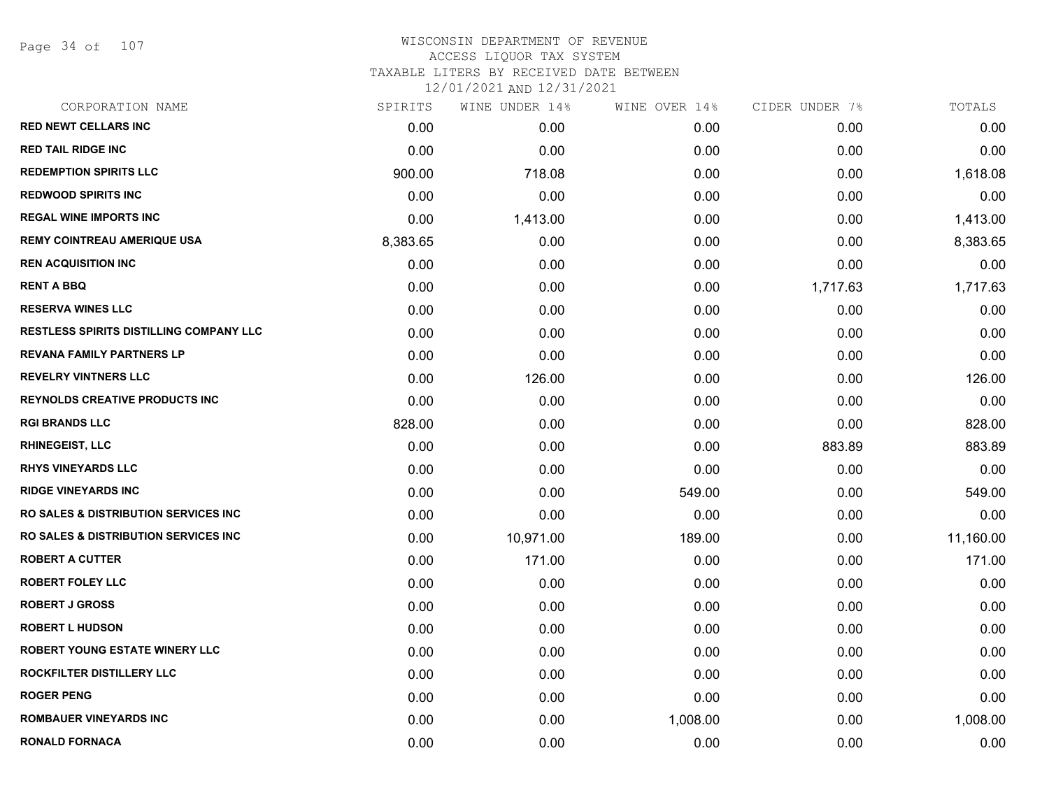WISCONSIN DEPARTMENT OF REVENUE
ACCESS LIQUOR TAX SYSTEM
TAXABLE LITERS BY RECEIVED DATE BETWEEN
12/01/2021 AND 12/31/2021

| CORPORATION NAME | SPIRITS | WINE UNDER 14% | WINE OVER 14% | CIDER UNDER 7% | TOTALS |
|---|---|---|---|---|---|
| RED NEWT CELLARS INC | 0.00 | 0.00 | 0.00 | 0.00 | 0.00 |
| RED TAIL RIDGE INC | 0.00 | 0.00 | 0.00 | 0.00 | 0.00 |
| REDEMPTION SPIRITS LLC | 900.00 | 718.08 | 0.00 | 0.00 | 1,618.08 |
| REDWOOD SPIRITS INC | 0.00 | 0.00 | 0.00 | 0.00 | 0.00 |
| REGAL WINE IMPORTS INC | 0.00 | 1,413.00 | 0.00 | 0.00 | 1,413.00 |
| REMY COINTREAU AMERIQUE USA | 8,383.65 | 0.00 | 0.00 | 0.00 | 8,383.65 |
| REN ACQUISITION INC | 0.00 | 0.00 | 0.00 | 0.00 | 0.00 |
| RENT A BBQ | 0.00 | 0.00 | 0.00 | 1,717.63 | 1,717.63 |
| RESERVA WINES LLC | 0.00 | 0.00 | 0.00 | 0.00 | 0.00 |
| RESTLESS SPIRITS DISTILLING COMPANY LLC | 0.00 | 0.00 | 0.00 | 0.00 | 0.00 |
| REVANA FAMILY PARTNERS LP | 0.00 | 0.00 | 0.00 | 0.00 | 0.00 |
| REVELRY VINTNERS LLC | 0.00 | 126.00 | 0.00 | 0.00 | 126.00 |
| REYNOLDS CREATIVE PRODUCTS INC | 0.00 | 0.00 | 0.00 | 0.00 | 0.00 |
| RGI BRANDS LLC | 828.00 | 0.00 | 0.00 | 0.00 | 828.00 |
| RHINEGEIST, LLC | 0.00 | 0.00 | 0.00 | 883.89 | 883.89 |
| RHYS VINEYARDS LLC | 0.00 | 0.00 | 0.00 | 0.00 | 0.00 |
| RIDGE VINEYARDS INC | 0.00 | 0.00 | 549.00 | 0.00 | 549.00 |
| RO SALES & DISTRIBUTION SERVICES INC | 0.00 | 0.00 | 0.00 | 0.00 | 0.00 |
| RO SALES & DISTRIBUTION SERVICES INC | 0.00 | 10,971.00 | 189.00 | 0.00 | 11,160.00 |
| ROBERT A CUTTER | 0.00 | 171.00 | 0.00 | 0.00 | 171.00 |
| ROBERT FOLEY LLC | 0.00 | 0.00 | 0.00 | 0.00 | 0.00 |
| ROBERT J GROSS | 0.00 | 0.00 | 0.00 | 0.00 | 0.00 |
| ROBERT L HUDSON | 0.00 | 0.00 | 0.00 | 0.00 | 0.00 |
| ROBERT YOUNG ESTATE WINERY LLC | 0.00 | 0.00 | 0.00 | 0.00 | 0.00 |
| ROCKFILTER DISTILLERY LLC | 0.00 | 0.00 | 0.00 | 0.00 | 0.00 |
| ROGER PENG | 0.00 | 0.00 | 0.00 | 0.00 | 0.00 |
| ROMBAUER VINEYARDS INC | 0.00 | 0.00 | 1,008.00 | 0.00 | 1,008.00 |
| RONALD FORNACA | 0.00 | 0.00 | 0.00 | 0.00 | 0.00 |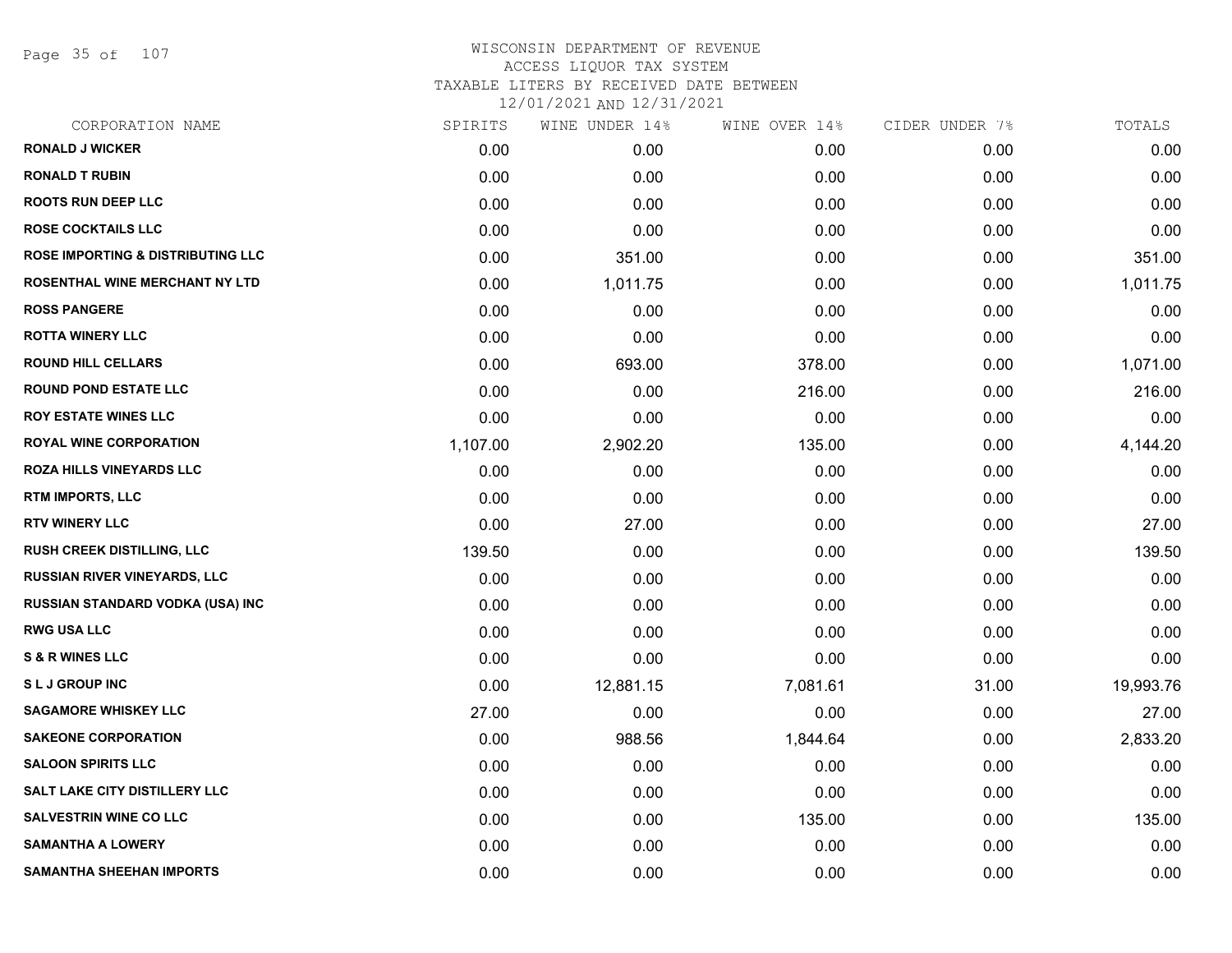# WISCONSIN DEPARTMENT OF REVENUE
## ACCESS LIQUOR TAX SYSTEM
### TAXABLE LITERS BY RECEIVED DATE BETWEEN 12/01/2021 AND 12/31/2021

| CORPORATION NAME | SPIRITS | WINE UNDER 14% | WINE OVER 14% | CIDER UNDER 7% | TOTALS |
|---|---|---|---|---|---|
| RONALD J WICKER | 0.00 | 0.00 | 0.00 | 0.00 | 0.00 |
| RONALD T RUBIN | 0.00 | 0.00 | 0.00 | 0.00 | 0.00 |
| ROOTS RUN DEEP LLC | 0.00 | 0.00 | 0.00 | 0.00 | 0.00 |
| ROSE COCKTAILS LLC | 0.00 | 0.00 | 0.00 | 0.00 | 0.00 |
| ROSE IMPORTING & DISTRIBUTING LLC | 0.00 | 351.00 | 0.00 | 0.00 | 351.00 |
| ROSENTHAL WINE MERCHANT NY LTD | 0.00 | 1,011.75 | 0.00 | 0.00 | 1,011.75 |
| ROSS PANGERE | 0.00 | 0.00 | 0.00 | 0.00 | 0.00 |
| ROTTA WINERY LLC | 0.00 | 0.00 | 0.00 | 0.00 | 0.00 |
| ROUND HILL CELLARS | 0.00 | 693.00 | 378.00 | 0.00 | 1,071.00 |
| ROUND POND ESTATE LLC | 0.00 | 0.00 | 216.00 | 0.00 | 216.00 |
| ROY ESTATE WINES LLC | 0.00 | 0.00 | 0.00 | 0.00 | 0.00 |
| ROYAL WINE CORPORATION | 1,107.00 | 2,902.20 | 135.00 | 0.00 | 4,144.20 |
| ROZA HILLS VINEYARDS LLC | 0.00 | 0.00 | 0.00 | 0.00 | 0.00 |
| RTM IMPORTS, LLC | 0.00 | 0.00 | 0.00 | 0.00 | 0.00 |
| RTV WINERY LLC | 0.00 | 27.00 | 0.00 | 0.00 | 27.00 |
| RUSH CREEK DISTILLING, LLC | 139.50 | 0.00 | 0.00 | 0.00 | 139.50 |
| RUSSIAN RIVER VINEYARDS, LLC | 0.00 | 0.00 | 0.00 | 0.00 | 0.00 |
| RUSSIAN STANDARD VODKA (USA) INC | 0.00 | 0.00 | 0.00 | 0.00 | 0.00 |
| RWG USA LLC | 0.00 | 0.00 | 0.00 | 0.00 | 0.00 |
| S & R WINES LLC | 0.00 | 0.00 | 0.00 | 0.00 | 0.00 |
| S L J GROUP INC | 0.00 | 12,881.15 | 7,081.61 | 31.00 | 19,993.76 |
| SAGAMORE WHISKEY LLC | 27.00 | 0.00 | 0.00 | 0.00 | 27.00 |
| SAKEONE CORPORATION | 0.00 | 988.56 | 1,844.64 | 0.00 | 2,833.20 |
| SALOON SPIRITS LLC | 0.00 | 0.00 | 0.00 | 0.00 | 0.00 |
| SALT LAKE CITY DISTILLERY LLC | 0.00 | 0.00 | 0.00 | 0.00 | 0.00 |
| SALVESTRIN WINE CO LLC | 0.00 | 0.00 | 135.00 | 0.00 | 135.00 |
| SAMANTHA A LOWERY | 0.00 | 0.00 | 0.00 | 0.00 | 0.00 |
| SAMANTHA SHEEHAN IMPORTS | 0.00 | 0.00 | 0.00 | 0.00 | 0.00 |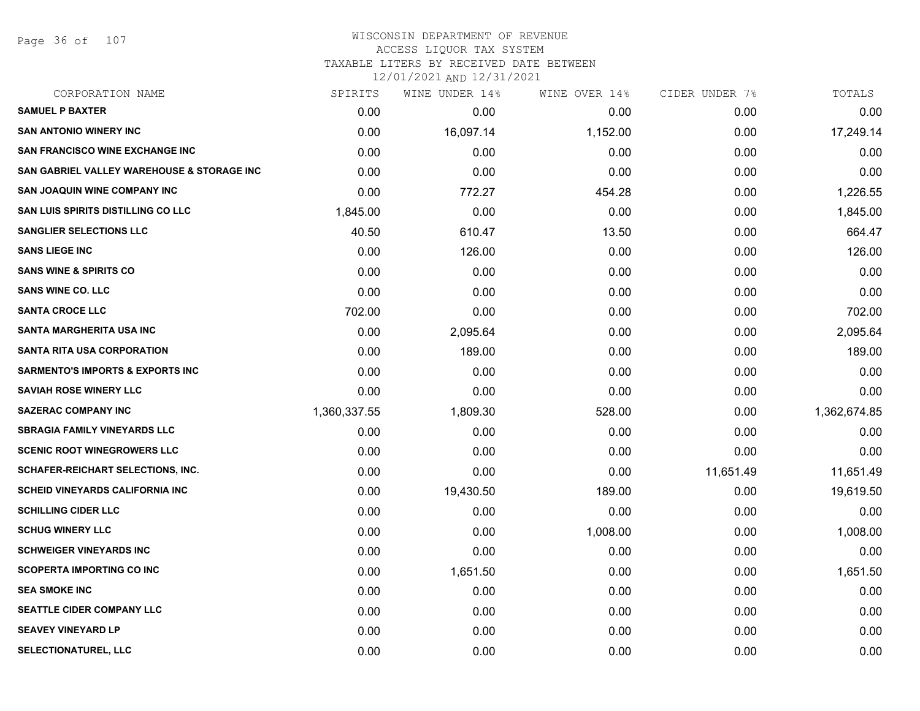# WISCONSIN DEPARTMENT OF REVENUE
## ACCESS LIQUOR TAX SYSTEM
## TAXABLE LITERS BY RECEIVED DATE BETWEEN 12/01/2021 AND 12/31/2021

| CORPORATION NAME | SPIRITS | WINE UNDER 14% | WINE OVER 14% | CIDER UNDER 7% | TOTALS |
|---|---|---|---|---|---|
| SAMUEL P BAXTER | 0.00 | 0.00 | 0.00 | 0.00 | 0.00 |
| SAN ANTONIO WINERY INC | 0.00 | 16,097.14 | 1,152.00 | 0.00 | 17,249.14 |
| SAN FRANCISCO WINE EXCHANGE INC | 0.00 | 0.00 | 0.00 | 0.00 | 0.00 |
| SAN GABRIEL VALLEY WAREHOUSE & STORAGE INC | 0.00 | 0.00 | 0.00 | 0.00 | 0.00 |
| SAN JOAQUIN WINE COMPANY INC | 0.00 | 772.27 | 454.28 | 0.00 | 1,226.55 |
| SAN LUIS SPIRITS DISTILLING CO LLC | 1,845.00 | 0.00 | 0.00 | 0.00 | 1,845.00 |
| SANGLIER SELECTIONS LLC | 40.50 | 610.47 | 13.50 | 0.00 | 664.47 |
| SANS LIEGE INC | 0.00 | 126.00 | 0.00 | 0.00 | 126.00 |
| SANS WINE & SPIRITS CO | 0.00 | 0.00 | 0.00 | 0.00 | 0.00 |
| SANS WINE CO. LLC | 0.00 | 0.00 | 0.00 | 0.00 | 0.00 |
| SANTA CROCE LLC | 702.00 | 0.00 | 0.00 | 0.00 | 702.00 |
| SANTA MARGHERITA USA INC | 0.00 | 2,095.64 | 0.00 | 0.00 | 2,095.64 |
| SANTA RITA USA CORPORATION | 0.00 | 189.00 | 0.00 | 0.00 | 189.00 |
| SARMENTO'S IMPORTS & EXPORTS INC | 0.00 | 0.00 | 0.00 | 0.00 | 0.00 |
| SAVIAH ROSE WINERY LLC | 0.00 | 0.00 | 0.00 | 0.00 | 0.00 |
| SAZERAC COMPANY INC | 1,360,337.55 | 1,809.30 | 528.00 | 0.00 | 1,362,674.85 |
| SBRAGIA FAMILY VINEYARDS LLC | 0.00 | 0.00 | 0.00 | 0.00 | 0.00 |
| SCENIC ROOT WINEGROWERS LLC | 0.00 | 0.00 | 0.00 | 0.00 | 0.00 |
| SCHAFER-REICHART SELECTIONS, INC. | 0.00 | 0.00 | 0.00 | 11,651.49 | 11,651.49 |
| SCHEID VINEYARDS CALIFORNIA INC | 0.00 | 19,430.50 | 189.00 | 0.00 | 19,619.50 |
| SCHILLING CIDER LLC | 0.00 | 0.00 | 0.00 | 0.00 | 0.00 |
| SCHUG WINERY LLC | 0.00 | 0.00 | 1,008.00 | 0.00 | 1,008.00 |
| SCHWEIGER VINEYARDS INC | 0.00 | 0.00 | 0.00 | 0.00 | 0.00 |
| SCOPERTA IMPORTING CO INC | 0.00 | 1,651.50 | 0.00 | 0.00 | 1,651.50 |
| SEA SMOKE INC | 0.00 | 0.00 | 0.00 | 0.00 | 0.00 |
| SEATTLE CIDER COMPANY LLC | 0.00 | 0.00 | 0.00 | 0.00 | 0.00 |
| SEAVEY VINEYARD LP | 0.00 | 0.00 | 0.00 | 0.00 | 0.00 |
| SELECTIONATUREL, LLC | 0.00 | 0.00 | 0.00 | 0.00 | 0.00 |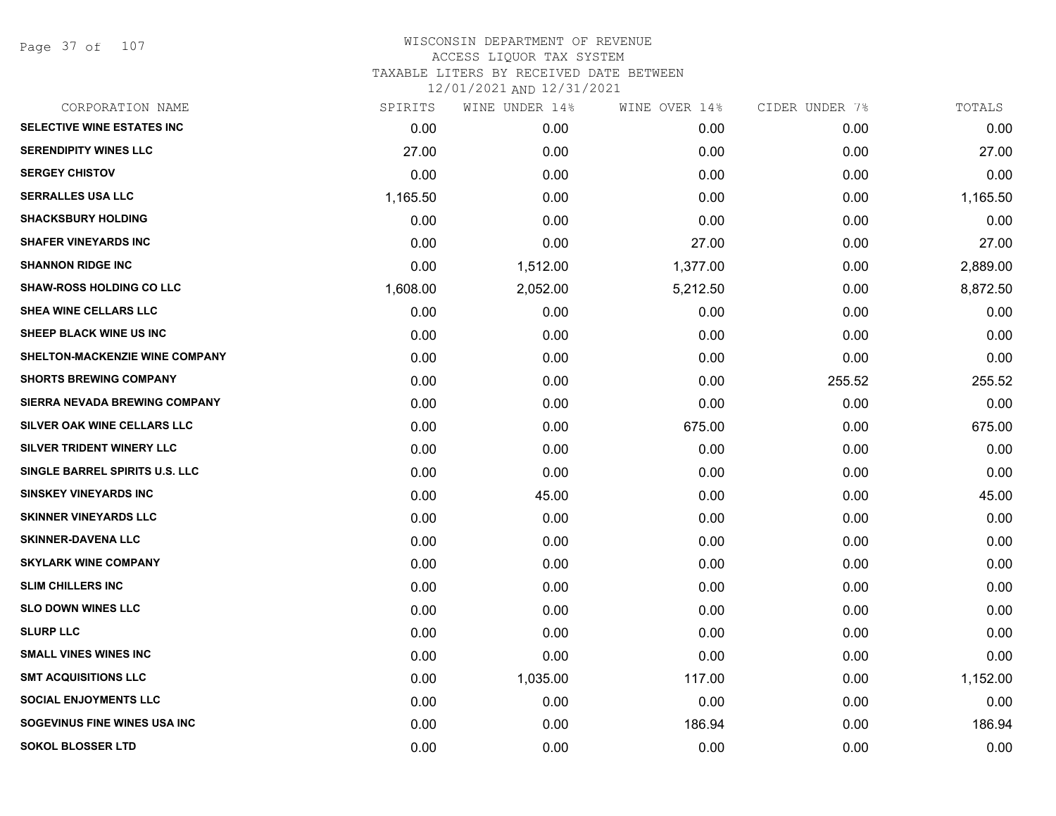WISCONSIN DEPARTMENT OF REVENUE
ACCESS LIQUOR TAX SYSTEM
TAXABLE LITERS BY RECEIVED DATE BETWEEN
12/01/2021 AND 12/31/2021

| CORPORATION NAME | SPIRITS | WINE UNDER 14% | WINE OVER 14% | CIDER UNDER 7% | TOTALS |
|---|---|---|---|---|---|
| SELECTIVE WINE ESTATES INC | 0.00 | 0.00 | 0.00 | 0.00 | 0.00 |
| SERENDIPITY WINES LLC | 27.00 | 0.00 | 0.00 | 0.00 | 27.00 |
| SERGEY CHISTOV | 0.00 | 0.00 | 0.00 | 0.00 | 0.00 |
| SERRALLES USA LLC | 1,165.50 | 0.00 | 0.00 | 0.00 | 1,165.50 |
| SHACKSBURY HOLDING | 0.00 | 0.00 | 0.00 | 0.00 | 0.00 |
| SHAFER VINEYARDS INC | 0.00 | 0.00 | 27.00 | 0.00 | 27.00 |
| SHANNON RIDGE INC | 0.00 | 1,512.00 | 1,377.00 | 0.00 | 2,889.00 |
| SHAW-ROSS HOLDING CO LLC | 1,608.00 | 2,052.00 | 5,212.50 | 0.00 | 8,872.50 |
| SHEA WINE CELLARS LLC | 0.00 | 0.00 | 0.00 | 0.00 | 0.00 |
| SHEEP BLACK WINE US INC | 0.00 | 0.00 | 0.00 | 0.00 | 0.00 |
| SHELTON-MACKENZIE WINE COMPANY | 0.00 | 0.00 | 0.00 | 0.00 | 0.00 |
| SHORTS BREWING COMPANY | 0.00 | 0.00 | 0.00 | 255.52 | 255.52 |
| SIERRA NEVADA BREWING COMPANY | 0.00 | 0.00 | 0.00 | 0.00 | 0.00 |
| SILVER OAK WINE CELLARS LLC | 0.00 | 0.00 | 675.00 | 0.00 | 675.00 |
| SILVER TRIDENT WINERY LLC | 0.00 | 0.00 | 0.00 | 0.00 | 0.00 |
| SINGLE BARREL SPIRITS U.S. LLC | 0.00 | 0.00 | 0.00 | 0.00 | 0.00 |
| SINSKEY VINEYARDS INC | 0.00 | 45.00 | 0.00 | 0.00 | 45.00 |
| SKINNER VINEYARDS LLC | 0.00 | 0.00 | 0.00 | 0.00 | 0.00 |
| SKINNER-DAVENA LLC | 0.00 | 0.00 | 0.00 | 0.00 | 0.00 |
| SKYLARK WINE COMPANY | 0.00 | 0.00 | 0.00 | 0.00 | 0.00 |
| SLIM CHILLERS INC | 0.00 | 0.00 | 0.00 | 0.00 | 0.00 |
| SLO DOWN WINES LLC | 0.00 | 0.00 | 0.00 | 0.00 | 0.00 |
| SLURP LLC | 0.00 | 0.00 | 0.00 | 0.00 | 0.00 |
| SMALL VINES WINES INC | 0.00 | 0.00 | 0.00 | 0.00 | 0.00 |
| SMT ACQUISITIONS LLC | 0.00 | 1,035.00 | 117.00 | 0.00 | 1,152.00 |
| SOCIAL ENJOYMENTS LLC | 0.00 | 0.00 | 0.00 | 0.00 | 0.00 |
| SOGEVINUS FINE WINES USA INC | 0.00 | 0.00 | 186.94 | 0.00 | 186.94 |
| SOKOL BLOSSER LTD | 0.00 | 0.00 | 0.00 | 0.00 | 0.00 |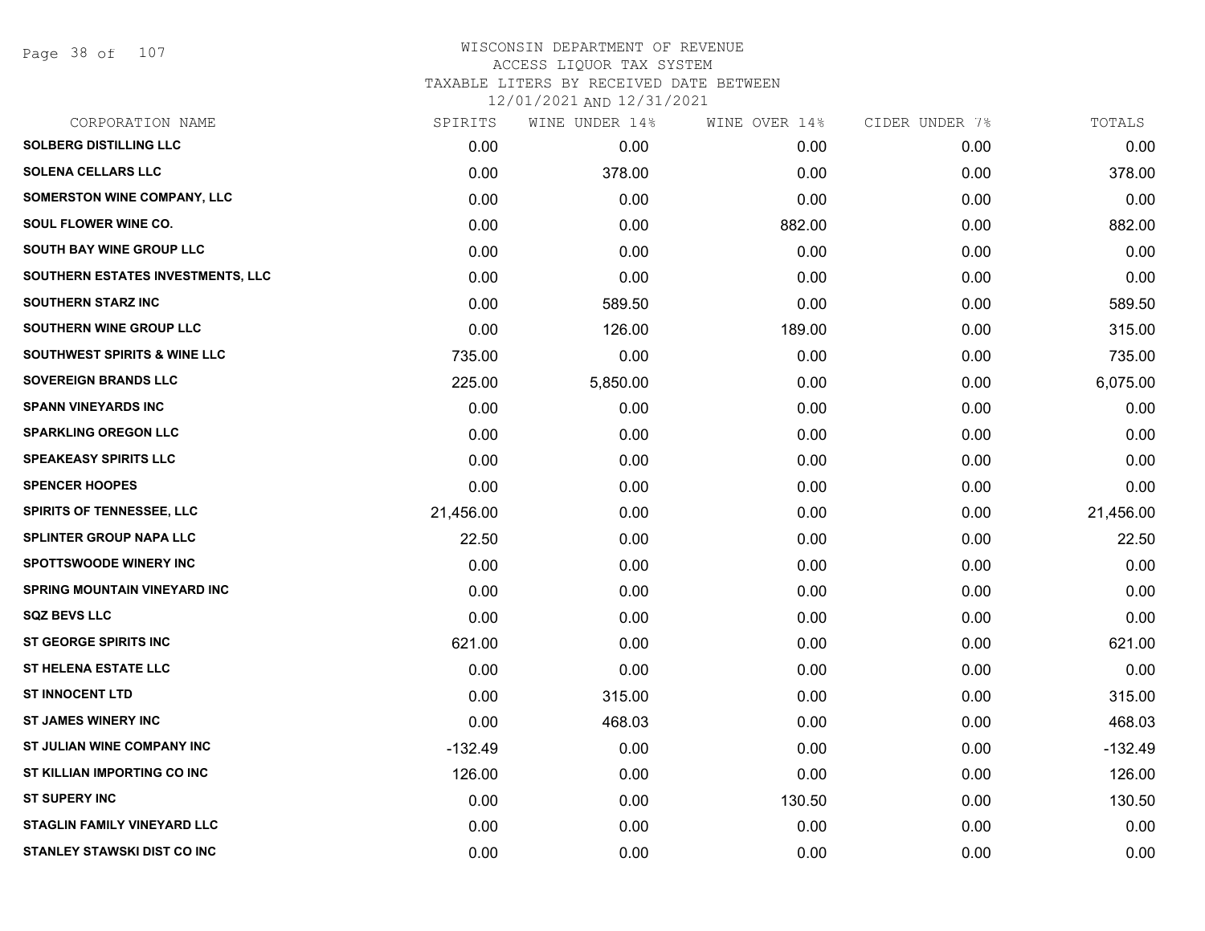WISCONSIN DEPARTMENT OF REVENUE
ACCESS LIQUOR TAX SYSTEM
TAXABLE LITERS BY RECEIVED DATE BETWEEN
12/01/2021 AND 12/31/2021

| CORPORATION NAME | SPIRITS | WINE UNDER 14% | WINE OVER 14% | CIDER UNDER 7% | TOTALS |
|---|---|---|---|---|---|
| SOLBERG DISTILLING LLC | 0.00 | 0.00 | 0.00 | 0.00 | 0.00 |
| SOLENA CELLARS LLC | 0.00 | 378.00 | 0.00 | 0.00 | 378.00 |
| SOMERSTON WINE COMPANY, LLC | 0.00 | 0.00 | 0.00 | 0.00 | 0.00 |
| SOUL FLOWER WINE CO. | 0.00 | 0.00 | 882.00 | 0.00 | 882.00 |
| SOUTH BAY WINE GROUP LLC | 0.00 | 0.00 | 0.00 | 0.00 | 0.00 |
| SOUTHERN ESTATES INVESTMENTS, LLC | 0.00 | 0.00 | 0.00 | 0.00 | 0.00 |
| SOUTHERN STARZ INC | 0.00 | 589.50 | 0.00 | 0.00 | 589.50 |
| SOUTHERN WINE GROUP LLC | 0.00 | 126.00 | 189.00 | 0.00 | 315.00 |
| SOUTHWEST SPIRITS & WINE LLC | 735.00 | 0.00 | 0.00 | 0.00 | 735.00 |
| SOVEREIGN BRANDS LLC | 225.00 | 5,850.00 | 0.00 | 0.00 | 6,075.00 |
| SPANN VINEYARDS INC | 0.00 | 0.00 | 0.00 | 0.00 | 0.00 |
| SPARKLING OREGON LLC | 0.00 | 0.00 | 0.00 | 0.00 | 0.00 |
| SPEAKEASY SPIRITS LLC | 0.00 | 0.00 | 0.00 | 0.00 | 0.00 |
| SPENCER HOOPES | 0.00 | 0.00 | 0.00 | 0.00 | 0.00 |
| SPIRITS OF TENNESSEE, LLC | 21,456.00 | 0.00 | 0.00 | 0.00 | 21,456.00 |
| SPLINTER GROUP NAPA LLC | 22.50 | 0.00 | 0.00 | 0.00 | 22.50 |
| SPOTTSWOODE WINERY INC | 0.00 | 0.00 | 0.00 | 0.00 | 0.00 |
| SPRING MOUNTAIN VINEYARD INC | 0.00 | 0.00 | 0.00 | 0.00 | 0.00 |
| SQZ BEVS LLC | 0.00 | 0.00 | 0.00 | 0.00 | 0.00 |
| ST GEORGE SPIRITS INC | 621.00 | 0.00 | 0.00 | 0.00 | 621.00 |
| ST HELENA ESTATE LLC | 0.00 | 0.00 | 0.00 | 0.00 | 0.00 |
| ST INNOCENT LTD | 0.00 | 315.00 | 0.00 | 0.00 | 315.00 |
| ST JAMES WINERY INC | 0.00 | 468.03 | 0.00 | 0.00 | 468.03 |
| ST JULIAN WINE COMPANY INC | -132.49 | 0.00 | 0.00 | 0.00 | -132.49 |
| ST KILLIAN IMPORTING CO INC | 126.00 | 0.00 | 0.00 | 0.00 | 126.00 |
| ST SUPERY INC | 0.00 | 0.00 | 130.50 | 0.00 | 130.50 |
| STAGLIN FAMILY VINEYARD LLC | 0.00 | 0.00 | 0.00 | 0.00 | 0.00 |
| STANLEY STAWSKI DIST CO INC | 0.00 | 0.00 | 0.00 | 0.00 | 0.00 |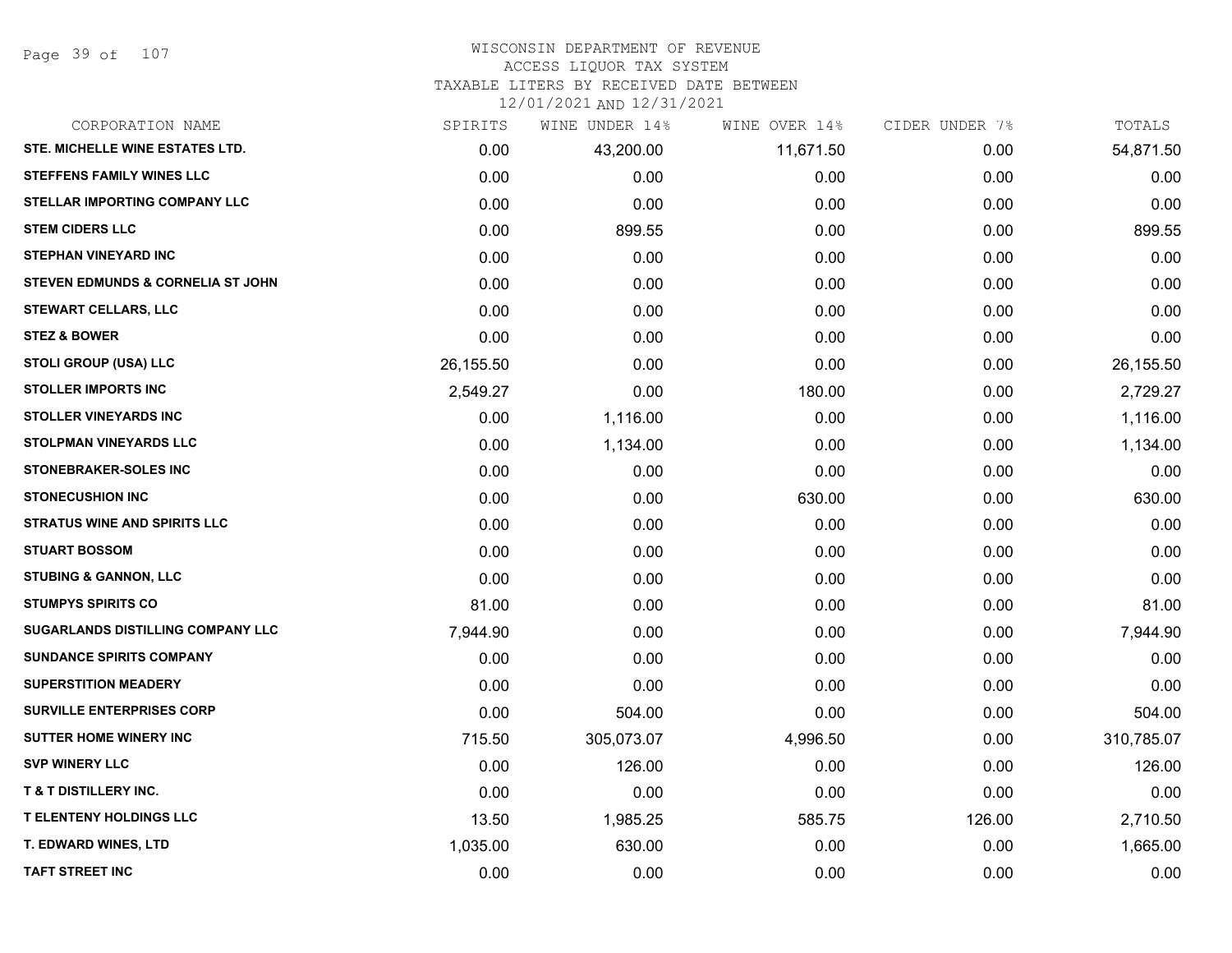# WISCONSIN DEPARTMENT OF REVENUE
## ACCESS LIQUOR TAX SYSTEM
### TAXABLE LITERS BY RECEIVED DATE BETWEEN 12/01/2021 AND 12/31/2021

| CORPORATION NAME | SPIRITS | WINE UNDER 14% | WINE OVER 14% | CIDER UNDER 7% | TOTALS |
|---|---|---|---|---|---|
| STE. MICHELLE WINE ESTATES LTD. | 0.00 | 43,200.00 | 11,671.50 | 0.00 | 54,871.50 |
| STEFFENS FAMILY WINES LLC | 0.00 | 0.00 | 0.00 | 0.00 | 0.00 |
| STELLAR IMPORTING COMPANY LLC | 0.00 | 0.00 | 0.00 | 0.00 | 0.00 |
| STEM CIDERS LLC | 0.00 | 899.55 | 0.00 | 0.00 | 899.55 |
| STEPHAN VINEYARD INC | 0.00 | 0.00 | 0.00 | 0.00 | 0.00 |
| STEVEN EDMUNDS & CORNELIA ST JOHN | 0.00 | 0.00 | 0.00 | 0.00 | 0.00 |
| STEWART CELLARS, LLC | 0.00 | 0.00 | 0.00 | 0.00 | 0.00 |
| STEZ & BOWER | 0.00 | 0.00 | 0.00 | 0.00 | 0.00 |
| STOLI GROUP (USA) LLC | 26,155.50 | 0.00 | 0.00 | 0.00 | 26,155.50 |
| STOLLER IMPORTS INC | 2,549.27 | 0.00 | 180.00 | 0.00 | 2,729.27 |
| STOLLER VINEYARDS INC | 0.00 | 1,116.00 | 0.00 | 0.00 | 1,116.00 |
| STOLPMAN VINEYARDS LLC | 0.00 | 1,134.00 | 0.00 | 0.00 | 1,134.00 |
| STONEBRAKER-SOLES INC | 0.00 | 0.00 | 0.00 | 0.00 | 0.00 |
| STONECUSHION INC | 0.00 | 0.00 | 630.00 | 0.00 | 630.00 |
| STRATUS WINE AND SPIRITS LLC | 0.00 | 0.00 | 0.00 | 0.00 | 0.00 |
| STUART BOSSOM | 0.00 | 0.00 | 0.00 | 0.00 | 0.00 |
| STUBING & GANNON, LLC | 0.00 | 0.00 | 0.00 | 0.00 | 0.00 |
| STUMPYS SPIRITS CO | 81.00 | 0.00 | 0.00 | 0.00 | 81.00 |
| SUGARLANDS DISTILLING COMPANY LLC | 7,944.90 | 0.00 | 0.00 | 0.00 | 7,944.90 |
| SUNDANCE SPIRITS COMPANY | 0.00 | 0.00 | 0.00 | 0.00 | 0.00 |
| SUPERSTITION MEADERY | 0.00 | 0.00 | 0.00 | 0.00 | 0.00 |
| SURVILLE ENTERPRISES CORP | 0.00 | 504.00 | 0.00 | 0.00 | 504.00 |
| SUTTER HOME WINERY INC | 715.50 | 305,073.07 | 4,996.50 | 0.00 | 310,785.07 |
| SVP WINERY LLC | 0.00 | 126.00 | 0.00 | 0.00 | 126.00 |
| T & T DISTILLERY INC. | 0.00 | 0.00 | 0.00 | 0.00 | 0.00 |
| T ELENTENY HOLDINGS LLC | 13.50 | 1,985.25 | 585.75 | 126.00 | 2,710.50 |
| T. EDWARD WINES, LTD | 1,035.00 | 630.00 | 0.00 | 0.00 | 1,665.00 |
| TAFT STREET INC | 0.00 | 0.00 | 0.00 | 0.00 | 0.00 |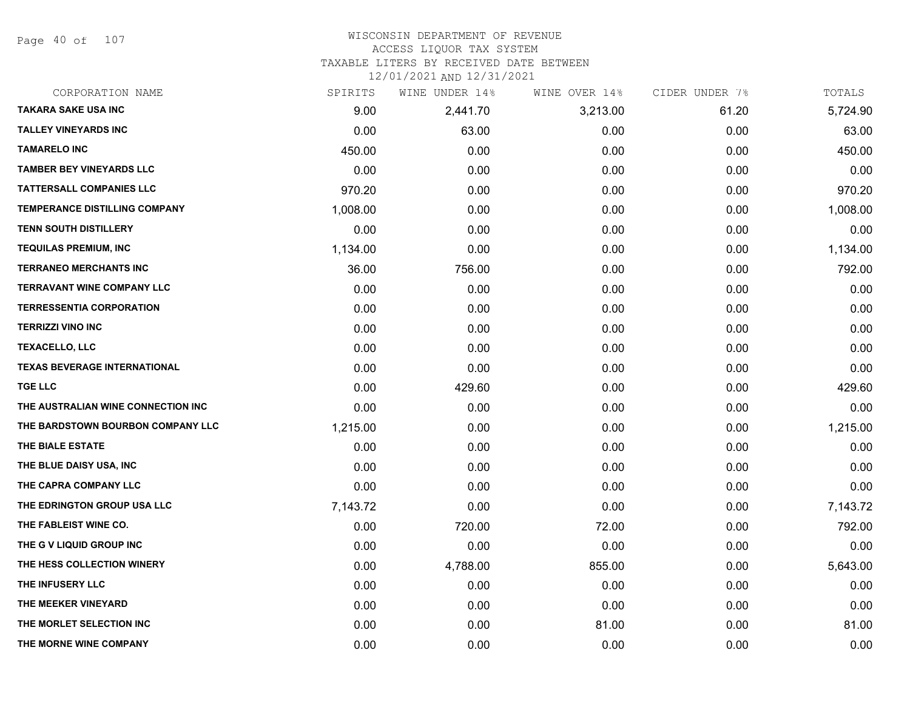WISCONSIN DEPARTMENT OF REVENUE
ACCESS LIQUOR TAX SYSTEM
TAXABLE LITERS BY RECEIVED DATE BETWEEN
12/01/2021 AND 12/31/2021

| CORPORATION NAME | SPIRITS | WINE UNDER 14% | WINE OVER 14% | CIDER UNDER 7% | TOTALS |
|---|---|---|---|---|---|
| TAKARA SAKE USA INC | 9.00 | 2,441.70 | 3,213.00 | 61.20 | 5,724.90 |
| TALLEY VINEYARDS INC | 0.00 | 63.00 | 0.00 | 0.00 | 63.00 |
| TAMARELO INC | 450.00 | 0.00 | 0.00 | 0.00 | 450.00 |
| TAMBER BEY VINEYARDS LLC | 0.00 | 0.00 | 0.00 | 0.00 | 0.00 |
| TATTERSALL COMPANIES LLC | 970.20 | 0.00 | 0.00 | 0.00 | 970.20 |
| TEMPERANCE DISTILLING COMPANY | 1,008.00 | 0.00 | 0.00 | 0.00 | 1,008.00 |
| TENN SOUTH DISTILLERY | 0.00 | 0.00 | 0.00 | 0.00 | 0.00 |
| TEQUILAS PREMIUM, INC | 1,134.00 | 0.00 | 0.00 | 0.00 | 1,134.00 |
| TERRANEO MERCHANTS INC | 36.00 | 756.00 | 0.00 | 0.00 | 792.00 |
| TERRAVANT WINE COMPANY LLC | 0.00 | 0.00 | 0.00 | 0.00 | 0.00 |
| TERRESSENTIA CORPORATION | 0.00 | 0.00 | 0.00 | 0.00 | 0.00 |
| TERRIZZI VINO INC | 0.00 | 0.00 | 0.00 | 0.00 | 0.00 |
| TEXACELLO, LLC | 0.00 | 0.00 | 0.00 | 0.00 | 0.00 |
| TEXAS BEVERAGE INTERNATIONAL | 0.00 | 0.00 | 0.00 | 0.00 | 0.00 |
| TGE LLC | 0.00 | 429.60 | 0.00 | 0.00 | 429.60 |
| THE AUSTRALIAN WINE CONNECTION INC | 0.00 | 0.00 | 0.00 | 0.00 | 0.00 |
| THE BARDSTOWN BOURBON COMPANY LLC | 1,215.00 | 0.00 | 0.00 | 0.00 | 1,215.00 |
| THE BIALE ESTATE | 0.00 | 0.00 | 0.00 | 0.00 | 0.00 |
| THE BLUE DAISY USA, INC | 0.00 | 0.00 | 0.00 | 0.00 | 0.00 |
| THE CAPRA COMPANY LLC | 0.00 | 0.00 | 0.00 | 0.00 | 0.00 |
| THE EDRINGTON GROUP USA LLC | 7,143.72 | 0.00 | 0.00 | 0.00 | 7,143.72 |
| THE FABLEIST WINE CO. | 0.00 | 720.00 | 72.00 | 0.00 | 792.00 |
| THE G V LIQUID GROUP INC | 0.00 | 0.00 | 0.00 | 0.00 | 0.00 |
| THE HESS COLLECTION WINERY | 0.00 | 4,788.00 | 855.00 | 0.00 | 5,643.00 |
| THE INFUSERY LLC | 0.00 | 0.00 | 0.00 | 0.00 | 0.00 |
| THE MEEKER VINEYARD | 0.00 | 0.00 | 0.00 | 0.00 | 0.00 |
| THE MORLET SELECTION INC | 0.00 | 0.00 | 81.00 | 0.00 | 81.00 |
| THE MORNE WINE COMPANY | 0.00 | 0.00 | 0.00 | 0.00 | 0.00 |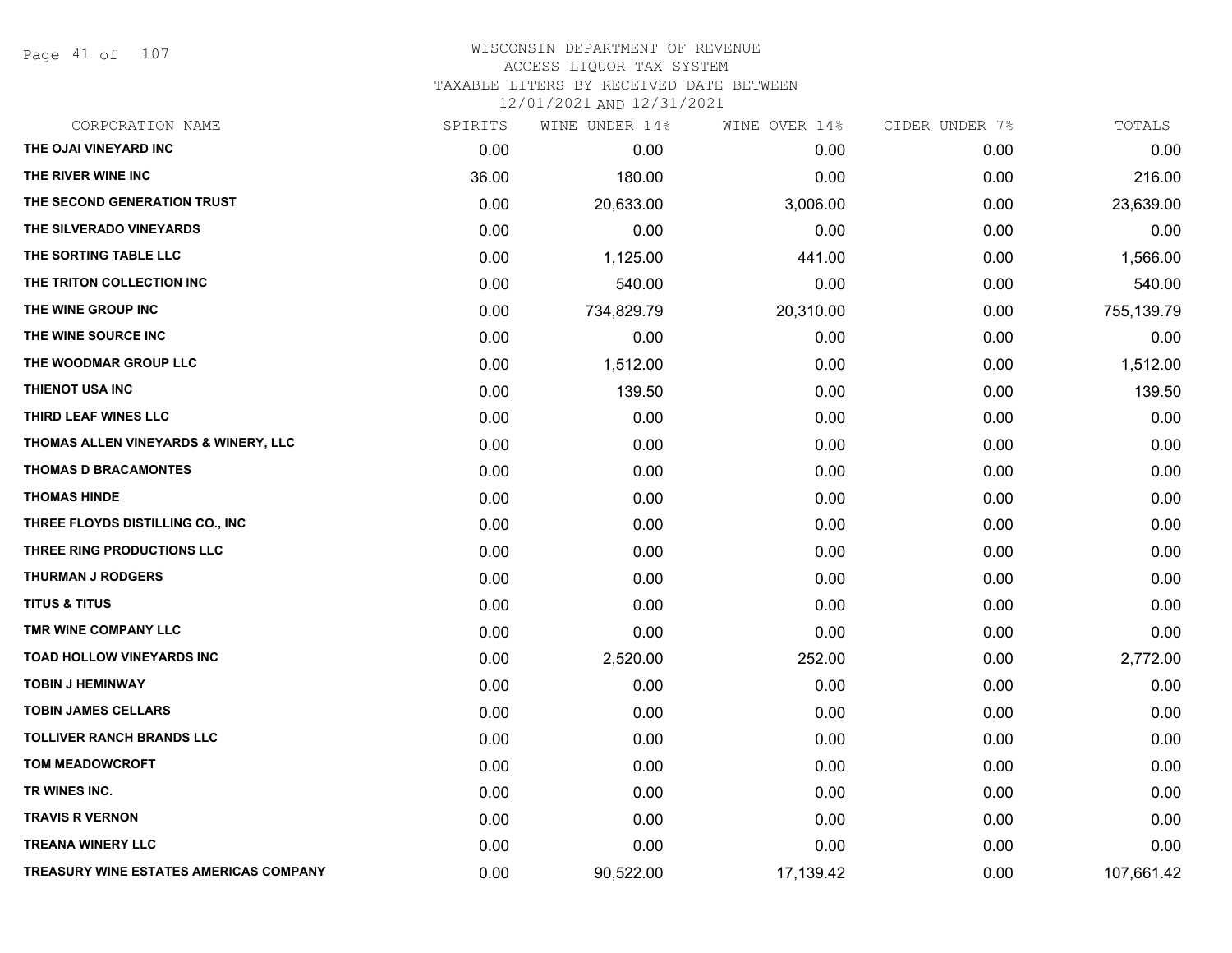# WISCONSIN DEPARTMENT OF REVENUE
## ACCESS LIQUOR TAX SYSTEM
## TAXABLE LITERS BY RECEIVED DATE BETWEEN 12/01/2021 AND 12/31/2021

| CORPORATION NAME | SPIRITS | WINE UNDER 14% | WINE OVER 14% | CIDER UNDER 7% | TOTALS |
|---|---|---|---|---|---|
| THE OJAI VINEYARD INC | 0.00 | 0.00 | 0.00 | 0.00 | 0.00 |
| THE RIVER WINE INC | 36.00 | 180.00 | 0.00 | 0.00 | 216.00 |
| THE SECOND GENERATION TRUST | 0.00 | 20,633.00 | 3,006.00 | 0.00 | 23,639.00 |
| THE SILVERADO VINEYARDS | 0.00 | 0.00 | 0.00 | 0.00 | 0.00 |
| THE SORTING TABLE LLC | 0.00 | 1,125.00 | 441.00 | 0.00 | 1,566.00 |
| THE TRITON COLLECTION INC | 0.00 | 540.00 | 0.00 | 0.00 | 540.00 |
| THE WINE GROUP INC | 0.00 | 734,829.79 | 20,310.00 | 0.00 | 755,139.79 |
| THE WINE SOURCE INC | 0.00 | 0.00 | 0.00 | 0.00 | 0.00 |
| THE WOODMAR GROUP LLC | 0.00 | 1,512.00 | 0.00 | 0.00 | 1,512.00 |
| THIENOT USA INC | 0.00 | 139.50 | 0.00 | 0.00 | 139.50 |
| THIRD LEAF WINES LLC | 0.00 | 0.00 | 0.00 | 0.00 | 0.00 |
| THOMAS ALLEN VINEYARDS & WINERY, LLC | 0.00 | 0.00 | 0.00 | 0.00 | 0.00 |
| THOMAS D BRACAMONTES | 0.00 | 0.00 | 0.00 | 0.00 | 0.00 |
| THOMAS HINDE | 0.00 | 0.00 | 0.00 | 0.00 | 0.00 |
| THREE FLOYDS DISTILLING CO., INC | 0.00 | 0.00 | 0.00 | 0.00 | 0.00 |
| THREE RING PRODUCTIONS LLC | 0.00 | 0.00 | 0.00 | 0.00 | 0.00 |
| THURMAN J RODGERS | 0.00 | 0.00 | 0.00 | 0.00 | 0.00 |
| TITUS & TITUS | 0.00 | 0.00 | 0.00 | 0.00 | 0.00 |
| TMR WINE COMPANY LLC | 0.00 | 0.00 | 0.00 | 0.00 | 0.00 |
| TOAD HOLLOW VINEYARDS INC | 0.00 | 2,520.00 | 252.00 | 0.00 | 2,772.00 |
| TOBIN J HEMINWAY | 0.00 | 0.00 | 0.00 | 0.00 | 0.00 |
| TOBIN JAMES CELLARS | 0.00 | 0.00 | 0.00 | 0.00 | 0.00 |
| TOLLIVER RANCH BRANDS LLC | 0.00 | 0.00 | 0.00 | 0.00 | 0.00 |
| TOM MEADOWCROFT | 0.00 | 0.00 | 0.00 | 0.00 | 0.00 |
| TR WINES INC. | 0.00 | 0.00 | 0.00 | 0.00 | 0.00 |
| TRAVIS R VERNON | 0.00 | 0.00 | 0.00 | 0.00 | 0.00 |
| TREANA WINERY LLC | 0.00 | 0.00 | 0.00 | 0.00 | 0.00 |
| TREASURY WINE ESTATES AMERICAS COMPANY | 0.00 | 90,522.00 | 17,139.42 | 0.00 | 107,661.42 |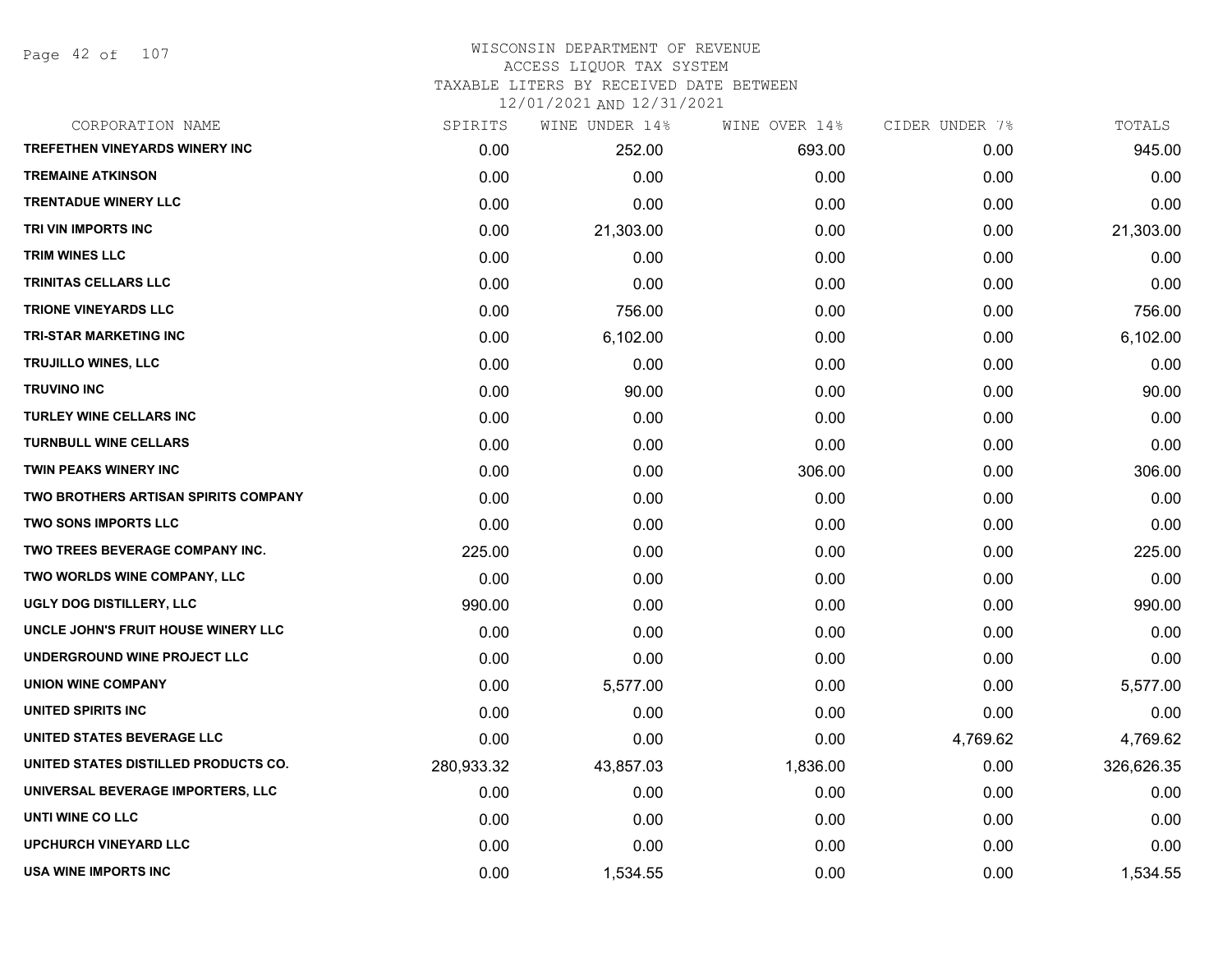WISCONSIN DEPARTMENT OF REVENUE
ACCESS LIQUOR TAX SYSTEM
TAXABLE LITERS BY RECEIVED DATE BETWEEN
12/01/2021 AND 12/31/2021

| CORPORATION NAME | SPIRITS | WINE UNDER 14% | WINE OVER 14% | CIDER UNDER 7% | TOTALS |
|---|---|---|---|---|---|
| TREFETHEN VINEYARDS WINERY INC | 0.00 | 252.00 | 693.00 | 0.00 | 945.00 |
| TREMAINE ATKINSON | 0.00 | 0.00 | 0.00 | 0.00 | 0.00 |
| TRENTADUE WINERY LLC | 0.00 | 0.00 | 0.00 | 0.00 | 0.00 |
| TRI VIN IMPORTS INC | 0.00 | 21,303.00 | 0.00 | 0.00 | 21,303.00 |
| TRIM WINES LLC | 0.00 | 0.00 | 0.00 | 0.00 | 0.00 |
| TRINITAS CELLARS LLC | 0.00 | 0.00 | 0.00 | 0.00 | 0.00 |
| TRIONE VINEYARDS LLC | 0.00 | 756.00 | 0.00 | 0.00 | 756.00 |
| TRI-STAR MARKETING INC | 0.00 | 6,102.00 | 0.00 | 0.00 | 6,102.00 |
| TRUJILLO WINES, LLC | 0.00 | 0.00 | 0.00 | 0.00 | 0.00 |
| TRUVINO INC | 0.00 | 90.00 | 0.00 | 0.00 | 90.00 |
| TURLEY WINE CELLARS INC | 0.00 | 0.00 | 0.00 | 0.00 | 0.00 |
| TURNBULL WINE CELLARS | 0.00 | 0.00 | 0.00 | 0.00 | 0.00 |
| TWIN PEAKS WINERY INC | 0.00 | 0.00 | 306.00 | 0.00 | 306.00 |
| TWO BROTHERS ARTISAN SPIRITS COMPANY | 0.00 | 0.00 | 0.00 | 0.00 | 0.00 |
| TWO SONS IMPORTS LLC | 0.00 | 0.00 | 0.00 | 0.00 | 0.00 |
| TWO TREES BEVERAGE COMPANY INC. | 225.00 | 0.00 | 0.00 | 0.00 | 225.00 |
| TWO WORLDS WINE COMPANY, LLC | 0.00 | 0.00 | 0.00 | 0.00 | 0.00 |
| UGLY DOG DISTILLERY, LLC | 990.00 | 0.00 | 0.00 | 0.00 | 990.00 |
| UNCLE JOHN'S FRUIT HOUSE WINERY LLC | 0.00 | 0.00 | 0.00 | 0.00 | 0.00 |
| UNDERGROUND WINE PROJECT LLC | 0.00 | 0.00 | 0.00 | 0.00 | 0.00 |
| UNION WINE COMPANY | 0.00 | 5,577.00 | 0.00 | 0.00 | 5,577.00 |
| UNITED SPIRITS INC | 0.00 | 0.00 | 0.00 | 0.00 | 0.00 |
| UNITED STATES BEVERAGE LLC | 0.00 | 0.00 | 0.00 | 4,769.62 | 4,769.62 |
| UNITED STATES DISTILLED PRODUCTS CO. | 280,933.32 | 43,857.03 | 1,836.00 | 0.00 | 326,626.35 |
| UNIVERSAL BEVERAGE IMPORTERS, LLC | 0.00 | 0.00 | 0.00 | 0.00 | 0.00 |
| UNTI WINE CO LLC | 0.00 | 0.00 | 0.00 | 0.00 | 0.00 |
| UPCHURCH VINEYARD LLC | 0.00 | 0.00 | 0.00 | 0.00 | 0.00 |
| USA WINE IMPORTS INC | 0.00 | 1,534.55 | 0.00 | 0.00 | 1,534.55 |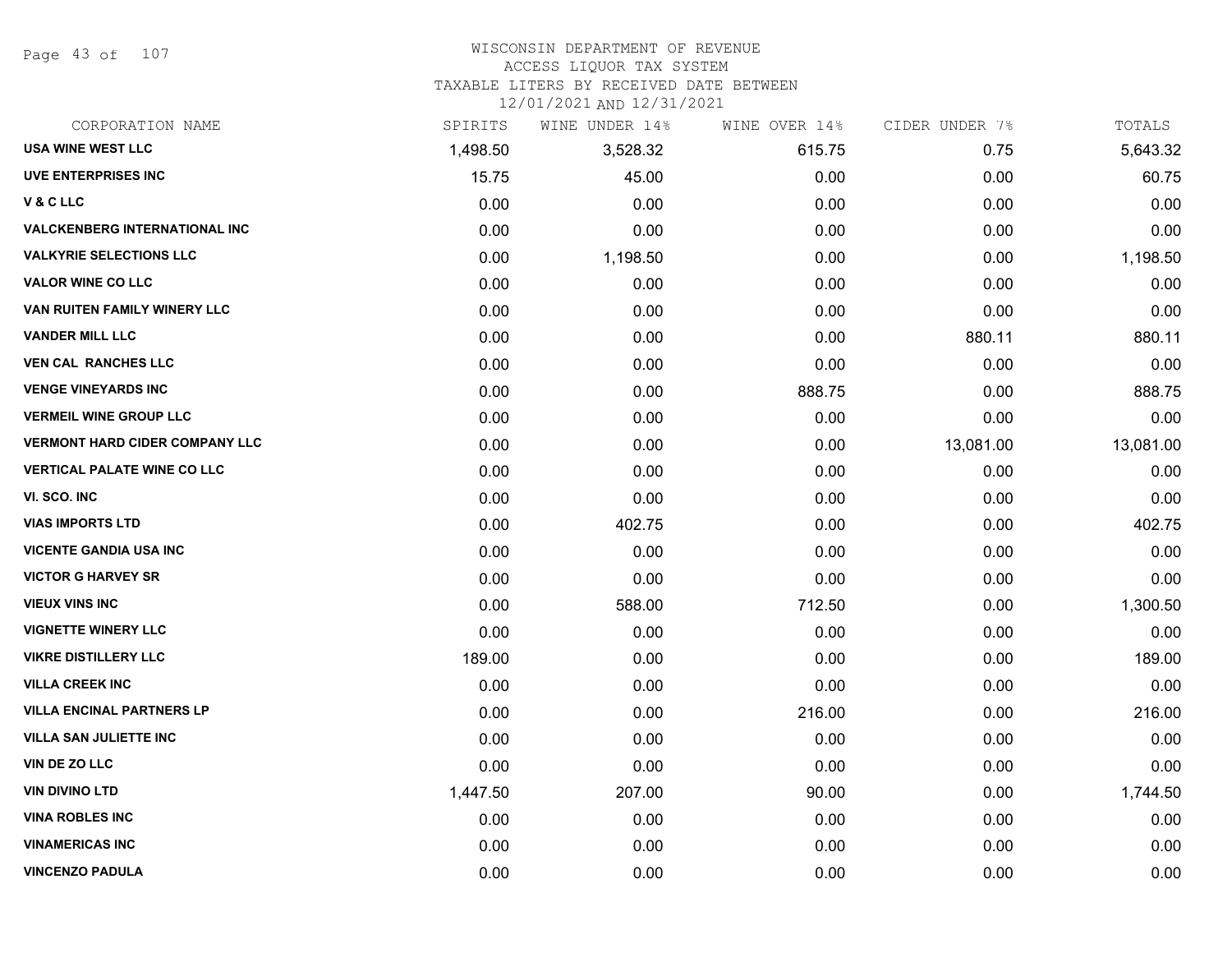# WISCONSIN DEPARTMENT OF REVENUE
ACCESS LIQUOR TAX SYSTEM
TAXABLE LITERS BY RECEIVED DATE BETWEEN
12/01/2021 AND 12/31/2021

| CORPORATION NAME | SPIRITS | WINE UNDER 14% | WINE OVER 14% | CIDER UNDER 7% | TOTALS |
|---|---|---|---|---|---|
| USA WINE WEST LLC | 1,498.50 | 3,528.32 | 615.75 | 0.75 | 5,643.32 |
| UVE ENTERPRISES INC | 15.75 | 45.00 | 0.00 | 0.00 | 60.75 |
| V & C LLC | 0.00 | 0.00 | 0.00 | 0.00 | 0.00 |
| VALCKENBERG INTERNATIONAL INC | 0.00 | 0.00 | 0.00 | 0.00 | 0.00 |
| VALKYRIE SELECTIONS LLC | 0.00 | 1,198.50 | 0.00 | 0.00 | 1,198.50 |
| VALOR WINE CO LLC | 0.00 | 0.00 | 0.00 | 0.00 | 0.00 |
| VAN RUITEN FAMILY WINERY LLC | 0.00 | 0.00 | 0.00 | 0.00 | 0.00 |
| VANDER MILL LLC | 0.00 | 0.00 | 0.00 | 880.11 | 880.11 |
| VEN CAL RANCHES LLC | 0.00 | 0.00 | 0.00 | 0.00 | 0.00 |
| VENGE VINEYARDS INC | 0.00 | 0.00 | 888.75 | 0.00 | 888.75 |
| VERMEIL WINE GROUP LLC | 0.00 | 0.00 | 0.00 | 0.00 | 0.00 |
| VERMONT HARD CIDER COMPANY LLC | 0.00 | 0.00 | 0.00 | 13,081.00 | 13,081.00 |
| VERTICAL PALATE WINE CO LLC | 0.00 | 0.00 | 0.00 | 0.00 | 0.00 |
| VI. SCO. INC | 0.00 | 0.00 | 0.00 | 0.00 | 0.00 |
| VIAS IMPORTS LTD | 0.00 | 402.75 | 0.00 | 0.00 | 402.75 |
| VICENTE GANDIA USA INC | 0.00 | 0.00 | 0.00 | 0.00 | 0.00 |
| VICTOR G HARVEY SR | 0.00 | 0.00 | 0.00 | 0.00 | 0.00 |
| VIEUX VINS INC | 0.00 | 588.00 | 712.50 | 0.00 | 1,300.50 |
| VIGNETTE WINERY LLC | 0.00 | 0.00 | 0.00 | 0.00 | 0.00 |
| VIKRE DISTILLERY LLC | 189.00 | 0.00 | 0.00 | 0.00 | 189.00 |
| VILLA CREEK INC | 0.00 | 0.00 | 0.00 | 0.00 | 0.00 |
| VILLA ENCINAL PARTNERS LP | 0.00 | 0.00 | 216.00 | 0.00 | 216.00 |
| VILLA SAN JULIETTE INC | 0.00 | 0.00 | 0.00 | 0.00 | 0.00 |
| VIN DE ZO LLC | 0.00 | 0.00 | 0.00 | 0.00 | 0.00 |
| VIN DIVINO LTD | 1,447.50 | 207.00 | 90.00 | 0.00 | 1,744.50 |
| VINA ROBLES INC | 0.00 | 0.00 | 0.00 | 0.00 | 0.00 |
| VINAMERICAS INC | 0.00 | 0.00 | 0.00 | 0.00 | 0.00 |
| VINCENZO PADULA | 0.00 | 0.00 | 0.00 | 0.00 | 0.00 |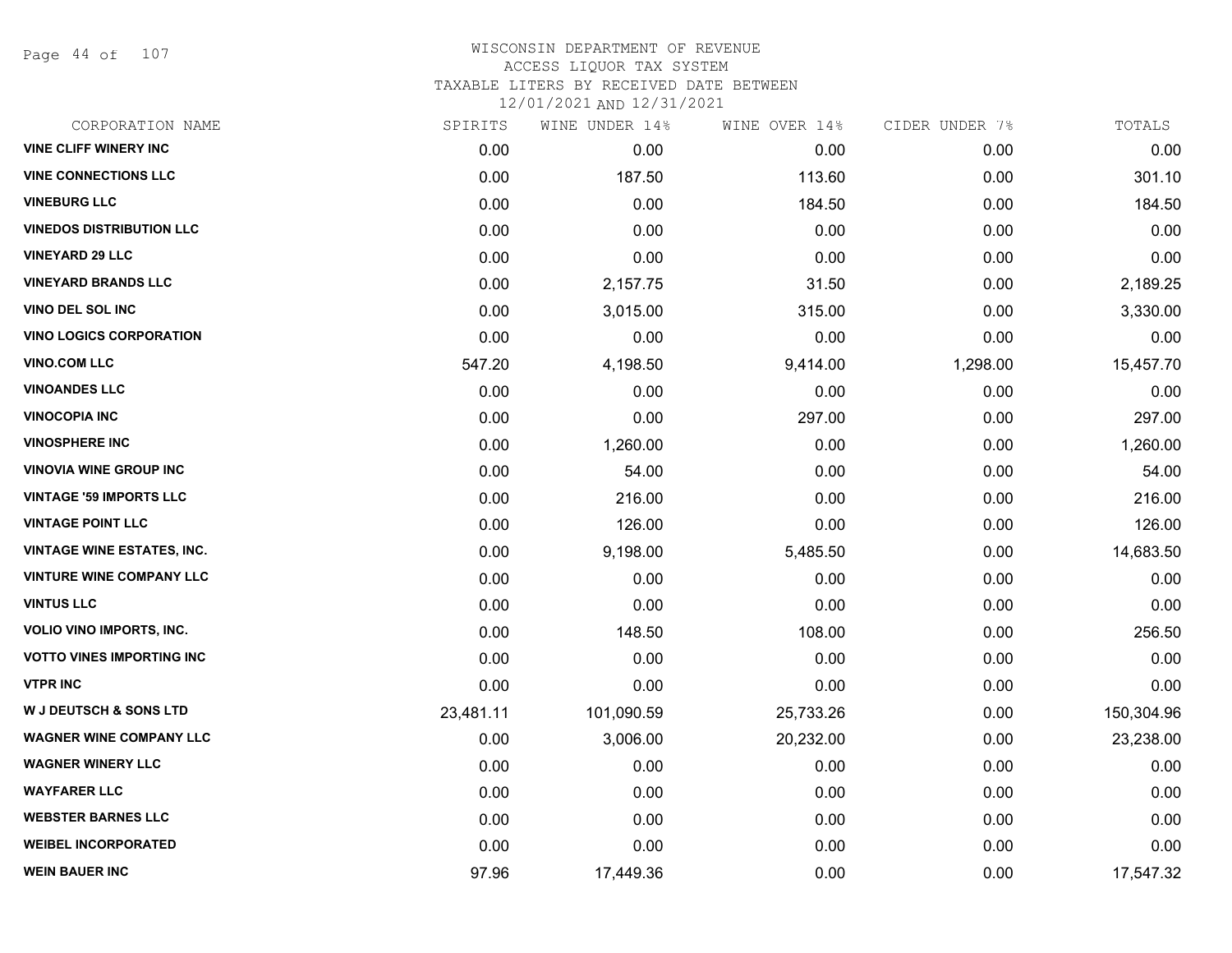WISCONSIN DEPARTMENT OF REVENUE
ACCESS LIQUOR TAX SYSTEM
TAXABLE LITERS BY RECEIVED DATE BETWEEN
12/01/2021 AND 12/31/2021

| CORPORATION NAME | SPIRITS | WINE UNDER 14% | WINE OVER 14% | CIDER UNDER 7% | TOTALS |
|---|---|---|---|---|---|
| VINE CLIFF WINERY INC | 0.00 | 0.00 | 0.00 | 0.00 | 0.00 |
| VINE CONNECTIONS LLC | 0.00 | 187.50 | 113.60 | 0.00 | 301.10 |
| VINEBURG LLC | 0.00 | 0.00 | 184.50 | 0.00 | 184.50 |
| VINEDOS DISTRIBUTION LLC | 0.00 | 0.00 | 0.00 | 0.00 | 0.00 |
| VINEYARD 29 LLC | 0.00 | 0.00 | 0.00 | 0.00 | 0.00 |
| VINEYARD BRANDS LLC | 0.00 | 2,157.75 | 31.50 | 0.00 | 2,189.25 |
| VINO DEL SOL INC | 0.00 | 3,015.00 | 315.00 | 0.00 | 3,330.00 |
| VINO LOGICS CORPORATION | 0.00 | 0.00 | 0.00 | 0.00 | 0.00 |
| VINO.COM LLC | 547.20 | 4,198.50 | 9,414.00 | 1,298.00 | 15,457.70 |
| VINOANDES LLC | 0.00 | 0.00 | 0.00 | 0.00 | 0.00 |
| VINOCOPIA INC | 0.00 | 0.00 | 297.00 | 0.00 | 297.00 |
| VINOSPHERE INC | 0.00 | 1,260.00 | 0.00 | 0.00 | 1,260.00 |
| VINOVIA WINE GROUP INC | 0.00 | 54.00 | 0.00 | 0.00 | 54.00 |
| VINTAGE '59 IMPORTS LLC | 0.00 | 216.00 | 0.00 | 0.00 | 216.00 |
| VINTAGE POINT LLC | 0.00 | 126.00 | 0.00 | 0.00 | 126.00 |
| VINTAGE WINE ESTATES, INC. | 0.00 | 9,198.00 | 5,485.50 | 0.00 | 14,683.50 |
| VINTURE WINE COMPANY LLC | 0.00 | 0.00 | 0.00 | 0.00 | 0.00 |
| VINTUS LLC | 0.00 | 0.00 | 0.00 | 0.00 | 0.00 |
| VOLIO VINO IMPORTS, INC. | 0.00 | 148.50 | 108.00 | 0.00 | 256.50 |
| VOTTO VINES IMPORTING INC | 0.00 | 0.00 | 0.00 | 0.00 | 0.00 |
| VTPR INC | 0.00 | 0.00 | 0.00 | 0.00 | 0.00 |
| W J DEUTSCH & SONS LTD | 23,481.11 | 101,090.59 | 25,733.26 | 0.00 | 150,304.96 |
| WAGNER WINE COMPANY LLC | 0.00 | 3,006.00 | 20,232.00 | 0.00 | 23,238.00 |
| WAGNER WINERY LLC | 0.00 | 0.00 | 0.00 | 0.00 | 0.00 |
| WAYFARER LLC | 0.00 | 0.00 | 0.00 | 0.00 | 0.00 |
| WEBSTER BARNES LLC | 0.00 | 0.00 | 0.00 | 0.00 | 0.00 |
| WEIBEL INCORPORATED | 0.00 | 0.00 | 0.00 | 0.00 | 0.00 |
| WEIN BAUER INC | 97.96 | 17,449.36 | 0.00 | 0.00 | 17,547.32 |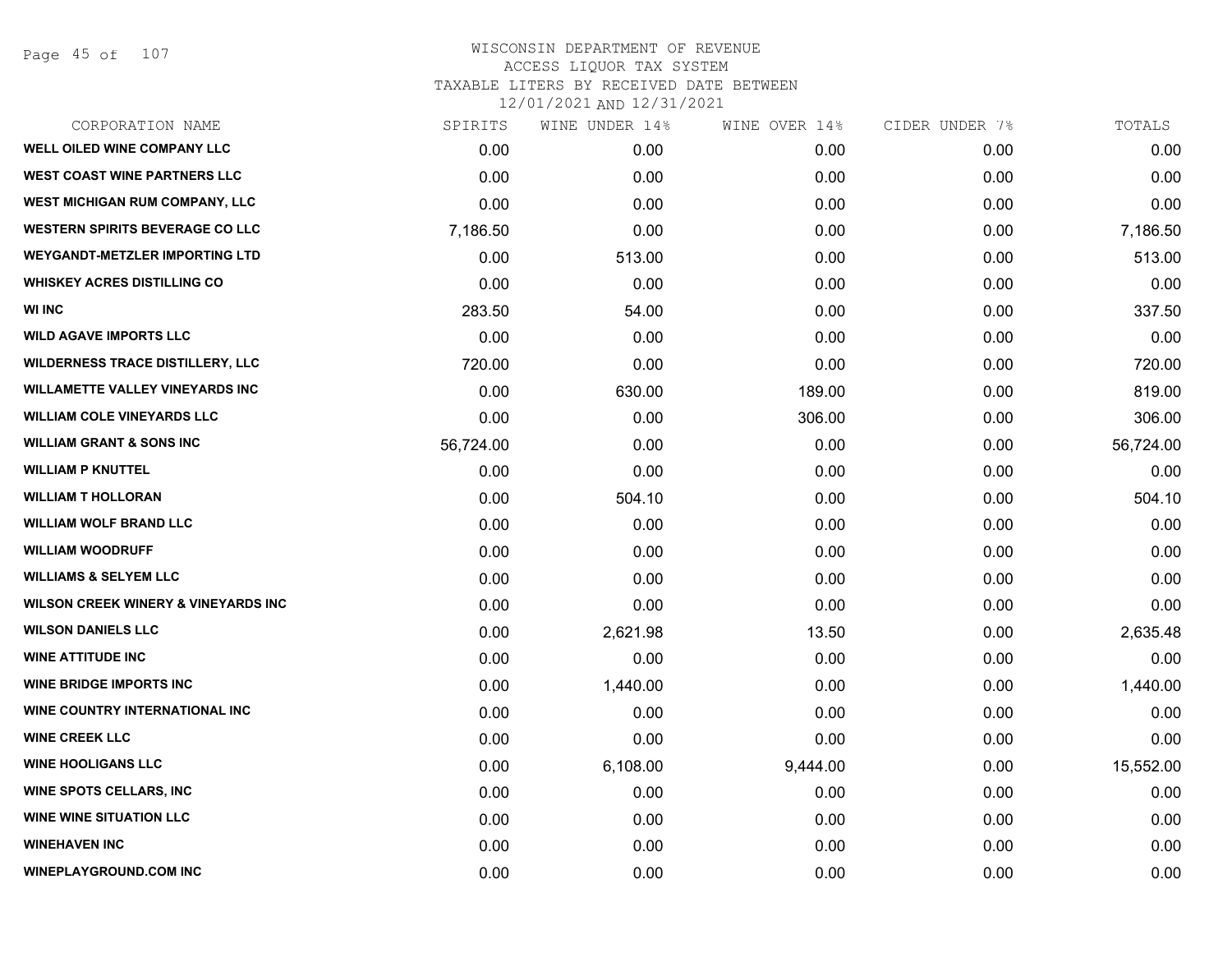WISCONSIN DEPARTMENT OF REVENUE
ACCESS LIQUOR TAX SYSTEM
TAXABLE LITERS BY RECEIVED DATE BETWEEN
12/01/2021 AND 12/31/2021

| CORPORATION NAME | SPIRITS | WINE UNDER 14% | WINE OVER 14% | CIDER UNDER 7% | TOTALS |
|---|---|---|---|---|---|
| WELL OILED WINE COMPANY LLC | 0.00 | 0.00 | 0.00 | 0.00 | 0.00 |
| WEST COAST WINE PARTNERS LLC | 0.00 | 0.00 | 0.00 | 0.00 | 0.00 |
| WEST MICHIGAN RUM COMPANY, LLC | 0.00 | 0.00 | 0.00 | 0.00 | 0.00 |
| WESTERN SPIRITS BEVERAGE CO LLC | 7,186.50 | 0.00 | 0.00 | 0.00 | 7,186.50 |
| WEYGANDT-METZLER IMPORTING LTD | 0.00 | 513.00 | 0.00 | 0.00 | 513.00 |
| WHISKEY ACRES DISTILLING CO | 0.00 | 0.00 | 0.00 | 0.00 | 0.00 |
| WI INC | 283.50 | 54.00 | 0.00 | 0.00 | 337.50 |
| WILD AGAVE IMPORTS LLC | 0.00 | 0.00 | 0.00 | 0.00 | 0.00 |
| WILDERNESS TRACE DISTILLERY, LLC | 720.00 | 0.00 | 0.00 | 0.00 | 720.00 |
| WILLAMETTE VALLEY VINEYARDS INC | 0.00 | 630.00 | 189.00 | 0.00 | 819.00 |
| WILLIAM COLE VINEYARDS LLC | 0.00 | 0.00 | 306.00 | 0.00 | 306.00 |
| WILLIAM GRANT & SONS INC | 56,724.00 | 0.00 | 0.00 | 0.00 | 56,724.00 |
| WILLIAM P KNUTTEL | 0.00 | 0.00 | 0.00 | 0.00 | 0.00 |
| WILLIAM T HOLLORAN | 0.00 | 504.10 | 0.00 | 0.00 | 504.10 |
| WILLIAM WOLF BRAND LLC | 0.00 | 0.00 | 0.00 | 0.00 | 0.00 |
| WILLIAM WOODRUFF | 0.00 | 0.00 | 0.00 | 0.00 | 0.00 |
| WILLIAMS & SELYEM LLC | 0.00 | 0.00 | 0.00 | 0.00 | 0.00 |
| WILSON CREEK WINERY & VINEYARDS INC | 0.00 | 0.00 | 0.00 | 0.00 | 0.00 |
| WILSON DANIELS LLC | 0.00 | 2,621.98 | 13.50 | 0.00 | 2,635.48 |
| WINE ATTITUDE INC | 0.00 | 0.00 | 0.00 | 0.00 | 0.00 |
| WINE BRIDGE IMPORTS INC | 0.00 | 1,440.00 | 0.00 | 0.00 | 1,440.00 |
| WINE COUNTRY INTERNATIONAL INC | 0.00 | 0.00 | 0.00 | 0.00 | 0.00 |
| WINE CREEK LLC | 0.00 | 0.00 | 0.00 | 0.00 | 0.00 |
| WINE HOOLIGANS LLC | 0.00 | 6,108.00 | 9,444.00 | 0.00 | 15,552.00 |
| WINE SPOTS CELLARS, INC | 0.00 | 0.00 | 0.00 | 0.00 | 0.00 |
| WINE WINE SITUATION LLC | 0.00 | 0.00 | 0.00 | 0.00 | 0.00 |
| WINEHAVEN INC | 0.00 | 0.00 | 0.00 | 0.00 | 0.00 |
| WINEPLAYGROUND.COM INC | 0.00 | 0.00 | 0.00 | 0.00 | 0.00 |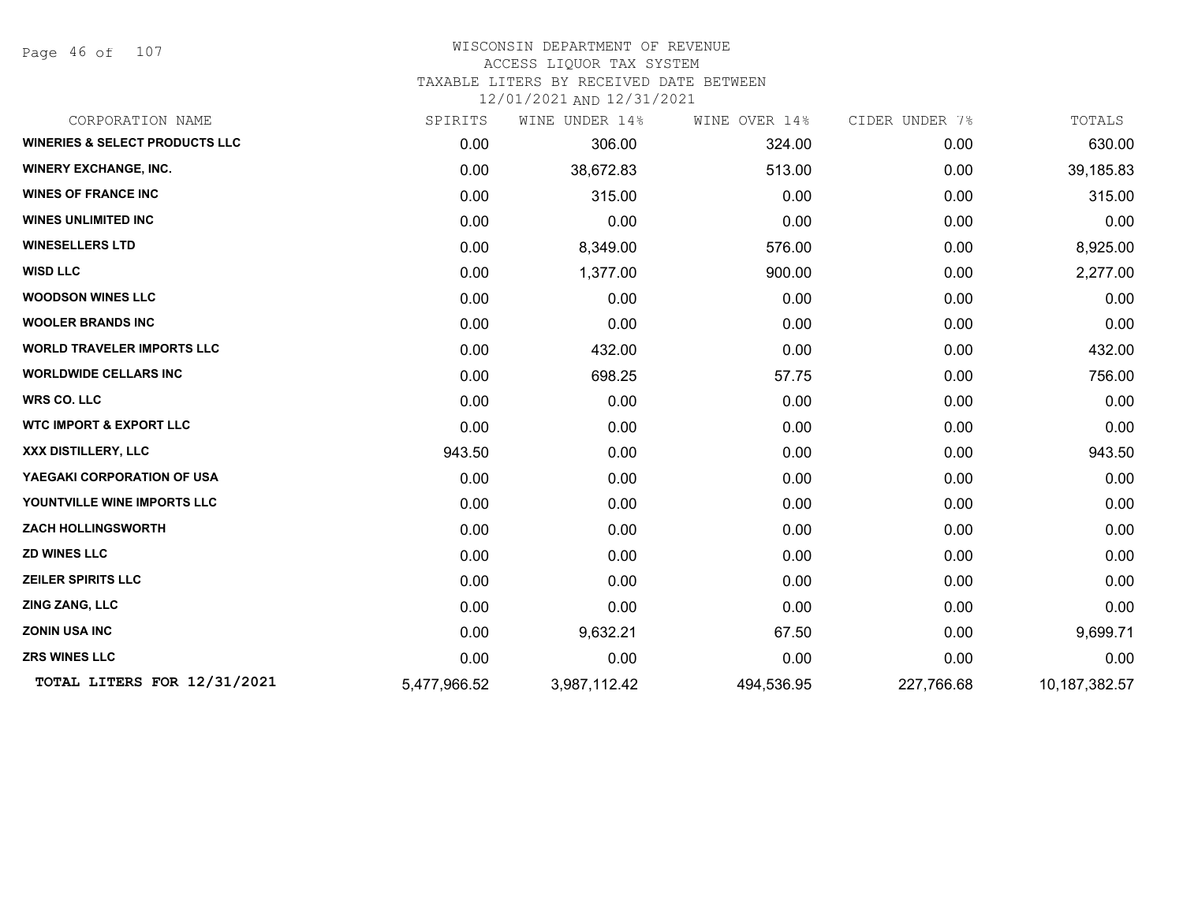WISCONSIN DEPARTMENT OF REVENUE
ACCESS LIQUOR TAX SYSTEM
TAXABLE LITERS BY RECEIVED DATE BETWEEN
12/01/2021 AND 12/31/2021

| CORPORATION NAME | SPIRITS | WINE UNDER 14% | WINE OVER 14% | CIDER UNDER 7% | TOTALS |
|---|---|---|---|---|---|
| **WINERIES & SELECT PRODUCTS LLC** | 0.00 | 306.00 | 324.00 | 0.00 | 630.00 |
| **WINERY EXCHANGE, INC.** | 0.00 | 38,672.83 | 513.00 | 0.00 | 39,185.83 |
| **WINES OF FRANCE INC** | 0.00 | 315.00 | 0.00 | 0.00 | 315.00 |
| **WINES UNLIMITED INC** | 0.00 | 0.00 | 0.00 | 0.00 | 0.00 |
| **WINESELLERS LTD** | 0.00 | 8,349.00 | 576.00 | 0.00 | 8,925.00 |
| **WISD LLC** | 0.00 | 1,377.00 | 900.00 | 0.00 | 2,277.00 |
| **WOODSON WINES LLC** | 0.00 | 0.00 | 0.00 | 0.00 | 0.00 |
| **WOOLER BRANDS INC** | 0.00 | 0.00 | 0.00 | 0.00 | 0.00 |
| **WORLD TRAVELER IMPORTS LLC** | 0.00 | 432.00 | 0.00 | 0.00 | 432.00 |
| **WORLDWIDE CELLARS INC** | 0.00 | 698.25 | 57.75 | 0.00 | 756.00 |
| **WRS CO. LLC** | 0.00 | 0.00 | 0.00 | 0.00 | 0.00 |
| **WTC IMPORT & EXPORT LLC** | 0.00 | 0.00 | 0.00 | 0.00 | 0.00 |
| **XXX DISTILLERY, LLC** | 943.50 | 0.00 | 0.00 | 0.00 | 943.50 |
| **YAEGAKI CORPORATION OF USA** | 0.00 | 0.00 | 0.00 | 0.00 | 0.00 |
| **YOUNTVILLE WINE IMPORTS LLC** | 0.00 | 0.00 | 0.00 | 0.00 | 0.00 |
| **ZACH HOLLINGSWORTH** | 0.00 | 0.00 | 0.00 | 0.00 | 0.00 |
| **ZD WINES LLC** | 0.00 | 0.00 | 0.00 | 0.00 | 0.00 |
| **ZEILER SPIRITS LLC** | 0.00 | 0.00 | 0.00 | 0.00 | 0.00 |
| **ZING ZANG, LLC** | 0.00 | 0.00 | 0.00 | 0.00 | 0.00 |
| **ZONIN USA INC** | 0.00 | 9,632.21 | 67.50 | 0.00 | 9,699.71 |
| **ZRS WINES LLC** | 0.00 | 0.00 | 0.00 | 0.00 | 0.00 |
| **TOTAL LITERS FOR 12/31/2021** | 5,477,966.52 | 3,987,112.42 | 494,536.95 | 227,766.68 | 10,187,382.57 |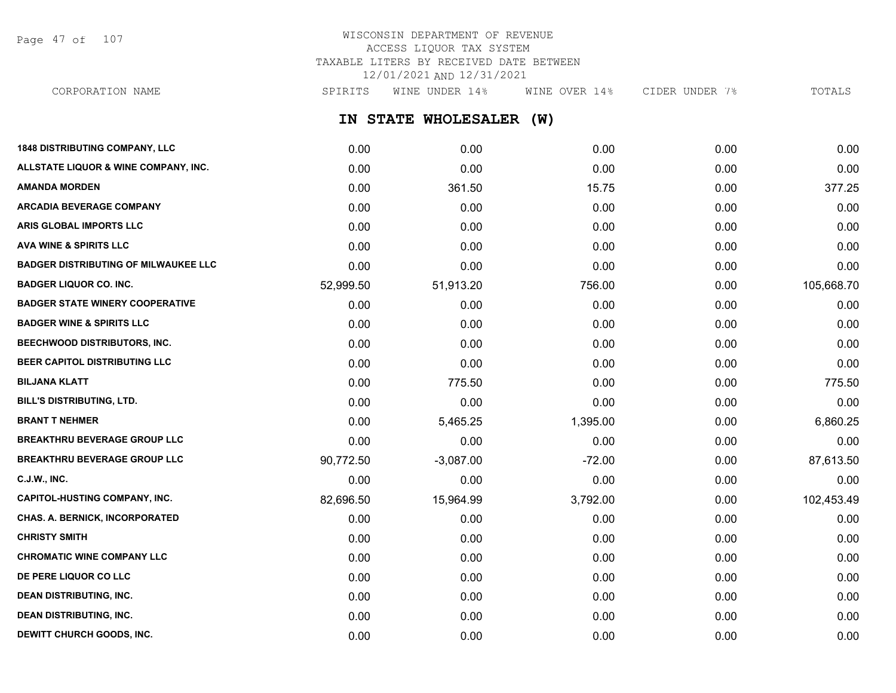# WISCONSIN DEPARTMENT OF REVENUE
## ACCESS LIQUOR TAX SYSTEM
## TAXABLE LITERS BY RECEIVED DATE BETWEEN 12/01/2021 AND 12/31/2021

## IN STATE WHOLESALER (W)

| CORPORATION NAME | SPIRITS | WINE UNDER 14% | WINE OVER 14% | CIDER UNDER 7% | TOTALS |
|---|---|---|---|---|---|
| 1848 DISTRIBUTING COMPANY, LLC | 0.00 | 0.00 | 0.00 | 0.00 | 0.00 |
| ALLSTATE LIQUOR & WINE COMPANY, INC. | 0.00 | 0.00 | 0.00 | 0.00 | 0.00 |
| AMANDA MORDEN | 0.00 | 361.50 | 15.75 | 0.00 | 377.25 |
| ARCADIA BEVERAGE COMPANY | 0.00 | 0.00 | 0.00 | 0.00 | 0.00 |
| ARIS GLOBAL IMPORTS LLC | 0.00 | 0.00 | 0.00 | 0.00 | 0.00 |
| AVA WINE & SPIRITS LLC | 0.00 | 0.00 | 0.00 | 0.00 | 0.00 |
| BADGER DISTRIBUTING OF MILWAUKEE LLC | 0.00 | 0.00 | 0.00 | 0.00 | 0.00 |
| BADGER LIQUOR CO. INC. | 52,999.50 | 51,913.20 | 756.00 | 0.00 | 105,668.70 |
| BADGER STATE WINERY COOPERATIVE | 0.00 | 0.00 | 0.00 | 0.00 | 0.00 |
| BADGER WINE & SPIRITS LLC | 0.00 | 0.00 | 0.00 | 0.00 | 0.00 |
| BEECHWOOD DISTRIBUTORS, INC. | 0.00 | 0.00 | 0.00 | 0.00 | 0.00 |
| BEER CAPITOL DISTRIBUTING LLC | 0.00 | 0.00 | 0.00 | 0.00 | 0.00 |
| BILJANA KLATT | 0.00 | 775.50 | 0.00 | 0.00 | 775.50 |
| BILL'S DISTRIBUTING, LTD. | 0.00 | 0.00 | 0.00 | 0.00 | 0.00 |
| BRANT T NEHMER | 0.00 | 5,465.25 | 1,395.00 | 0.00 | 6,860.25 |
| BREAKTHRU BEVERAGE GROUP LLC | 0.00 | 0.00 | 0.00 | 0.00 | 0.00 |
| BREAKTHRU BEVERAGE GROUP LLC | 90,772.50 | -3,087.00 | -72.00 | 0.00 | 87,613.50 |
| C.J.W., INC. | 0.00 | 0.00 | 0.00 | 0.00 | 0.00 |
| CAPITOL-HUSTING COMPANY, INC. | 82,696.50 | 15,964.99 | 3,792.00 | 0.00 | 102,453.49 |
| CHAS. A. BERNICK, INCORPORATED | 0.00 | 0.00 | 0.00 | 0.00 | 0.00 |
| CHRISTY SMITH | 0.00 | 0.00 | 0.00 | 0.00 | 0.00 |
| CHROMATIC WINE COMPANY LLC | 0.00 | 0.00 | 0.00 | 0.00 | 0.00 |
| DE PERE LIQUOR CO LLC | 0.00 | 0.00 | 0.00 | 0.00 | 0.00 |
| DEAN DISTRIBUTING, INC. | 0.00 | 0.00 | 0.00 | 0.00 | 0.00 |
| DEAN DISTRIBUTING, INC. | 0.00 | 0.00 | 0.00 | 0.00 | 0.00 |
| DEWITT CHURCH GOODS, INC. | 0.00 | 0.00 | 0.00 | 0.00 | 0.00 |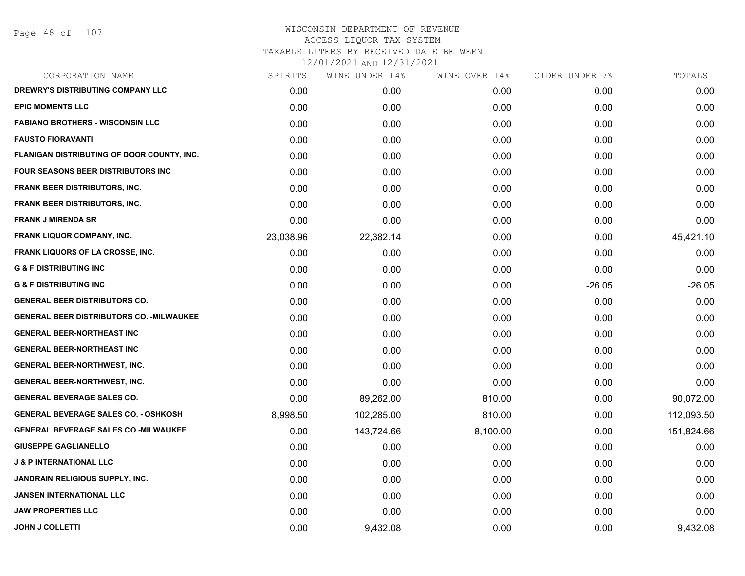# WISCONSIN DEPARTMENT OF REVENUE
ACCESS LIQUOR TAX SYSTEM
TAXABLE LITERS BY RECEIVED DATE BETWEEN
12/01/2021 AND 12/31/2021

| CORPORATION NAME | SPIRITS | WINE UNDER 14% | WINE OVER 14% | CIDER UNDER 7% | TOTALS |
|---|---|---|---|---|---|
| DREWRY'S DISTRIBUTING COMPANY LLC | 0.00 | 0.00 | 0.00 | 0.00 | 0.00 |
| EPIC MOMENTS LLC | 0.00 | 0.00 | 0.00 | 0.00 | 0.00 |
| FABIANO BROTHERS - WISCONSIN LLC | 0.00 | 0.00 | 0.00 | 0.00 | 0.00 |
| FAUSTO FIORAVANTI | 0.00 | 0.00 | 0.00 | 0.00 | 0.00 |
| FLANIGAN DISTRIBUTING OF DOOR COUNTY, INC. | 0.00 | 0.00 | 0.00 | 0.00 | 0.00 |
| FOUR SEASONS BEER DISTRIBUTORS INC | 0.00 | 0.00 | 0.00 | 0.00 | 0.00 |
| FRANK BEER DISTRIBUTORS, INC. | 0.00 | 0.00 | 0.00 | 0.00 | 0.00 |
| FRANK BEER DISTRIBUTORS, INC. | 0.00 | 0.00 | 0.00 | 0.00 | 0.00 |
| FRANK J MIRENDA SR | 0.00 | 0.00 | 0.00 | 0.00 | 0.00 |
| FRANK LIQUOR COMPANY, INC. | 23,038.96 | 22,382.14 | 0.00 | 0.00 | 45,421.10 |
| FRANK LIQUORS OF LA CROSSE, INC. | 0.00 | 0.00 | 0.00 | 0.00 | 0.00 |
| G & F DISTRIBUTING INC | 0.00 | 0.00 | 0.00 | 0.00 | 0.00 |
| G & F DISTRIBUTING INC | 0.00 | 0.00 | 0.00 | -26.05 | -26.05 |
| GENERAL BEER DISTRIBUTORS CO. | 0.00 | 0.00 | 0.00 | 0.00 | 0.00 |
| GENERAL BEER DISTRIBUTORS CO. -MILWAUKEE | 0.00 | 0.00 | 0.00 | 0.00 | 0.00 |
| GENERAL BEER-NORTHEAST INC | 0.00 | 0.00 | 0.00 | 0.00 | 0.00 |
| GENERAL BEER-NORTHEAST INC | 0.00 | 0.00 | 0.00 | 0.00 | 0.00 |
| GENERAL BEER-NORTHWEST, INC. | 0.00 | 0.00 | 0.00 | 0.00 | 0.00 |
| GENERAL BEER-NORTHWEST, INC. | 0.00 | 0.00 | 0.00 | 0.00 | 0.00 |
| GENERAL BEVERAGE SALES CO. | 0.00 | 89,262.00 | 810.00 | 0.00 | 90,072.00 |
| GENERAL BEVERAGE SALES CO. - OSHKOSH | 8,998.50 | 102,285.00 | 810.00 | 0.00 | 112,093.50 |
| GENERAL BEVERAGE SALES CO.-MILWAUKEE | 0.00 | 143,724.66 | 8,100.00 | 0.00 | 151,824.66 |
| GIUSEPPE GAGLIANELLO | 0.00 | 0.00 | 0.00 | 0.00 | 0.00 |
| J & P INTERNATIONAL LLC | 0.00 | 0.00 | 0.00 | 0.00 | 0.00 |
| JANDRAIN RELIGIOUS SUPPLY, INC. | 0.00 | 0.00 | 0.00 | 0.00 | 0.00 |
| JANSEN INTERNATIONAL LLC | 0.00 | 0.00 | 0.00 | 0.00 | 0.00 |
| JAW PROPERTIES LLC | 0.00 | 0.00 | 0.00 | 0.00 | 0.00 |
| JOHN J COLLETTI | 0.00 | 9,432.08 | 0.00 | 0.00 | 9,432.08 |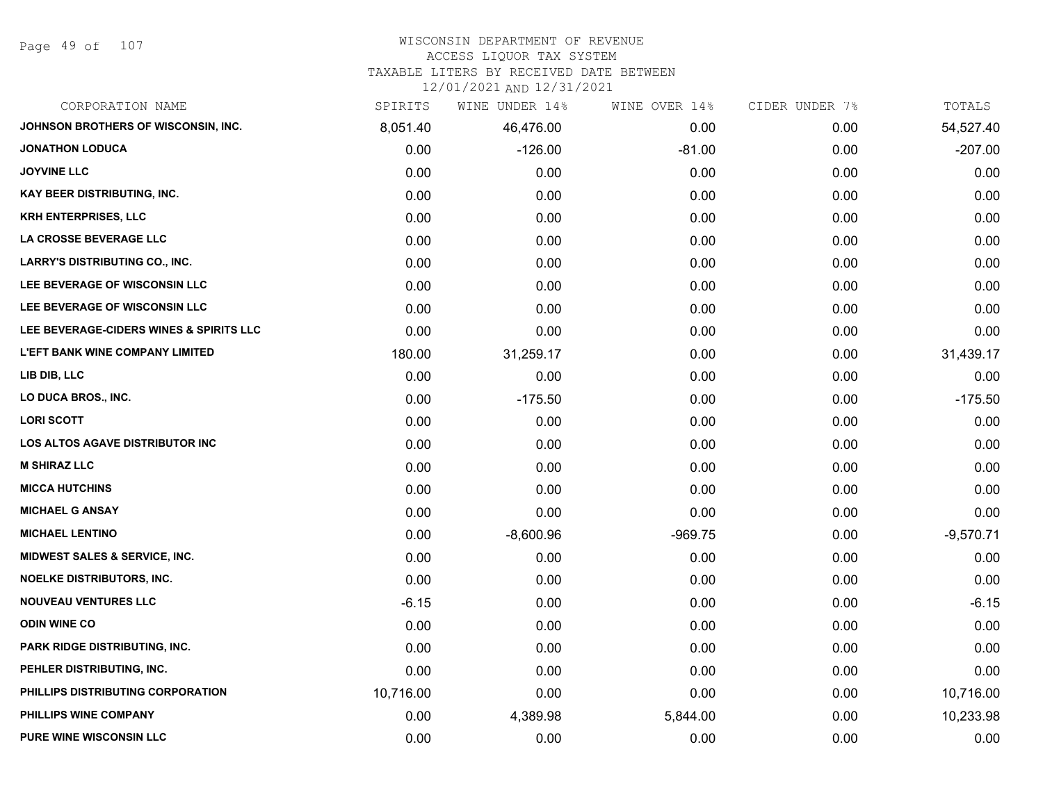# WISCONSIN DEPARTMENT OF REVENUE
## ACCESS LIQUOR TAX SYSTEM
### TAXABLE LITERS BY RECEIVED DATE BETWEEN 12/01/2021 AND 12/31/2021

| CORPORATION NAME | SPIRITS | WINE UNDER 14% | WINE OVER 14% | CIDER UNDER 7% | TOTALS |
|---|---|---|---|---|---|
| JOHNSON BROTHERS OF WISCONSIN, INC. | 8,051.40 | 46,476.00 | 0.00 | 0.00 | 54,527.40 |
| JONATHON LODUCA | 0.00 | -126.00 | -81.00 | 0.00 | -207.00 |
| JOYVINE LLC | 0.00 | 0.00 | 0.00 | 0.00 | 0.00 |
| KAY BEER DISTRIBUTING, INC. | 0.00 | 0.00 | 0.00 | 0.00 | 0.00 |
| KRH ENTERPRISES, LLC | 0.00 | 0.00 | 0.00 | 0.00 | 0.00 |
| LA CROSSE BEVERAGE LLC | 0.00 | 0.00 | 0.00 | 0.00 | 0.00 |
| LARRY'S DISTRIBUTING CO., INC. | 0.00 | 0.00 | 0.00 | 0.00 | 0.00 |
| LEE BEVERAGE OF WISCONSIN LLC | 0.00 | 0.00 | 0.00 | 0.00 | 0.00 |
| LEE BEVERAGE OF WISCONSIN LLC | 0.00 | 0.00 | 0.00 | 0.00 | 0.00 |
| LEE BEVERAGE-CIDERS WINES & SPIRITS LLC | 0.00 | 0.00 | 0.00 | 0.00 | 0.00 |
| L'EFT BANK WINE COMPANY LIMITED | 180.00 | 31,259.17 | 0.00 | 0.00 | 31,439.17 |
| LIB DIB, LLC | 0.00 | 0.00 | 0.00 | 0.00 | 0.00 |
| LO DUCA BROS., INC. | 0.00 | -175.50 | 0.00 | 0.00 | -175.50 |
| LORI SCOTT | 0.00 | 0.00 | 0.00 | 0.00 | 0.00 |
| LOS ALTOS AGAVE DISTRIBUTOR INC | 0.00 | 0.00 | 0.00 | 0.00 | 0.00 |
| M SHIRAZ LLC | 0.00 | 0.00 | 0.00 | 0.00 | 0.00 |
| MICCA HUTCHINS | 0.00 | 0.00 | 0.00 | 0.00 | 0.00 |
| MICHAEL G ANSAY | 0.00 | 0.00 | 0.00 | 0.00 | 0.00 |
| MICHAEL LENTINO | 0.00 | -8,600.96 | -969.75 | 0.00 | -9,570.71 |
| MIDWEST SALES & SERVICE, INC. | 0.00 | 0.00 | 0.00 | 0.00 | 0.00 |
| NOELKE DISTRIBUTORS, INC. | 0.00 | 0.00 | 0.00 | 0.00 | 0.00 |
| NOUVEAU VENTURES LLC | -6.15 | 0.00 | 0.00 | 0.00 | -6.15 |
| ODIN WINE CO | 0.00 | 0.00 | 0.00 | 0.00 | 0.00 |
| PARK RIDGE DISTRIBUTING, INC. | 0.00 | 0.00 | 0.00 | 0.00 | 0.00 |
| PEHLER DISTRIBUTING, INC. | 0.00 | 0.00 | 0.00 | 0.00 | 0.00 |
| PHILLIPS DISTRIBUTING CORPORATION | 10,716.00 | 0.00 | 0.00 | 0.00 | 10,716.00 |
| PHILLIPS WINE COMPANY | 0.00 | 4,389.98 | 5,844.00 | 0.00 | 10,233.98 |
| PURE WINE WISCONSIN LLC | 0.00 | 0.00 | 0.00 | 0.00 | 0.00 |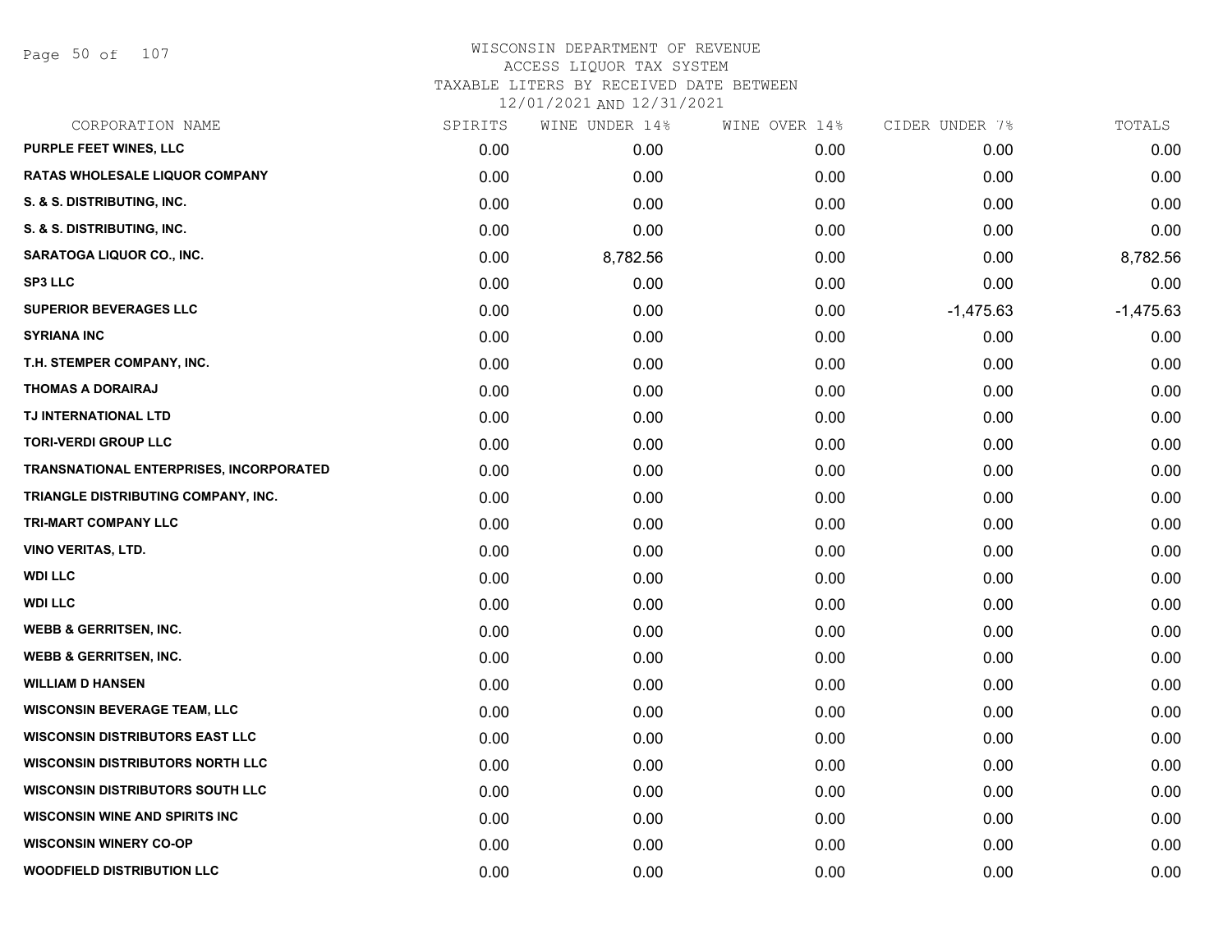# WISCONSIN DEPARTMENT OF REVENUE
## ACCESS LIQUOR TAX SYSTEM
### TAXABLE LITERS BY RECEIVED DATE BETWEEN 12/01/2021 AND 12/31/2021

| CORPORATION NAME | SPIRITS | WINE UNDER 14% | WINE OVER 14% | CIDER UNDER 7% | TOTALS |
|---|---|---|---|---|---|
| PURPLE FEET WINES, LLC | 0.00 | 0.00 | 0.00 | 0.00 | 0.00 |
| RATAS WHOLESALE LIQUOR COMPANY | 0.00 | 0.00 | 0.00 | 0.00 | 0.00 |
| S. & S. DISTRIBUTING, INC. | 0.00 | 0.00 | 0.00 | 0.00 | 0.00 |
| S. & S. DISTRIBUTING, INC. | 0.00 | 0.00 | 0.00 | 0.00 | 0.00 |
| SARATOGA LIQUOR CO., INC. | 0.00 | 8,782.56 | 0.00 | 0.00 | 8,782.56 |
| SP3 LLC | 0.00 | 0.00 | 0.00 | 0.00 | 0.00 |
| SUPERIOR BEVERAGES LLC | 0.00 | 0.00 | 0.00 | -1,475.63 | -1,475.63 |
| SYRIANA INC | 0.00 | 0.00 | 0.00 | 0.00 | 0.00 |
| T.H. STEMPER COMPANY, INC. | 0.00 | 0.00 | 0.00 | 0.00 | 0.00 |
| THOMAS A DORAIRAJ | 0.00 | 0.00 | 0.00 | 0.00 | 0.00 |
| TJ INTERNATIONAL LTD | 0.00 | 0.00 | 0.00 | 0.00 | 0.00 |
| TORI-VERDI GROUP LLC | 0.00 | 0.00 | 0.00 | 0.00 | 0.00 |
| TRANSNATIONAL ENTERPRISES, INCORPORATED | 0.00 | 0.00 | 0.00 | 0.00 | 0.00 |
| TRIANGLE DISTRIBUTING COMPANY, INC. | 0.00 | 0.00 | 0.00 | 0.00 | 0.00 |
| TRI-MART COMPANY LLC | 0.00 | 0.00 | 0.00 | 0.00 | 0.00 |
| VINO VERITAS, LTD. | 0.00 | 0.00 | 0.00 | 0.00 | 0.00 |
| WDI LLC | 0.00 | 0.00 | 0.00 | 0.00 | 0.00 |
| WDI LLC | 0.00 | 0.00 | 0.00 | 0.00 | 0.00 |
| WEBB & GERRITSEN, INC. | 0.00 | 0.00 | 0.00 | 0.00 | 0.00 |
| WEBB & GERRITSEN, INC. | 0.00 | 0.00 | 0.00 | 0.00 | 0.00 |
| WILLIAM D HANSEN | 0.00 | 0.00 | 0.00 | 0.00 | 0.00 |
| WISCONSIN BEVERAGE TEAM, LLC | 0.00 | 0.00 | 0.00 | 0.00 | 0.00 |
| WISCONSIN DISTRIBUTORS EAST LLC | 0.00 | 0.00 | 0.00 | 0.00 | 0.00 |
| WISCONSIN DISTRIBUTORS NORTH LLC | 0.00 | 0.00 | 0.00 | 0.00 | 0.00 |
| WISCONSIN DISTRIBUTORS SOUTH LLC | 0.00 | 0.00 | 0.00 | 0.00 | 0.00 |
| WISCONSIN WINE AND SPIRITS INC | 0.00 | 0.00 | 0.00 | 0.00 | 0.00 |
| WISCONSIN WINERY CO-OP | 0.00 | 0.00 | 0.00 | 0.00 | 0.00 |
| WOODFIELD DISTRIBUTION LLC | 0.00 | 0.00 | 0.00 | 0.00 | 0.00 |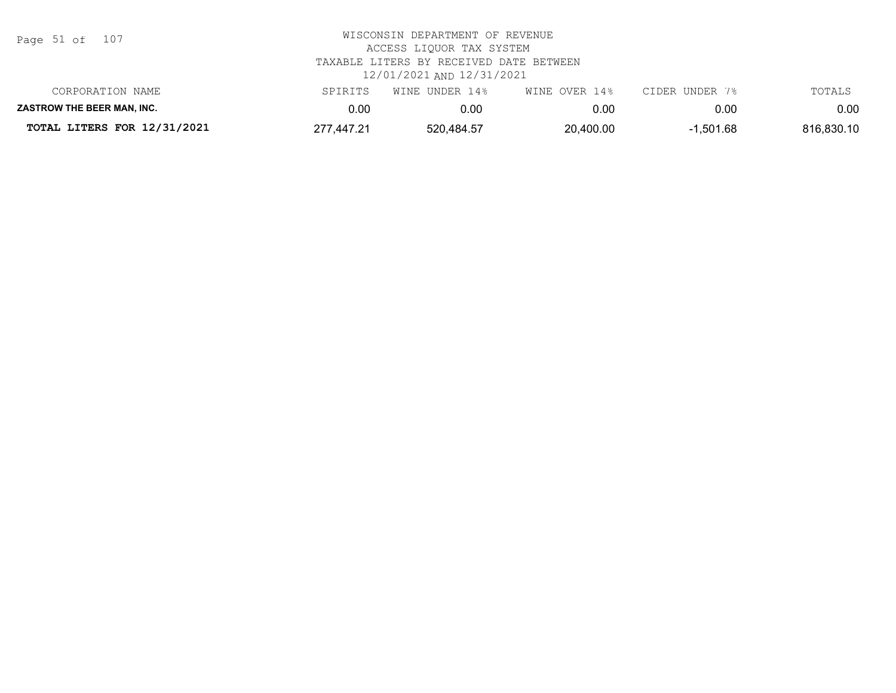WISCONSIN DEPARTMENT OF REVENUE
ACCESS LIQUOR TAX SYSTEM
TAXABLE LITERS BY RECEIVED DATE BETWEEN
12/01/2021 AND 12/31/2021

| CORPORATION NAME | SPIRITS | WINE UNDER 14% | WINE OVER 14% | CIDER UNDER 7% | TOTALS |
| --- | --- | --- | --- | --- | --- |
| **ZASTROW THE BEER MAN, INC.** | 0.00 | 0.00 | 0.00 | 0.00 | 0.00 |
| **TOTAL LITERS FOR 12/31/2021** | 277,447.21 | 520,484.57 | 20,400.00 | -1,501.68 | 816,830.10 |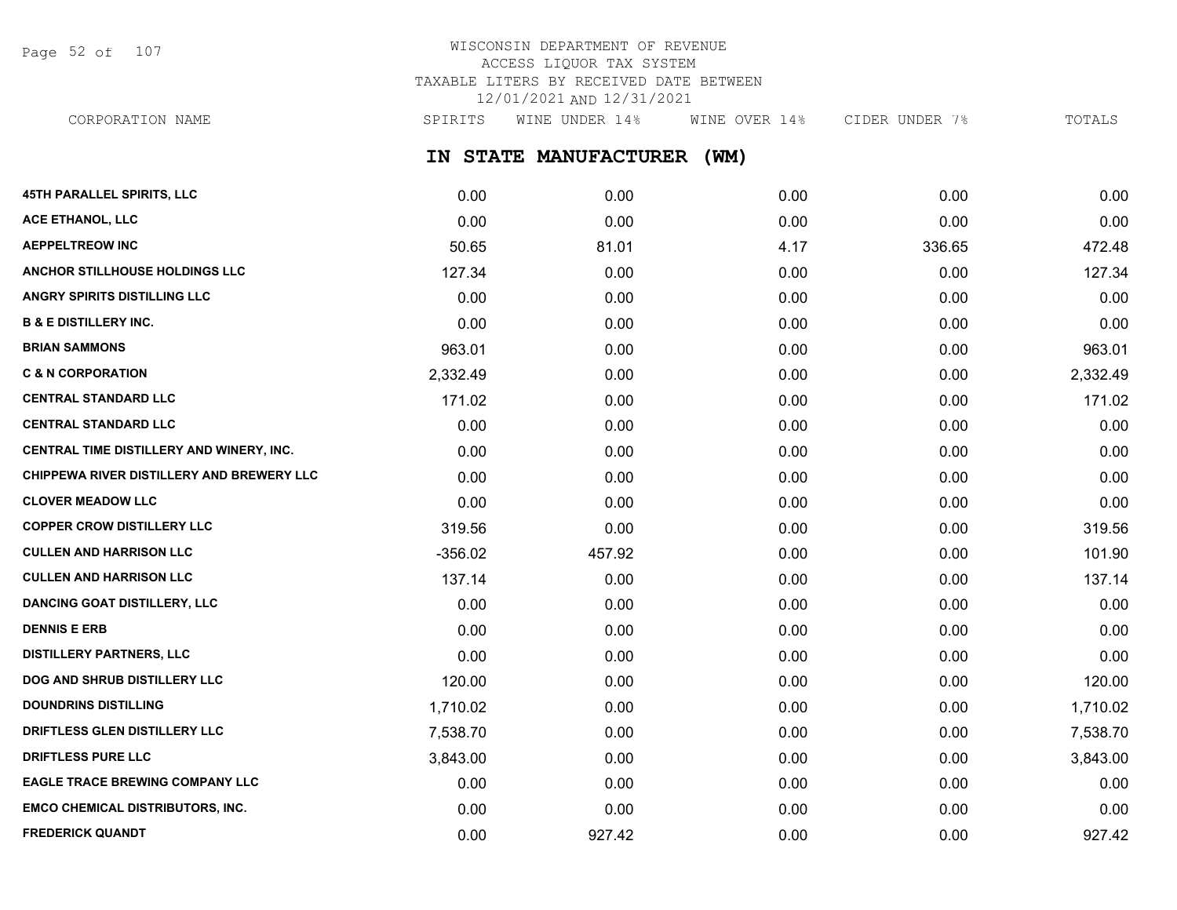WISCONSIN DEPARTMENT OF REVENUE
ACCESS LIQUOR TAX SYSTEM
TAXABLE LITERS BY RECEIVED DATE BETWEEN
12/01/2021 AND 12/31/2021

## IN STATE MANUFACTURER (WM)

| CORPORATION NAME | SPIRITS | WINE UNDER 14% | WINE OVER 14% | CIDER UNDER 7% | TOTALS |
|---|---|---|---|---|---|
| 45TH PARALLEL SPIRITS, LLC | 0.00 | 0.00 | 0.00 | 0.00 | 0.00 |
| ACE ETHANOL, LLC | 0.00 | 0.00 | 0.00 | 0.00 | 0.00 |
| AEPPELTREOW INC | 50.65 | 81.01 | 4.17 | 336.65 | 472.48 |
| ANCHOR STILLHOUSE HOLDINGS LLC | 127.34 | 0.00 | 0.00 | 0.00 | 127.34 |
| ANGRY SPIRITS DISTILLING LLC | 0.00 | 0.00 | 0.00 | 0.00 | 0.00 |
| B & E DISTILLERY INC. | 0.00 | 0.00 | 0.00 | 0.00 | 0.00 |
| BRIAN SAMMONS | 963.01 | 0.00 | 0.00 | 0.00 | 963.01 |
| C & N CORPORATION | 2,332.49 | 0.00 | 0.00 | 0.00 | 2,332.49 |
| CENTRAL STANDARD LLC | 171.02 | 0.00 | 0.00 | 0.00 | 171.02 |
| CENTRAL STANDARD LLC | 0.00 | 0.00 | 0.00 | 0.00 | 0.00 |
| CENTRAL TIME DISTILLERY AND WINERY, INC. | 0.00 | 0.00 | 0.00 | 0.00 | 0.00 |
| CHIPPEWA RIVER DISTILLERY AND BREWERY LLC | 0.00 | 0.00 | 0.00 | 0.00 | 0.00 |
| CLOVER MEADOW LLC | 0.00 | 0.00 | 0.00 | 0.00 | 0.00 |
| COPPER CROW DISTILLERY LLC | 319.56 | 0.00 | 0.00 | 0.00 | 319.56 |
| CULLEN AND HARRISON LLC | -356.02 | 457.92 | 0.00 | 0.00 | 101.90 |
| CULLEN AND HARRISON LLC | 137.14 | 0.00 | 0.00 | 0.00 | 137.14 |
| DANCING GOAT DISTILLERY, LLC | 0.00 | 0.00 | 0.00 | 0.00 | 0.00 |
| DENNIS E ERB | 0.00 | 0.00 | 0.00 | 0.00 | 0.00 |
| DISTILLERY PARTNERS, LLC | 0.00 | 0.00 | 0.00 | 0.00 | 0.00 |
| DOG AND SHRUB DISTILLERY LLC | 120.00 | 0.00 | 0.00 | 0.00 | 120.00 |
| DOUNDRINS DISTILLING | 1,710.02 | 0.00 | 0.00 | 0.00 | 1,710.02 |
| DRIFTLESS GLEN DISTILLERY LLC | 7,538.70 | 0.00 | 0.00 | 0.00 | 7,538.70 |
| DRIFTLESS PURE LLC | 3,843.00 | 0.00 | 0.00 | 0.00 | 3,843.00 |
| EAGLE TRACE BREWING COMPANY LLC | 0.00 | 0.00 | 0.00 | 0.00 | 0.00 |
| EMCO CHEMICAL DISTRIBUTORS, INC. | 0.00 | 0.00 | 0.00 | 0.00 | 0.00 |
| FREDERICK QUANDT | 0.00 | 927.42 | 0.00 | 0.00 | 927.42 |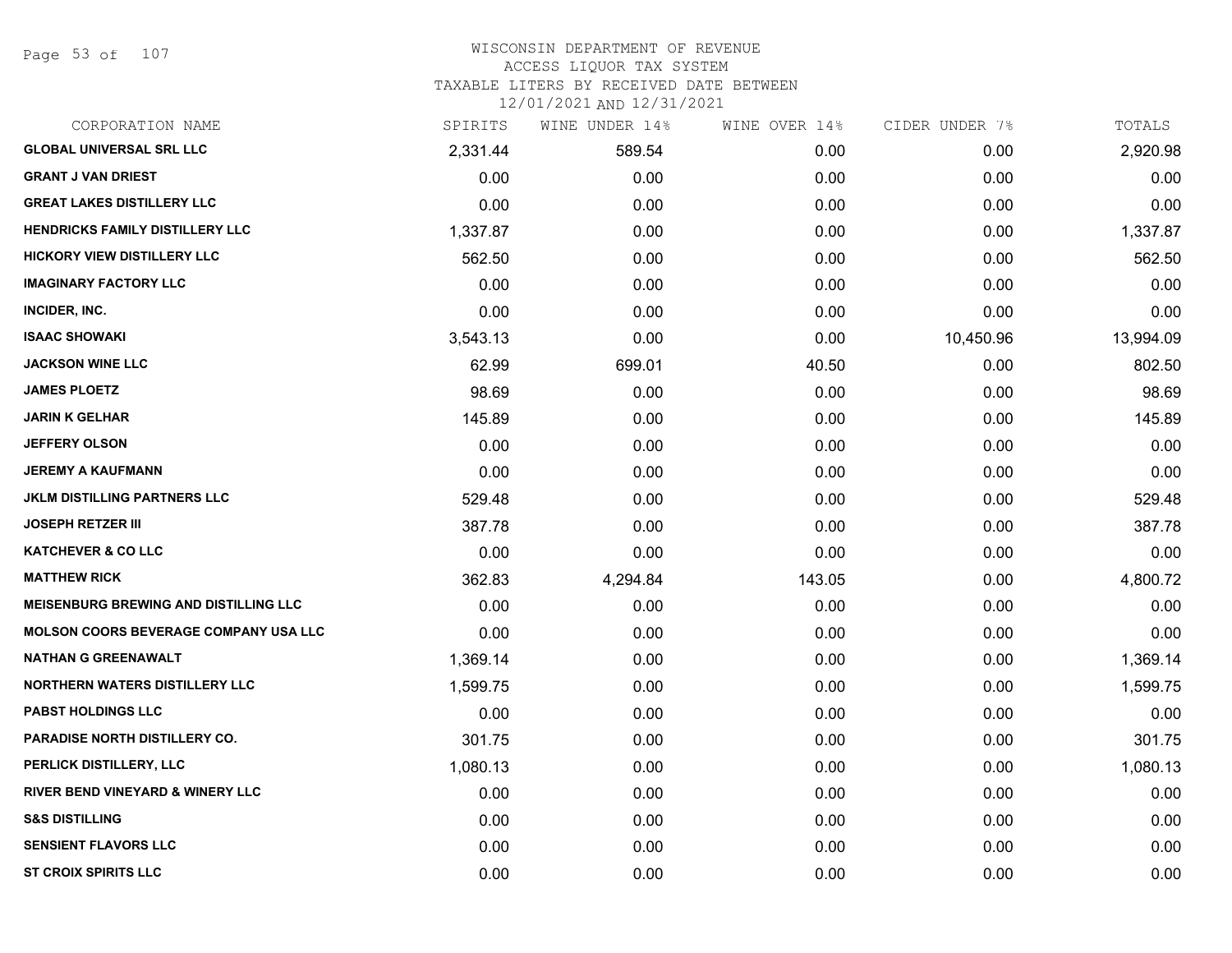WISCONSIN DEPARTMENT OF REVENUE
ACCESS LIQUOR TAX SYSTEM
TAXABLE LITERS BY RECEIVED DATE BETWEEN
12/01/2021 AND 12/31/2021

| CORPORATION NAME | SPIRITS | WINE UNDER 14% | WINE OVER 14% | CIDER UNDER 7% | TOTALS |
|---|---|---|---|---|---|
| **GLOBAL UNIVERSAL SRL LLC** | 2,331.44 | 589.54 | 0.00 | 0.00 | 2,920.98 |
| **GRANT J VAN DRIEST** | 0.00 | 0.00 | 0.00 | 0.00 | 0.00 |
| **GREAT LAKES DISTILLERY LLC** | 0.00 | 0.00 | 0.00 | 0.00 | 0.00 |
| **HENDRICKS FAMILY DISTILLERY LLC** | 1,337.87 | 0.00 | 0.00 | 0.00 | 1,337.87 |
| **HICKORY VIEW DISTILLERY LLC** | 562.50 | 0.00 | 0.00 | 0.00 | 562.50 |
| **IMAGINARY FACTORY LLC** | 0.00 | 0.00 | 0.00 | 0.00 | 0.00 |
| **INCIDER, INC.** | 0.00 | 0.00 | 0.00 | 0.00 | 0.00 |
| **ISAAC SHOWAKI** | 3,543.13 | 0.00 | 0.00 | 10,450.96 | 13,994.09 |
| **JACKSON WINE LLC** | 62.99 | 699.01 | 40.50 | 0.00 | 802.50 |
| **JAMES PLOETZ** | 98.69 | 0.00 | 0.00 | 0.00 | 98.69 |
| **JARIN K GELHAR** | 145.89 | 0.00 | 0.00 | 0.00 | 145.89 |
| **JEFFERY OLSON** | 0.00 | 0.00 | 0.00 | 0.00 | 0.00 |
| **JEREMY A KAUFMANN** | 0.00 | 0.00 | 0.00 | 0.00 | 0.00 |
| **JKLM DISTILLING PARTNERS LLC** | 529.48 | 0.00 | 0.00 | 0.00 | 529.48 |
| **JOSEPH RETZER III** | 387.78 | 0.00 | 0.00 | 0.00 | 387.78 |
| **KATCHEVER & CO LLC** | 0.00 | 0.00 | 0.00 | 0.00 | 0.00 |
| **MATTHEW RICK** | 362.83 | 4,294.84 | 143.05 | 0.00 | 4,800.72 |
| **MEISENBURG BREWING AND DISTILLING LLC** | 0.00 | 0.00 | 0.00 | 0.00 | 0.00 |
| **MOLSON COORS BEVERAGE COMPANY USA LLC** | 0.00 | 0.00 | 0.00 | 0.00 | 0.00 |
| **NATHAN G GREENAWALT** | 1,369.14 | 0.00 | 0.00 | 0.00 | 1,369.14 |
| **NORTHERN WATERS DISTILLERY LLC** | 1,599.75 | 0.00 | 0.00 | 0.00 | 1,599.75 |
| **PABST HOLDINGS LLC** | 0.00 | 0.00 | 0.00 | 0.00 | 0.00 |
| **PARADISE NORTH DISTILLERY CO.** | 301.75 | 0.00 | 0.00 | 0.00 | 301.75 |
| **PERLICK DISTILLERY, LLC** | 1,080.13 | 0.00 | 0.00 | 0.00 | 1,080.13 |
| **RIVER BEND VINEYARD & WINERY LLC** | 0.00 | 0.00 | 0.00 | 0.00 | 0.00 |
| **S&S DISTILLING** | 0.00 | 0.00 | 0.00 | 0.00 | 0.00 |
| **SENSIENT FLAVORS LLC** | 0.00 | 0.00 | 0.00 | 0.00 | 0.00 |
| **ST CROIX SPIRITS LLC** | 0.00 | 0.00 | 0.00 | 0.00 | 0.00 |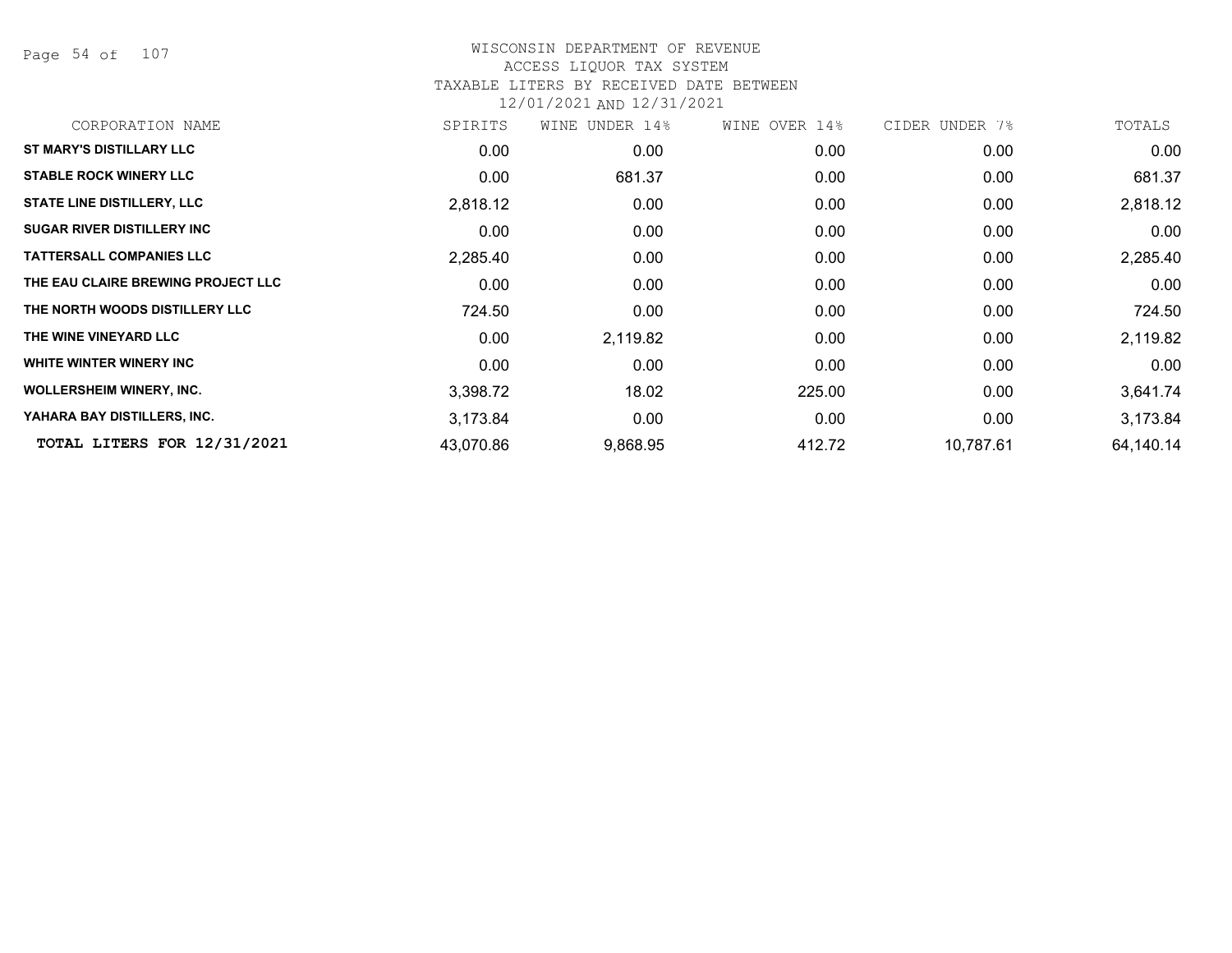WISCONSIN DEPARTMENT OF REVENUE
ACCESS LIQUOR TAX SYSTEM
TAXABLE LITERS BY RECEIVED DATE BETWEEN
12/01/2021 AND 12/31/2021

| CORPORATION NAME | SPIRITS | WINE UNDER 14% | WINE OVER 14% | CIDER UNDER 7% | TOTALS |
|---|---|---|---|---|---|
| **ST MARY'S DISTILLARY LLC** | 0.00 | 0.00 | 0.00 | 0.00 | 0.00 |
| **STABLE ROCK WINERY LLC** | 0.00 | 681.37 | 0.00 | 0.00 | 681.37 |
| **STATE LINE DISTILLERY, LLC** | 2,818.12 | 0.00 | 0.00 | 0.00 | 2,818.12 |
| **SUGAR RIVER DISTILLERY INC** | 0.00 | 0.00 | 0.00 | 0.00 | 0.00 |
| **TATTERSALL COMPANIES LLC** | 2,285.40 | 0.00 | 0.00 | 0.00 | 2,285.40 |
| **THE EAU CLAIRE BREWING PROJECT LLC** | 0.00 | 0.00 | 0.00 | 0.00 | 0.00 |
| **THE NORTH WOODS DISTILLERY LLC** | 724.50 | 0.00 | 0.00 | 0.00 | 724.50 |
| **THE WINE VINEYARD LLC** | 0.00 | 2,119.82 | 0.00 | 0.00 | 2,119.82 |
| **WHITE WINTER WINERY INC** | 0.00 | 0.00 | 0.00 | 0.00 | 0.00 |
| **WOLLERSHEIM WINERY, INC.** | 3,398.72 | 18.02 | 225.00 | 0.00 | 3,641.74 |
| **YAHARA BAY DISTILLERS, INC.** | 3,173.84 | 0.00 | 0.00 | 0.00 | 3,173.84 |
| **TOTAL LITERS FOR 12/31/2021** | 43,070.86 | 9,868.95 | 412.72 | 10,787.61 | 64,140.14 |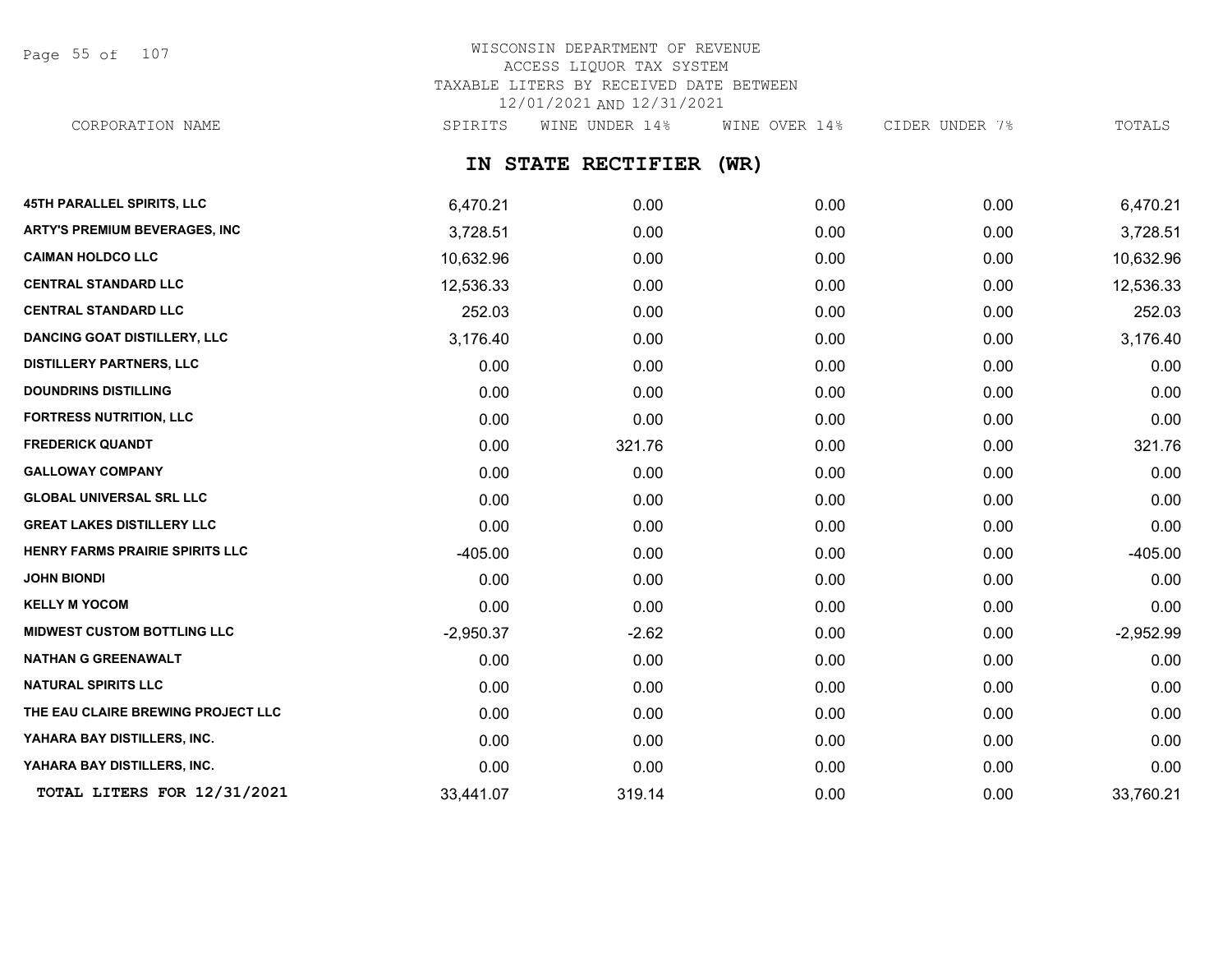WISCONSIN DEPARTMENT OF REVENUE
ACCESS LIQUOR TAX SYSTEM
TAXABLE LITERS BY RECEIVED DATE BETWEEN
12/01/2021 AND 12/31/2021

## IN STATE RECTIFIER (WR)

| CORPORATION NAME | SPIRITS | WINE UNDER 14% | WINE OVER 14% | CIDER UNDER 7% | TOTALS |
|---|---|---|---|---|---|
| 45TH PARALLEL SPIRITS, LLC | 6,470.21 | 0.00 | 0.00 | 0.00 | 6,470.21 |
| ARTY'S PREMIUM BEVERAGES, INC | 3,728.51 | 0.00 | 0.00 | 0.00 | 3,728.51 |
| CAIMAN HOLDCO LLC | 10,632.96 | 0.00 | 0.00 | 0.00 | 10,632.96 |
| CENTRAL STANDARD LLC | 12,536.33 | 0.00 | 0.00 | 0.00 | 12,536.33 |
| CENTRAL STANDARD LLC | 252.03 | 0.00 | 0.00 | 0.00 | 252.03 |
| DANCING GOAT DISTILLERY, LLC | 3,176.40 | 0.00 | 0.00 | 0.00 | 3,176.40 |
| DISTILLERY PARTNERS, LLC | 0.00 | 0.00 | 0.00 | 0.00 | 0.00 |
| DOUNDRINS DISTILLING | 0.00 | 0.00 | 0.00 | 0.00 | 0.00 |
| FORTRESS NUTRITION, LLC | 0.00 | 0.00 | 0.00 | 0.00 | 0.00 |
| FREDERICK QUANDT | 0.00 | 321.76 | 0.00 | 0.00 | 321.76 |
| GALLOWAY COMPANY | 0.00 | 0.00 | 0.00 | 0.00 | 0.00 |
| GLOBAL UNIVERSAL SRL LLC | 0.00 | 0.00 | 0.00 | 0.00 | 0.00 |
| GREAT LAKES DISTILLERY LLC | 0.00 | 0.00 | 0.00 | 0.00 | 0.00 |
| HENRY FARMS PRAIRIE SPIRITS LLC | -405.00 | 0.00 | 0.00 | 0.00 | -405.00 |
| JOHN BIONDI | 0.00 | 0.00 | 0.00 | 0.00 | 0.00 |
| KELLY M YOCOM | 0.00 | 0.00 | 0.00 | 0.00 | 0.00 |
| MIDWEST CUSTOM BOTTLING LLC | -2,950.37 | -2.62 | 0.00 | 0.00 | -2,952.99 |
| NATHAN G GREENAWALT | 0.00 | 0.00 | 0.00 | 0.00 | 0.00 |
| NATURAL SPIRITS LLC | 0.00 | 0.00 | 0.00 | 0.00 | 0.00 |
| THE EAU CLAIRE BREWING PROJECT LLC | 0.00 | 0.00 | 0.00 | 0.00 | 0.00 |
| YAHARA BAY DISTILLERS, INC. | 0.00 | 0.00 | 0.00 | 0.00 | 0.00 |
| YAHARA BAY DISTILLERS, INC. | 0.00 | 0.00 | 0.00 | 0.00 | 0.00 |
| TOTAL LITERS FOR 12/31/2021 | 33,441.07 | 319.14 | 0.00 | 0.00 | 33,760.21 |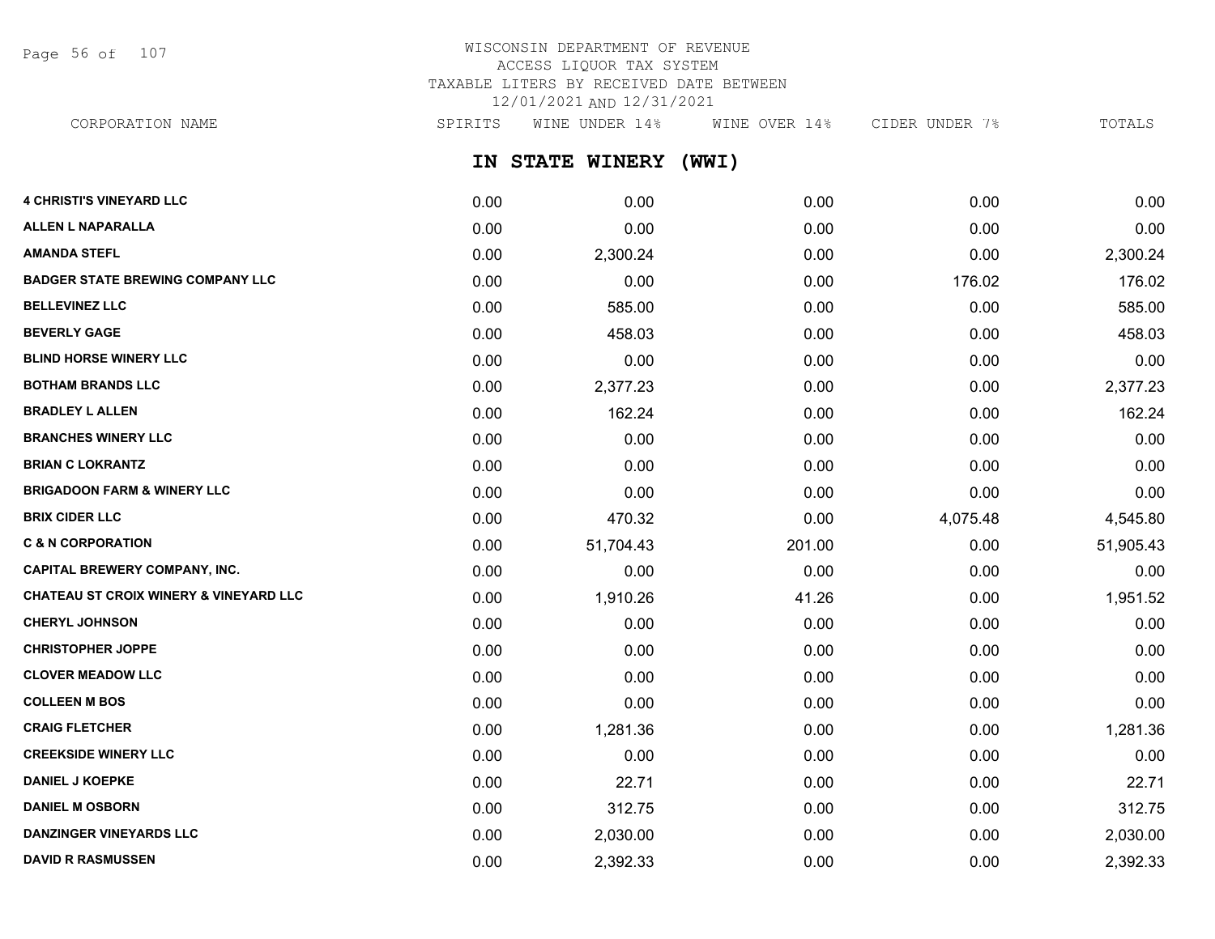# WISCONSIN DEPARTMENT OF REVENUE
## ACCESS LIQUOR TAX SYSTEM
## TAXABLE LITERS BY RECEIVED DATE BETWEEN 12/01/2021 AND 12/31/2021

## IN STATE WINERY (WWI)

| CORPORATION NAME | SPIRITS | WINE UNDER 14% | WINE OVER 14% | CIDER UNDER 7% | TOTALS |
|---|---|---|---|---|---|
| 4 CHRISTI'S VINEYARD LLC | 0.00 | 0.00 | 0.00 | 0.00 | 0.00 |
| ALLEN L NAPARALLA | 0.00 | 0.00 | 0.00 | 0.00 | 0.00 |
| AMANDA STEFL | 0.00 | 2,300.24 | 0.00 | 0.00 | 2,300.24 |
| BADGER STATE BREWING COMPANY LLC | 0.00 | 0.00 | 0.00 | 176.02 | 176.02 |
| BELLEVINEZ LLC | 0.00 | 585.00 | 0.00 | 0.00 | 585.00 |
| BEVERLY GAGE | 0.00 | 458.03 | 0.00 | 0.00 | 458.03 |
| BLIND HORSE WINERY LLC | 0.00 | 0.00 | 0.00 | 0.00 | 0.00 |
| BOTHAM BRANDS LLC | 0.00 | 2,377.23 | 0.00 | 0.00 | 2,377.23 |
| BRADLEY L ALLEN | 0.00 | 162.24 | 0.00 | 0.00 | 162.24 |
| BRANCHES WINERY LLC | 0.00 | 0.00 | 0.00 | 0.00 | 0.00 |
| BRIAN C LOKRANTZ | 0.00 | 0.00 | 0.00 | 0.00 | 0.00 |
| BRIGADOON FARM & WINERY LLC | 0.00 | 0.00 | 0.00 | 0.00 | 0.00 |
| BRIX CIDER LLC | 0.00 | 470.32 | 0.00 | 4,075.48 | 4,545.80 |
| C & N CORPORATION | 0.00 | 51,704.43 | 201.00 | 0.00 | 51,905.43 |
| CAPITAL BREWERY COMPANY, INC. | 0.00 | 0.00 | 0.00 | 0.00 | 0.00 |
| CHATEAU ST CROIX WINERY & VINEYARD LLC | 0.00 | 1,910.26 | 41.26 | 0.00 | 1,951.52 |
| CHERYL JOHNSON | 0.00 | 0.00 | 0.00 | 0.00 | 0.00 |
| CHRISTOPHER JOPPE | 0.00 | 0.00 | 0.00 | 0.00 | 0.00 |
| CLOVER MEADOW LLC | 0.00 | 0.00 | 0.00 | 0.00 | 0.00 |
| COLLEEN M BOS | 0.00 | 0.00 | 0.00 | 0.00 | 0.00 |
| CRAIG FLETCHER | 0.00 | 1,281.36 | 0.00 | 0.00 | 1,281.36 |
| CREEKSIDE WINERY LLC | 0.00 | 0.00 | 0.00 | 0.00 | 0.00 |
| DANIEL J KOEPKE | 0.00 | 22.71 | 0.00 | 0.00 | 22.71 |
| DANIEL M OSBORN | 0.00 | 312.75 | 0.00 | 0.00 | 312.75 |
| DANZINGER VINEYARDS LLC | 0.00 | 2,030.00 | 0.00 | 0.00 | 2,030.00 |
| DAVID R RASMUSSEN | 0.00 | 2,392.33 | 0.00 | 0.00 | 2,392.33 |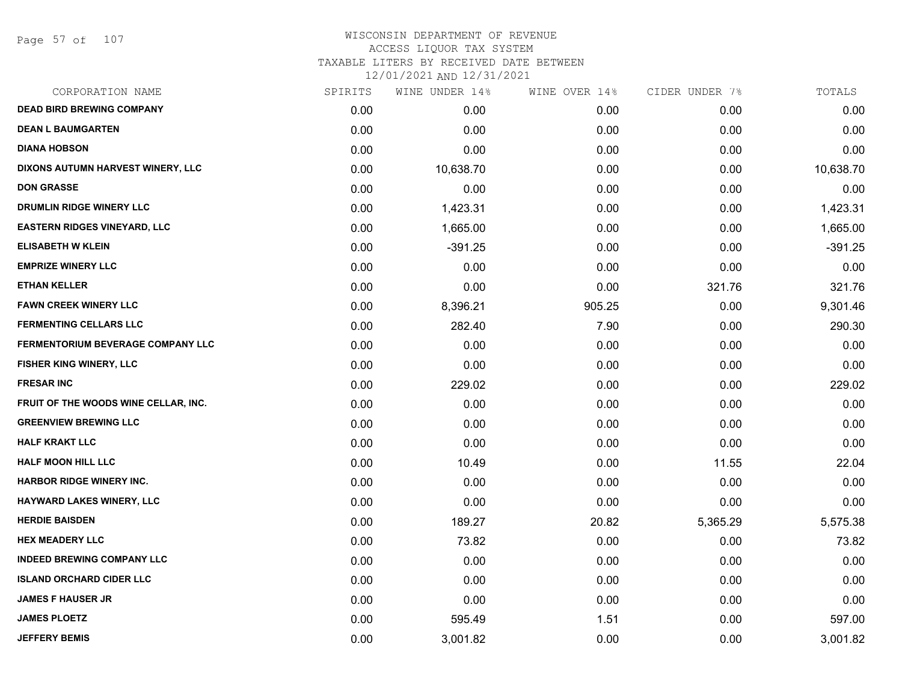WISCONSIN DEPARTMENT OF REVENUE
ACCESS LIQUOR TAX SYSTEM
TAXABLE LITERS BY RECEIVED DATE BETWEEN
12/01/2021 AND 12/31/2021

| CORPORATION NAME | SPIRITS | WINE UNDER 14% | WINE OVER 14% | CIDER UNDER 7% | TOTALS |
|---|---|---|---|---|---|
| DEAD BIRD BREWING COMPANY | 0.00 | 0.00 | 0.00 | 0.00 | 0.00 |
| DEAN L BAUMGARTEN | 0.00 | 0.00 | 0.00 | 0.00 | 0.00 |
| DIANA HOBSON | 0.00 | 0.00 | 0.00 | 0.00 | 0.00 |
| DIXONS AUTUMN HARVEST WINERY, LLC | 0.00 | 10,638.70 | 0.00 | 0.00 | 10,638.70 |
| DON GRASSE | 0.00 | 0.00 | 0.00 | 0.00 | 0.00 |
| DRUMLIN RIDGE WINERY LLC | 0.00 | 1,423.31 | 0.00 | 0.00 | 1,423.31 |
| EASTERN RIDGES VINEYARD, LLC | 0.00 | 1,665.00 | 0.00 | 0.00 | 1,665.00 |
| ELISABETH W KLEIN | 0.00 | -391.25 | 0.00 | 0.00 | -391.25 |
| EMPRIZE WINERY LLC | 0.00 | 0.00 | 0.00 | 0.00 | 0.00 |
| ETHAN KELLER | 0.00 | 0.00 | 0.00 | 321.76 | 321.76 |
| FAWN CREEK WINERY LLC | 0.00 | 8,396.21 | 905.25 | 0.00 | 9,301.46 |
| FERMENTING CELLARS LLC | 0.00 | 282.40 | 7.90 | 0.00 | 290.30 |
| FERMENTORIUM BEVERAGE COMPANY LLC | 0.00 | 0.00 | 0.00 | 0.00 | 0.00 |
| FISHER KING WINERY, LLC | 0.00 | 0.00 | 0.00 | 0.00 | 0.00 |
| FRESAR INC | 0.00 | 229.02 | 0.00 | 0.00 | 229.02 |
| FRUIT OF THE WOODS WINE CELLAR, INC. | 0.00 | 0.00 | 0.00 | 0.00 | 0.00 |
| GREENVIEW BREWING LLC | 0.00 | 0.00 | 0.00 | 0.00 | 0.00 |
| HALF KRAKT LLC | 0.00 | 0.00 | 0.00 | 0.00 | 0.00 |
| HALF MOON HILL LLC | 0.00 | 10.49 | 0.00 | 11.55 | 22.04 |
| HARBOR RIDGE WINERY INC. | 0.00 | 0.00 | 0.00 | 0.00 | 0.00 |
| HAYWARD LAKES WINERY, LLC | 0.00 | 0.00 | 0.00 | 0.00 | 0.00 |
| HERDIE BAISDEN | 0.00 | 189.27 | 20.82 | 5,365.29 | 5,575.38 |
| HEX MEADERY LLC | 0.00 | 73.82 | 0.00 | 0.00 | 73.82 |
| INDEED BREWING COMPANY LLC | 0.00 | 0.00 | 0.00 | 0.00 | 0.00 |
| ISLAND ORCHARD CIDER LLC | 0.00 | 0.00 | 0.00 | 0.00 | 0.00 |
| JAMES F HAUSER JR | 0.00 | 0.00 | 0.00 | 0.00 | 0.00 |
| JAMES PLOETZ | 0.00 | 595.49 | 1.51 | 0.00 | 597.00 |
| JEFFERY BEMIS | 0.00 | 3,001.82 | 0.00 | 0.00 | 3,001.82 |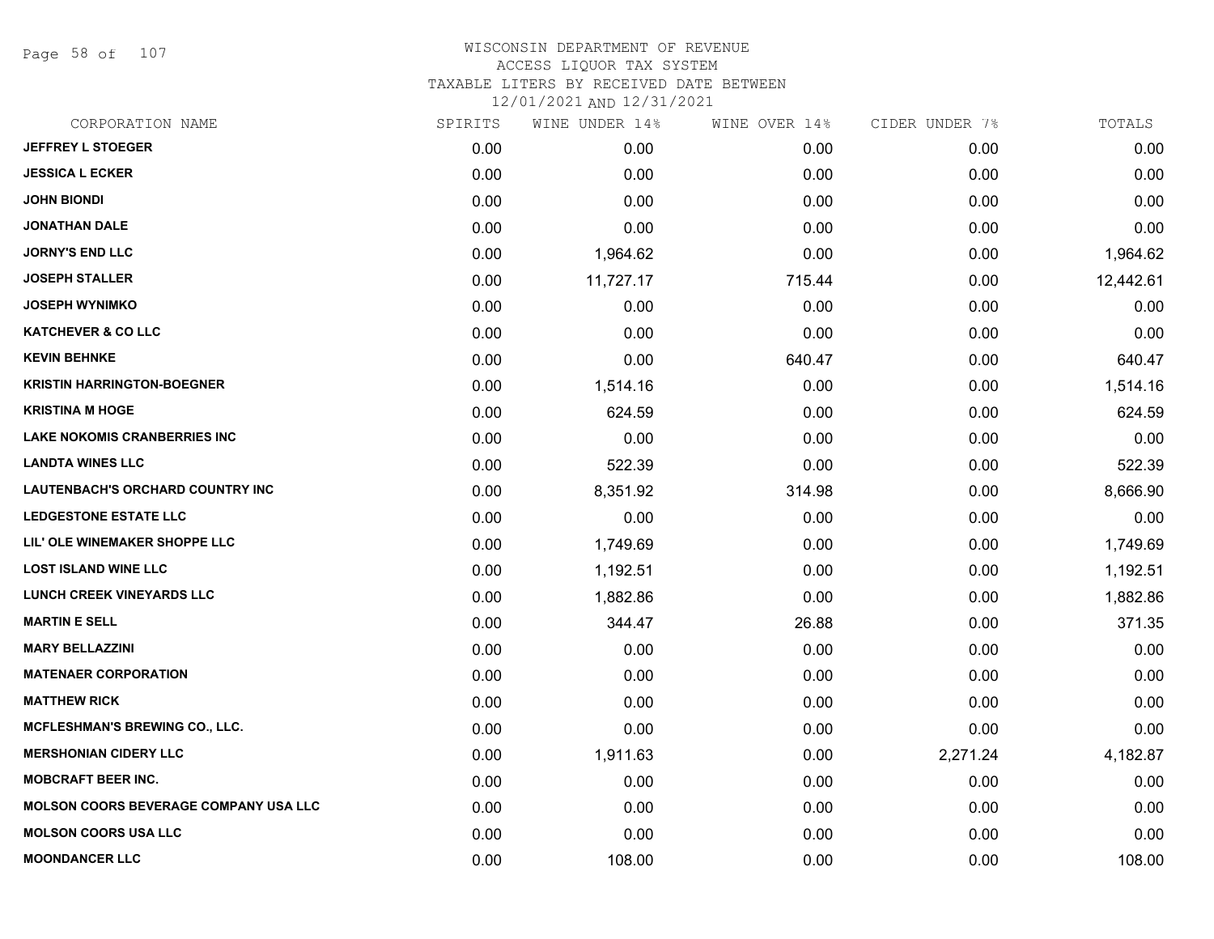WISCONSIN DEPARTMENT OF REVENUE
ACCESS LIQUOR TAX SYSTEM
TAXABLE LITERS BY RECEIVED DATE BETWEEN
12/01/2021 AND 12/31/2021

| CORPORATION NAME | SPIRITS | WINE UNDER 14% | WINE OVER 14% | CIDER UNDER 7% | TOTALS |
|---|---|---|---|---|---|
| JEFFREY L STOEGER | 0.00 | 0.00 | 0.00 | 0.00 | 0.00 |
| JESSICA L ECKER | 0.00 | 0.00 | 0.00 | 0.00 | 0.00 |
| JOHN BIONDI | 0.00 | 0.00 | 0.00 | 0.00 | 0.00 |
| JONATHAN DALE | 0.00 | 0.00 | 0.00 | 0.00 | 0.00 |
| JORNY'S END LLC | 0.00 | 1,964.62 | 0.00 | 0.00 | 1,964.62 |
| JOSEPH STALLER | 0.00 | 11,727.17 | 715.44 | 0.00 | 12,442.61 |
| JOSEPH WYNIMKO | 0.00 | 0.00 | 0.00 | 0.00 | 0.00 |
| KATCHEVER & CO LLC | 0.00 | 0.00 | 0.00 | 0.00 | 0.00 |
| KEVIN BEHNKE | 0.00 | 0.00 | 640.47 | 0.00 | 640.47 |
| KRISTIN HARRINGTON-BOEGNER | 0.00 | 1,514.16 | 0.00 | 0.00 | 1,514.16 |
| KRISTINA M HOGE | 0.00 | 624.59 | 0.00 | 0.00 | 624.59 |
| LAKE NOKOMIS CRANBERRIES INC | 0.00 | 0.00 | 0.00 | 0.00 | 0.00 |
| LANDTA WINES LLC | 0.00 | 522.39 | 0.00 | 0.00 | 522.39 |
| LAUTENBACH'S ORCHARD COUNTRY INC | 0.00 | 8,351.92 | 314.98 | 0.00 | 8,666.90 |
| LEDGESTONE ESTATE LLC | 0.00 | 0.00 | 0.00 | 0.00 | 0.00 |
| LIL' OLE WINEMAKER SHOPPE LLC | 0.00 | 1,749.69 | 0.00 | 0.00 | 1,749.69 |
| LOST ISLAND WINE LLC | 0.00 | 1,192.51 | 0.00 | 0.00 | 1,192.51 |
| LUNCH CREEK VINEYARDS LLC | 0.00 | 1,882.86 | 0.00 | 0.00 | 1,882.86 |
| MARTIN E SELL | 0.00 | 344.47 | 26.88 | 0.00 | 371.35 |
| MARY BELLAZZINI | 0.00 | 0.00 | 0.00 | 0.00 | 0.00 |
| MATENAER CORPORATION | 0.00 | 0.00 | 0.00 | 0.00 | 0.00 |
| MATTHEW RICK | 0.00 | 0.00 | 0.00 | 0.00 | 0.00 |
| MCFLESHMAN'S BREWING CO., LLC. | 0.00 | 0.00 | 0.00 | 0.00 | 0.00 |
| MERSHONIAN CIDERY LLC | 0.00 | 1,911.63 | 0.00 | 2,271.24 | 4,182.87 |
| MOBCRAFT BEER INC. | 0.00 | 0.00 | 0.00 | 0.00 | 0.00 |
| MOLSON COORS BEVERAGE COMPANY USA LLC | 0.00 | 0.00 | 0.00 | 0.00 | 0.00 |
| MOLSON COORS USA LLC | 0.00 | 0.00 | 0.00 | 0.00 | 0.00 |
| MOONDANCER LLC | 0.00 | 108.00 | 0.00 | 0.00 | 108.00 |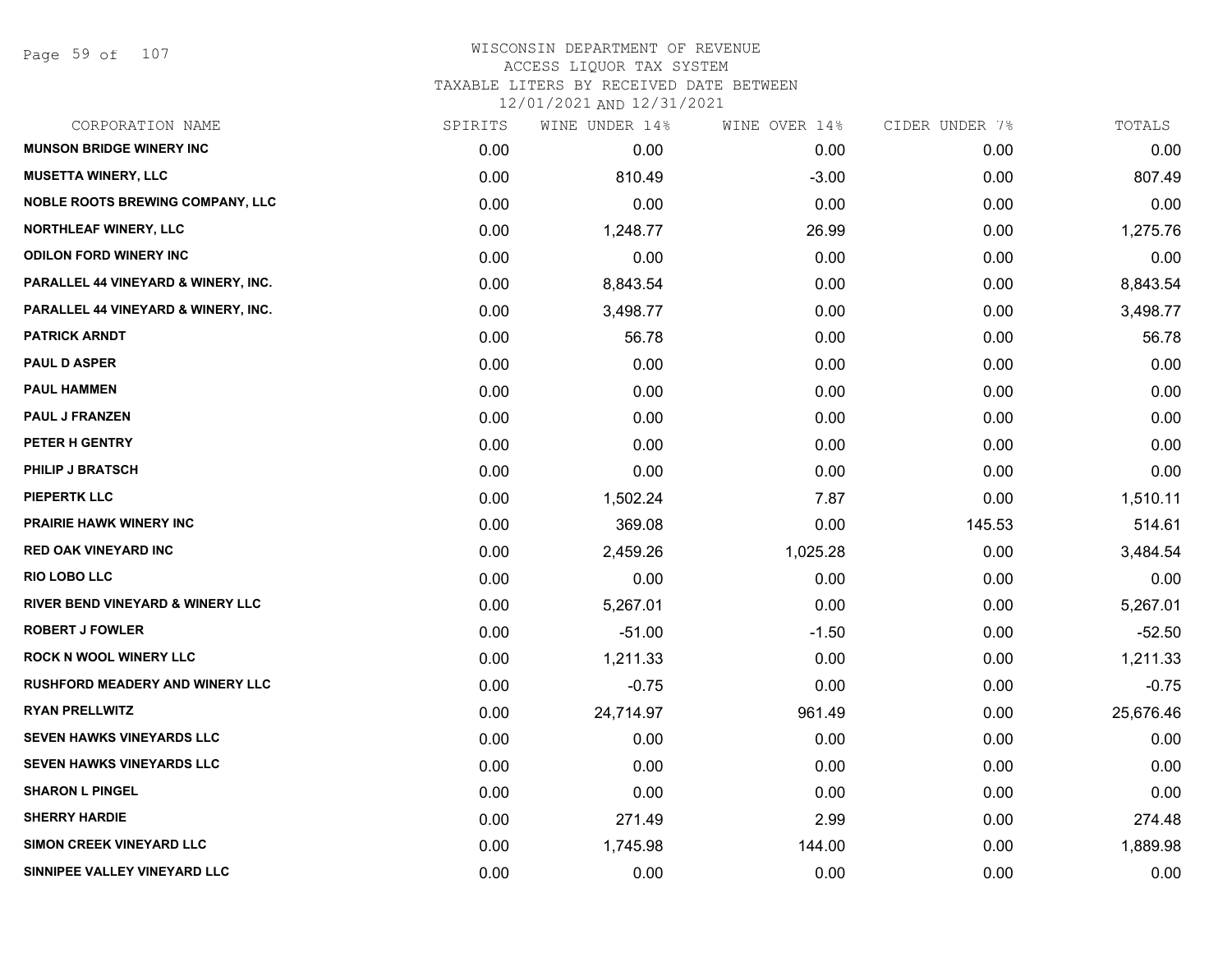WISCONSIN DEPARTMENT OF REVENUE
ACCESS LIQUOR TAX SYSTEM
TAXABLE LITERS BY RECEIVED DATE BETWEEN
12/01/2021 AND 12/31/2021

| CORPORATION NAME | SPIRITS | WINE UNDER 14% | WINE OVER 14% | CIDER UNDER 7% | TOTALS |
|---|---|---|---|---|---|
| MUNSON BRIDGE WINERY INC | 0.00 | 0.00 | 0.00 | 0.00 | 0.00 |
| MUSETTA WINERY, LLC | 0.00 | 810.49 | -3.00 | 0.00 | 807.49 |
| NOBLE ROOTS BREWING COMPANY, LLC | 0.00 | 0.00 | 0.00 | 0.00 | 0.00 |
| NORTHLEAF WINERY, LLC | 0.00 | 1,248.77 | 26.99 | 0.00 | 1,275.76 |
| ODILON FORD WINERY INC | 0.00 | 0.00 | 0.00 | 0.00 | 0.00 |
| PARALLEL 44 VINEYARD & WINERY, INC. | 0.00 | 8,843.54 | 0.00 | 0.00 | 8,843.54 |
| PARALLEL 44 VINEYARD & WINERY, INC. | 0.00 | 3,498.77 | 0.00 | 0.00 | 3,498.77 |
| PATRICK ARNDT | 0.00 | 56.78 | 0.00 | 0.00 | 56.78 |
| PAUL D ASPER | 0.00 | 0.00 | 0.00 | 0.00 | 0.00 |
| PAUL HAMMEN | 0.00 | 0.00 | 0.00 | 0.00 | 0.00 |
| PAUL J FRANZEN | 0.00 | 0.00 | 0.00 | 0.00 | 0.00 |
| PETER H GENTRY | 0.00 | 0.00 | 0.00 | 0.00 | 0.00 |
| PHILIP J BRATSCH | 0.00 | 0.00 | 0.00 | 0.00 | 0.00 |
| PIEPERTK LLC | 0.00 | 1,502.24 | 7.87 | 0.00 | 1,510.11 |
| PRAIRIE HAWK WINERY INC | 0.00 | 369.08 | 0.00 | 145.53 | 514.61 |
| RED OAK VINEYARD INC | 0.00 | 2,459.26 | 1,025.28 | 0.00 | 3,484.54 |
| RIO LOBO LLC | 0.00 | 0.00 | 0.00 | 0.00 | 0.00 |
| RIVER BEND VINEYARD & WINERY LLC | 0.00 | 5,267.01 | 0.00 | 0.00 | 5,267.01 |
| ROBERT J FOWLER | 0.00 | -51.00 | -1.50 | 0.00 | -52.50 |
| ROCK N WOOL WINERY LLC | 0.00 | 1,211.33 | 0.00 | 0.00 | 1,211.33 |
| RUSHFORD MEADERY AND WINERY LLC | 0.00 | -0.75 | 0.00 | 0.00 | -0.75 |
| RYAN PRELLWITZ | 0.00 | 24,714.97 | 961.49 | 0.00 | 25,676.46 |
| SEVEN HAWKS VINEYARDS LLC | 0.00 | 0.00 | 0.00 | 0.00 | 0.00 |
| SEVEN HAWKS VINEYARDS LLC | 0.00 | 0.00 | 0.00 | 0.00 | 0.00 |
| SHARON L PINGEL | 0.00 | 0.00 | 0.00 | 0.00 | 0.00 |
| SHERRY HARDIE | 0.00 | 271.49 | 2.99 | 0.00 | 274.48 |
| SIMON CREEK VINEYARD LLC | 0.00 | 1,745.98 | 144.00 | 0.00 | 1,889.98 |
| SINNIPEE VALLEY VINEYARD LLC | 0.00 | 0.00 | 0.00 | 0.00 | 0.00 |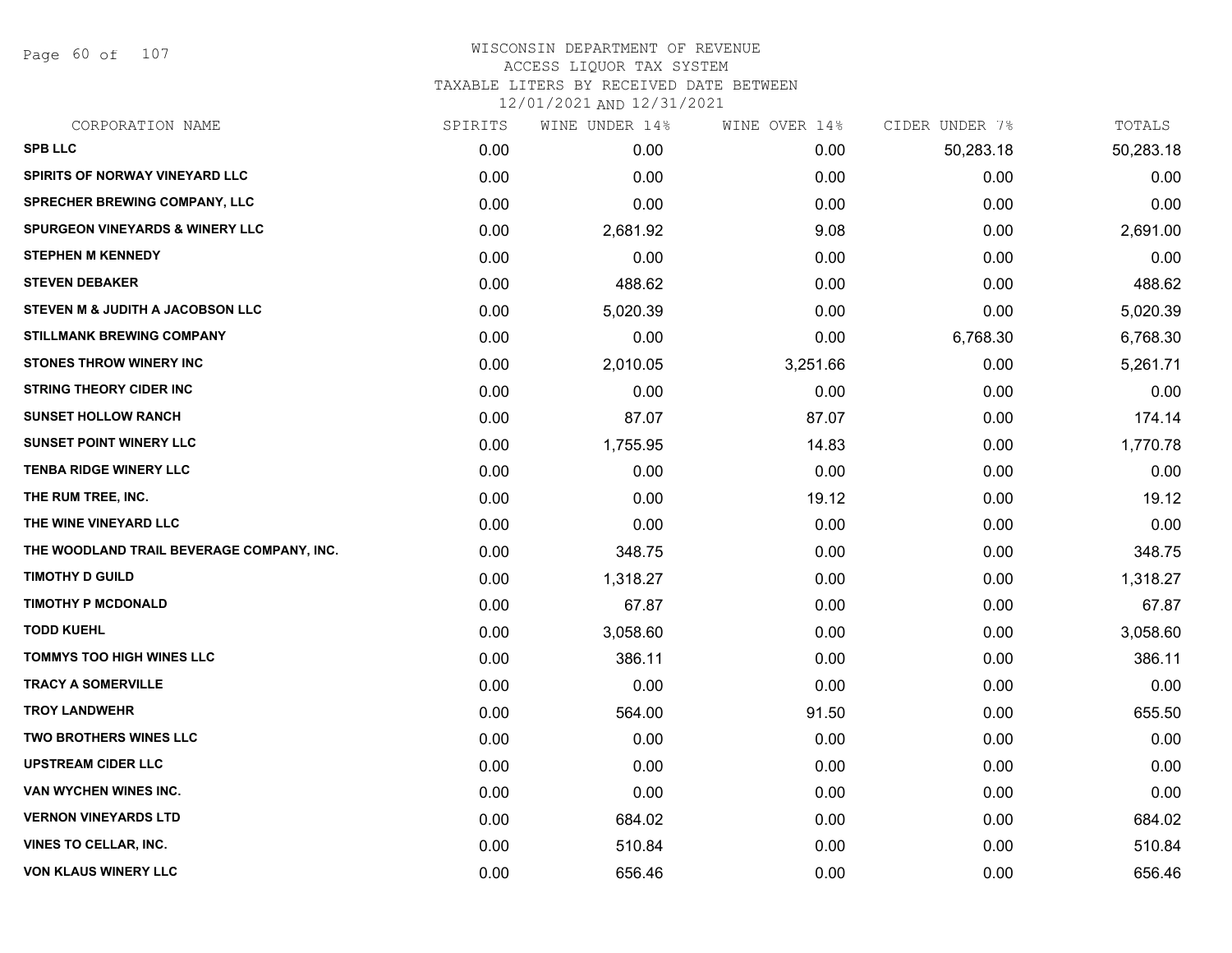WISCONSIN DEPARTMENT OF REVENUE
ACCESS LIQUOR TAX SYSTEM
TAXABLE LITERS BY RECEIVED DATE BETWEEN
12/01/2021 AND 12/31/2021

| CORPORATION NAME | SPIRITS | WINE UNDER 14% | WINE OVER 14% | CIDER UNDER 7% | TOTALS |
|---|---|---|---|---|---|
| SPB LLC | 0.00 | 0.00 | 0.00 | 50,283.18 | 50,283.18 |
| SPIRITS OF NORWAY VINEYARD LLC | 0.00 | 0.00 | 0.00 | 0.00 | 0.00 |
| SPRECHER BREWING COMPANY, LLC | 0.00 | 0.00 | 0.00 | 0.00 | 0.00 |
| SPURGEON VINEYARDS & WINERY LLC | 0.00 | 2,681.92 | 9.08 | 0.00 | 2,691.00 |
| STEPHEN M KENNEDY | 0.00 | 0.00 | 0.00 | 0.00 | 0.00 |
| STEVEN DEBAKER | 0.00 | 488.62 | 0.00 | 0.00 | 488.62 |
| STEVEN M & JUDITH A JACOBSON LLC | 0.00 | 5,020.39 | 0.00 | 0.00 | 5,020.39 |
| STILLMANK BREWING COMPANY | 0.00 | 0.00 | 0.00 | 6,768.30 | 6,768.30 |
| STONES THROW WINERY INC | 0.00 | 2,010.05 | 3,251.66 | 0.00 | 5,261.71 |
| STRING THEORY CIDER INC | 0.00 | 0.00 | 0.00 | 0.00 | 0.00 |
| SUNSET HOLLOW RANCH | 0.00 | 87.07 | 87.07 | 0.00 | 174.14 |
| SUNSET POINT WINERY LLC | 0.00 | 1,755.95 | 14.83 | 0.00 | 1,770.78 |
| TENBA RIDGE WINERY LLC | 0.00 | 0.00 | 0.00 | 0.00 | 0.00 |
| THE RUM TREE, INC. | 0.00 | 0.00 | 19.12 | 0.00 | 19.12 |
| THE WINE VINEYARD LLC | 0.00 | 0.00 | 0.00 | 0.00 | 0.00 |
| THE WOODLAND TRAIL BEVERAGE COMPANY, INC. | 0.00 | 348.75 | 0.00 | 0.00 | 348.75 |
| TIMOTHY D GUILD | 0.00 | 1,318.27 | 0.00 | 0.00 | 1,318.27 |
| TIMOTHY P MCDONALD | 0.00 | 67.87 | 0.00 | 0.00 | 67.87 |
| TODD KUEHL | 0.00 | 3,058.60 | 0.00 | 0.00 | 3,058.60 |
| TOMMYS TOO HIGH WINES LLC | 0.00 | 386.11 | 0.00 | 0.00 | 386.11 |
| TRACY A SOMERVILLE | 0.00 | 0.00 | 0.00 | 0.00 | 0.00 |
| TROY LANDWEHR | 0.00 | 564.00 | 91.50 | 0.00 | 655.50 |
| TWO BROTHERS WINES LLC | 0.00 | 0.00 | 0.00 | 0.00 | 0.00 |
| UPSTREAM CIDER LLC | 0.00 | 0.00 | 0.00 | 0.00 | 0.00 |
| VAN WYCHEN WINES INC. | 0.00 | 0.00 | 0.00 | 0.00 | 0.00 |
| VERNON VINEYARDS LTD | 0.00 | 684.02 | 0.00 | 0.00 | 684.02 |
| VINES TO CELLAR, INC. | 0.00 | 510.84 | 0.00 | 0.00 | 510.84 |
| VON KLAUS WINERY LLC | 0.00 | 656.46 | 0.00 | 0.00 | 656.46 |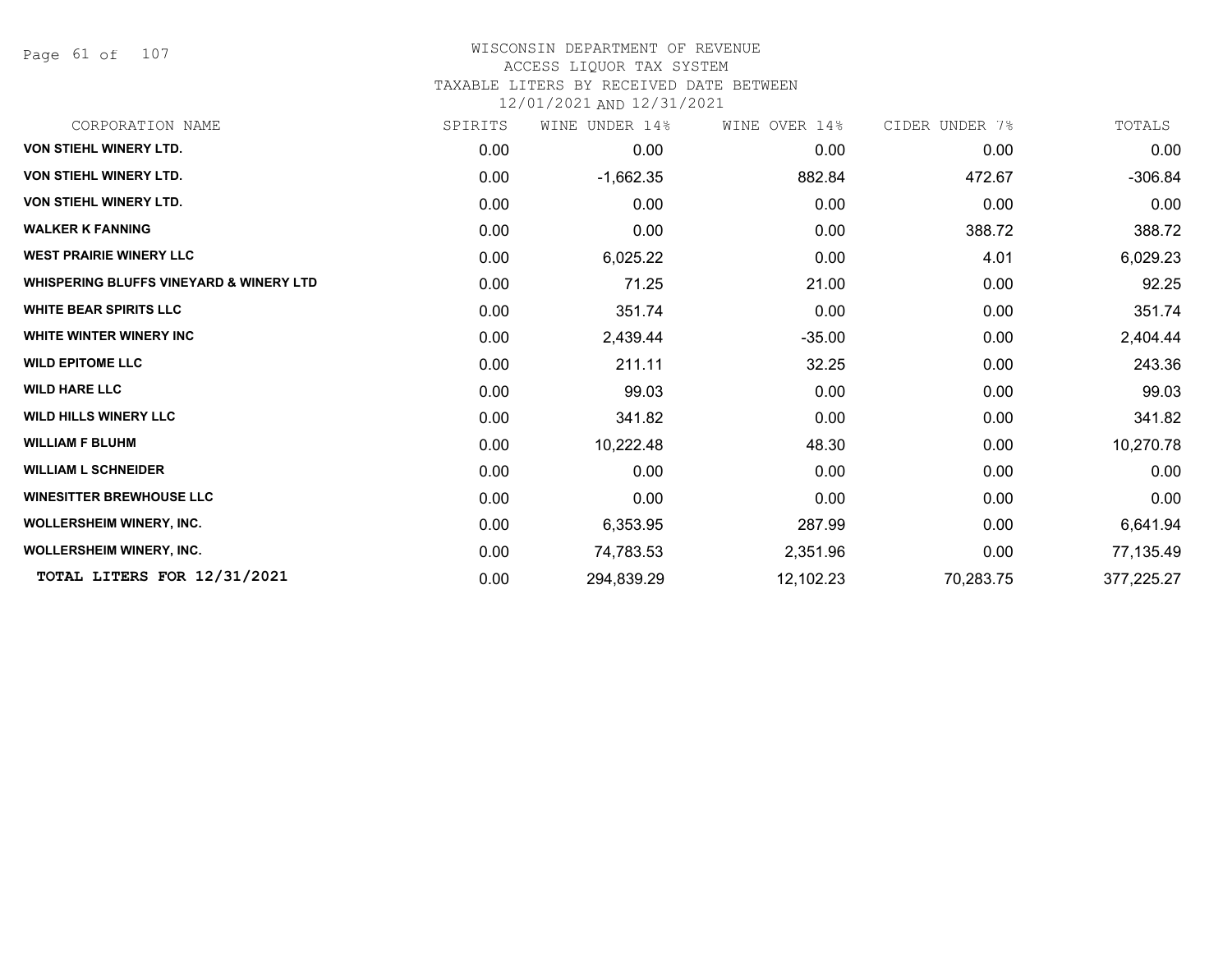WISCONSIN DEPARTMENT OF REVENUE
ACCESS LIQUOR TAX SYSTEM
TAXABLE LITERS BY RECEIVED DATE BETWEEN
12/01/2021 AND 12/31/2021

| CORPORATION NAME | SPIRITS | WINE UNDER 14% | WINE OVER 14% | CIDER UNDER 7% | TOTALS |
|---|---|---|---|---|---|
| **VON STIEHL WINERY LTD.** | 0.00 | 0.00 | 0.00 | 0.00 | 0.00 |
| **VON STIEHL WINERY LTD.** | 0.00 | -1,662.35 | 882.84 | 472.67 | -306.84 |
| **VON STIEHL WINERY LTD.** | 0.00 | 0.00 | 0.00 | 0.00 | 0.00 |
| **WALKER K FANNING** | 0.00 | 0.00 | 0.00 | 388.72 | 388.72 |
| **WEST PRAIRIE WINERY LLC** | 0.00 | 6,025.22 | 0.00 | 4.01 | 6,029.23 |
| **WHISPERING BLUFFS VINEYARD & WINERY LTD** | 0.00 | 71.25 | 21.00 | 0.00 | 92.25 |
| **WHITE BEAR SPIRITS LLC** | 0.00 | 351.74 | 0.00 | 0.00 | 351.74 |
| **WHITE WINTER WINERY INC** | 0.00 | 2,439.44 | -35.00 | 0.00 | 2,404.44 |
| **WILD EPITOME LLC** | 0.00 | 211.11 | 32.25 | 0.00 | 243.36 |
| **WILD HARE LLC** | 0.00 | 99.03 | 0.00 | 0.00 | 99.03 |
| **WILD HILLS WINERY LLC** | 0.00 | 341.82 | 0.00 | 0.00 | 341.82 |
| **WILLIAM F BLUHM** | 0.00 | 10,222.48 | 48.30 | 0.00 | 10,270.78 |
| **WILLIAM L SCHNEIDER** | 0.00 | 0.00 | 0.00 | 0.00 | 0.00 |
| **WINESITTER BREWHOUSE LLC** | 0.00 | 0.00 | 0.00 | 0.00 | 0.00 |
| **WOLLERSHEIM WINERY, INC.** | 0.00 | 6,353.95 | 287.99 | 0.00 | 6,641.94 |
| **WOLLERSHEIM WINERY, INC.** | 0.00 | 74,783.53 | 2,351.96 | 0.00 | 77,135.49 |
| **TOTAL LITERS FOR 12/31/2021** | 0.00 | 294,839.29 | 12,102.23 | 70,283.75 | 377,225.27 |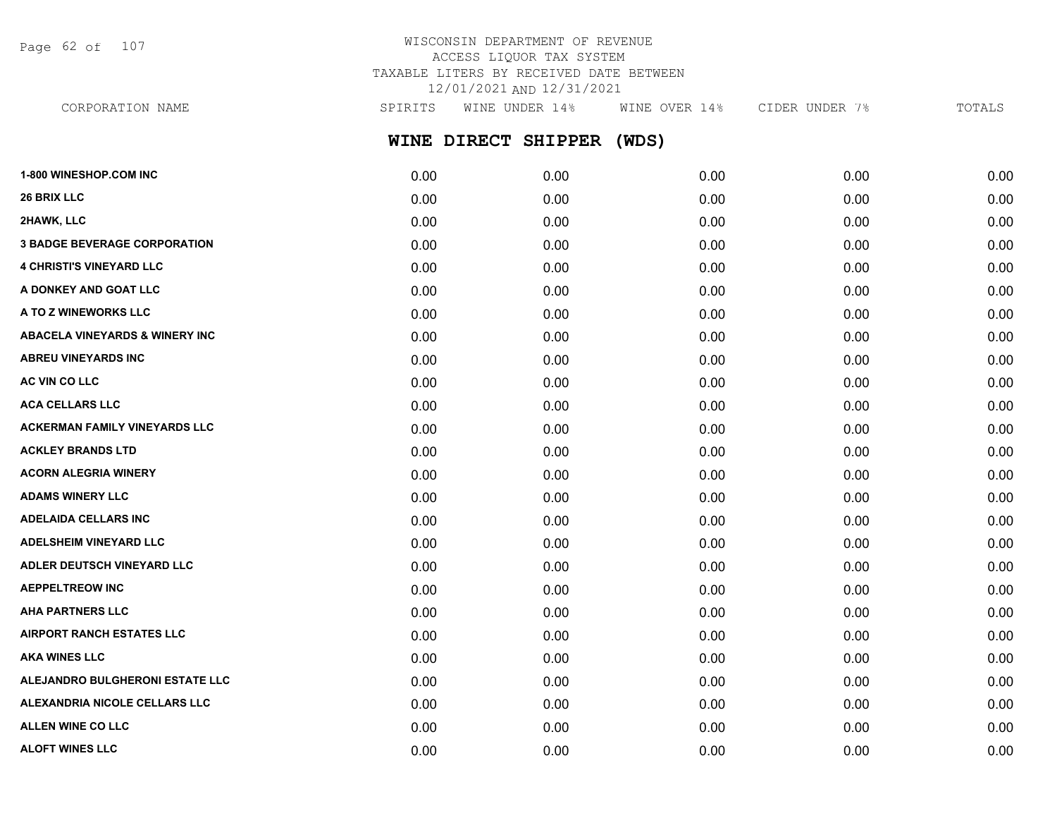WISCONSIN DEPARTMENT OF REVENUE
ACCESS LIQUOR TAX SYSTEM
TAXABLE LITERS BY RECEIVED DATE BETWEEN
12/01/2021 AND 12/31/2021

## WINE DIRECT SHIPPER (WDS)

| CORPORATION NAME | SPIRITS | WINE UNDER 14% | WINE OVER 14% | CIDER UNDER 7% | TOTALS |
|---|---|---|---|---|---|
| 1-800 WINESHOP.COM INC | 0.00 | 0.00 | 0.00 | 0.00 | 0.00 |
| 26 BRIX LLC | 0.00 | 0.00 | 0.00 | 0.00 | 0.00 |
| 2HAWK, LLC | 0.00 | 0.00 | 0.00 | 0.00 | 0.00 |
| 3 BADGE BEVERAGE CORPORATION | 0.00 | 0.00 | 0.00 | 0.00 | 0.00 |
| 4 CHRISTI'S VINEYARD LLC | 0.00 | 0.00 | 0.00 | 0.00 | 0.00 |
| A DONKEY AND GOAT LLC | 0.00 | 0.00 | 0.00 | 0.00 | 0.00 |
| A TO Z WINEWORKS LLC | 0.00 | 0.00 | 0.00 | 0.00 | 0.00 |
| ABACELA VINEYARDS & WINERY INC | 0.00 | 0.00 | 0.00 | 0.00 | 0.00 |
| ABREU VINEYARDS INC | 0.00 | 0.00 | 0.00 | 0.00 | 0.00 |
| AC VIN CO LLC | 0.00 | 0.00 | 0.00 | 0.00 | 0.00 |
| ACA CELLARS LLC | 0.00 | 0.00 | 0.00 | 0.00 | 0.00 |
| ACKERMAN FAMILY VINEYARDS LLC | 0.00 | 0.00 | 0.00 | 0.00 | 0.00 |
| ACKLEY BRANDS LTD | 0.00 | 0.00 | 0.00 | 0.00 | 0.00 |
| ACORN ALEGRIA WINERY | 0.00 | 0.00 | 0.00 | 0.00 | 0.00 |
| ADAMS WINERY LLC | 0.00 | 0.00 | 0.00 | 0.00 | 0.00 |
| ADELAIDA CELLARS INC | 0.00 | 0.00 | 0.00 | 0.00 | 0.00 |
| ADELSHEIM VINEYARD LLC | 0.00 | 0.00 | 0.00 | 0.00 | 0.00 |
| ADLER DEUTSCH VINEYARD LLC | 0.00 | 0.00 | 0.00 | 0.00 | 0.00 |
| AEPPELTREOW INC | 0.00 | 0.00 | 0.00 | 0.00 | 0.00 |
| AHA PARTNERS LLC | 0.00 | 0.00 | 0.00 | 0.00 | 0.00 |
| AIRPORT RANCH ESTATES LLC | 0.00 | 0.00 | 0.00 | 0.00 | 0.00 |
| AKA WINES LLC | 0.00 | 0.00 | 0.00 | 0.00 | 0.00 |
| ALEJANDRO BULGHERONI ESTATE LLC | 0.00 | 0.00 | 0.00 | 0.00 | 0.00 |
| ALEXANDRIA NICOLE CELLARS LLC | 0.00 | 0.00 | 0.00 | 0.00 | 0.00 |
| ALLEN WINE CO LLC | 0.00 | 0.00 | 0.00 | 0.00 | 0.00 |
| ALOFT WINES LLC | 0.00 | 0.00 | 0.00 | 0.00 | 0.00 |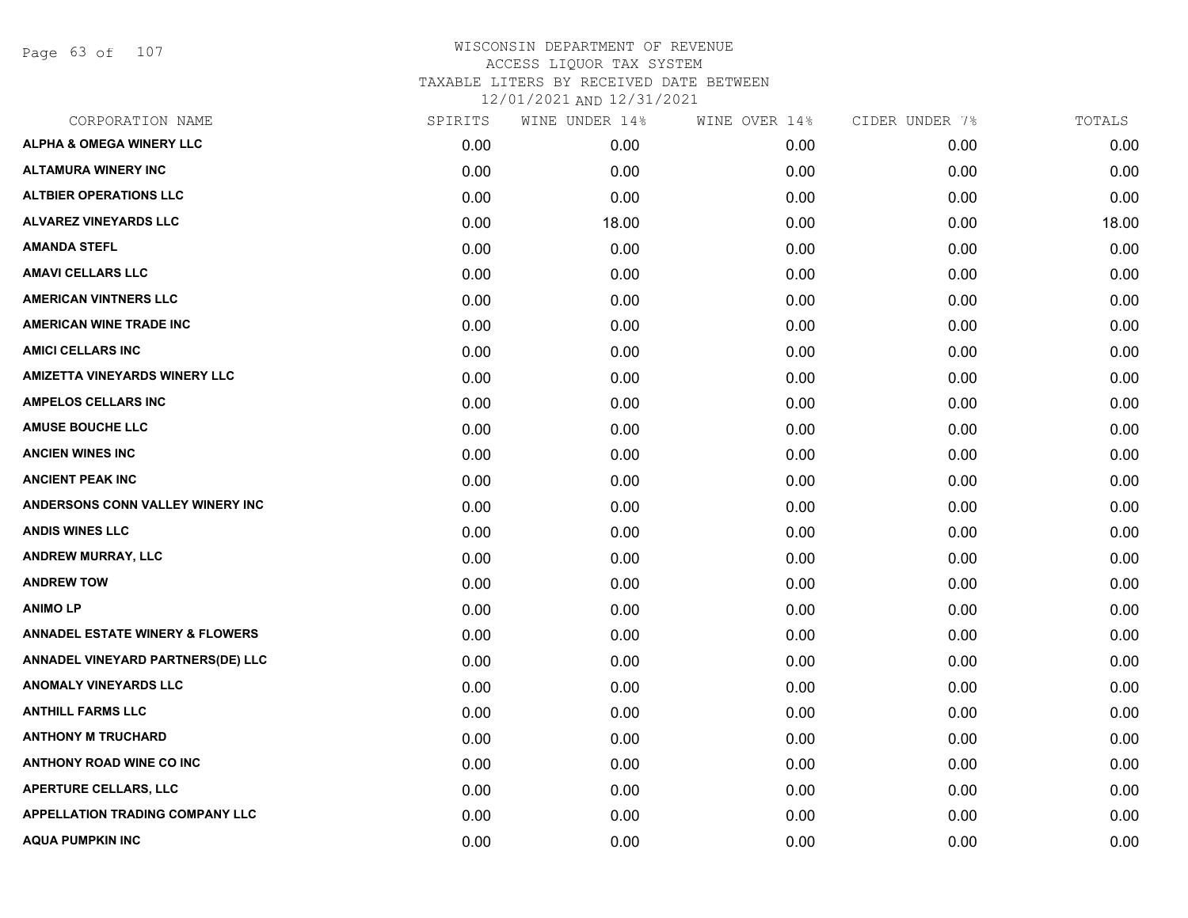# WISCONSIN DEPARTMENT OF REVENUE
## ACCESS LIQUOR TAX SYSTEM
### TAXABLE LITERS BY RECEIVED DATE BETWEEN 12/01/2021 AND 12/31/2021

| CORPORATION NAME | SPIRITS | WINE UNDER 14% | WINE OVER 14% | CIDER UNDER 7% | TOTALS |
|---|---|---|---|---|---|
| ALPHA & OMEGA WINERY LLC | 0.00 | 0.00 | 0.00 | 0.00 | 0.00 |
| ALTAMURA WINERY INC | 0.00 | 0.00 | 0.00 | 0.00 | 0.00 |
| ALTBIER OPERATIONS LLC | 0.00 | 0.00 | 0.00 | 0.00 | 0.00 |
| ALVAREZ VINEYARDS LLC | 0.00 | 18.00 | 0.00 | 0.00 | 18.00 |
| AMANDA STEFL | 0.00 | 0.00 | 0.00 | 0.00 | 0.00 |
| AMAVI CELLARS LLC | 0.00 | 0.00 | 0.00 | 0.00 | 0.00 |
| AMERICAN VINTNERS LLC | 0.00 | 0.00 | 0.00 | 0.00 | 0.00 |
| AMERICAN WINE TRADE INC | 0.00 | 0.00 | 0.00 | 0.00 | 0.00 |
| AMICI CELLARS INC | 0.00 | 0.00 | 0.00 | 0.00 | 0.00 |
| AMIZETTA VINEYARDS WINERY LLC | 0.00 | 0.00 | 0.00 | 0.00 | 0.00 |
| AMPELOS CELLARS INC | 0.00 | 0.00 | 0.00 | 0.00 | 0.00 |
| AMUSE BOUCHE LLC | 0.00 | 0.00 | 0.00 | 0.00 | 0.00 |
| ANCIEN WINES INC | 0.00 | 0.00 | 0.00 | 0.00 | 0.00 |
| ANCIENT PEAK INC | 0.00 | 0.00 | 0.00 | 0.00 | 0.00 |
| ANDERSONS CONN VALLEY WINERY INC | 0.00 | 0.00 | 0.00 | 0.00 | 0.00 |
| ANDIS WINES LLC | 0.00 | 0.00 | 0.00 | 0.00 | 0.00 |
| ANDREW MURRAY, LLC | 0.00 | 0.00 | 0.00 | 0.00 | 0.00 |
| ANDREW TOW | 0.00 | 0.00 | 0.00 | 0.00 | 0.00 |
| ANIMO LP | 0.00 | 0.00 | 0.00 | 0.00 | 0.00 |
| ANNADEL ESTATE WINERY & FLOWERS | 0.00 | 0.00 | 0.00 | 0.00 | 0.00 |
| ANNADEL VINEYARD PARTNERS(DE) LLC | 0.00 | 0.00 | 0.00 | 0.00 | 0.00 |
| ANOMALY VINEYARDS LLC | 0.00 | 0.00 | 0.00 | 0.00 | 0.00 |
| ANTHILL FARMS LLC | 0.00 | 0.00 | 0.00 | 0.00 | 0.00 |
| ANTHONY M TRUCHARD | 0.00 | 0.00 | 0.00 | 0.00 | 0.00 |
| ANTHONY ROAD WINE CO INC | 0.00 | 0.00 | 0.00 | 0.00 | 0.00 |
| APERTURE CELLARS, LLC | 0.00 | 0.00 | 0.00 | 0.00 | 0.00 |
| APPELLATION TRADING COMPANY LLC | 0.00 | 0.00 | 0.00 | 0.00 | 0.00 |
| AQUA PUMPKIN INC | 0.00 | 0.00 | 0.00 | 0.00 | 0.00 |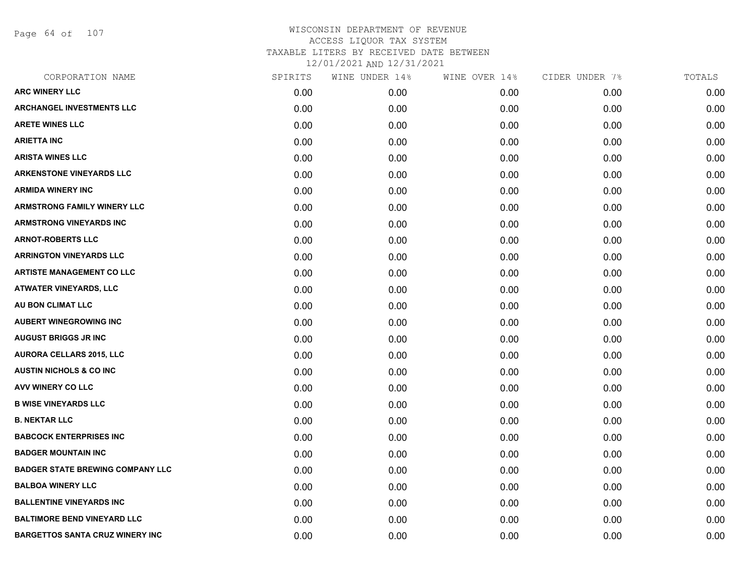# WISCONSIN DEPARTMENT OF REVENUE
## ACCESS LIQUOR TAX SYSTEM
## TAXABLE LITERS BY RECEIVED DATE BETWEEN 12/01/2021 AND 12/31/2021

| CORPORATION NAME | SPIRITS | WINE UNDER 14% | WINE OVER 14% | CIDER UNDER 7% | TOTALS |
|---|---|---|---|---|---|
| ARC WINERY LLC | 0.00 | 0.00 | 0.00 | 0.00 | 0.00 |
| ARCHANGEL INVESTMENTS LLC | 0.00 | 0.00 | 0.00 | 0.00 | 0.00 |
| ARETE WINES LLC | 0.00 | 0.00 | 0.00 | 0.00 | 0.00 |
| ARIETTA INC | 0.00 | 0.00 | 0.00 | 0.00 | 0.00 |
| ARISTA WINES LLC | 0.00 | 0.00 | 0.00 | 0.00 | 0.00 |
| ARKENSTONE VINEYARDS LLC | 0.00 | 0.00 | 0.00 | 0.00 | 0.00 |
| ARMIDA WINERY INC | 0.00 | 0.00 | 0.00 | 0.00 | 0.00 |
| ARMSTRONG FAMILY WINERY LLC | 0.00 | 0.00 | 0.00 | 0.00 | 0.00 |
| ARMSTRONG VINEYARDS INC | 0.00 | 0.00 | 0.00 | 0.00 | 0.00 |
| ARNOT-ROBERTS LLC | 0.00 | 0.00 | 0.00 | 0.00 | 0.00 |
| ARRINGTON VINEYARDS LLC | 0.00 | 0.00 | 0.00 | 0.00 | 0.00 |
| ARTISTE MANAGEMENT CO LLC | 0.00 | 0.00 | 0.00 | 0.00 | 0.00 |
| ATWATER VINEYARDS, LLC | 0.00 | 0.00 | 0.00 | 0.00 | 0.00 |
| AU BON CLIMAT LLC | 0.00 | 0.00 | 0.00 | 0.00 | 0.00 |
| AUBERT WINEGROWING INC | 0.00 | 0.00 | 0.00 | 0.00 | 0.00 |
| AUGUST BRIGGS JR INC | 0.00 | 0.00 | 0.00 | 0.00 | 0.00 |
| AURORA CELLARS 2015, LLC | 0.00 | 0.00 | 0.00 | 0.00 | 0.00 |
| AUSTIN NICHOLS & CO INC | 0.00 | 0.00 | 0.00 | 0.00 | 0.00 |
| AVV WINERY CO LLC | 0.00 | 0.00 | 0.00 | 0.00 | 0.00 |
| B WISE VINEYARDS LLC | 0.00 | 0.00 | 0.00 | 0.00 | 0.00 |
| B. NEKTAR LLC | 0.00 | 0.00 | 0.00 | 0.00 | 0.00 |
| BABCOCK ENTERPRISES INC | 0.00 | 0.00 | 0.00 | 0.00 | 0.00 |
| BADGER MOUNTAIN INC | 0.00 | 0.00 | 0.00 | 0.00 | 0.00 |
| BADGER STATE BREWING COMPANY LLC | 0.00 | 0.00 | 0.00 | 0.00 | 0.00 |
| BALBOA WINERY LLC | 0.00 | 0.00 | 0.00 | 0.00 | 0.00 |
| BALLENTINE VINEYARDS INC | 0.00 | 0.00 | 0.00 | 0.00 | 0.00 |
| BALTIMORE BEND VINEYARD LLC | 0.00 | 0.00 | 0.00 | 0.00 | 0.00 |
| BARGETTOS SANTA CRUZ WINERY INC | 0.00 | 0.00 | 0.00 | 0.00 | 0.00 |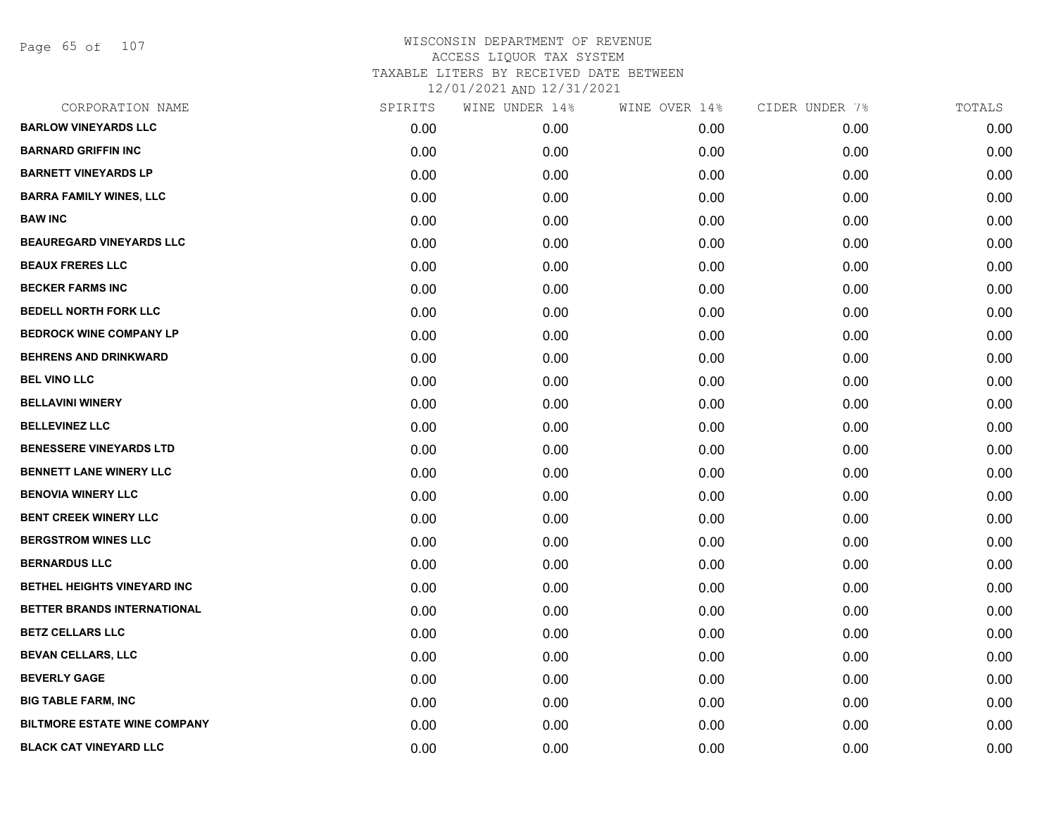WISCONSIN DEPARTMENT OF REVENUE
ACCESS LIQUOR TAX SYSTEM
TAXABLE LITERS BY RECEIVED DATE BETWEEN
12/01/2021 AND 12/31/2021

| CORPORATION NAME | SPIRITS | WINE UNDER 14% | WINE OVER 14% | CIDER UNDER 7% | TOTALS |
|---|---|---|---|---|---|
| BARLOW VINEYARDS LLC | 0.00 | 0.00 | 0.00 | 0.00 | 0.00 |
| BARNARD GRIFFIN INC | 0.00 | 0.00 | 0.00 | 0.00 | 0.00 |
| BARNETT VINEYARDS LP | 0.00 | 0.00 | 0.00 | 0.00 | 0.00 |
| BARRA FAMILY WINES, LLC | 0.00 | 0.00 | 0.00 | 0.00 | 0.00 |
| BAW INC | 0.00 | 0.00 | 0.00 | 0.00 | 0.00 |
| BEAUREGARD VINEYARDS LLC | 0.00 | 0.00 | 0.00 | 0.00 | 0.00 |
| BEAUX FRERES LLC | 0.00 | 0.00 | 0.00 | 0.00 | 0.00 |
| BECKER FARMS INC | 0.00 | 0.00 | 0.00 | 0.00 | 0.00 |
| BEDELL NORTH FORK LLC | 0.00 | 0.00 | 0.00 | 0.00 | 0.00 |
| BEDROCK WINE COMPANY LP | 0.00 | 0.00 | 0.00 | 0.00 | 0.00 |
| BEHRENS AND DRINKWARD | 0.00 | 0.00 | 0.00 | 0.00 | 0.00 |
| BEL VINO LLC | 0.00 | 0.00 | 0.00 | 0.00 | 0.00 |
| BELLAVINI WINERY | 0.00 | 0.00 | 0.00 | 0.00 | 0.00 |
| BELLEVINEZ LLC | 0.00 | 0.00 | 0.00 | 0.00 | 0.00 |
| BENESSERE VINEYARDS LTD | 0.00 | 0.00 | 0.00 | 0.00 | 0.00 |
| BENNETT LANE WINERY LLC | 0.00 | 0.00 | 0.00 | 0.00 | 0.00 |
| BENOVIA WINERY LLC | 0.00 | 0.00 | 0.00 | 0.00 | 0.00 |
| BENT CREEK WINERY LLC | 0.00 | 0.00 | 0.00 | 0.00 | 0.00 |
| BERGSTROM WINES LLC | 0.00 | 0.00 | 0.00 | 0.00 | 0.00 |
| BERNARDUS LLC | 0.00 | 0.00 | 0.00 | 0.00 | 0.00 |
| BETHEL HEIGHTS VINEYARD INC | 0.00 | 0.00 | 0.00 | 0.00 | 0.00 |
| BETTER BRANDS INTERNATIONAL | 0.00 | 0.00 | 0.00 | 0.00 | 0.00 |
| BETZ CELLARS LLC | 0.00 | 0.00 | 0.00 | 0.00 | 0.00 |
| BEVAN CELLARS, LLC | 0.00 | 0.00 | 0.00 | 0.00 | 0.00 |
| BEVERLY GAGE | 0.00 | 0.00 | 0.00 | 0.00 | 0.00 |
| BIG TABLE FARM, INC | 0.00 | 0.00 | 0.00 | 0.00 | 0.00 |
| BILTMORE ESTATE WINE COMPANY | 0.00 | 0.00 | 0.00 | 0.00 | 0.00 |
| BLACK CAT VINEYARD LLC | 0.00 | 0.00 | 0.00 | 0.00 | 0.00 |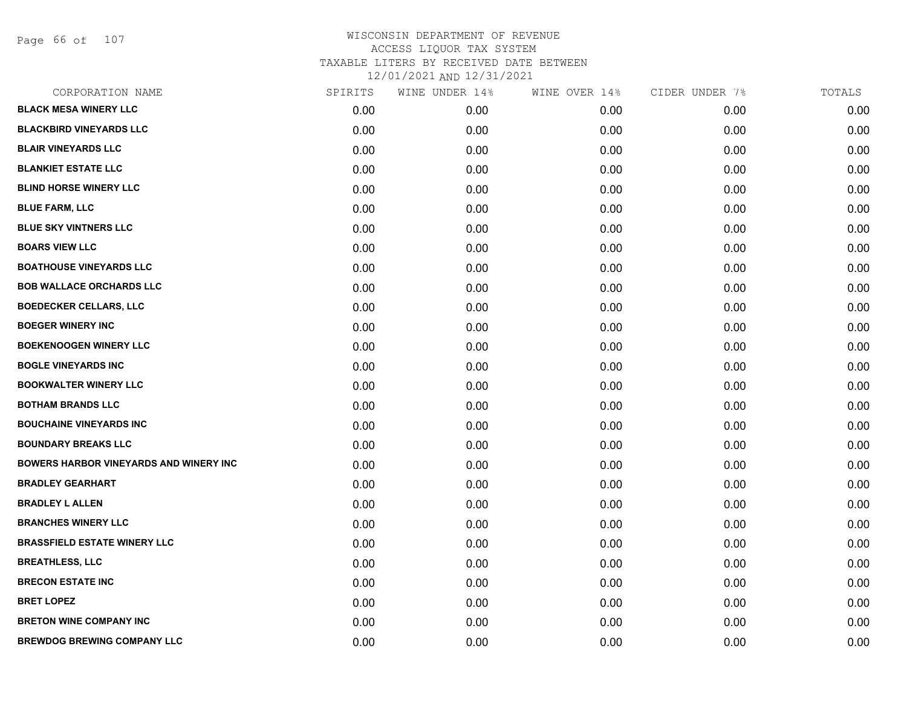WISCONSIN DEPARTMENT OF REVENUE
ACCESS LIQUOR TAX SYSTEM
TAXABLE LITERS BY RECEIVED DATE BETWEEN
12/01/2021 AND 12/31/2021

| CORPORATION NAME | SPIRITS | WINE UNDER 14% | WINE OVER 14% | CIDER UNDER 7% | TOTALS |
|---|---|---|---|---|---|
| **BLACK MESA WINERY LLC** | 0.00 | 0.00 | 0.00 | 0.00 | 0.00 |
| **BLACKBIRD VINEYARDS LLC** | 0.00 | 0.00 | 0.00 | 0.00 | 0.00 |
| **BLAIR VINEYARDS LLC** | 0.00 | 0.00 | 0.00 | 0.00 | 0.00 |
| **BLANKIET ESTATE LLC** | 0.00 | 0.00 | 0.00 | 0.00 | 0.00 |
| **BLIND HORSE WINERY LLC** | 0.00 | 0.00 | 0.00 | 0.00 | 0.00 |
| **BLUE FARM, LLC** | 0.00 | 0.00 | 0.00 | 0.00 | 0.00 |
| **BLUE SKY VINTNERS LLC** | 0.00 | 0.00 | 0.00 | 0.00 | 0.00 |
| **BOARS VIEW LLC** | 0.00 | 0.00 | 0.00 | 0.00 | 0.00 |
| **BOATHOUSE VINEYARDS LLC** | 0.00 | 0.00 | 0.00 | 0.00 | 0.00 |
| **BOB WALLACE ORCHARDS LLC** | 0.00 | 0.00 | 0.00 | 0.00 | 0.00 |
| **BOEDECKER CELLARS, LLC** | 0.00 | 0.00 | 0.00 | 0.00 | 0.00 |
| **BOEGER WINERY INC** | 0.00 | 0.00 | 0.00 | 0.00 | 0.00 |
| **BOEKENOOGEN WINERY LLC** | 0.00 | 0.00 | 0.00 | 0.00 | 0.00 |
| **BOGLE VINEYARDS INC** | 0.00 | 0.00 | 0.00 | 0.00 | 0.00 |
| **BOOKWALTER WINERY LLC** | 0.00 | 0.00 | 0.00 | 0.00 | 0.00 |
| **BOTHAM BRANDS LLC** | 0.00 | 0.00 | 0.00 | 0.00 | 0.00 |
| **BOUCHAINE VINEYARDS INC** | 0.00 | 0.00 | 0.00 | 0.00 | 0.00 |
| **BOUNDARY BREAKS LLC** | 0.00 | 0.00 | 0.00 | 0.00 | 0.00 |
| **BOWERS HARBOR VINEYARDS AND WINERY INC** | 0.00 | 0.00 | 0.00 | 0.00 | 0.00 |
| **BRADLEY GEARHART** | 0.00 | 0.00 | 0.00 | 0.00 | 0.00 |
| **BRADLEY L ALLEN** | 0.00 | 0.00 | 0.00 | 0.00 | 0.00 |
| **BRANCHES WINERY LLC** | 0.00 | 0.00 | 0.00 | 0.00 | 0.00 |
| **BRASSFIELD ESTATE WINERY LLC** | 0.00 | 0.00 | 0.00 | 0.00 | 0.00 |
| **BREATHLESS, LLC** | 0.00 | 0.00 | 0.00 | 0.00 | 0.00 |
| **BRECON ESTATE INC** | 0.00 | 0.00 | 0.00 | 0.00 | 0.00 |
| **BRET LOPEZ** | 0.00 | 0.00 | 0.00 | 0.00 | 0.00 |
| **BRETON WINE COMPANY INC** | 0.00 | 0.00 | 0.00 | 0.00 | 0.00 |
| **BREWDOG BREWING COMPANY LLC** | 0.00 | 0.00 | 0.00 | 0.00 | 0.00 |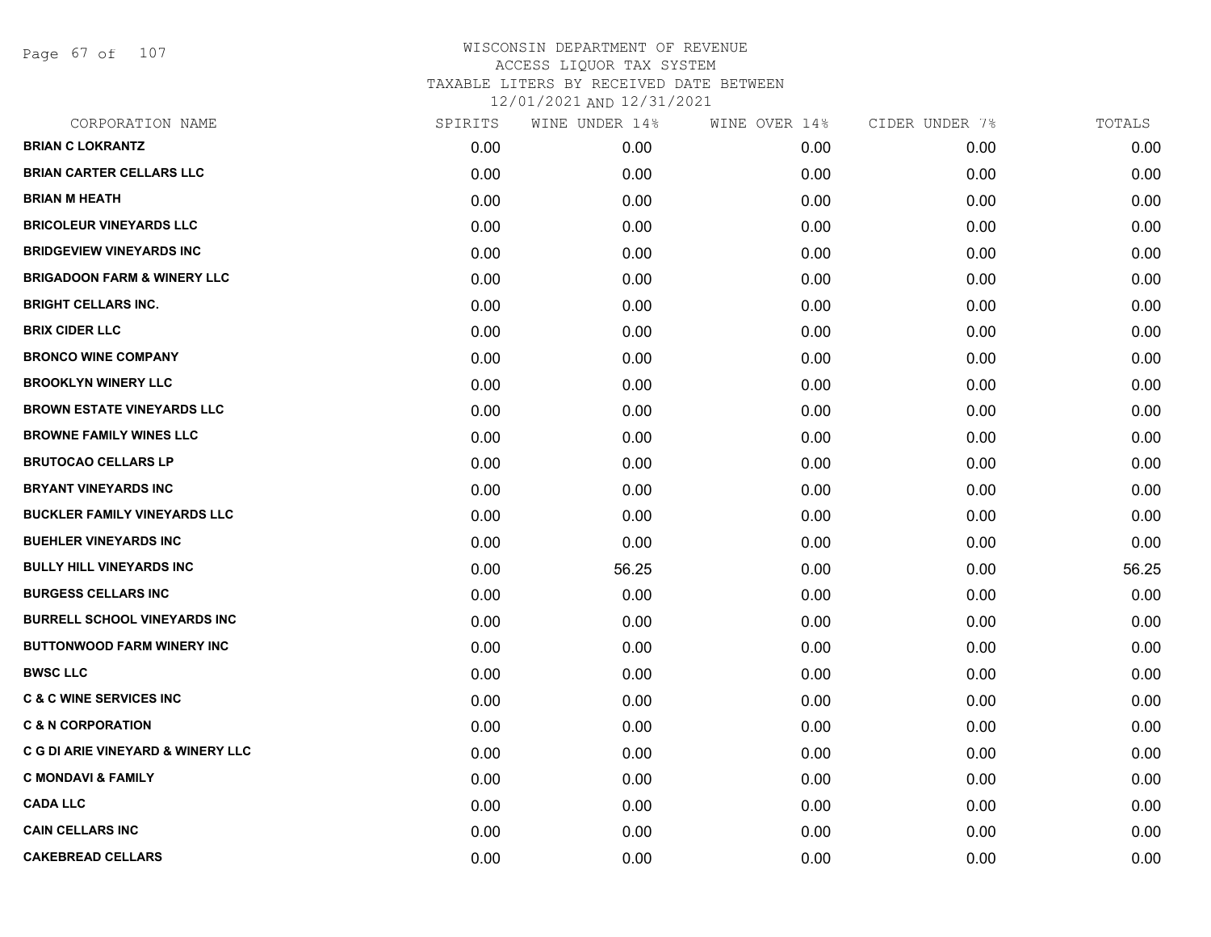WISCONSIN DEPARTMENT OF REVENUE
ACCESS LIQUOR TAX SYSTEM
TAXABLE LITERS BY RECEIVED DATE BETWEEN
12/01/2021 AND 12/31/2021

| CORPORATION NAME | SPIRITS | WINE UNDER 14% | WINE OVER 14% | CIDER UNDER 7% | TOTALS |
|---|---|---|---|---|---|
| BRIAN C LOKRANTZ | 0.00 | 0.00 | 0.00 | 0.00 | 0.00 |
| BRIAN CARTER CELLARS LLC | 0.00 | 0.00 | 0.00 | 0.00 | 0.00 |
| BRIAN M HEATH | 0.00 | 0.00 | 0.00 | 0.00 | 0.00 |
| BRICOLEUR VINEYARDS LLC | 0.00 | 0.00 | 0.00 | 0.00 | 0.00 |
| BRIDGEVIEW VINEYARDS INC | 0.00 | 0.00 | 0.00 | 0.00 | 0.00 |
| BRIGADOON FARM & WINERY LLC | 0.00 | 0.00 | 0.00 | 0.00 | 0.00 |
| BRIGHT CELLARS INC. | 0.00 | 0.00 | 0.00 | 0.00 | 0.00 |
| BRIX CIDER LLC | 0.00 | 0.00 | 0.00 | 0.00 | 0.00 |
| BRONCO WINE COMPANY | 0.00 | 0.00 | 0.00 | 0.00 | 0.00 |
| BROOKLYN WINERY LLC | 0.00 | 0.00 | 0.00 | 0.00 | 0.00 |
| BROWN ESTATE VINEYARDS LLC | 0.00 | 0.00 | 0.00 | 0.00 | 0.00 |
| BROWNE FAMILY WINES LLC | 0.00 | 0.00 | 0.00 | 0.00 | 0.00 |
| BRUTOCAO CELLARS LP | 0.00 | 0.00 | 0.00 | 0.00 | 0.00 |
| BRYANT VINEYARDS INC | 0.00 | 0.00 | 0.00 | 0.00 | 0.00 |
| BUCKLER FAMILY VINEYARDS LLC | 0.00 | 0.00 | 0.00 | 0.00 | 0.00 |
| BUEHLER VINEYARDS INC | 0.00 | 0.00 | 0.00 | 0.00 | 0.00 |
| BULLY HILL VINEYARDS INC | 0.00 | 56.25 | 0.00 | 0.00 | 56.25 |
| BURGESS CELLARS INC | 0.00 | 0.00 | 0.00 | 0.00 | 0.00 |
| BURRELL SCHOOL VINEYARDS INC | 0.00 | 0.00 | 0.00 | 0.00 | 0.00 |
| BUTTONWOOD FARM WINERY INC | 0.00 | 0.00 | 0.00 | 0.00 | 0.00 |
| BWSC LLC | 0.00 | 0.00 | 0.00 | 0.00 | 0.00 |
| C & C WINE SERVICES INC | 0.00 | 0.00 | 0.00 | 0.00 | 0.00 |
| C & N CORPORATION | 0.00 | 0.00 | 0.00 | 0.00 | 0.00 |
| C G DI ARIE VINEYARD & WINERY LLC | 0.00 | 0.00 | 0.00 | 0.00 | 0.00 |
| C MONDAVI & FAMILY | 0.00 | 0.00 | 0.00 | 0.00 | 0.00 |
| CADA LLC | 0.00 | 0.00 | 0.00 | 0.00 | 0.00 |
| CAIN CELLARS INC | 0.00 | 0.00 | 0.00 | 0.00 | 0.00 |
| CAKEBREAD CELLARS | 0.00 | 0.00 | 0.00 | 0.00 | 0.00 |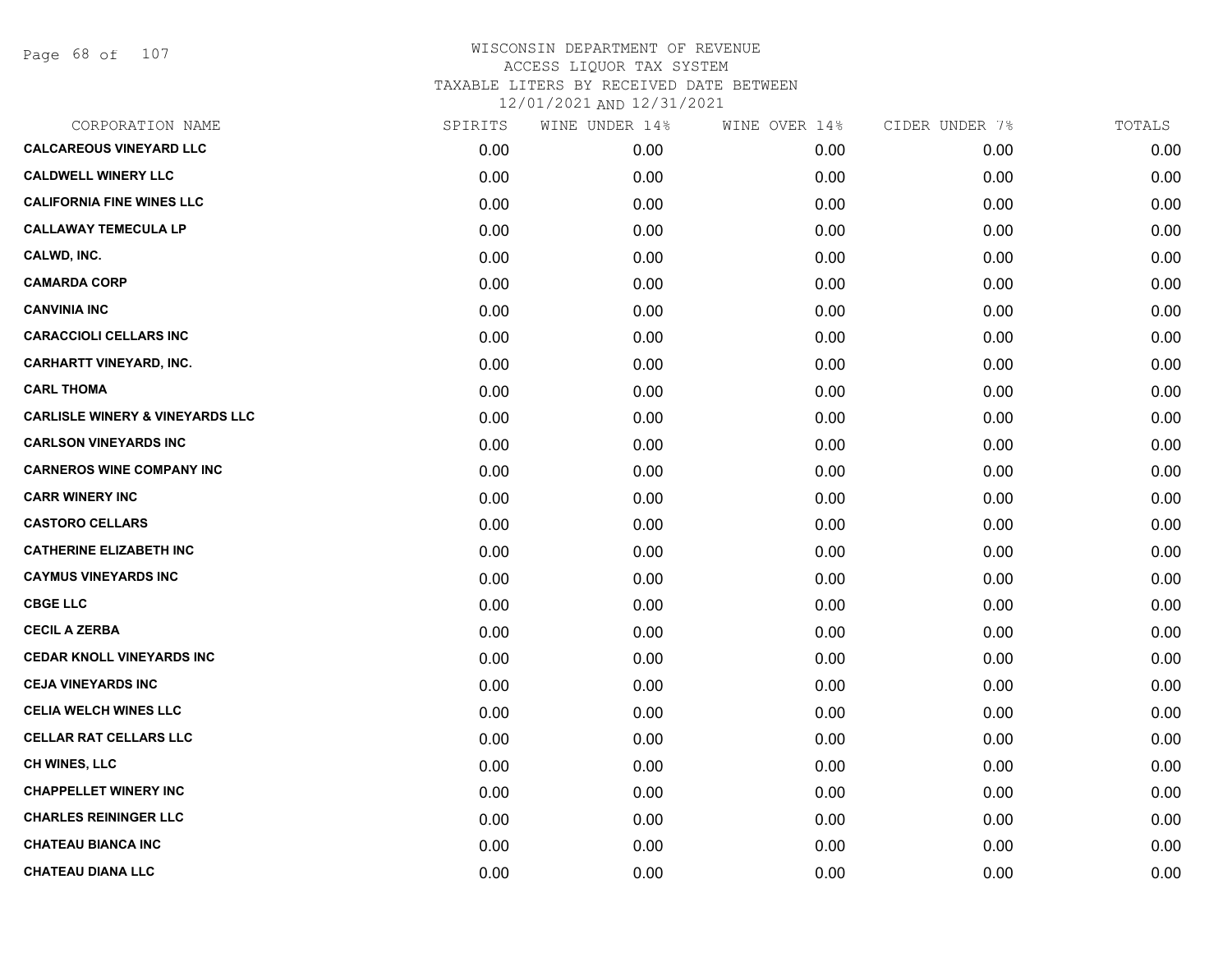WISCONSIN DEPARTMENT OF REVENUE
ACCESS LIQUOR TAX SYSTEM
TAXABLE LITERS BY RECEIVED DATE BETWEEN
12/01/2021 AND 12/31/2021

| CORPORATION NAME | SPIRITS | WINE UNDER 14% | WINE OVER 14% | CIDER UNDER 7% | TOTALS |
|---|---|---|---|---|---|
| CALCAREOUS VINEYARD LLC | 0.00 | 0.00 | 0.00 | 0.00 | 0.00 |
| CALDWELL WINERY LLC | 0.00 | 0.00 | 0.00 | 0.00 | 0.00 |
| CALIFORNIA FINE WINES LLC | 0.00 | 0.00 | 0.00 | 0.00 | 0.00 |
| CALLAWAY TEMECULA LP | 0.00 | 0.00 | 0.00 | 0.00 | 0.00 |
| CALWD, INC. | 0.00 | 0.00 | 0.00 | 0.00 | 0.00 |
| CAMARDA CORP | 0.00 | 0.00 | 0.00 | 0.00 | 0.00 |
| CANVINIA INC | 0.00 | 0.00 | 0.00 | 0.00 | 0.00 |
| CARACCIOLI CELLARS INC | 0.00 | 0.00 | 0.00 | 0.00 | 0.00 |
| CARHARTT VINEYARD, INC. | 0.00 | 0.00 | 0.00 | 0.00 | 0.00 |
| CARL THOMA | 0.00 | 0.00 | 0.00 | 0.00 | 0.00 |
| CARLISLE WINERY & VINEYARDS LLC | 0.00 | 0.00 | 0.00 | 0.00 | 0.00 |
| CARLSON VINEYARDS INC | 0.00 | 0.00 | 0.00 | 0.00 | 0.00 |
| CARNEROS WINE COMPANY INC | 0.00 | 0.00 | 0.00 | 0.00 | 0.00 |
| CARR WINERY INC | 0.00 | 0.00 | 0.00 | 0.00 | 0.00 |
| CASTORO CELLARS | 0.00 | 0.00 | 0.00 | 0.00 | 0.00 |
| CATHERINE ELIZABETH INC | 0.00 | 0.00 | 0.00 | 0.00 | 0.00 |
| CAYMUS VINEYARDS INC | 0.00 | 0.00 | 0.00 | 0.00 | 0.00 |
| CBGE LLC | 0.00 | 0.00 | 0.00 | 0.00 | 0.00 |
| CECIL A ZERBA | 0.00 | 0.00 | 0.00 | 0.00 | 0.00 |
| CEDAR KNOLL VINEYARDS INC | 0.00 | 0.00 | 0.00 | 0.00 | 0.00 |
| CEJA VINEYARDS INC | 0.00 | 0.00 | 0.00 | 0.00 | 0.00 |
| CELIA WELCH WINES LLC | 0.00 | 0.00 | 0.00 | 0.00 | 0.00 |
| CELLAR RAT CELLARS LLC | 0.00 | 0.00 | 0.00 | 0.00 | 0.00 |
| CH WINES, LLC | 0.00 | 0.00 | 0.00 | 0.00 | 0.00 |
| CHAPPELLET WINERY INC | 0.00 | 0.00 | 0.00 | 0.00 | 0.00 |
| CHARLES REININGER LLC | 0.00 | 0.00 | 0.00 | 0.00 | 0.00 |
| CHATEAU BIANCA INC | 0.00 | 0.00 | 0.00 | 0.00 | 0.00 |
| CHATEAU DIANA LLC | 0.00 | 0.00 | 0.00 | 0.00 | 0.00 |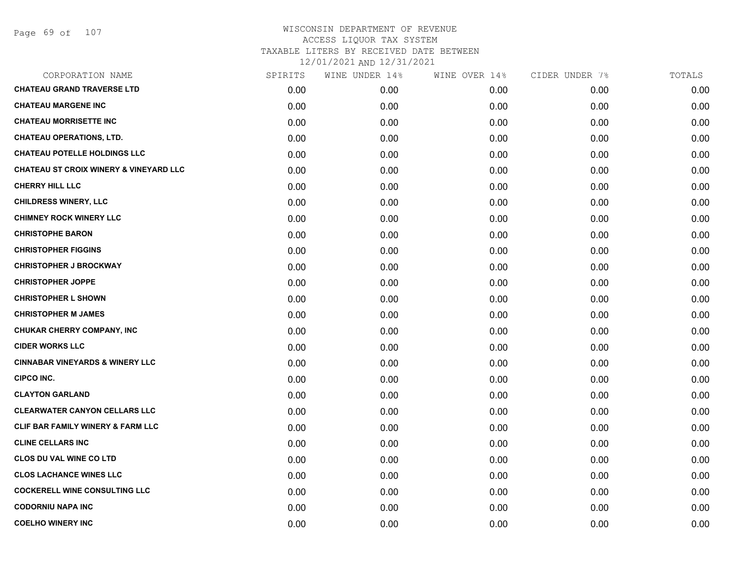WISCONSIN DEPARTMENT OF REVENUE
ACCESS LIQUOR TAX SYSTEM
TAXABLE LITERS BY RECEIVED DATE BETWEEN
12/01/2021 AND 12/31/2021

| CORPORATION NAME | SPIRITS | WINE UNDER 14% | WINE OVER 14% | CIDER UNDER 7% | TOTALS |
|---|---|---|---|---|---|
| CHATEAU GRAND TRAVERSE LTD | 0.00 | 0.00 | 0.00 | 0.00 | 0.00 |
| CHATEAU MARGENE INC | 0.00 | 0.00 | 0.00 | 0.00 | 0.00 |
| CHATEAU MORRISETTE INC | 0.00 | 0.00 | 0.00 | 0.00 | 0.00 |
| CHATEAU OPERATIONS, LTD. | 0.00 | 0.00 | 0.00 | 0.00 | 0.00 |
| CHATEAU POTELLE HOLDINGS LLC | 0.00 | 0.00 | 0.00 | 0.00 | 0.00 |
| CHATEAU ST CROIX WINERY & VINEYARD LLC | 0.00 | 0.00 | 0.00 | 0.00 | 0.00 |
| CHERRY HILL LLC | 0.00 | 0.00 | 0.00 | 0.00 | 0.00 |
| CHILDRESS WINERY, LLC | 0.00 | 0.00 | 0.00 | 0.00 | 0.00 |
| CHIMNEY ROCK WINERY LLC | 0.00 | 0.00 | 0.00 | 0.00 | 0.00 |
| CHRISTOPHE BARON | 0.00 | 0.00 | 0.00 | 0.00 | 0.00 |
| CHRISTOPHER FIGGINS | 0.00 | 0.00 | 0.00 | 0.00 | 0.00 |
| CHRISTOPHER J BROCKWAY | 0.00 | 0.00 | 0.00 | 0.00 | 0.00 |
| CHRISTOPHER JOPPE | 0.00 | 0.00 | 0.00 | 0.00 | 0.00 |
| CHRISTOPHER L SHOWN | 0.00 | 0.00 | 0.00 | 0.00 | 0.00 |
| CHRISTOPHER M JAMES | 0.00 | 0.00 | 0.00 | 0.00 | 0.00 |
| CHUKAR CHERRY COMPANY, INC | 0.00 | 0.00 | 0.00 | 0.00 | 0.00 |
| CIDER WORKS LLC | 0.00 | 0.00 | 0.00 | 0.00 | 0.00 |
| CINNABAR VINEYARDS & WINERY LLC | 0.00 | 0.00 | 0.00 | 0.00 | 0.00 |
| CIPCO INC. | 0.00 | 0.00 | 0.00 | 0.00 | 0.00 |
| CLAYTON GARLAND | 0.00 | 0.00 | 0.00 | 0.00 | 0.00 |
| CLEARWATER CANYON CELLARS LLC | 0.00 | 0.00 | 0.00 | 0.00 | 0.00 |
| CLIF BAR FAMILY WINERY & FARM LLC | 0.00 | 0.00 | 0.00 | 0.00 | 0.00 |
| CLINE CELLARS INC | 0.00 | 0.00 | 0.00 | 0.00 | 0.00 |
| CLOS DU VAL WINE CO LTD | 0.00 | 0.00 | 0.00 | 0.00 | 0.00 |
| CLOS LACHANCE WINES LLC | 0.00 | 0.00 | 0.00 | 0.00 | 0.00 |
| COCKERELL WINE CONSULTING LLC | 0.00 | 0.00 | 0.00 | 0.00 | 0.00 |
| CODORNIU NAPA INC | 0.00 | 0.00 | 0.00 | 0.00 | 0.00 |
| COELHO WINERY INC | 0.00 | 0.00 | 0.00 | 0.00 | 0.00 |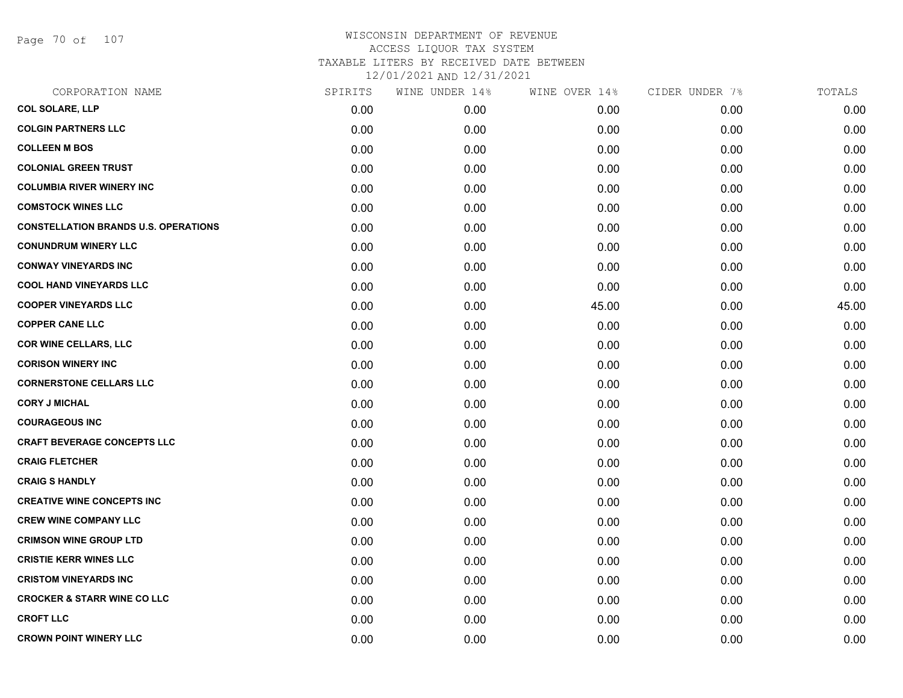WISCONSIN DEPARTMENT OF REVENUE
ACCESS LIQUOR TAX SYSTEM
TAXABLE LITERS BY RECEIVED DATE BETWEEN
12/01/2021 AND 12/31/2021

| CORPORATION NAME | SPIRITS | WINE UNDER 14% | WINE OVER 14% | CIDER UNDER 7% | TOTALS |
|---|---|---|---|---|---|
| COL SOLARE, LLP | 0.00 | 0.00 | 0.00 | 0.00 | 0.00 |
| COLGIN PARTNERS LLC | 0.00 | 0.00 | 0.00 | 0.00 | 0.00 |
| COLLEEN M BOS | 0.00 | 0.00 | 0.00 | 0.00 | 0.00 |
| COLONIAL GREEN TRUST | 0.00 | 0.00 | 0.00 | 0.00 | 0.00 |
| COLUMBIA RIVER WINERY INC | 0.00 | 0.00 | 0.00 | 0.00 | 0.00 |
| COMSTOCK WINES LLC | 0.00 | 0.00 | 0.00 | 0.00 | 0.00 |
| CONSTELLATION BRANDS U.S. OPERATIONS | 0.00 | 0.00 | 0.00 | 0.00 | 0.00 |
| CONUNDRUM WINERY LLC | 0.00 | 0.00 | 0.00 | 0.00 | 0.00 |
| CONWAY VINEYARDS INC | 0.00 | 0.00 | 0.00 | 0.00 | 0.00 |
| COOL HAND VINEYARDS LLC | 0.00 | 0.00 | 0.00 | 0.00 | 0.00 |
| COOPER VINEYARDS LLC | 0.00 | 0.00 | 45.00 | 0.00 | 45.00 |
| COPPER CANE LLC | 0.00 | 0.00 | 0.00 | 0.00 | 0.00 |
| COR WINE CELLARS, LLC | 0.00 | 0.00 | 0.00 | 0.00 | 0.00 |
| CORISON WINERY INC | 0.00 | 0.00 | 0.00 | 0.00 | 0.00 |
| CORNERSTONE CELLARS LLC | 0.00 | 0.00 | 0.00 | 0.00 | 0.00 |
| CORY J MICHAL | 0.00 | 0.00 | 0.00 | 0.00 | 0.00 |
| COURAGEOUS INC | 0.00 | 0.00 | 0.00 | 0.00 | 0.00 |
| CRAFT BEVERAGE CONCEPTS LLC | 0.00 | 0.00 | 0.00 | 0.00 | 0.00 |
| CRAIG FLETCHER | 0.00 | 0.00 | 0.00 | 0.00 | 0.00 |
| CRAIG S HANDLY | 0.00 | 0.00 | 0.00 | 0.00 | 0.00 |
| CREATIVE WINE CONCEPTS INC | 0.00 | 0.00 | 0.00 | 0.00 | 0.00 |
| CREW WINE COMPANY LLC | 0.00 | 0.00 | 0.00 | 0.00 | 0.00 |
| CRIMSON WINE GROUP LTD | 0.00 | 0.00 | 0.00 | 0.00 | 0.00 |
| CRISTIE KERR WINES LLC | 0.00 | 0.00 | 0.00 | 0.00 | 0.00 |
| CRISTOM VINEYARDS INC | 0.00 | 0.00 | 0.00 | 0.00 | 0.00 |
| CROCKER & STARR WINE CO LLC | 0.00 | 0.00 | 0.00 | 0.00 | 0.00 |
| CROFT LLC | 0.00 | 0.00 | 0.00 | 0.00 | 0.00 |
| CROWN POINT WINERY LLC | 0.00 | 0.00 | 0.00 | 0.00 | 0.00 |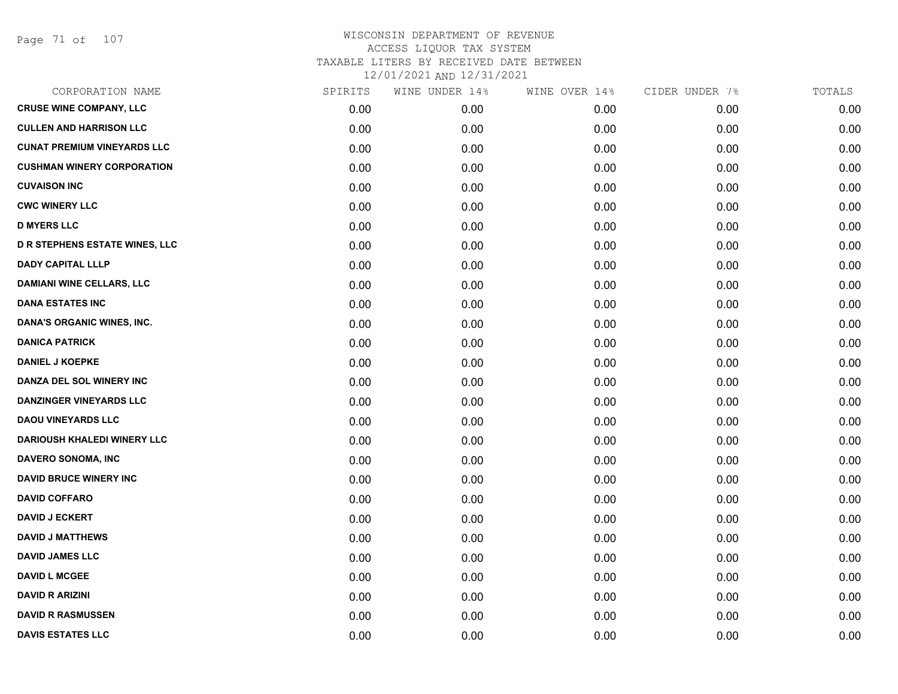# WISCONSIN DEPARTMENT OF REVENUE
## ACCESS LIQUOR TAX SYSTEM
### TAXABLE LITERS BY RECEIVED DATE BETWEEN 12/01/2021 AND 12/31/2021

| CORPORATION NAME | SPIRITS | WINE UNDER 14% | WINE OVER 14% | CIDER UNDER 7% | TOTALS |
|---|---|---|---|---|---|
| **CRUSE WINE COMPANY, LLC** | 0.00 | 0.00 | 0.00 | 0.00 | 0.00 |
| **CULLEN AND HARRISON LLC** | 0.00 | 0.00 | 0.00 | 0.00 | 0.00 |
| **CUNAT PREMIUM VINEYARDS LLC** | 0.00 | 0.00 | 0.00 | 0.00 | 0.00 |
| **CUSHMAN WINERY CORPORATION** | 0.00 | 0.00 | 0.00 | 0.00 | 0.00 |
| **CUVAISON INC** | 0.00 | 0.00 | 0.00 | 0.00 | 0.00 |
| **CWC WINERY LLC** | 0.00 | 0.00 | 0.00 | 0.00 | 0.00 |
| **D MYERS LLC** | 0.00 | 0.00 | 0.00 | 0.00 | 0.00 |
| **D R STEPHENS ESTATE WINES, LLC** | 0.00 | 0.00 | 0.00 | 0.00 | 0.00 |
| **DADY CAPITAL LLLP** | 0.00 | 0.00 | 0.00 | 0.00 | 0.00 |
| **DAMIANI WINE CELLARS, LLC** | 0.00 | 0.00 | 0.00 | 0.00 | 0.00 |
| **DANA ESTATES INC** | 0.00 | 0.00 | 0.00 | 0.00 | 0.00 |
| **DANA'S ORGANIC WINES, INC.** | 0.00 | 0.00 | 0.00 | 0.00 | 0.00 |
| **DANICA PATRICK** | 0.00 | 0.00 | 0.00 | 0.00 | 0.00 |
| **DANIEL J KOEPKE** | 0.00 | 0.00 | 0.00 | 0.00 | 0.00 |
| **DANZA DEL SOL WINERY INC** | 0.00 | 0.00 | 0.00 | 0.00 | 0.00 |
| **DANZINGER VINEYARDS LLC** | 0.00 | 0.00 | 0.00 | 0.00 | 0.00 |
| **DAOU VINEYARDS LLC** | 0.00 | 0.00 | 0.00 | 0.00 | 0.00 |
| **DARIOUSH KHALEDI WINERY LLC** | 0.00 | 0.00 | 0.00 | 0.00 | 0.00 |
| **DAVERO SONOMA, INC** | 0.00 | 0.00 | 0.00 | 0.00 | 0.00 |
| **DAVID BRUCE WINERY INC** | 0.00 | 0.00 | 0.00 | 0.00 | 0.00 |
| **DAVID COFFARO** | 0.00 | 0.00 | 0.00 | 0.00 | 0.00 |
| **DAVID J ECKERT** | 0.00 | 0.00 | 0.00 | 0.00 | 0.00 |
| **DAVID J MATTHEWS** | 0.00 | 0.00 | 0.00 | 0.00 | 0.00 |
| **DAVID JAMES LLC** | 0.00 | 0.00 | 0.00 | 0.00 | 0.00 |
| **DAVID L MCGEE** | 0.00 | 0.00 | 0.00 | 0.00 | 0.00 |
| **DAVID R ARIZINI** | 0.00 | 0.00 | 0.00 | 0.00 | 0.00 |
| **DAVID R RASMUSSEN** | 0.00 | 0.00 | 0.00 | 0.00 | 0.00 |
| **DAVIS ESTATES LLC** | 0.00 | 0.00 | 0.00 | 0.00 | 0.00 |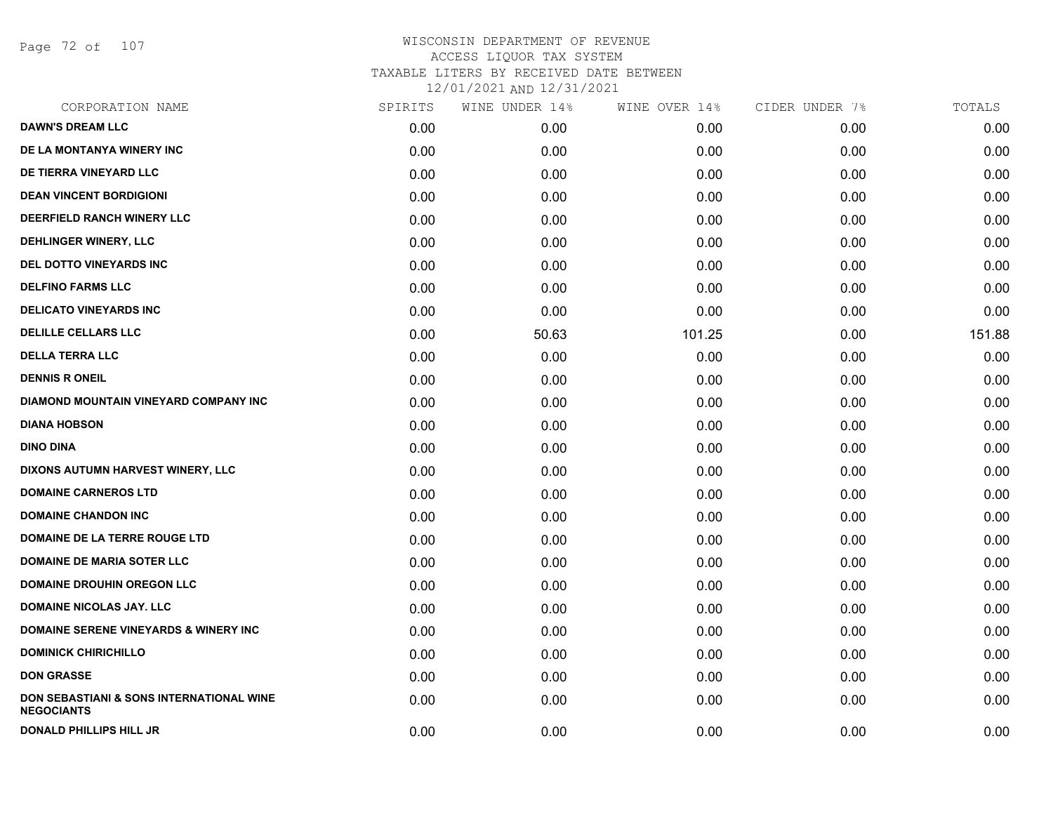WISCONSIN DEPARTMENT OF REVENUE
ACCESS LIQUOR TAX SYSTEM
TAXABLE LITERS BY RECEIVED DATE BETWEEN
12/01/2021 AND 12/31/2021

| CORPORATION NAME | SPIRITS | WINE UNDER 14% | WINE OVER 14% | CIDER UNDER 7% | TOTALS |
|---|---|---|---|---|---|
| DAWN'S DREAM LLC | 0.00 | 0.00 | 0.00 | 0.00 | 0.00 |
| DE LA MONTANYA WINERY INC | 0.00 | 0.00 | 0.00 | 0.00 | 0.00 |
| DE TIERRA VINEYARD LLC | 0.00 | 0.00 | 0.00 | 0.00 | 0.00 |
| DEAN VINCENT BORDIGIONI | 0.00 | 0.00 | 0.00 | 0.00 | 0.00 |
| DEERFIELD RANCH WINERY LLC | 0.00 | 0.00 | 0.00 | 0.00 | 0.00 |
| DEHLINGER WINERY, LLC | 0.00 | 0.00 | 0.00 | 0.00 | 0.00 |
| DEL DOTTO VINEYARDS INC | 0.00 | 0.00 | 0.00 | 0.00 | 0.00 |
| DELFINO FARMS LLC | 0.00 | 0.00 | 0.00 | 0.00 | 0.00 |
| DELICATO VINEYARDS INC | 0.00 | 0.00 | 0.00 | 0.00 | 0.00 |
| DELILLE CELLARS LLC | 0.00 | 50.63 | 101.25 | 0.00 | 151.88 |
| DELLA TERRA LLC | 0.00 | 0.00 | 0.00 | 0.00 | 0.00 |
| DENNIS R ONEIL | 0.00 | 0.00 | 0.00 | 0.00 | 0.00 |
| DIAMOND MOUNTAIN VINEYARD COMPANY INC | 0.00 | 0.00 | 0.00 | 0.00 | 0.00 |
| DIANA HOBSON | 0.00 | 0.00 | 0.00 | 0.00 | 0.00 |
| DINO DINA | 0.00 | 0.00 | 0.00 | 0.00 | 0.00 |
| DIXONS AUTUMN HARVEST WINERY, LLC | 0.00 | 0.00 | 0.00 | 0.00 | 0.00 |
| DOMAINE CARNEROS LTD | 0.00 | 0.00 | 0.00 | 0.00 | 0.00 |
| DOMAINE CHANDON INC | 0.00 | 0.00 | 0.00 | 0.00 | 0.00 |
| DOMAINE DE LA TERRE ROUGE LTD | 0.00 | 0.00 | 0.00 | 0.00 | 0.00 |
| DOMAINE DE MARIA SOTER LLC | 0.00 | 0.00 | 0.00 | 0.00 | 0.00 |
| DOMAINE DROUHIN OREGON LLC | 0.00 | 0.00 | 0.00 | 0.00 | 0.00 |
| DOMAINE NICOLAS JAY. LLC | 0.00 | 0.00 | 0.00 | 0.00 | 0.00 |
| DOMAINE SERENE VINEYARDS & WINERY INC | 0.00 | 0.00 | 0.00 | 0.00 | 0.00 |
| DOMINICK CHIRICHILLO | 0.00 | 0.00 | 0.00 | 0.00 | 0.00 |
| DON GRASSE | 0.00 | 0.00 | 0.00 | 0.00 | 0.00 |
| DON SEBASTIANI & SONS INTERNATIONAL WINE NEGOCIANTS | 0.00 | 0.00 | 0.00 | 0.00 | 0.00 |
| DONALD PHILLIPS HILL JR | 0.00 | 0.00 | 0.00 | 0.00 | 0.00 |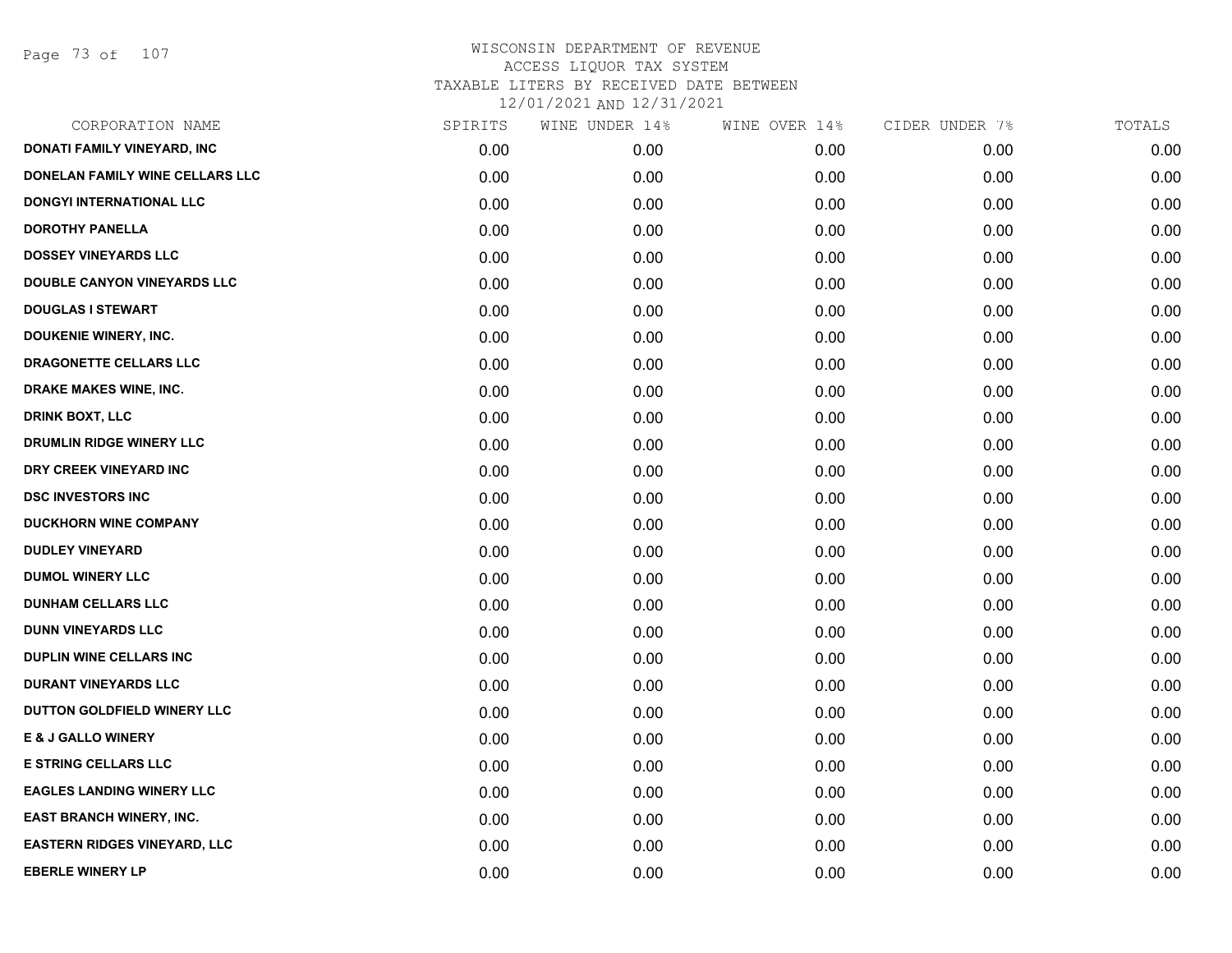# WISCONSIN DEPARTMENT OF REVENUE
ACCESS LIQUOR TAX SYSTEM
TAXABLE LITERS BY RECEIVED DATE BETWEEN
12/01/2021 AND 12/31/2021

| CORPORATION NAME | SPIRITS | WINE UNDER 14% | WINE OVER 14% | CIDER UNDER 7% | TOTALS |
|---|---|---|---|---|---|
| DONATI FAMILY VINEYARD, INC | 0.00 | 0.00 | 0.00 | 0.00 | 0.00 |
| DONELAN FAMILY WINE CELLARS LLC | 0.00 | 0.00 | 0.00 | 0.00 | 0.00 |
| DONGYI INTERNATIONAL LLC | 0.00 | 0.00 | 0.00 | 0.00 | 0.00 |
| DOROTHY PANELLA | 0.00 | 0.00 | 0.00 | 0.00 | 0.00 |
| DOSSEY VINEYARDS LLC | 0.00 | 0.00 | 0.00 | 0.00 | 0.00 |
| DOUBLE CANYON VINEYARDS LLC | 0.00 | 0.00 | 0.00 | 0.00 | 0.00 |
| DOUGLAS I STEWART | 0.00 | 0.00 | 0.00 | 0.00 | 0.00 |
| DOUKENIE WINERY, INC. | 0.00 | 0.00 | 0.00 | 0.00 | 0.00 |
| DRAGONETTE CELLARS LLC | 0.00 | 0.00 | 0.00 | 0.00 | 0.00 |
| DRAKE MAKES WINE, INC. | 0.00 | 0.00 | 0.00 | 0.00 | 0.00 |
| DRINK BOXT, LLC | 0.00 | 0.00 | 0.00 | 0.00 | 0.00 |
| DRUMLIN RIDGE WINERY LLC | 0.00 | 0.00 | 0.00 | 0.00 | 0.00 |
| DRY CREEK VINEYARD INC | 0.00 | 0.00 | 0.00 | 0.00 | 0.00 |
| DSC INVESTORS INC | 0.00 | 0.00 | 0.00 | 0.00 | 0.00 |
| DUCKHORN WINE COMPANY | 0.00 | 0.00 | 0.00 | 0.00 | 0.00 |
| DUDLEY VINEYARD | 0.00 | 0.00 | 0.00 | 0.00 | 0.00 |
| DUMOL WINERY LLC | 0.00 | 0.00 | 0.00 | 0.00 | 0.00 |
| DUNHAM CELLARS LLC | 0.00 | 0.00 | 0.00 | 0.00 | 0.00 |
| DUNN VINEYARDS LLC | 0.00 | 0.00 | 0.00 | 0.00 | 0.00 |
| DUPLIN WINE CELLARS INC | 0.00 | 0.00 | 0.00 | 0.00 | 0.00 |
| DURANT VINEYARDS LLC | 0.00 | 0.00 | 0.00 | 0.00 | 0.00 |
| DUTTON GOLDFIELD WINERY LLC | 0.00 | 0.00 | 0.00 | 0.00 | 0.00 |
| E & J GALLO WINERY | 0.00 | 0.00 | 0.00 | 0.00 | 0.00 |
| E STRING CELLARS LLC | 0.00 | 0.00 | 0.00 | 0.00 | 0.00 |
| EAGLES LANDING WINERY LLC | 0.00 | 0.00 | 0.00 | 0.00 | 0.00 |
| EAST BRANCH WINERY, INC. | 0.00 | 0.00 | 0.00 | 0.00 | 0.00 |
| EASTERN RIDGES VINEYARD, LLC | 0.00 | 0.00 | 0.00 | 0.00 | 0.00 |
| EBERLE WINERY LP | 0.00 | 0.00 | 0.00 | 0.00 | 0.00 |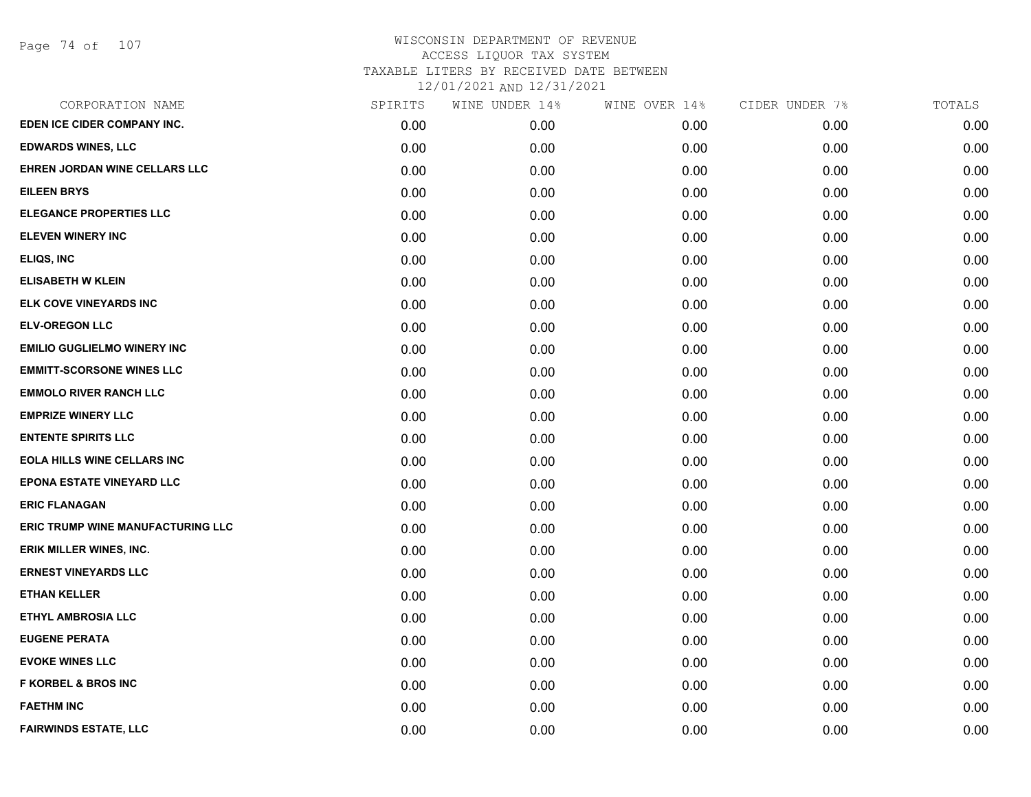# WISCONSIN DEPARTMENT OF REVENUE
ACCESS LIQUOR TAX SYSTEM
TAXABLE LITERS BY RECEIVED DATE BETWEEN
12/01/2021 AND 12/31/2021

| CORPORATION NAME | SPIRITS | WINE UNDER 14% | WINE OVER 14% | CIDER UNDER 7% | TOTALS |
|---|---|---|---|---|---|
| EDEN ICE CIDER COMPANY INC. | 0.00 | 0.00 | 0.00 | 0.00 | 0.00 |
| EDWARDS WINES, LLC | 0.00 | 0.00 | 0.00 | 0.00 | 0.00 |
| EHREN JORDAN WINE CELLARS LLC | 0.00 | 0.00 | 0.00 | 0.00 | 0.00 |
| EILEEN BRYS | 0.00 | 0.00 | 0.00 | 0.00 | 0.00 |
| ELEGANCE PROPERTIES LLC | 0.00 | 0.00 | 0.00 | 0.00 | 0.00 |
| ELEVEN WINERY INC | 0.00 | 0.00 | 0.00 | 0.00 | 0.00 |
| ELIQS, INC | 0.00 | 0.00 | 0.00 | 0.00 | 0.00 |
| ELISABETH W KLEIN | 0.00 | 0.00 | 0.00 | 0.00 | 0.00 |
| ELK COVE VINEYARDS INC | 0.00 | 0.00 | 0.00 | 0.00 | 0.00 |
| ELV-OREGON LLC | 0.00 | 0.00 | 0.00 | 0.00 | 0.00 |
| EMILIO GUGLIELMO WINERY INC | 0.00 | 0.00 | 0.00 | 0.00 | 0.00 |
| EMMITT-SCORSONE WINES LLC | 0.00 | 0.00 | 0.00 | 0.00 | 0.00 |
| EMMOLO RIVER RANCH LLC | 0.00 | 0.00 | 0.00 | 0.00 | 0.00 |
| EMPRIZE WINERY LLC | 0.00 | 0.00 | 0.00 | 0.00 | 0.00 |
| ENTENTE SPIRITS LLC | 0.00 | 0.00 | 0.00 | 0.00 | 0.00 |
| EOLA HILLS WINE CELLARS INC | 0.00 | 0.00 | 0.00 | 0.00 | 0.00 |
| EPONA ESTATE VINEYARD LLC | 0.00 | 0.00 | 0.00 | 0.00 | 0.00 |
| ERIC FLANAGAN | 0.00 | 0.00 | 0.00 | 0.00 | 0.00 |
| ERIC TRUMP WINE MANUFACTURING LLC | 0.00 | 0.00 | 0.00 | 0.00 | 0.00 |
| ERIK MILLER WINES, INC. | 0.00 | 0.00 | 0.00 | 0.00 | 0.00 |
| ERNEST VINEYARDS LLC | 0.00 | 0.00 | 0.00 | 0.00 | 0.00 |
| ETHAN KELLER | 0.00 | 0.00 | 0.00 | 0.00 | 0.00 |
| ETHYL AMBROSIA LLC | 0.00 | 0.00 | 0.00 | 0.00 | 0.00 |
| EUGENE PERATA | 0.00 | 0.00 | 0.00 | 0.00 | 0.00 |
| EVOKE WINES LLC | 0.00 | 0.00 | 0.00 | 0.00 | 0.00 |
| F KORBEL & BROS INC | 0.00 | 0.00 | 0.00 | 0.00 | 0.00 |
| FAETHM INC | 0.00 | 0.00 | 0.00 | 0.00 | 0.00 |
| FAIRWINDS ESTATE, LLC | 0.00 | 0.00 | 0.00 | 0.00 | 0.00 |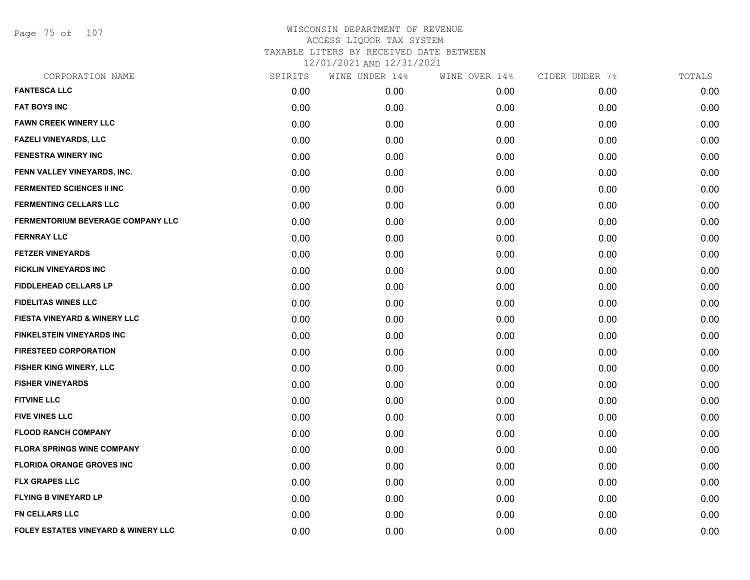WISCONSIN DEPARTMENT OF REVENUE
ACCESS LIQUOR TAX SYSTEM
TAXABLE LITERS BY RECEIVED DATE BETWEEN
12/01/2021 AND 12/31/2021

| CORPORATION NAME | SPIRITS | WINE UNDER 14% | WINE OVER 14% | CIDER UNDER 7% | TOTALS |
|---|---|---|---|---|---|
| FANTESCA LLC | 0.00 | 0.00 | 0.00 | 0.00 | 0.00 |
| FAT BOYS INC | 0.00 | 0.00 | 0.00 | 0.00 | 0.00 |
| FAWN CREEK WINERY LLC | 0.00 | 0.00 | 0.00 | 0.00 | 0.00 |
| FAZELI VINEYARDS, LLC | 0.00 | 0.00 | 0.00 | 0.00 | 0.00 |
| FENESTRA WINERY INC | 0.00 | 0.00 | 0.00 | 0.00 | 0.00 |
| FENN VALLEY VINEYARDS, INC. | 0.00 | 0.00 | 0.00 | 0.00 | 0.00 |
| FERMENTED SCIENCES II INC | 0.00 | 0.00 | 0.00 | 0.00 | 0.00 |
| FERMENTING CELLARS LLC | 0.00 | 0.00 | 0.00 | 0.00 | 0.00 |
| FERMENTORIUM BEVERAGE COMPANY LLC | 0.00 | 0.00 | 0.00 | 0.00 | 0.00 |
| FERNRAY LLC | 0.00 | 0.00 | 0.00 | 0.00 | 0.00 |
| FETZER VINEYARDS | 0.00 | 0.00 | 0.00 | 0.00 | 0.00 |
| FICKLIN VINEYARDS INC | 0.00 | 0.00 | 0.00 | 0.00 | 0.00 |
| FIDDLEHEAD CELLARS LP | 0.00 | 0.00 | 0.00 | 0.00 | 0.00 |
| FIDELITAS WINES LLC | 0.00 | 0.00 | 0.00 | 0.00 | 0.00 |
| FIESTA VINEYARD & WINERY LLC | 0.00 | 0.00 | 0.00 | 0.00 | 0.00 |
| FINKELSTEIN VINEYARDS INC | 0.00 | 0.00 | 0.00 | 0.00 | 0.00 |
| FIRESTEED CORPORATION | 0.00 | 0.00 | 0.00 | 0.00 | 0.00 |
| FISHER KING WINERY, LLC | 0.00 | 0.00 | 0.00 | 0.00 | 0.00 |
| FISHER VINEYARDS | 0.00 | 0.00 | 0.00 | 0.00 | 0.00 |
| FITVINE LLC | 0.00 | 0.00 | 0.00 | 0.00 | 0.00 |
| FIVE VINES LLC | 0.00 | 0.00 | 0.00 | 0.00 | 0.00 |
| FLOOD RANCH COMPANY | 0.00 | 0.00 | 0.00 | 0.00 | 0.00 |
| FLORA SPRINGS WINE COMPANY | 0.00 | 0.00 | 0.00 | 0.00 | 0.00 |
| FLORIDA ORANGE GROVES INC | 0.00 | 0.00 | 0.00 | 0.00 | 0.00 |
| FLX GRAPES LLC | 0.00 | 0.00 | 0.00 | 0.00 | 0.00 |
| FLYING B VINEYARD LP | 0.00 | 0.00 | 0.00 | 0.00 | 0.00 |
| FN CELLARS LLC | 0.00 | 0.00 | 0.00 | 0.00 | 0.00 |
| FOLEY ESTATES VINEYARD & WINERY LLC | 0.00 | 0.00 | 0.00 | 0.00 | 0.00 |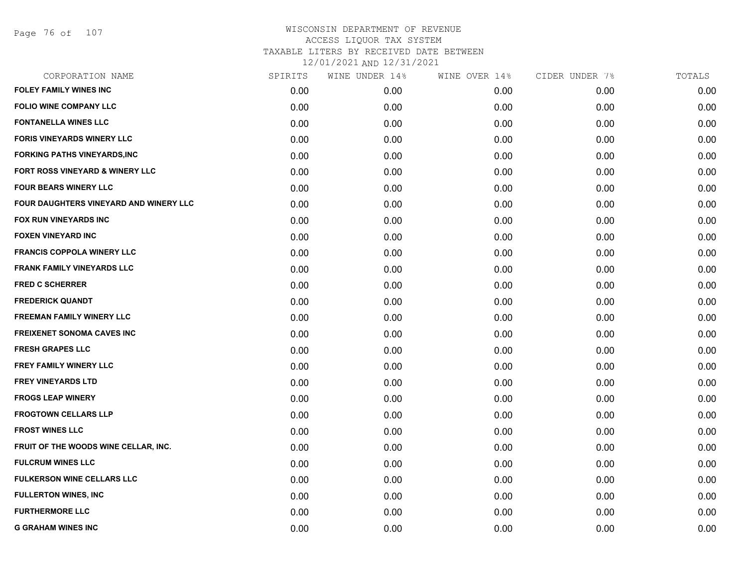# WISCONSIN DEPARTMENT OF REVENUE
## ACCESS LIQUOR TAX SYSTEM
### TAXABLE LITERS BY RECEIVED DATE BETWEEN 12/01/2021 AND 12/31/2021

| CORPORATION NAME | SPIRITS | WINE UNDER 14% | WINE OVER 14% | CIDER UNDER 7% | TOTALS |
|---|---|---|---|---|---|
| FOLEY FAMILY WINES INC | 0.00 | 0.00 | 0.00 | 0.00 | 0.00 |
| FOLIO WINE COMPANY LLC | 0.00 | 0.00 | 0.00 | 0.00 | 0.00 |
| FONTANELLA WINES LLC | 0.00 | 0.00 | 0.00 | 0.00 | 0.00 |
| FORIS VINEYARDS WINERY LLC | 0.00 | 0.00 | 0.00 | 0.00 | 0.00 |
| FORKING PATHS VINEYARDS,INC | 0.00 | 0.00 | 0.00 | 0.00 | 0.00 |
| FORT ROSS VINEYARD & WINERY LLC | 0.00 | 0.00 | 0.00 | 0.00 | 0.00 |
| FOUR BEARS WINERY LLC | 0.00 | 0.00 | 0.00 | 0.00 | 0.00 |
| FOUR DAUGHTERS VINEYARD AND WINERY LLC | 0.00 | 0.00 | 0.00 | 0.00 | 0.00 |
| FOX RUN VINEYARDS INC | 0.00 | 0.00 | 0.00 | 0.00 | 0.00 |
| FOXEN VINEYARD INC | 0.00 | 0.00 | 0.00 | 0.00 | 0.00 |
| FRANCIS COPPOLA WINERY LLC | 0.00 | 0.00 | 0.00 | 0.00 | 0.00 |
| FRANK FAMILY VINEYARDS LLC | 0.00 | 0.00 | 0.00 | 0.00 | 0.00 |
| FRED C SCHERRER | 0.00 | 0.00 | 0.00 | 0.00 | 0.00 |
| FREDERICK QUANDT | 0.00 | 0.00 | 0.00 | 0.00 | 0.00 |
| FREEMAN FAMILY WINERY LLC | 0.00 | 0.00 | 0.00 | 0.00 | 0.00 |
| FREIXENET SONOMA CAVES INC | 0.00 | 0.00 | 0.00 | 0.00 | 0.00 |
| FRESH GRAPES LLC | 0.00 | 0.00 | 0.00 | 0.00 | 0.00 |
| FREY FAMILY WINERY LLC | 0.00 | 0.00 | 0.00 | 0.00 | 0.00 |
| FREY VINEYARDS LTD | 0.00 | 0.00 | 0.00 | 0.00 | 0.00 |
| FROGS LEAP WINERY | 0.00 | 0.00 | 0.00 | 0.00 | 0.00 |
| FROGTOWN CELLARS LLP | 0.00 | 0.00 | 0.00 | 0.00 | 0.00 |
| FROST WINES LLC | 0.00 | 0.00 | 0.00 | 0.00 | 0.00 |
| FRUIT OF THE WOODS WINE CELLAR, INC. | 0.00 | 0.00 | 0.00 | 0.00 | 0.00 |
| FULCRUM WINES LLC | 0.00 | 0.00 | 0.00 | 0.00 | 0.00 |
| FULKERSON WINE CELLARS LLC | 0.00 | 0.00 | 0.00 | 0.00 | 0.00 |
| FULLERTON WINES, INC | 0.00 | 0.00 | 0.00 | 0.00 | 0.00 |
| FURTHERMORE LLC | 0.00 | 0.00 | 0.00 | 0.00 | 0.00 |
| G GRAHAM WINES INC | 0.00 | 0.00 | 0.00 | 0.00 | 0.00 |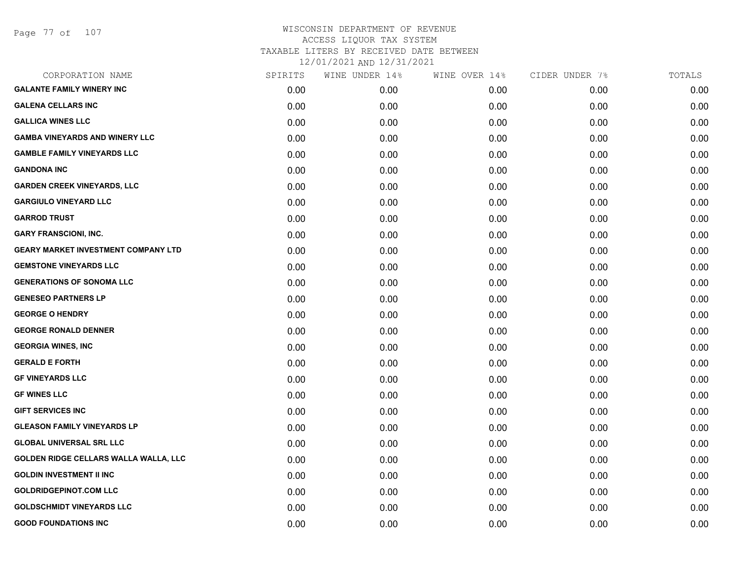WISCONSIN DEPARTMENT OF REVENUE
ACCESS LIQUOR TAX SYSTEM
TAXABLE LITERS BY RECEIVED DATE BETWEEN
12/01/2021 AND 12/31/2021

| CORPORATION NAME | SPIRITS | WINE UNDER 14% | WINE OVER 14% | CIDER UNDER 7% | TOTALS |
|---|---|---|---|---|---|
| GALANTE FAMILY WINERY INC | 0.00 | 0.00 | 0.00 | 0.00 | 0.00 |
| GALENA CELLARS INC | 0.00 | 0.00 | 0.00 | 0.00 | 0.00 |
| GALLICA WINES LLC | 0.00 | 0.00 | 0.00 | 0.00 | 0.00 |
| GAMBA VINEYARDS AND WINERY LLC | 0.00 | 0.00 | 0.00 | 0.00 | 0.00 |
| GAMBLE FAMILY VINEYARDS LLC | 0.00 | 0.00 | 0.00 | 0.00 | 0.00 |
| GANDONA INC | 0.00 | 0.00 | 0.00 | 0.00 | 0.00 |
| GARDEN CREEK VINEYARDS, LLC | 0.00 | 0.00 | 0.00 | 0.00 | 0.00 |
| GARGIULO VINEYARD LLC | 0.00 | 0.00 | 0.00 | 0.00 | 0.00 |
| GARROD TRUST | 0.00 | 0.00 | 0.00 | 0.00 | 0.00 |
| GARY FRANSCIONI, INC. | 0.00 | 0.00 | 0.00 | 0.00 | 0.00 |
| GEARY MARKET INVESTMENT COMPANY LTD | 0.00 | 0.00 | 0.00 | 0.00 | 0.00 |
| GEMSTONE VINEYARDS LLC | 0.00 | 0.00 | 0.00 | 0.00 | 0.00 |
| GENERATIONS OF SONOMA LLC | 0.00 | 0.00 | 0.00 | 0.00 | 0.00 |
| GENESEO PARTNERS LP | 0.00 | 0.00 | 0.00 | 0.00 | 0.00 |
| GEORGE O HENDRY | 0.00 | 0.00 | 0.00 | 0.00 | 0.00 |
| GEORGE RONALD DENNER | 0.00 | 0.00 | 0.00 | 0.00 | 0.00 |
| GEORGIA WINES, INC | 0.00 | 0.00 | 0.00 | 0.00 | 0.00 |
| GERALD E FORTH | 0.00 | 0.00 | 0.00 | 0.00 | 0.00 |
| GF VINEYARDS LLC | 0.00 | 0.00 | 0.00 | 0.00 | 0.00 |
| GF WINES LLC | 0.00 | 0.00 | 0.00 | 0.00 | 0.00 |
| GIFT SERVICES INC | 0.00 | 0.00 | 0.00 | 0.00 | 0.00 |
| GLEASON FAMILY VINEYARDS LP | 0.00 | 0.00 | 0.00 | 0.00 | 0.00 |
| GLOBAL UNIVERSAL SRL LLC | 0.00 | 0.00 | 0.00 | 0.00 | 0.00 |
| GOLDEN RIDGE CELLARS WALLA WALLA, LLC | 0.00 | 0.00 | 0.00 | 0.00 | 0.00 |
| GOLDIN INVESTMENT II INC | 0.00 | 0.00 | 0.00 | 0.00 | 0.00 |
| GOLDRIDGEPINOT.COM LLC | 0.00 | 0.00 | 0.00 | 0.00 | 0.00 |
| GOLDSCHMIDT VINEYARDS LLC | 0.00 | 0.00 | 0.00 | 0.00 | 0.00 |
| GOOD FOUNDATIONS INC | 0.00 | 0.00 | 0.00 | 0.00 | 0.00 |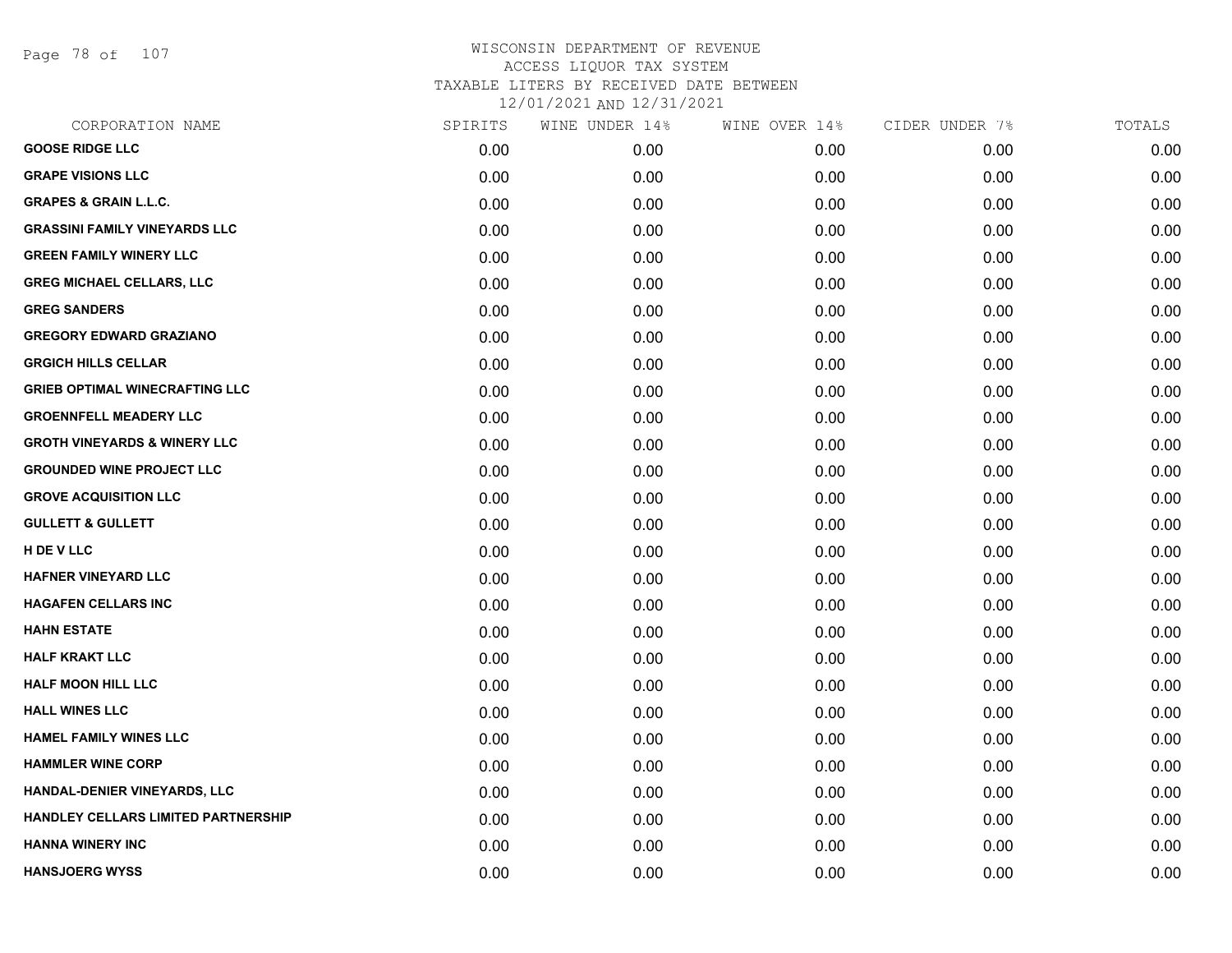WISCONSIN DEPARTMENT OF REVENUE
ACCESS LIQUOR TAX SYSTEM
TAXABLE LITERS BY RECEIVED DATE BETWEEN
12/01/2021 AND 12/31/2021

| CORPORATION NAME | SPIRITS | WINE UNDER 14% | WINE OVER 14% | CIDER UNDER 7% | TOTALS |
|---|---|---|---|---|---|
| GOOSE RIDGE LLC | 0.00 | 0.00 | 0.00 | 0.00 | 0.00 |
| GRAPE VISIONS LLC | 0.00 | 0.00 | 0.00 | 0.00 | 0.00 |
| GRAPES & GRAIN L.L.C. | 0.00 | 0.00 | 0.00 | 0.00 | 0.00 |
| GRASSINI FAMILY VINEYARDS LLC | 0.00 | 0.00 | 0.00 | 0.00 | 0.00 |
| GREEN FAMILY WINERY LLC | 0.00 | 0.00 | 0.00 | 0.00 | 0.00 |
| GREG MICHAEL CELLARS, LLC | 0.00 | 0.00 | 0.00 | 0.00 | 0.00 |
| GREG SANDERS | 0.00 | 0.00 | 0.00 | 0.00 | 0.00 |
| GREGORY EDWARD GRAZIANO | 0.00 | 0.00 | 0.00 | 0.00 | 0.00 |
| GRGICH HILLS CELLAR | 0.00 | 0.00 | 0.00 | 0.00 | 0.00 |
| GRIEB OPTIMAL WINECRAFTING LLC | 0.00 | 0.00 | 0.00 | 0.00 | 0.00 |
| GROENNFELL MEADERY LLC | 0.00 | 0.00 | 0.00 | 0.00 | 0.00 |
| GROTH VINEYARDS & WINERY LLC | 0.00 | 0.00 | 0.00 | 0.00 | 0.00 |
| GROUNDED WINE PROJECT LLC | 0.00 | 0.00 | 0.00 | 0.00 | 0.00 |
| GROVE ACQUISITION LLC | 0.00 | 0.00 | 0.00 | 0.00 | 0.00 |
| GULLETT & GULLETT | 0.00 | 0.00 | 0.00 | 0.00 | 0.00 |
| H DE V LLC | 0.00 | 0.00 | 0.00 | 0.00 | 0.00 |
| HAFNER VINEYARD LLC | 0.00 | 0.00 | 0.00 | 0.00 | 0.00 |
| HAGAFEN CELLARS INC | 0.00 | 0.00 | 0.00 | 0.00 | 0.00 |
| HAHN ESTATE | 0.00 | 0.00 | 0.00 | 0.00 | 0.00 |
| HALF KRAKT LLC | 0.00 | 0.00 | 0.00 | 0.00 | 0.00 |
| HALF MOON HILL LLC | 0.00 | 0.00 | 0.00 | 0.00 | 0.00 |
| HALL WINES LLC | 0.00 | 0.00 | 0.00 | 0.00 | 0.00 |
| HAMEL FAMILY WINES LLC | 0.00 | 0.00 | 0.00 | 0.00 | 0.00 |
| HAMMLER WINE CORP | 0.00 | 0.00 | 0.00 | 0.00 | 0.00 |
| HANDAL-DENIER VINEYARDS, LLC | 0.00 | 0.00 | 0.00 | 0.00 | 0.00 |
| HANDLEY CELLARS LIMITED PARTNERSHIP | 0.00 | 0.00 | 0.00 | 0.00 | 0.00 |
| HANNA WINERY INC | 0.00 | 0.00 | 0.00 | 0.00 | 0.00 |
| HANSJOERG WYSS | 0.00 | 0.00 | 0.00 | 0.00 | 0.00 |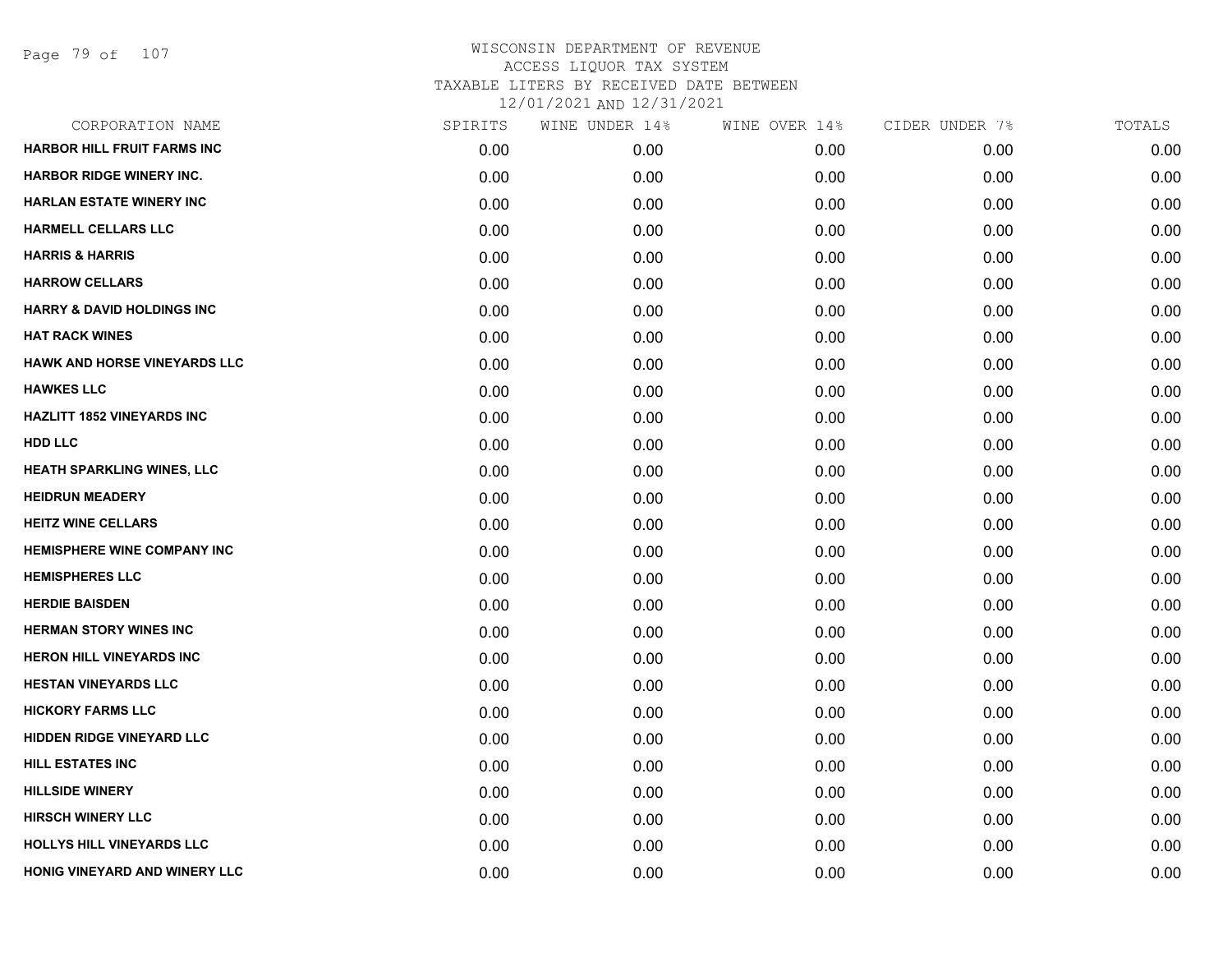# WISCONSIN DEPARTMENT OF REVENUE
## ACCESS LIQUOR TAX SYSTEM
### TAXABLE LITERS BY RECEIVED DATE BETWEEN 12/01/2021 AND 12/31/2021

| CORPORATION NAME | SPIRITS | WINE UNDER 14% | WINE OVER 14% | CIDER UNDER 7% | TOTALS |
|---|---|---|---|---|---|
| HARBOR HILL FRUIT FARMS INC | 0.00 | 0.00 | 0.00 | 0.00 | 0.00 |
| HARBOR RIDGE WINERY INC. | 0.00 | 0.00 | 0.00 | 0.00 | 0.00 |
| HARLAN ESTATE WINERY INC | 0.00 | 0.00 | 0.00 | 0.00 | 0.00 |
| HARMELL CELLARS LLC | 0.00 | 0.00 | 0.00 | 0.00 | 0.00 |
| HARRIS & HARRIS | 0.00 | 0.00 | 0.00 | 0.00 | 0.00 |
| HARROW CELLARS | 0.00 | 0.00 | 0.00 | 0.00 | 0.00 |
| HARRY & DAVID HOLDINGS INC | 0.00 | 0.00 | 0.00 | 0.00 | 0.00 |
| HAT RACK WINES | 0.00 | 0.00 | 0.00 | 0.00 | 0.00 |
| HAWK AND HORSE VINEYARDS LLC | 0.00 | 0.00 | 0.00 | 0.00 | 0.00 |
| HAWKES LLC | 0.00 | 0.00 | 0.00 | 0.00 | 0.00 |
| HAZLITT 1852 VINEYARDS INC | 0.00 | 0.00 | 0.00 | 0.00 | 0.00 |
| HDD LLC | 0.00 | 0.00 | 0.00 | 0.00 | 0.00 |
| HEATH SPARKLING WINES, LLC | 0.00 | 0.00 | 0.00 | 0.00 | 0.00 |
| HEIDRUN MEADERY | 0.00 | 0.00 | 0.00 | 0.00 | 0.00 |
| HEITZ WINE CELLARS | 0.00 | 0.00 | 0.00 | 0.00 | 0.00 |
| HEMISPHERE WINE COMPANY INC | 0.00 | 0.00 | 0.00 | 0.00 | 0.00 |
| HEMISPHERES LLC | 0.00 | 0.00 | 0.00 | 0.00 | 0.00 |
| HERDIE BAISDEN | 0.00 | 0.00 | 0.00 | 0.00 | 0.00 |
| HERMAN STORY WINES INC | 0.00 | 0.00 | 0.00 | 0.00 | 0.00 |
| HERON HILL VINEYARDS INC | 0.00 | 0.00 | 0.00 | 0.00 | 0.00 |
| HESTAN VINEYARDS LLC | 0.00 | 0.00 | 0.00 | 0.00 | 0.00 |
| HICKORY FARMS LLC | 0.00 | 0.00 | 0.00 | 0.00 | 0.00 |
| HIDDEN RIDGE VINEYARD LLC | 0.00 | 0.00 | 0.00 | 0.00 | 0.00 |
| HILL ESTATES INC | 0.00 | 0.00 | 0.00 | 0.00 | 0.00 |
| HILLSIDE WINERY | 0.00 | 0.00 | 0.00 | 0.00 | 0.00 |
| HIRSCH WINERY LLC | 0.00 | 0.00 | 0.00 | 0.00 | 0.00 |
| HOLLYS HILL VINEYARDS LLC | 0.00 | 0.00 | 0.00 | 0.00 | 0.00 |
| HONIG VINEYARD AND WINERY LLC | 0.00 | 0.00 | 0.00 | 0.00 | 0.00 |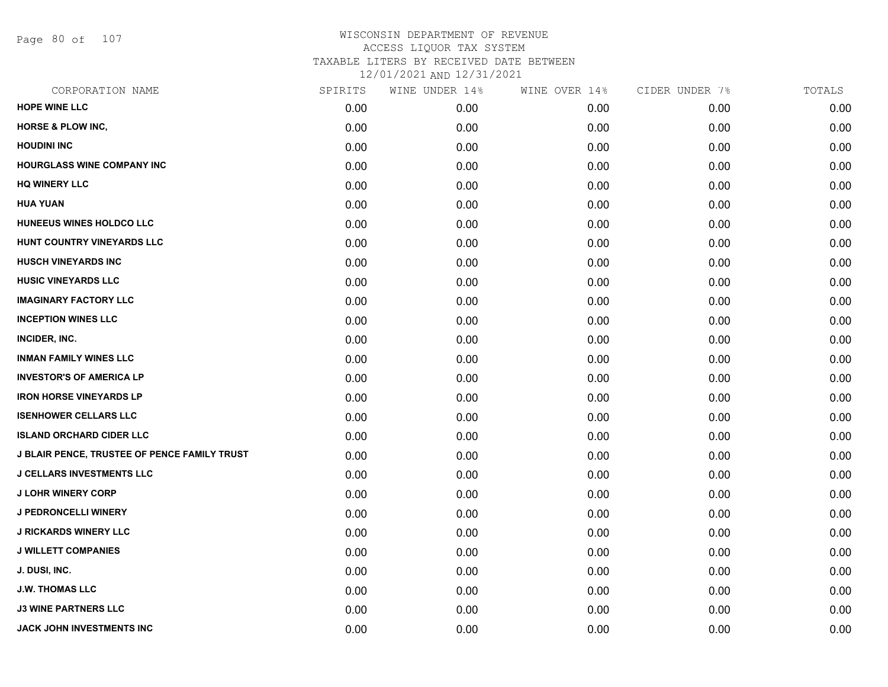# WISCONSIN DEPARTMENT OF REVENUE
## ACCESS LIQUOR TAX SYSTEM
## TAXABLE LITERS BY RECEIVED DATE BETWEEN
## 12/01/2021 AND 12/31/2021

| CORPORATION NAME | SPIRITS | WINE UNDER 14% | WINE OVER 14% | CIDER UNDER 7% | TOTALS |
|---|---|---|---|---|---|
| HOPE WINE LLC | 0.00 | 0.00 | 0.00 | 0.00 | 0.00 |
| HORSE & PLOW INC, | 0.00 | 0.00 | 0.00 | 0.00 | 0.00 |
| HOUDINI INC | 0.00 | 0.00 | 0.00 | 0.00 | 0.00 |
| HOURGLASS WINE COMPANY INC | 0.00 | 0.00 | 0.00 | 0.00 | 0.00 |
| HQ WINERY LLC | 0.00 | 0.00 | 0.00 | 0.00 | 0.00 |
| HUA YUAN | 0.00 | 0.00 | 0.00 | 0.00 | 0.00 |
| HUNEEUS WINES HOLDCO LLC | 0.00 | 0.00 | 0.00 | 0.00 | 0.00 |
| HUNT COUNTRY VINEYARDS LLC | 0.00 | 0.00 | 0.00 | 0.00 | 0.00 |
| HUSCH VINEYARDS INC | 0.00 | 0.00 | 0.00 | 0.00 | 0.00 |
| HUSIC VINEYARDS LLC | 0.00 | 0.00 | 0.00 | 0.00 | 0.00 |
| IMAGINARY FACTORY LLC | 0.00 | 0.00 | 0.00 | 0.00 | 0.00 |
| INCEPTION WINES LLC | 0.00 | 0.00 | 0.00 | 0.00 | 0.00 |
| INCIDER, INC. | 0.00 | 0.00 | 0.00 | 0.00 | 0.00 |
| INMAN FAMILY WINES LLC | 0.00 | 0.00 | 0.00 | 0.00 | 0.00 |
| INVESTOR'S OF AMERICA LP | 0.00 | 0.00 | 0.00 | 0.00 | 0.00 |
| IRON HORSE VINEYARDS LP | 0.00 | 0.00 | 0.00 | 0.00 | 0.00 |
| ISENHOWER CELLARS LLC | 0.00 | 0.00 | 0.00 | 0.00 | 0.00 |
| ISLAND ORCHARD CIDER LLC | 0.00 | 0.00 | 0.00 | 0.00 | 0.00 |
| J BLAIR PENCE, TRUSTEE OF PENCE FAMILY TRUST | 0.00 | 0.00 | 0.00 | 0.00 | 0.00 |
| J CELLARS INVESTMENTS LLC | 0.00 | 0.00 | 0.00 | 0.00 | 0.00 |
| J LOHR WINERY CORP | 0.00 | 0.00 | 0.00 | 0.00 | 0.00 |
| J PEDRONCELLI WINERY | 0.00 | 0.00 | 0.00 | 0.00 | 0.00 |
| J RICKARDS WINERY LLC | 0.00 | 0.00 | 0.00 | 0.00 | 0.00 |
| J WILLETT COMPANIES | 0.00 | 0.00 | 0.00 | 0.00 | 0.00 |
| J. DUSI, INC. | 0.00 | 0.00 | 0.00 | 0.00 | 0.00 |
| J.W. THOMAS LLC | 0.00 | 0.00 | 0.00 | 0.00 | 0.00 |
| J3 WINE PARTNERS LLC | 0.00 | 0.00 | 0.00 | 0.00 | 0.00 |
| JACK JOHN INVESTMENTS INC | 0.00 | 0.00 | 0.00 | 0.00 | 0.00 |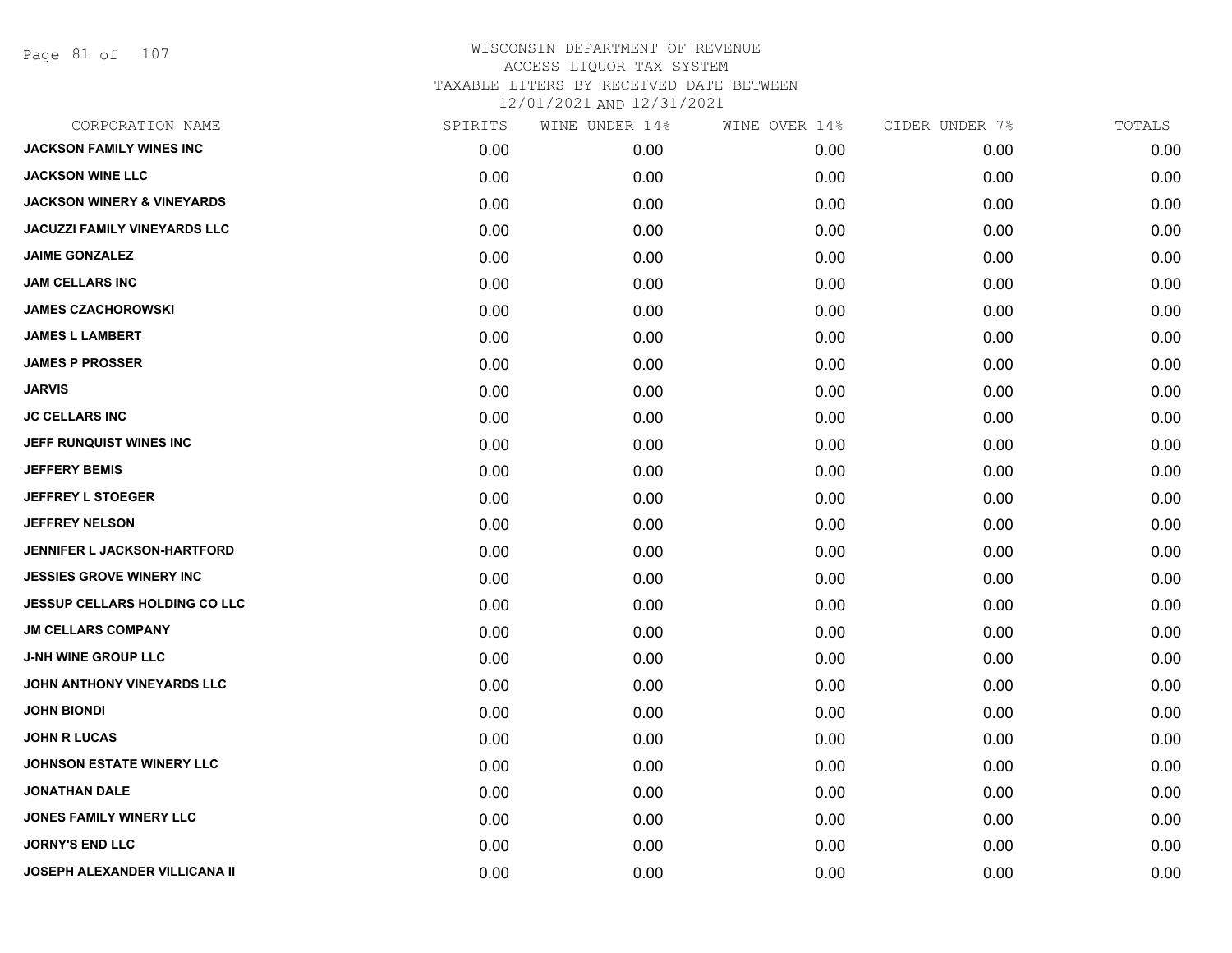WISCONSIN DEPARTMENT OF REVENUE
ACCESS LIQUOR TAX SYSTEM
TAXABLE LITERS BY RECEIVED DATE BETWEEN
12/01/2021 AND 12/31/2021

| CORPORATION NAME | SPIRITS | WINE UNDER 14% | WINE OVER 14% | CIDER UNDER 7% | TOTALS |
|---|---|---|---|---|---|
| JACKSON FAMILY WINES INC | 0.00 | 0.00 | 0.00 | 0.00 | 0.00 |
| JACKSON WINE LLC | 0.00 | 0.00 | 0.00 | 0.00 | 0.00 |
| JACKSON WINERY & VINEYARDS | 0.00 | 0.00 | 0.00 | 0.00 | 0.00 |
| JACUZZI FAMILY VINEYARDS LLC | 0.00 | 0.00 | 0.00 | 0.00 | 0.00 |
| JAIME GONZALEZ | 0.00 | 0.00 | 0.00 | 0.00 | 0.00 |
| JAM CELLARS INC | 0.00 | 0.00 | 0.00 | 0.00 | 0.00 |
| JAMES CZACHOROWSKI | 0.00 | 0.00 | 0.00 | 0.00 | 0.00 |
| JAMES L LAMBERT | 0.00 | 0.00 | 0.00 | 0.00 | 0.00 |
| JAMES P PROSSER | 0.00 | 0.00 | 0.00 | 0.00 | 0.00 |
| JARVIS | 0.00 | 0.00 | 0.00 | 0.00 | 0.00 |
| JC CELLARS INC | 0.00 | 0.00 | 0.00 | 0.00 | 0.00 |
| JEFF RUNQUIST WINES INC | 0.00 | 0.00 | 0.00 | 0.00 | 0.00 |
| JEFFERY BEMIS | 0.00 | 0.00 | 0.00 | 0.00 | 0.00 |
| JEFFREY L STOEGER | 0.00 | 0.00 | 0.00 | 0.00 | 0.00 |
| JEFFREY NELSON | 0.00 | 0.00 | 0.00 | 0.00 | 0.00 |
| JENNIFER L JACKSON-HARTFORD | 0.00 | 0.00 | 0.00 | 0.00 | 0.00 |
| JESSIES GROVE WINERY INC | 0.00 | 0.00 | 0.00 | 0.00 | 0.00 |
| JESSUP CELLARS HOLDING CO LLC | 0.00 | 0.00 | 0.00 | 0.00 | 0.00 |
| JM CELLARS COMPANY | 0.00 | 0.00 | 0.00 | 0.00 | 0.00 |
| J-NH WINE GROUP LLC | 0.00 | 0.00 | 0.00 | 0.00 | 0.00 |
| JOHN ANTHONY VINEYARDS LLC | 0.00 | 0.00 | 0.00 | 0.00 | 0.00 |
| JOHN BIONDI | 0.00 | 0.00 | 0.00 | 0.00 | 0.00 |
| JOHN R LUCAS | 0.00 | 0.00 | 0.00 | 0.00 | 0.00 |
| JOHNSON ESTATE WINERY LLC | 0.00 | 0.00 | 0.00 | 0.00 | 0.00 |
| JONATHAN DALE | 0.00 | 0.00 | 0.00 | 0.00 | 0.00 |
| JONES FAMILY WINERY LLC | 0.00 | 0.00 | 0.00 | 0.00 | 0.00 |
| JORNY'S END LLC | 0.00 | 0.00 | 0.00 | 0.00 | 0.00 |
| JOSEPH ALEXANDER VILLICANA II | 0.00 | 0.00 | 0.00 | 0.00 | 0.00 |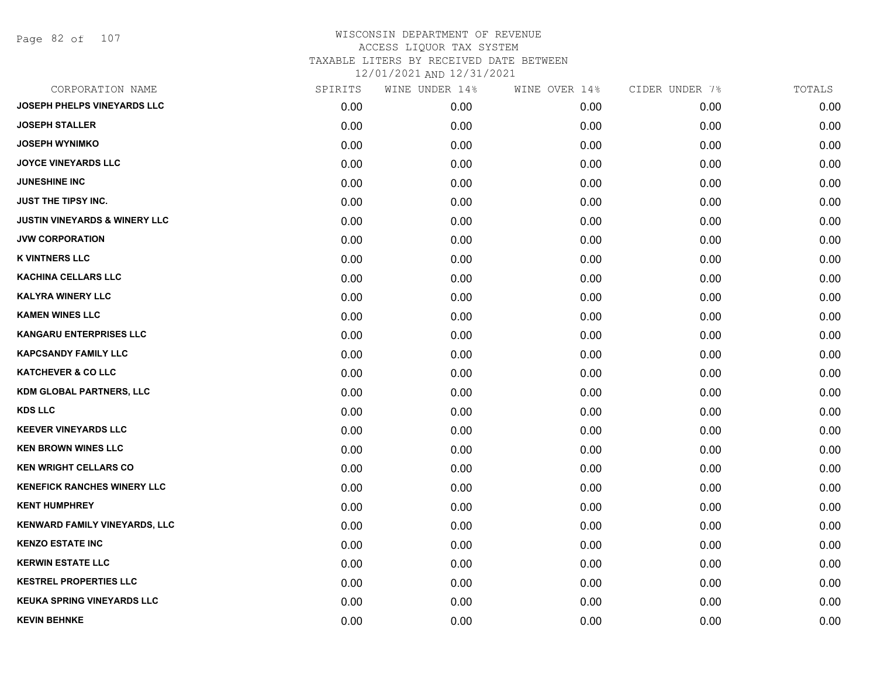# WISCONSIN DEPARTMENT OF REVENUE
ACCESS LIQUOR TAX SYSTEM
TAXABLE LITERS BY RECEIVED DATE BETWEEN
12/01/2021 AND 12/31/2021

| CORPORATION NAME | SPIRITS | WINE UNDER 14% | WINE OVER 14% | CIDER UNDER 7% | TOTALS |
|---|---|---|---|---|---|
| JOSEPH PHELPS VINEYARDS LLC | 0.00 | 0.00 | 0.00 | 0.00 | 0.00 |
| JOSEPH STALLER | 0.00 | 0.00 | 0.00 | 0.00 | 0.00 |
| JOSEPH WYNIMKO | 0.00 | 0.00 | 0.00 | 0.00 | 0.00 |
| JOYCE VINEYARDS LLC | 0.00 | 0.00 | 0.00 | 0.00 | 0.00 |
| JUNESHINE INC | 0.00 | 0.00 | 0.00 | 0.00 | 0.00 |
| JUST THE TIPSY INC. | 0.00 | 0.00 | 0.00 | 0.00 | 0.00 |
| JUSTIN VINEYARDS & WINERY LLC | 0.00 | 0.00 | 0.00 | 0.00 | 0.00 |
| JVW CORPORATION | 0.00 | 0.00 | 0.00 | 0.00 | 0.00 |
| K VINTNERS LLC | 0.00 | 0.00 | 0.00 | 0.00 | 0.00 |
| KACHINA CELLARS LLC | 0.00 | 0.00 | 0.00 | 0.00 | 0.00 |
| KALYRA WINERY LLC | 0.00 | 0.00 | 0.00 | 0.00 | 0.00 |
| KAMEN WINES LLC | 0.00 | 0.00 | 0.00 | 0.00 | 0.00 |
| KANGARU ENTERPRISES LLC | 0.00 | 0.00 | 0.00 | 0.00 | 0.00 |
| KAPCSANDY FAMILY LLC | 0.00 | 0.00 | 0.00 | 0.00 | 0.00 |
| KATCHEVER & CO LLC | 0.00 | 0.00 | 0.00 | 0.00 | 0.00 |
| KDM GLOBAL PARTNERS, LLC | 0.00 | 0.00 | 0.00 | 0.00 | 0.00 |
| KDS LLC | 0.00 | 0.00 | 0.00 | 0.00 | 0.00 |
| KEEVER VINEYARDS LLC | 0.00 | 0.00 | 0.00 | 0.00 | 0.00 |
| KEN BROWN WINES LLC | 0.00 | 0.00 | 0.00 | 0.00 | 0.00 |
| KEN WRIGHT CELLARS CO | 0.00 | 0.00 | 0.00 | 0.00 | 0.00 |
| KENEFICK RANCHES WINERY LLC | 0.00 | 0.00 | 0.00 | 0.00 | 0.00 |
| KENT HUMPHREY | 0.00 | 0.00 | 0.00 | 0.00 | 0.00 |
| KENWARD FAMILY VINEYARDS, LLC | 0.00 | 0.00 | 0.00 | 0.00 | 0.00 |
| KENZO ESTATE INC | 0.00 | 0.00 | 0.00 | 0.00 | 0.00 |
| KERWIN ESTATE LLC | 0.00 | 0.00 | 0.00 | 0.00 | 0.00 |
| KESTREL PROPERTIES LLC | 0.00 | 0.00 | 0.00 | 0.00 | 0.00 |
| KEUKA SPRING VINEYARDS LLC | 0.00 | 0.00 | 0.00 | 0.00 | 0.00 |
| KEVIN BEHNKE | 0.00 | 0.00 | 0.00 | 0.00 | 0.00 |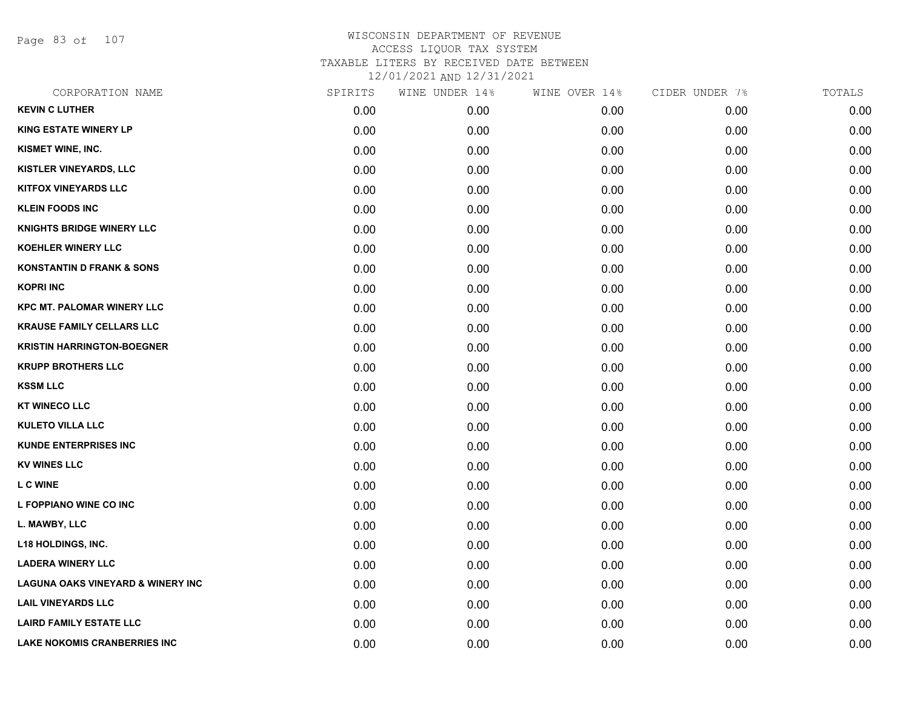WISCONSIN DEPARTMENT OF REVENUE
ACCESS LIQUOR TAX SYSTEM
TAXABLE LITERS BY RECEIVED DATE BETWEEN
12/01/2021 AND 12/31/2021

| CORPORATION NAME | SPIRITS | WINE UNDER 14% | WINE OVER 14% | CIDER UNDER 7% | TOTALS |
|---|---|---|---|---|---|
| KEVIN C LUTHER | 0.00 | 0.00 | 0.00 | 0.00 | 0.00 |
| KING ESTATE WINERY LP | 0.00 | 0.00 | 0.00 | 0.00 | 0.00 |
| KISMET WINE, INC. | 0.00 | 0.00 | 0.00 | 0.00 | 0.00 |
| KISTLER VINEYARDS, LLC | 0.00 | 0.00 | 0.00 | 0.00 | 0.00 |
| KITFOX VINEYARDS LLC | 0.00 | 0.00 | 0.00 | 0.00 | 0.00 |
| KLEIN FOODS INC | 0.00 | 0.00 | 0.00 | 0.00 | 0.00 |
| KNIGHTS BRIDGE WINERY LLC | 0.00 | 0.00 | 0.00 | 0.00 | 0.00 |
| KOEHLER WINERY LLC | 0.00 | 0.00 | 0.00 | 0.00 | 0.00 |
| KONSTANTIN D FRANK & SONS | 0.00 | 0.00 | 0.00 | 0.00 | 0.00 |
| KOPRI INC | 0.00 | 0.00 | 0.00 | 0.00 | 0.00 |
| KPC MT. PALOMAR WINERY LLC | 0.00 | 0.00 | 0.00 | 0.00 | 0.00 |
| KRAUSE FAMILY CELLARS LLC | 0.00 | 0.00 | 0.00 | 0.00 | 0.00 |
| KRISTIN HARRINGTON-BOEGNER | 0.00 | 0.00 | 0.00 | 0.00 | 0.00 |
| KRUPP BROTHERS LLC | 0.00 | 0.00 | 0.00 | 0.00 | 0.00 |
| KSSM LLC | 0.00 | 0.00 | 0.00 | 0.00 | 0.00 |
| KT WINECO LLC | 0.00 | 0.00 | 0.00 | 0.00 | 0.00 |
| KULETO VILLA LLC | 0.00 | 0.00 | 0.00 | 0.00 | 0.00 |
| KUNDE ENTERPRISES INC | 0.00 | 0.00 | 0.00 | 0.00 | 0.00 |
| KV WINES LLC | 0.00 | 0.00 | 0.00 | 0.00 | 0.00 |
| L C WINE | 0.00 | 0.00 | 0.00 | 0.00 | 0.00 |
| L FOPPIANO WINE CO INC | 0.00 | 0.00 | 0.00 | 0.00 | 0.00 |
| L. MAWBY, LLC | 0.00 | 0.00 | 0.00 | 0.00 | 0.00 |
| L18 HOLDINGS, INC. | 0.00 | 0.00 | 0.00 | 0.00 | 0.00 |
| LADERA WINERY LLC | 0.00 | 0.00 | 0.00 | 0.00 | 0.00 |
| LAGUNA OAKS VINEYARD & WINERY INC | 0.00 | 0.00 | 0.00 | 0.00 | 0.00 |
| LAIL VINEYARDS LLC | 0.00 | 0.00 | 0.00 | 0.00 | 0.00 |
| LAIRD FAMILY ESTATE LLC | 0.00 | 0.00 | 0.00 | 0.00 | 0.00 |
| LAKE NOKOMIS CRANBERRIES INC | 0.00 | 0.00 | 0.00 | 0.00 | 0.00 |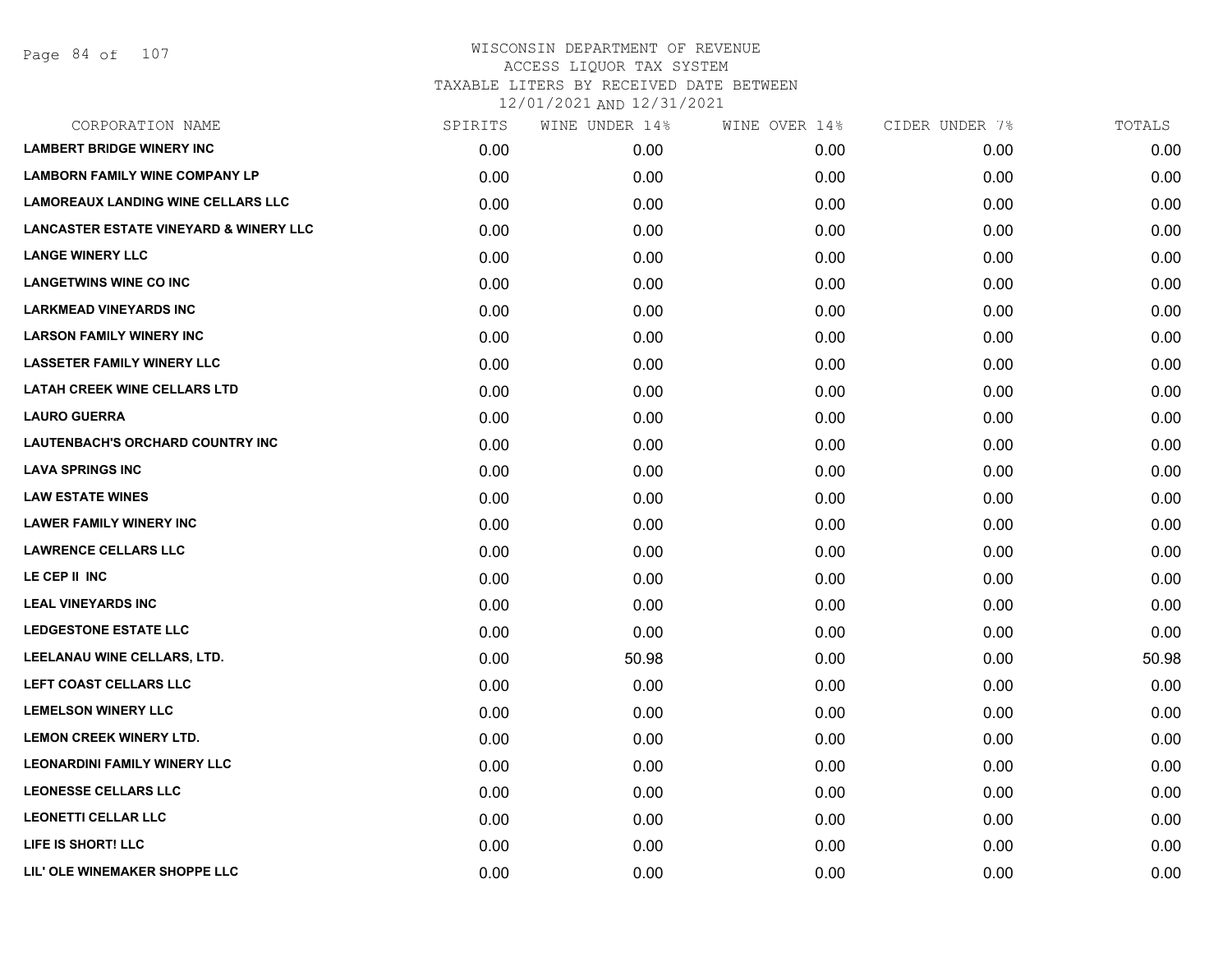# WISCONSIN DEPARTMENT OF REVENUE
ACCESS LIQUOR TAX SYSTEM
TAXABLE LITERS BY RECEIVED DATE BETWEEN
12/01/2021 AND 12/31/2021

| CORPORATION NAME | SPIRITS | WINE UNDER 14% | WINE OVER 14% | CIDER UNDER 7% | TOTALS |
|---|---|---|---|---|---|
| LAMBERT BRIDGE WINERY INC | 0.00 | 0.00 | 0.00 | 0.00 | 0.00 |
| LAMBORN FAMILY WINE COMPANY LP | 0.00 | 0.00 | 0.00 | 0.00 | 0.00 |
| LAMOREAUX LANDING WINE CELLARS LLC | 0.00 | 0.00 | 0.00 | 0.00 | 0.00 |
| LANCASTER ESTATE VINEYARD & WINERY LLC | 0.00 | 0.00 | 0.00 | 0.00 | 0.00 |
| LANGE WINERY LLC | 0.00 | 0.00 | 0.00 | 0.00 | 0.00 |
| LANGETWINS WINE CO INC | 0.00 | 0.00 | 0.00 | 0.00 | 0.00 |
| LARKMEAD VINEYARDS INC | 0.00 | 0.00 | 0.00 | 0.00 | 0.00 |
| LARSON FAMILY WINERY INC | 0.00 | 0.00 | 0.00 | 0.00 | 0.00 |
| LASSETER FAMILY WINERY LLC | 0.00 | 0.00 | 0.00 | 0.00 | 0.00 |
| LATAH CREEK WINE CELLARS LTD | 0.00 | 0.00 | 0.00 | 0.00 | 0.00 |
| LAURO GUERRA | 0.00 | 0.00 | 0.00 | 0.00 | 0.00 |
| LAUTENBACH'S ORCHARD COUNTRY INC | 0.00 | 0.00 | 0.00 | 0.00 | 0.00 |
| LAVA SPRINGS INC | 0.00 | 0.00 | 0.00 | 0.00 | 0.00 |
| LAW ESTATE WINES | 0.00 | 0.00 | 0.00 | 0.00 | 0.00 |
| LAWER FAMILY WINERY INC | 0.00 | 0.00 | 0.00 | 0.00 | 0.00 |
| LAWRENCE CELLARS LLC | 0.00 | 0.00 | 0.00 | 0.00 | 0.00 |
| LE CEP II INC | 0.00 | 0.00 | 0.00 | 0.00 | 0.00 |
| LEAL VINEYARDS INC | 0.00 | 0.00 | 0.00 | 0.00 | 0.00 |
| LEDGESTONE ESTATE LLC | 0.00 | 0.00 | 0.00 | 0.00 | 0.00 |
| LEELANAU WINE CELLARS, LTD. | 0.00 | 50.98 | 0.00 | 0.00 | 50.98 |
| LEFT COAST CELLARS LLC | 0.00 | 0.00 | 0.00 | 0.00 | 0.00 |
| LEMELSON WINERY LLC | 0.00 | 0.00 | 0.00 | 0.00 | 0.00 |
| LEMON CREEK WINERY LTD. | 0.00 | 0.00 | 0.00 | 0.00 | 0.00 |
| LEONARDINI FAMILY WINERY LLC | 0.00 | 0.00 | 0.00 | 0.00 | 0.00 |
| LEONESSE CELLARS LLC | 0.00 | 0.00 | 0.00 | 0.00 | 0.00 |
| LEONETTI CELLAR LLC | 0.00 | 0.00 | 0.00 | 0.00 | 0.00 |
| LIFE IS SHORT! LLC | 0.00 | 0.00 | 0.00 | 0.00 | 0.00 |
| LIL' OLE WINEMAKER SHOPPE LLC | 0.00 | 0.00 | 0.00 | 0.00 | 0.00 |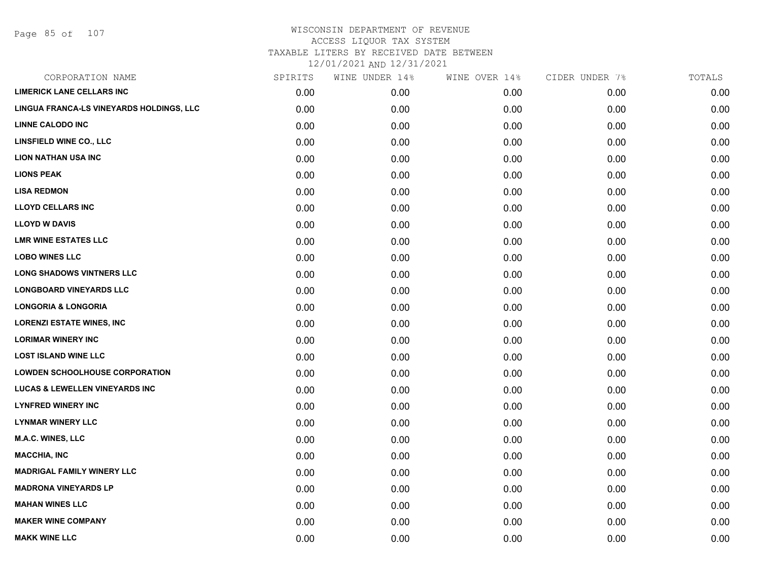# WISCONSIN DEPARTMENT OF REVENUE
## ACCESS LIQUOR TAX SYSTEM
## TAXABLE LITERS BY RECEIVED DATE BETWEEN
## 12/01/2021 AND 12/31/2021

| CORPORATION NAME | SPIRITS | WINE UNDER 14% | WINE OVER 14% | CIDER UNDER 7% | TOTALS |
|---|---|---|---|---|---|
| **LIMERICK LANE CELLARS INC** | 0.00 | 0.00 | 0.00 | 0.00 | 0.00 |
| **LINGUA FRANCA-LS VINEYARDS HOLDINGS, LLC** | 0.00 | 0.00 | 0.00 | 0.00 | 0.00 |
| **LINNE CALODO INC** | 0.00 | 0.00 | 0.00 | 0.00 | 0.00 |
| **LINSFIELD WINE CO., LLC** | 0.00 | 0.00 | 0.00 | 0.00 | 0.00 |
| **LION NATHAN USA INC** | 0.00 | 0.00 | 0.00 | 0.00 | 0.00 |
| **LIONS PEAK** | 0.00 | 0.00 | 0.00 | 0.00 | 0.00 |
| **LISA REDMON** | 0.00 | 0.00 | 0.00 | 0.00 | 0.00 |
| **LLOYD CELLARS INC** | 0.00 | 0.00 | 0.00 | 0.00 | 0.00 |
| **LLOYD W DAVIS** | 0.00 | 0.00 | 0.00 | 0.00 | 0.00 |
| **LMR WINE ESTATES LLC** | 0.00 | 0.00 | 0.00 | 0.00 | 0.00 |
| **LOBO WINES LLC** | 0.00 | 0.00 | 0.00 | 0.00 | 0.00 |
| **LONG SHADOWS VINTNERS LLC** | 0.00 | 0.00 | 0.00 | 0.00 | 0.00 |
| **LONGBOARD VINEYARDS LLC** | 0.00 | 0.00 | 0.00 | 0.00 | 0.00 |
| **LONGORIA & LONGORIA** | 0.00 | 0.00 | 0.00 | 0.00 | 0.00 |
| **LORENZI ESTATE WINES, INC** | 0.00 | 0.00 | 0.00 | 0.00 | 0.00 |
| **LORIMAR WINERY INC** | 0.00 | 0.00 | 0.00 | 0.00 | 0.00 |
| **LOST ISLAND WINE LLC** | 0.00 | 0.00 | 0.00 | 0.00 | 0.00 |
| **LOWDEN SCHOOLHOUSE CORPORATION** | 0.00 | 0.00 | 0.00 | 0.00 | 0.00 |
| **LUCAS & LEWELLEN VINEYARDS INC** | 0.00 | 0.00 | 0.00 | 0.00 | 0.00 |
| **LYNFRED WINERY INC** | 0.00 | 0.00 | 0.00 | 0.00 | 0.00 |
| **LYNMAR WINERY LLC** | 0.00 | 0.00 | 0.00 | 0.00 | 0.00 |
| **M.A.C. WINES, LLC** | 0.00 | 0.00 | 0.00 | 0.00 | 0.00 |
| **MACCHIA, INC** | 0.00 | 0.00 | 0.00 | 0.00 | 0.00 |
| **MADRIGAL FAMILY WINERY LLC** | 0.00 | 0.00 | 0.00 | 0.00 | 0.00 |
| **MADRONA VINEYARDS LP** | 0.00 | 0.00 | 0.00 | 0.00 | 0.00 |
| **MAHAN WINES LLC** | 0.00 | 0.00 | 0.00 | 0.00 | 0.00 |
| **MAKER WINE COMPANY** | 0.00 | 0.00 | 0.00 | 0.00 | 0.00 |
| **MAKK WINE LLC** | 0.00 | 0.00 | 0.00 | 0.00 | 0.00 |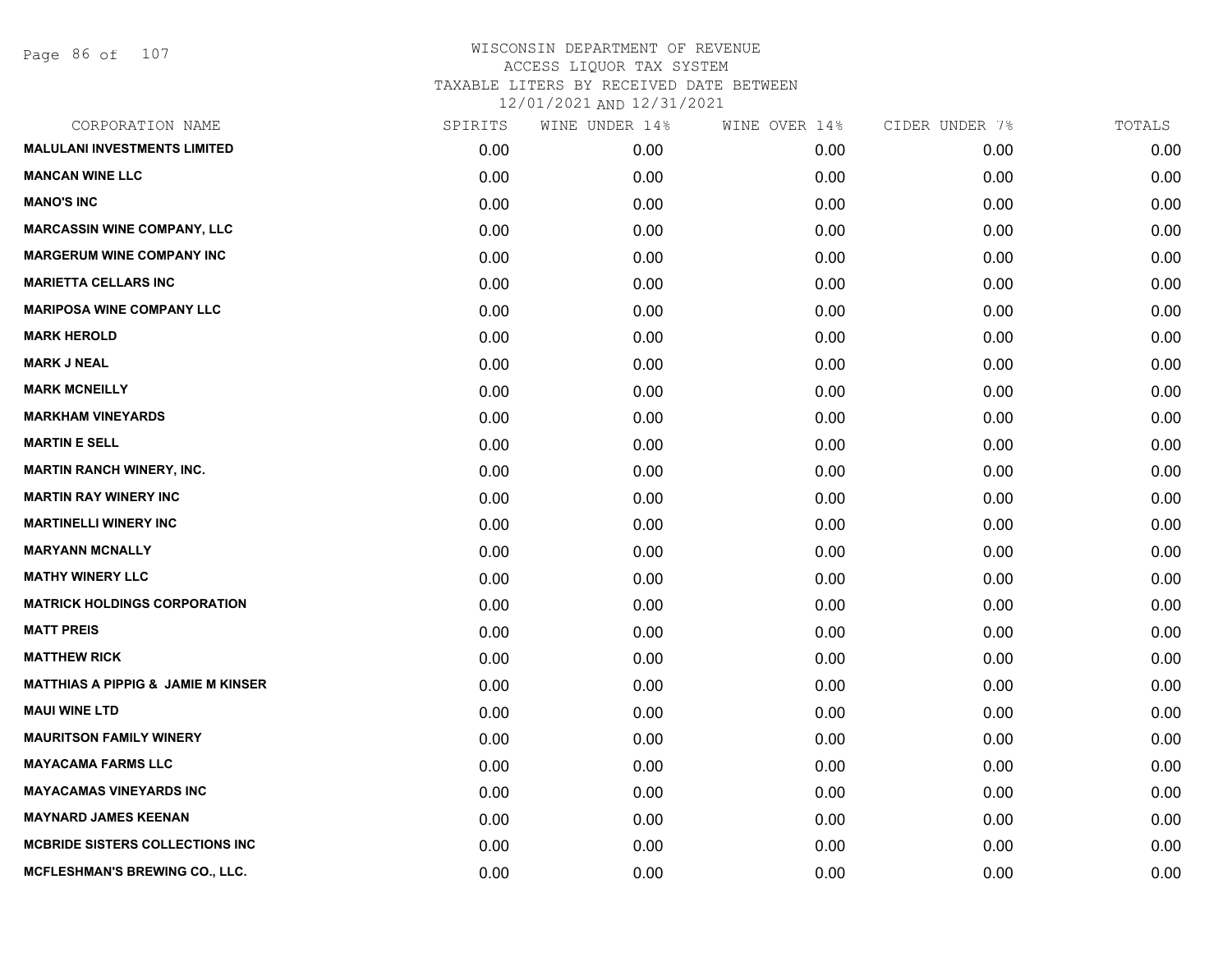WISCONSIN DEPARTMENT OF REVENUE
ACCESS LIQUOR TAX SYSTEM
TAXABLE LITERS BY RECEIVED DATE BETWEEN
12/01/2021 AND 12/31/2021

| CORPORATION NAME | SPIRITS | WINE UNDER 14% | WINE OVER 14% | CIDER UNDER 7% | TOTALS |
|---|---|---|---|---|---|
| **MALULANI INVESTMENTS LIMITED** | 0.00 | 0.00 | 0.00 | 0.00 | 0.00 |
| **MANCAN WINE LLC** | 0.00 | 0.00 | 0.00 | 0.00 | 0.00 |
| **MANO'S INC** | 0.00 | 0.00 | 0.00 | 0.00 | 0.00 |
| **MARCASSIN WINE COMPANY, LLC** | 0.00 | 0.00 | 0.00 | 0.00 | 0.00 |
| **MARGERUM WINE COMPANY INC** | 0.00 | 0.00 | 0.00 | 0.00 | 0.00 |
| **MARIETTA CELLARS INC** | 0.00 | 0.00 | 0.00 | 0.00 | 0.00 |
| **MARIPOSA WINE COMPANY LLC** | 0.00 | 0.00 | 0.00 | 0.00 | 0.00 |
| **MARK HEROLD** | 0.00 | 0.00 | 0.00 | 0.00 | 0.00 |
| **MARK J NEAL** | 0.00 | 0.00 | 0.00 | 0.00 | 0.00 |
| **MARK MCNEILLY** | 0.00 | 0.00 | 0.00 | 0.00 | 0.00 |
| **MARKHAM VINEYARDS** | 0.00 | 0.00 | 0.00 | 0.00 | 0.00 |
| **MARTIN E SELL** | 0.00 | 0.00 | 0.00 | 0.00 | 0.00 |
| **MARTIN RANCH WINERY, INC.** | 0.00 | 0.00 | 0.00 | 0.00 | 0.00 |
| **MARTIN RAY WINERY INC** | 0.00 | 0.00 | 0.00 | 0.00 | 0.00 |
| **MARTINELLI WINERY INC** | 0.00 | 0.00 | 0.00 | 0.00 | 0.00 |
| **MARYANN MCNALLY** | 0.00 | 0.00 | 0.00 | 0.00 | 0.00 |
| **MATHY WINERY LLC** | 0.00 | 0.00 | 0.00 | 0.00 | 0.00 |
| **MATRICK HOLDINGS CORPORATION** | 0.00 | 0.00 | 0.00 | 0.00 | 0.00 |
| **MATT PREIS** | 0.00 | 0.00 | 0.00 | 0.00 | 0.00 |
| **MATTHEW RICK** | 0.00 | 0.00 | 0.00 | 0.00 | 0.00 |
| **MATTHIAS A PIPPIG & JAMIE M KINSER** | 0.00 | 0.00 | 0.00 | 0.00 | 0.00 |
| **MAUI WINE LTD** | 0.00 | 0.00 | 0.00 | 0.00 | 0.00 |
| **MAURITSON FAMILY WINERY** | 0.00 | 0.00 | 0.00 | 0.00 | 0.00 |
| **MAYACAMA FARMS LLC** | 0.00 | 0.00 | 0.00 | 0.00 | 0.00 |
| **MAYACAMAS VINEYARDS INC** | 0.00 | 0.00 | 0.00 | 0.00 | 0.00 |
| **MAYNARD JAMES KEENAN** | 0.00 | 0.00 | 0.00 | 0.00 | 0.00 |
| **MCBRIDE SISTERS COLLECTIONS INC** | 0.00 | 0.00 | 0.00 | 0.00 | 0.00 |
| **MCFLESHMAN'S BREWING CO., LLC.** | 0.00 | 0.00 | 0.00 | 0.00 | 0.00 |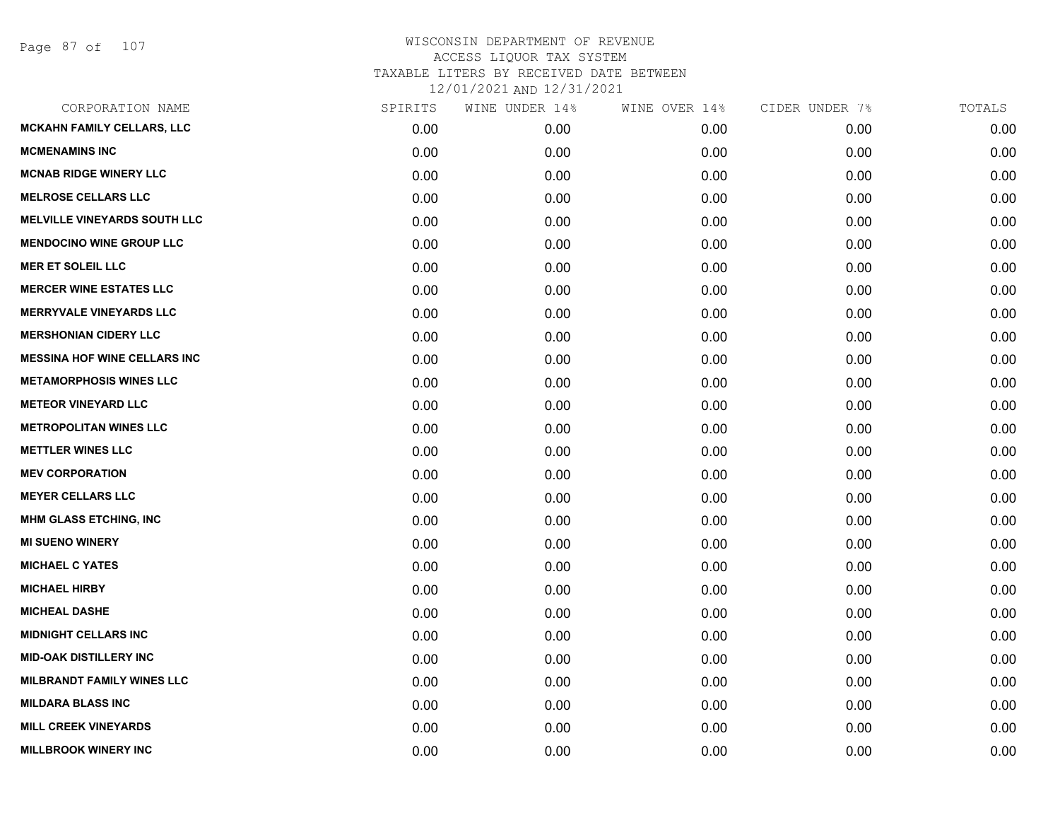WISCONSIN DEPARTMENT OF REVENUE
ACCESS LIQUOR TAX SYSTEM
TAXABLE LITERS BY RECEIVED DATE BETWEEN
12/01/2021 AND 12/31/2021

| CORPORATION NAME | SPIRITS | WINE UNDER 14% | WINE OVER 14% | CIDER UNDER 7% | TOTALS |
|---|---|---|---|---|---|
| MCKAHN FAMILY CELLARS, LLC | 0.00 | 0.00 | 0.00 | 0.00 | 0.00 |
| MCMENAMINS INC | 0.00 | 0.00 | 0.00 | 0.00 | 0.00 |
| MCNAB RIDGE WINERY LLC | 0.00 | 0.00 | 0.00 | 0.00 | 0.00 |
| MELROSE CELLARS LLC | 0.00 | 0.00 | 0.00 | 0.00 | 0.00 |
| MELVILLE VINEYARDS SOUTH LLC | 0.00 | 0.00 | 0.00 | 0.00 | 0.00 |
| MENDOCINO WINE GROUP LLC | 0.00 | 0.00 | 0.00 | 0.00 | 0.00 |
| MER ET SOLEIL LLC | 0.00 | 0.00 | 0.00 | 0.00 | 0.00 |
| MERCER WINE ESTATES LLC | 0.00 | 0.00 | 0.00 | 0.00 | 0.00 |
| MERRYVALE VINEYARDS LLC | 0.00 | 0.00 | 0.00 | 0.00 | 0.00 |
| MERSHONIAN CIDERY LLC | 0.00 | 0.00 | 0.00 | 0.00 | 0.00 |
| MESSINA HOF WINE CELLARS INC | 0.00 | 0.00 | 0.00 | 0.00 | 0.00 |
| METAMORPHOSIS WINES LLC | 0.00 | 0.00 | 0.00 | 0.00 | 0.00 |
| METEOR VINEYARD LLC | 0.00 | 0.00 | 0.00 | 0.00 | 0.00 |
| METROPOLITAN WINES LLC | 0.00 | 0.00 | 0.00 | 0.00 | 0.00 |
| METTLER WINES LLC | 0.00 | 0.00 | 0.00 | 0.00 | 0.00 |
| MEV CORPORATION | 0.00 | 0.00 | 0.00 | 0.00 | 0.00 |
| MEYER CELLARS LLC | 0.00 | 0.00 | 0.00 | 0.00 | 0.00 |
| MHM GLASS ETCHING, INC | 0.00 | 0.00 | 0.00 | 0.00 | 0.00 |
| MI SUENO WINERY | 0.00 | 0.00 | 0.00 | 0.00 | 0.00 |
| MICHAEL C YATES | 0.00 | 0.00 | 0.00 | 0.00 | 0.00 |
| MICHAEL HIRBY | 0.00 | 0.00 | 0.00 | 0.00 | 0.00 |
| MICHEAL DASHE | 0.00 | 0.00 | 0.00 | 0.00 | 0.00 |
| MIDNIGHT CELLARS INC | 0.00 | 0.00 | 0.00 | 0.00 | 0.00 |
| MID-OAK DISTILLERY INC | 0.00 | 0.00 | 0.00 | 0.00 | 0.00 |
| MILBRANDT FAMILY WINES LLC | 0.00 | 0.00 | 0.00 | 0.00 | 0.00 |
| MILDARA BLASS INC | 0.00 | 0.00 | 0.00 | 0.00 | 0.00 |
| MILL CREEK VINEYARDS | 0.00 | 0.00 | 0.00 | 0.00 | 0.00 |
| MILLBROOK WINERY INC | 0.00 | 0.00 | 0.00 | 0.00 | 0.00 |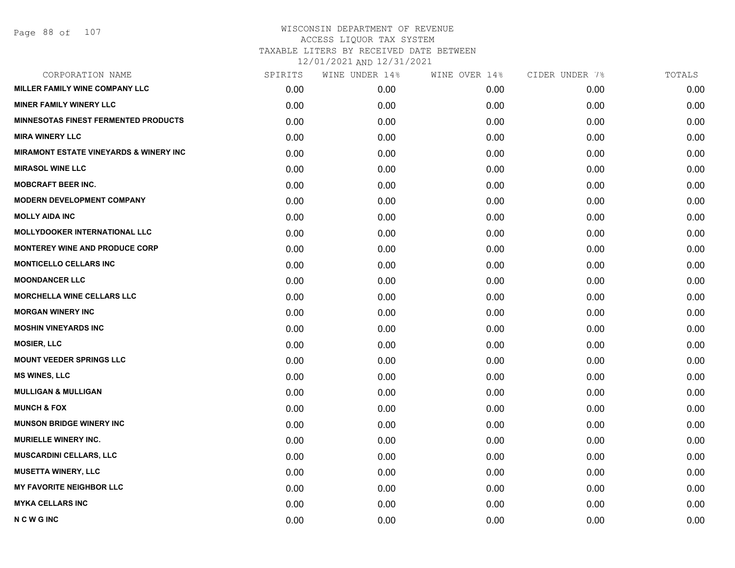WISCONSIN DEPARTMENT OF REVENUE
ACCESS LIQUOR TAX SYSTEM
TAXABLE LITERS BY RECEIVED DATE BETWEEN
12/01/2021 AND 12/31/2021

| CORPORATION NAME | SPIRITS | WINE UNDER 14% | WINE OVER 14% | CIDER UNDER 7% | TOTALS |
|---|---|---|---|---|---|
| MILLER FAMILY WINE COMPANY LLC | 0.00 | 0.00 | 0.00 | 0.00 | 0.00 |
| MINER FAMILY WINERY LLC | 0.00 | 0.00 | 0.00 | 0.00 | 0.00 |
| MINNESOTAS FINEST FERMENTED PRODUCTS | 0.00 | 0.00 | 0.00 | 0.00 | 0.00 |
| MIRA WINERY LLC | 0.00 | 0.00 | 0.00 | 0.00 | 0.00 |
| MIRAMONT ESTATE VINEYARDS & WINERY INC | 0.00 | 0.00 | 0.00 | 0.00 | 0.00 |
| MIRASOL WINE LLC | 0.00 | 0.00 | 0.00 | 0.00 | 0.00 |
| MOBCRAFT BEER INC. | 0.00 | 0.00 | 0.00 | 0.00 | 0.00 |
| MODERN DEVELOPMENT COMPANY | 0.00 | 0.00 | 0.00 | 0.00 | 0.00 |
| MOLLY AIDA INC | 0.00 | 0.00 | 0.00 | 0.00 | 0.00 |
| MOLLYDOOKER INTERNATIONAL LLC | 0.00 | 0.00 | 0.00 | 0.00 | 0.00 |
| MONTEREY WINE AND PRODUCE CORP | 0.00 | 0.00 | 0.00 | 0.00 | 0.00 |
| MONTICELLO CELLARS INC | 0.00 | 0.00 | 0.00 | 0.00 | 0.00 |
| MOONDANCER LLC | 0.00 | 0.00 | 0.00 | 0.00 | 0.00 |
| MORCHELLA WINE CELLARS LLC | 0.00 | 0.00 | 0.00 | 0.00 | 0.00 |
| MORGAN WINERY INC | 0.00 | 0.00 | 0.00 | 0.00 | 0.00 |
| MOSHIN VINEYARDS INC | 0.00 | 0.00 | 0.00 | 0.00 | 0.00 |
| MOSIER, LLC | 0.00 | 0.00 | 0.00 | 0.00 | 0.00 |
| MOUNT VEEDER SPRINGS LLC | 0.00 | 0.00 | 0.00 | 0.00 | 0.00 |
| MS WINES, LLC | 0.00 | 0.00 | 0.00 | 0.00 | 0.00 |
| MULLIGAN & MULLIGAN | 0.00 | 0.00 | 0.00 | 0.00 | 0.00 |
| MUNCH & FOX | 0.00 | 0.00 | 0.00 | 0.00 | 0.00 |
| MUNSON BRIDGE WINERY INC | 0.00 | 0.00 | 0.00 | 0.00 | 0.00 |
| MURIELLE WINERY INC. | 0.00 | 0.00 | 0.00 | 0.00 | 0.00 |
| MUSCARDINI CELLARS, LLC | 0.00 | 0.00 | 0.00 | 0.00 | 0.00 |
| MUSETTA WINERY, LLC | 0.00 | 0.00 | 0.00 | 0.00 | 0.00 |
| MY FAVORITE NEIGHBOR LLC | 0.00 | 0.00 | 0.00 | 0.00 | 0.00 |
| MYKA CELLARS INC | 0.00 | 0.00 | 0.00 | 0.00 | 0.00 |
| N C W G INC | 0.00 | 0.00 | 0.00 | 0.00 | 0.00 |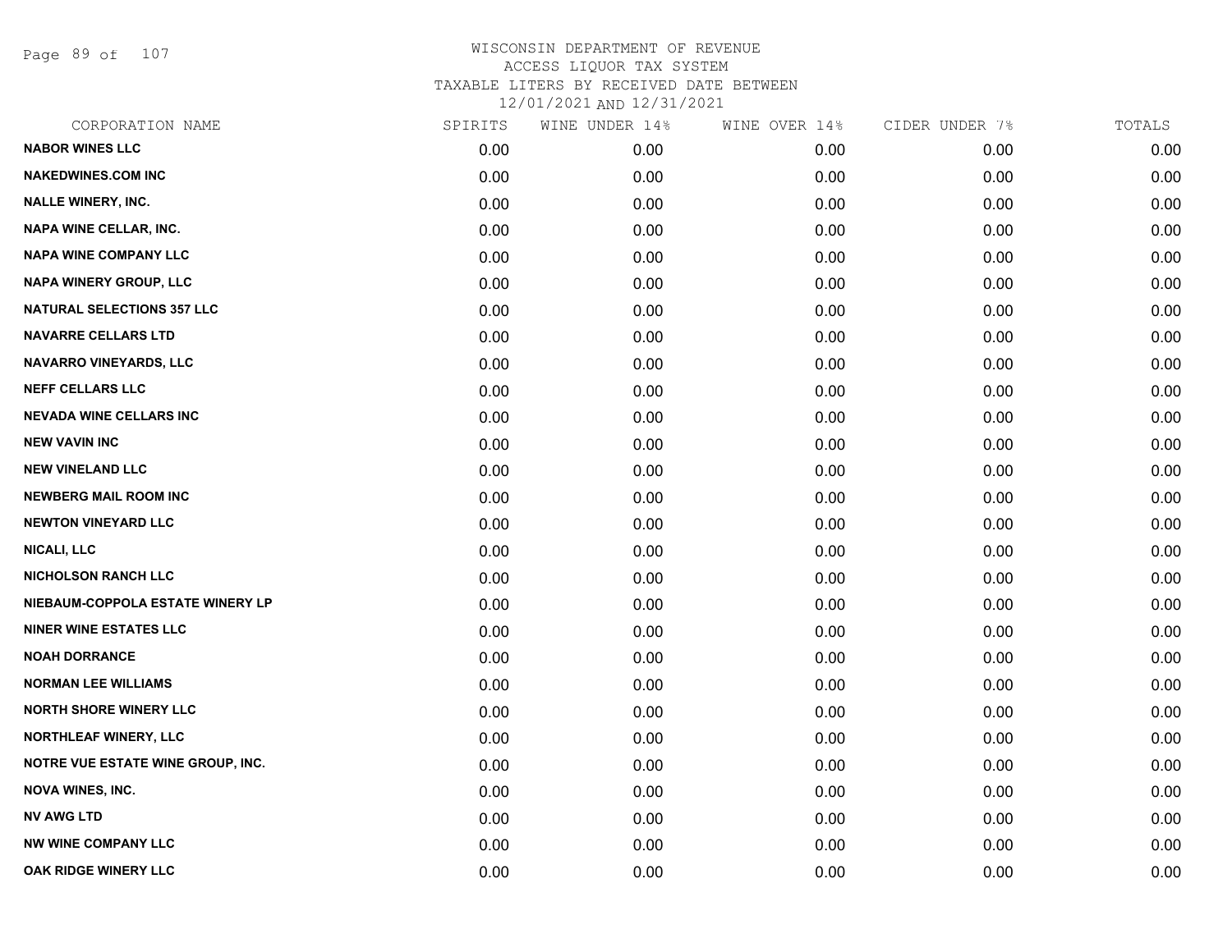WISCONSIN DEPARTMENT OF REVENUE
ACCESS LIQUOR TAX SYSTEM
TAXABLE LITERS BY RECEIVED DATE BETWEEN
12/01/2021 AND 12/31/2021

| CORPORATION NAME | SPIRITS | WINE UNDER 14% | WINE OVER 14% | CIDER UNDER 7% | TOTALS |
|---|---|---|---|---|---|
| NABOR WINES LLC | 0.00 | 0.00 | 0.00 | 0.00 | 0.00 |
| NAKEDWINES.COM INC | 0.00 | 0.00 | 0.00 | 0.00 | 0.00 |
| NALLE WINERY, INC. | 0.00 | 0.00 | 0.00 | 0.00 | 0.00 |
| NAPA WINE CELLAR, INC. | 0.00 | 0.00 | 0.00 | 0.00 | 0.00 |
| NAPA WINE COMPANY LLC | 0.00 | 0.00 | 0.00 | 0.00 | 0.00 |
| NAPA WINERY GROUP, LLC | 0.00 | 0.00 | 0.00 | 0.00 | 0.00 |
| NATURAL SELECTIONS 357 LLC | 0.00 | 0.00 | 0.00 | 0.00 | 0.00 |
| NAVARRE CELLARS LTD | 0.00 | 0.00 | 0.00 | 0.00 | 0.00 |
| NAVARRO VINEYARDS, LLC | 0.00 | 0.00 | 0.00 | 0.00 | 0.00 |
| NEFF CELLARS LLC | 0.00 | 0.00 | 0.00 | 0.00 | 0.00 |
| NEVADA WINE CELLARS INC | 0.00 | 0.00 | 0.00 | 0.00 | 0.00 |
| NEW VAVIN INC | 0.00 | 0.00 | 0.00 | 0.00 | 0.00 |
| NEW VINELAND LLC | 0.00 | 0.00 | 0.00 | 0.00 | 0.00 |
| NEWBERG MAIL ROOM INC | 0.00 | 0.00 | 0.00 | 0.00 | 0.00 |
| NEWTON VINEYARD LLC | 0.00 | 0.00 | 0.00 | 0.00 | 0.00 |
| NICALI, LLC | 0.00 | 0.00 | 0.00 | 0.00 | 0.00 |
| NICHOLSON RANCH LLC | 0.00 | 0.00 | 0.00 | 0.00 | 0.00 |
| NIEBAUM-COPPOLA ESTATE WINERY LP | 0.00 | 0.00 | 0.00 | 0.00 | 0.00 |
| NINER WINE ESTATES LLC | 0.00 | 0.00 | 0.00 | 0.00 | 0.00 |
| NOAH DORRANCE | 0.00 | 0.00 | 0.00 | 0.00 | 0.00 |
| NORMAN LEE WILLIAMS | 0.00 | 0.00 | 0.00 | 0.00 | 0.00 |
| NORTH SHORE WINERY LLC | 0.00 | 0.00 | 0.00 | 0.00 | 0.00 |
| NORTHLEAF WINERY, LLC | 0.00 | 0.00 | 0.00 | 0.00 | 0.00 |
| NOTRE VUE ESTATE WINE GROUP, INC. | 0.00 | 0.00 | 0.00 | 0.00 | 0.00 |
| NOVA WINES, INC. | 0.00 | 0.00 | 0.00 | 0.00 | 0.00 |
| NV AWG LTD | 0.00 | 0.00 | 0.00 | 0.00 | 0.00 |
| NW WINE COMPANY LLC | 0.00 | 0.00 | 0.00 | 0.00 | 0.00 |
| OAK RIDGE WINERY LLC | 0.00 | 0.00 | 0.00 | 0.00 | 0.00 |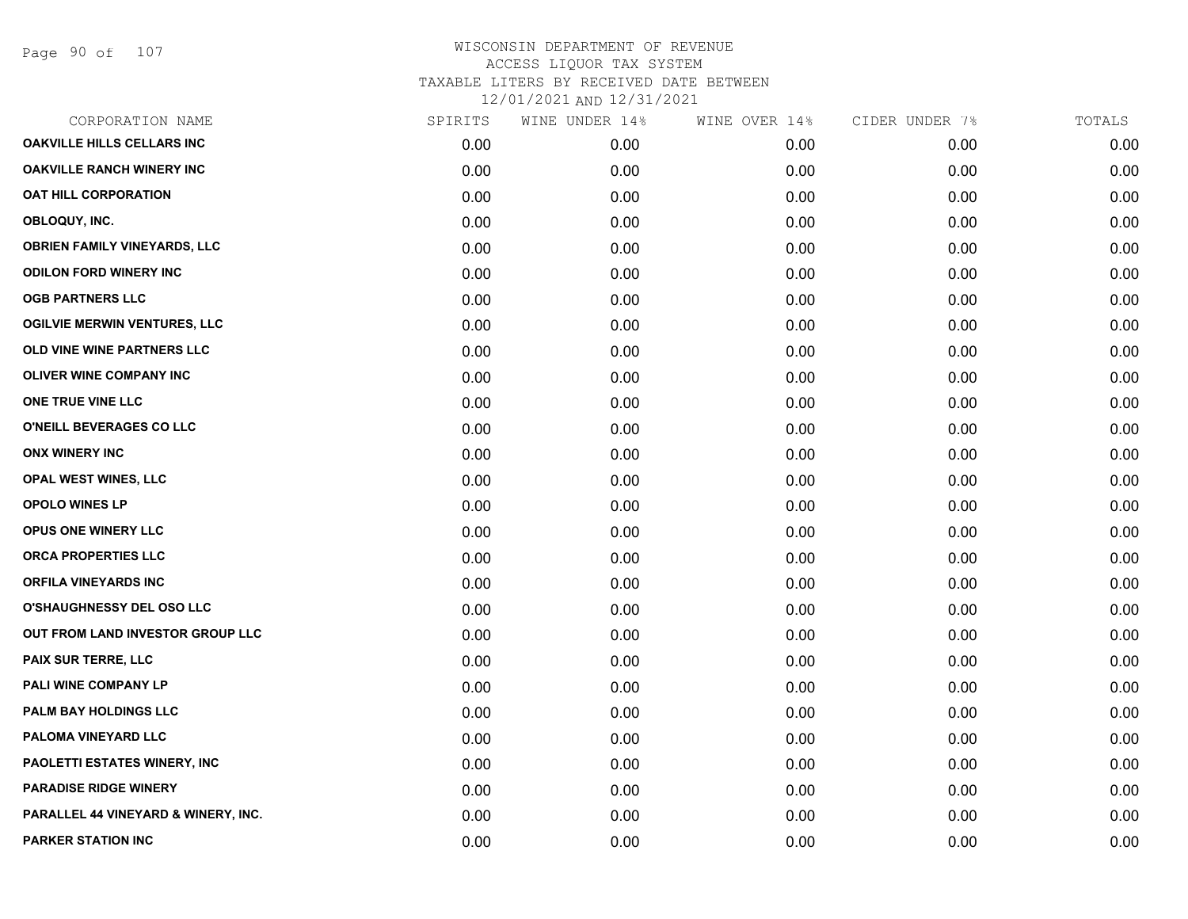# WISCONSIN DEPARTMENT OF REVENUE
ACCESS LIQUOR TAX SYSTEM
TAXABLE LITERS BY RECEIVED DATE BETWEEN
12/01/2021 AND 12/31/2021

| CORPORATION NAME | SPIRITS | WINE UNDER 14% | WINE OVER 14% | CIDER UNDER 7% | TOTALS |
|---|---|---|---|---|---|
| OAKVILLE HILLS CELLARS INC | 0.00 | 0.00 | 0.00 | 0.00 | 0.00 |
| OAKVILLE RANCH WINERY INC | 0.00 | 0.00 | 0.00 | 0.00 | 0.00 |
| OAT HILL CORPORATION | 0.00 | 0.00 | 0.00 | 0.00 | 0.00 |
| OBLOQUY, INC. | 0.00 | 0.00 | 0.00 | 0.00 | 0.00 |
| OBRIEN FAMILY VINEYARDS, LLC | 0.00 | 0.00 | 0.00 | 0.00 | 0.00 |
| ODILON FORD WINERY INC | 0.00 | 0.00 | 0.00 | 0.00 | 0.00 |
| OGB PARTNERS LLC | 0.00 | 0.00 | 0.00 | 0.00 | 0.00 |
| OGILVIE MERWIN VENTURES, LLC | 0.00 | 0.00 | 0.00 | 0.00 | 0.00 |
| OLD VINE WINE PARTNERS LLC | 0.00 | 0.00 | 0.00 | 0.00 | 0.00 |
| OLIVER WINE COMPANY INC | 0.00 | 0.00 | 0.00 | 0.00 | 0.00 |
| ONE TRUE VINE LLC | 0.00 | 0.00 | 0.00 | 0.00 | 0.00 |
| O'NEILL BEVERAGES CO LLC | 0.00 | 0.00 | 0.00 | 0.00 | 0.00 |
| ONX WINERY INC | 0.00 | 0.00 | 0.00 | 0.00 | 0.00 |
| OPAL WEST WINES, LLC | 0.00 | 0.00 | 0.00 | 0.00 | 0.00 |
| OPOLO WINES LP | 0.00 | 0.00 | 0.00 | 0.00 | 0.00 |
| OPUS ONE WINERY LLC | 0.00 | 0.00 | 0.00 | 0.00 | 0.00 |
| ORCA PROPERTIES LLC | 0.00 | 0.00 | 0.00 | 0.00 | 0.00 |
| ORFILA VINEYARDS INC | 0.00 | 0.00 | 0.00 | 0.00 | 0.00 |
| O'SHAUGHNESSY DEL OSO LLC | 0.00 | 0.00 | 0.00 | 0.00 | 0.00 |
| OUT FROM LAND INVESTOR GROUP LLC | 0.00 | 0.00 | 0.00 | 0.00 | 0.00 |
| PAIX SUR TERRE, LLC | 0.00 | 0.00 | 0.00 | 0.00 | 0.00 |
| PALI WINE COMPANY LP | 0.00 | 0.00 | 0.00 | 0.00 | 0.00 |
| PALM BAY HOLDINGS LLC | 0.00 | 0.00 | 0.00 | 0.00 | 0.00 |
| PALOMA VINEYARD LLC | 0.00 | 0.00 | 0.00 | 0.00 | 0.00 |
| PAOLETTI ESTATES WINERY, INC | 0.00 | 0.00 | 0.00 | 0.00 | 0.00 |
| PARADISE RIDGE WINERY | 0.00 | 0.00 | 0.00 | 0.00 | 0.00 |
| PARALLEL 44 VINEYARD & WINERY, INC. | 0.00 | 0.00 | 0.00 | 0.00 | 0.00 |
| PARKER STATION INC | 0.00 | 0.00 | 0.00 | 0.00 | 0.00 |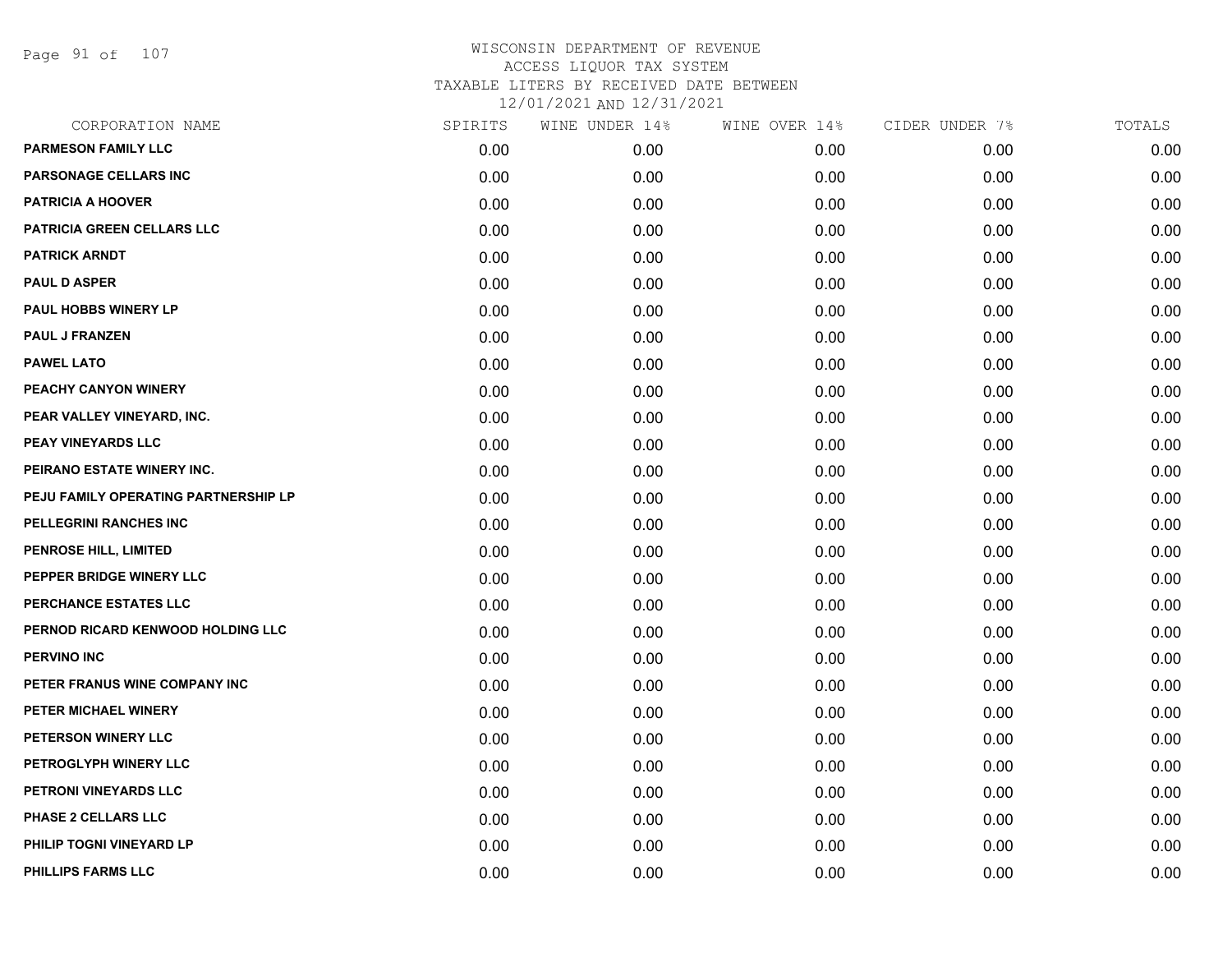# WISCONSIN DEPARTMENT OF REVENUE
## ACCESS LIQUOR TAX SYSTEM
### TAXABLE LITERS BY RECEIVED DATE BETWEEN 12/01/2021 AND 12/31/2021

| CORPORATION NAME | SPIRITS | WINE UNDER 14% | WINE OVER 14% | CIDER UNDER 7% | TOTALS |
|---|---|---|---|---|---|
| PARMESON FAMILY LLC | 0.00 | 0.00 | 0.00 | 0.00 | 0.00 |
| PARSONAGE CELLARS INC | 0.00 | 0.00 | 0.00 | 0.00 | 0.00 |
| PATRICIA A HOOVER | 0.00 | 0.00 | 0.00 | 0.00 | 0.00 |
| PATRICIA GREEN CELLARS LLC | 0.00 | 0.00 | 0.00 | 0.00 | 0.00 |
| PATRICK ARNDT | 0.00 | 0.00 | 0.00 | 0.00 | 0.00 |
| PAUL D ASPER | 0.00 | 0.00 | 0.00 | 0.00 | 0.00 |
| PAUL HOBBS WINERY LP | 0.00 | 0.00 | 0.00 | 0.00 | 0.00 |
| PAUL J FRANZEN | 0.00 | 0.00 | 0.00 | 0.00 | 0.00 |
| PAWEL LATO | 0.00 | 0.00 | 0.00 | 0.00 | 0.00 |
| PEACHY CANYON WINERY | 0.00 | 0.00 | 0.00 | 0.00 | 0.00 |
| PEAR VALLEY VINEYARD, INC. | 0.00 | 0.00 | 0.00 | 0.00 | 0.00 |
| PEAY VINEYARDS LLC | 0.00 | 0.00 | 0.00 | 0.00 | 0.00 |
| PEIRANO ESTATE WINERY INC. | 0.00 | 0.00 | 0.00 | 0.00 | 0.00 |
| PEJU FAMILY OPERATING PARTNERSHIP LP | 0.00 | 0.00 | 0.00 | 0.00 | 0.00 |
| PELLEGRINI RANCHES INC | 0.00 | 0.00 | 0.00 | 0.00 | 0.00 |
| PENROSE HILL, LIMITED | 0.00 | 0.00 | 0.00 | 0.00 | 0.00 |
| PEPPER BRIDGE WINERY LLC | 0.00 | 0.00 | 0.00 | 0.00 | 0.00 |
| PERCHANCE ESTATES LLC | 0.00 | 0.00 | 0.00 | 0.00 | 0.00 |
| PERNOD RICARD KENWOOD HOLDING LLC | 0.00 | 0.00 | 0.00 | 0.00 | 0.00 |
| PERVINO INC | 0.00 | 0.00 | 0.00 | 0.00 | 0.00 |
| PETER FRANUS WINE COMPANY INC | 0.00 | 0.00 | 0.00 | 0.00 | 0.00 |
| PETER MICHAEL WINERY | 0.00 | 0.00 | 0.00 | 0.00 | 0.00 |
| PETERSON WINERY LLC | 0.00 | 0.00 | 0.00 | 0.00 | 0.00 |
| PETROGLYPH WINERY LLC | 0.00 | 0.00 | 0.00 | 0.00 | 0.00 |
| PETRONI VINEYARDS LLC | 0.00 | 0.00 | 0.00 | 0.00 | 0.00 |
| PHASE 2 CELLARS LLC | 0.00 | 0.00 | 0.00 | 0.00 | 0.00 |
| PHILIP TOGNI VINEYARD LP | 0.00 | 0.00 | 0.00 | 0.00 | 0.00 |
| PHILLIPS FARMS LLC | 0.00 | 0.00 | 0.00 | 0.00 | 0.00 |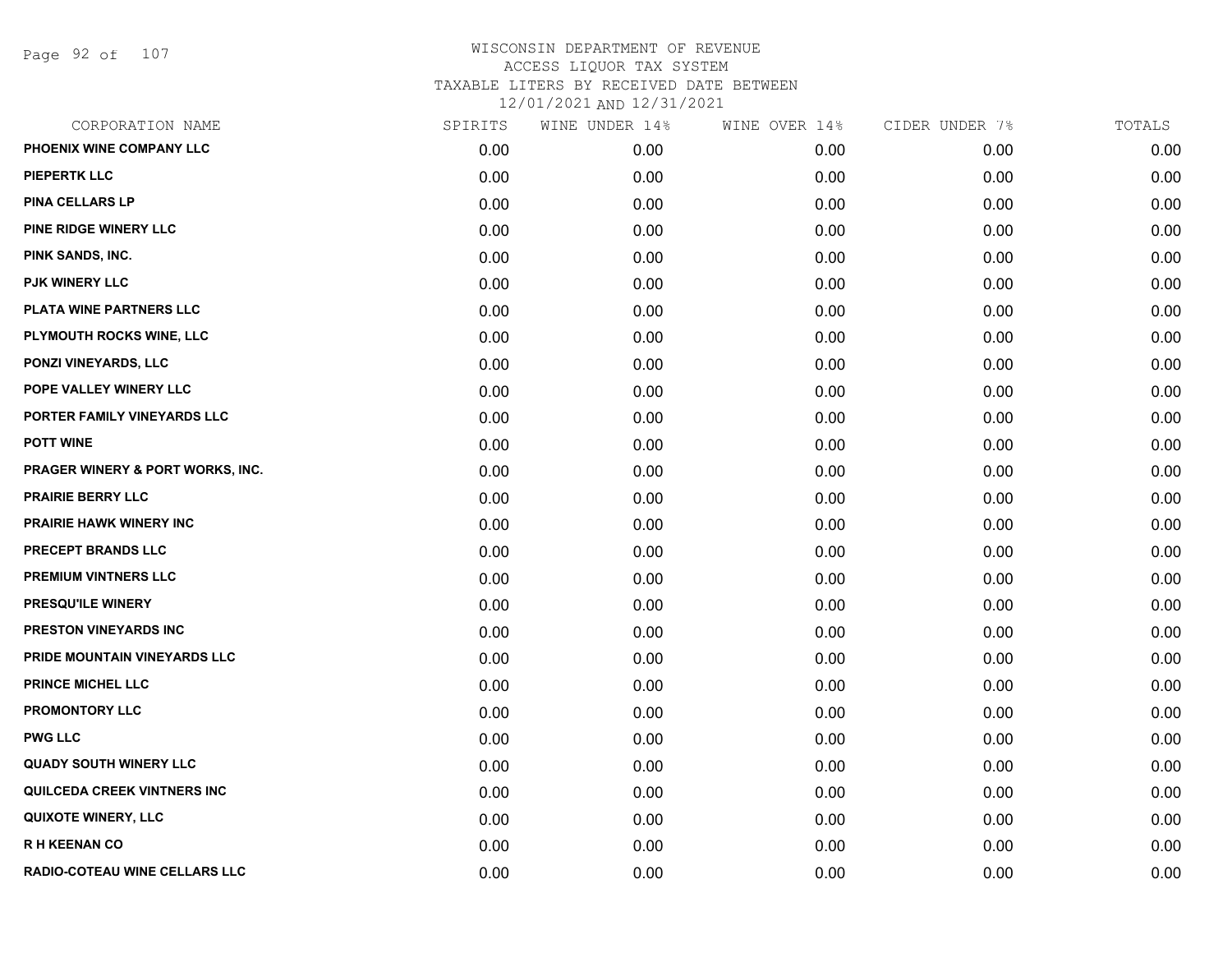# WISCONSIN DEPARTMENT OF REVENUE
## ACCESS LIQUOR TAX SYSTEM
### TAXABLE LITERS BY RECEIVED DATE BETWEEN 12/01/2021 AND 12/31/2021

| CORPORATION NAME | SPIRITS | WINE UNDER 14% | WINE OVER 14% | CIDER UNDER 7% | TOTALS |
|---|---|---|---|---|---|
| PHOENIX WINE COMPANY LLC | 0.00 | 0.00 | 0.00 | 0.00 | 0.00 |
| PIEPERTK LLC | 0.00 | 0.00 | 0.00 | 0.00 | 0.00 |
| PINA CELLARS LP | 0.00 | 0.00 | 0.00 | 0.00 | 0.00 |
| PINE RIDGE WINERY LLC | 0.00 | 0.00 | 0.00 | 0.00 | 0.00 |
| PINK SANDS, INC. | 0.00 | 0.00 | 0.00 | 0.00 | 0.00 |
| PJK WINERY LLC | 0.00 | 0.00 | 0.00 | 0.00 | 0.00 |
| PLATA WINE PARTNERS LLC | 0.00 | 0.00 | 0.00 | 0.00 | 0.00 |
| PLYMOUTH ROCKS WINE, LLC | 0.00 | 0.00 | 0.00 | 0.00 | 0.00 |
| PONZI VINEYARDS, LLC | 0.00 | 0.00 | 0.00 | 0.00 | 0.00 |
| POPE VALLEY WINERY LLC | 0.00 | 0.00 | 0.00 | 0.00 | 0.00 |
| PORTER FAMILY VINEYARDS LLC | 0.00 | 0.00 | 0.00 | 0.00 | 0.00 |
| POTT WINE | 0.00 | 0.00 | 0.00 | 0.00 | 0.00 |
| PRAGER WINERY & PORT WORKS, INC. | 0.00 | 0.00 | 0.00 | 0.00 | 0.00 |
| PRAIRIE BERRY LLC | 0.00 | 0.00 | 0.00 | 0.00 | 0.00 |
| PRAIRIE HAWK WINERY INC | 0.00 | 0.00 | 0.00 | 0.00 | 0.00 |
| PRECEPT BRANDS LLC | 0.00 | 0.00 | 0.00 | 0.00 | 0.00 |
| PREMIUM VINTNERS LLC | 0.00 | 0.00 | 0.00 | 0.00 | 0.00 |
| PRESQU'ILE WINERY | 0.00 | 0.00 | 0.00 | 0.00 | 0.00 |
| PRESTON VINEYARDS INC | 0.00 | 0.00 | 0.00 | 0.00 | 0.00 |
| PRIDE MOUNTAIN VINEYARDS LLC | 0.00 | 0.00 | 0.00 | 0.00 | 0.00 |
| PRINCE MICHEL LLC | 0.00 | 0.00 | 0.00 | 0.00 | 0.00 |
| PROMONTORY LLC | 0.00 | 0.00 | 0.00 | 0.00 | 0.00 |
| PWG LLC | 0.00 | 0.00 | 0.00 | 0.00 | 0.00 |
| QUADY SOUTH WINERY LLC | 0.00 | 0.00 | 0.00 | 0.00 | 0.00 |
| QUILCEDA CREEK VINTNERS INC | 0.00 | 0.00 | 0.00 | 0.00 | 0.00 |
| QUIXOTE WINERY, LLC | 0.00 | 0.00 | 0.00 | 0.00 | 0.00 |
| R H KEENAN CO | 0.00 | 0.00 | 0.00 | 0.00 | 0.00 |
| RADIO-COTEAU WINE CELLARS LLC | 0.00 | 0.00 | 0.00 | 0.00 | 0.00 |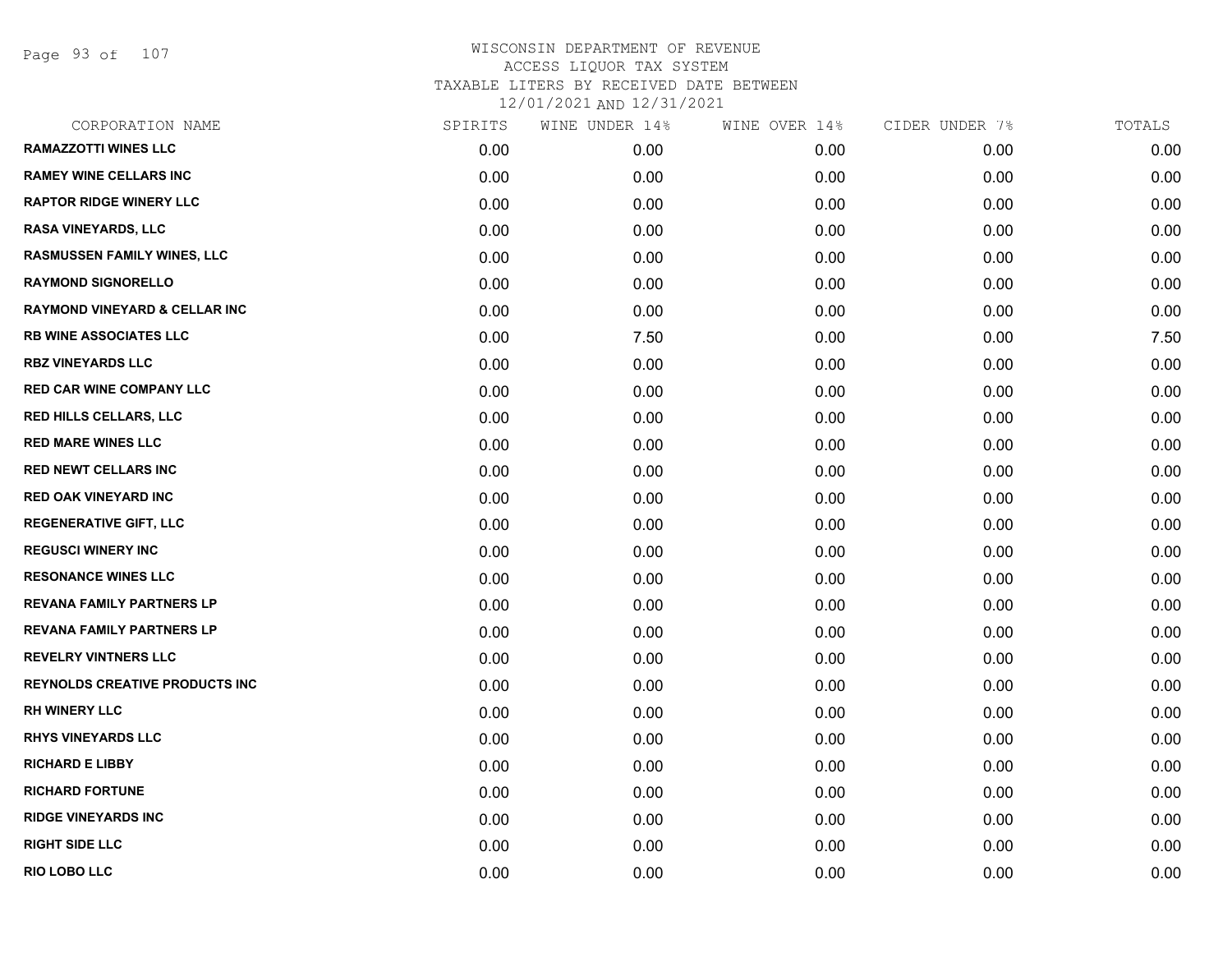WISCONSIN DEPARTMENT OF REVENUE
ACCESS LIQUOR TAX SYSTEM
TAXABLE LITERS BY RECEIVED DATE BETWEEN
12/01/2021 AND 12/31/2021

| CORPORATION NAME | SPIRITS | WINE UNDER 14% | WINE OVER 14% | CIDER UNDER 7% | TOTALS |
|---|---|---|---|---|---|
| RAMAZZOTTI WINES LLC | 0.00 | 0.00 | 0.00 | 0.00 | 0.00 |
| RAMEY WINE CELLARS INC | 0.00 | 0.00 | 0.00 | 0.00 | 0.00 |
| RAPTOR RIDGE WINERY LLC | 0.00 | 0.00 | 0.00 | 0.00 | 0.00 |
| RASA VINEYARDS, LLC | 0.00 | 0.00 | 0.00 | 0.00 | 0.00 |
| RASMUSSEN FAMILY WINES, LLC | 0.00 | 0.00 | 0.00 | 0.00 | 0.00 |
| RAYMOND SIGNORELLO | 0.00 | 0.00 | 0.00 | 0.00 | 0.00 |
| RAYMOND VINEYARD & CELLAR INC | 0.00 | 0.00 | 0.00 | 0.00 | 0.00 |
| RB WINE ASSOCIATES LLC | 0.00 | 7.50 | 0.00 | 0.00 | 7.50 |
| RBZ VINEYARDS LLC | 0.00 | 0.00 | 0.00 | 0.00 | 0.00 |
| RED CAR WINE COMPANY LLC | 0.00 | 0.00 | 0.00 | 0.00 | 0.00 |
| RED HILLS CELLARS, LLC | 0.00 | 0.00 | 0.00 | 0.00 | 0.00 |
| RED MARE WINES LLC | 0.00 | 0.00 | 0.00 | 0.00 | 0.00 |
| RED NEWT CELLARS INC | 0.00 | 0.00 | 0.00 | 0.00 | 0.00 |
| RED OAK VINEYARD INC | 0.00 | 0.00 | 0.00 | 0.00 | 0.00 |
| REGENERATIVE GIFT, LLC | 0.00 | 0.00 | 0.00 | 0.00 | 0.00 |
| REGUSCI WINERY INC | 0.00 | 0.00 | 0.00 | 0.00 | 0.00 |
| RESONANCE WINES LLC | 0.00 | 0.00 | 0.00 | 0.00 | 0.00 |
| REVANA FAMILY PARTNERS LP | 0.00 | 0.00 | 0.00 | 0.00 | 0.00 |
| REVANA FAMILY PARTNERS LP | 0.00 | 0.00 | 0.00 | 0.00 | 0.00 |
| REVELRY VINTNERS LLC | 0.00 | 0.00 | 0.00 | 0.00 | 0.00 |
| REYNOLDS CREATIVE PRODUCTS INC | 0.00 | 0.00 | 0.00 | 0.00 | 0.00 |
| RH WINERY LLC | 0.00 | 0.00 | 0.00 | 0.00 | 0.00 |
| RHYS VINEYARDS LLC | 0.00 | 0.00 | 0.00 | 0.00 | 0.00 |
| RICHARD E LIBBY | 0.00 | 0.00 | 0.00 | 0.00 | 0.00 |
| RICHARD FORTUNE | 0.00 | 0.00 | 0.00 | 0.00 | 0.00 |
| RIDGE VINEYARDS INC | 0.00 | 0.00 | 0.00 | 0.00 | 0.00 |
| RIGHT SIDE LLC | 0.00 | 0.00 | 0.00 | 0.00 | 0.00 |
| RIO LOBO LLC | 0.00 | 0.00 | 0.00 | 0.00 | 0.00 |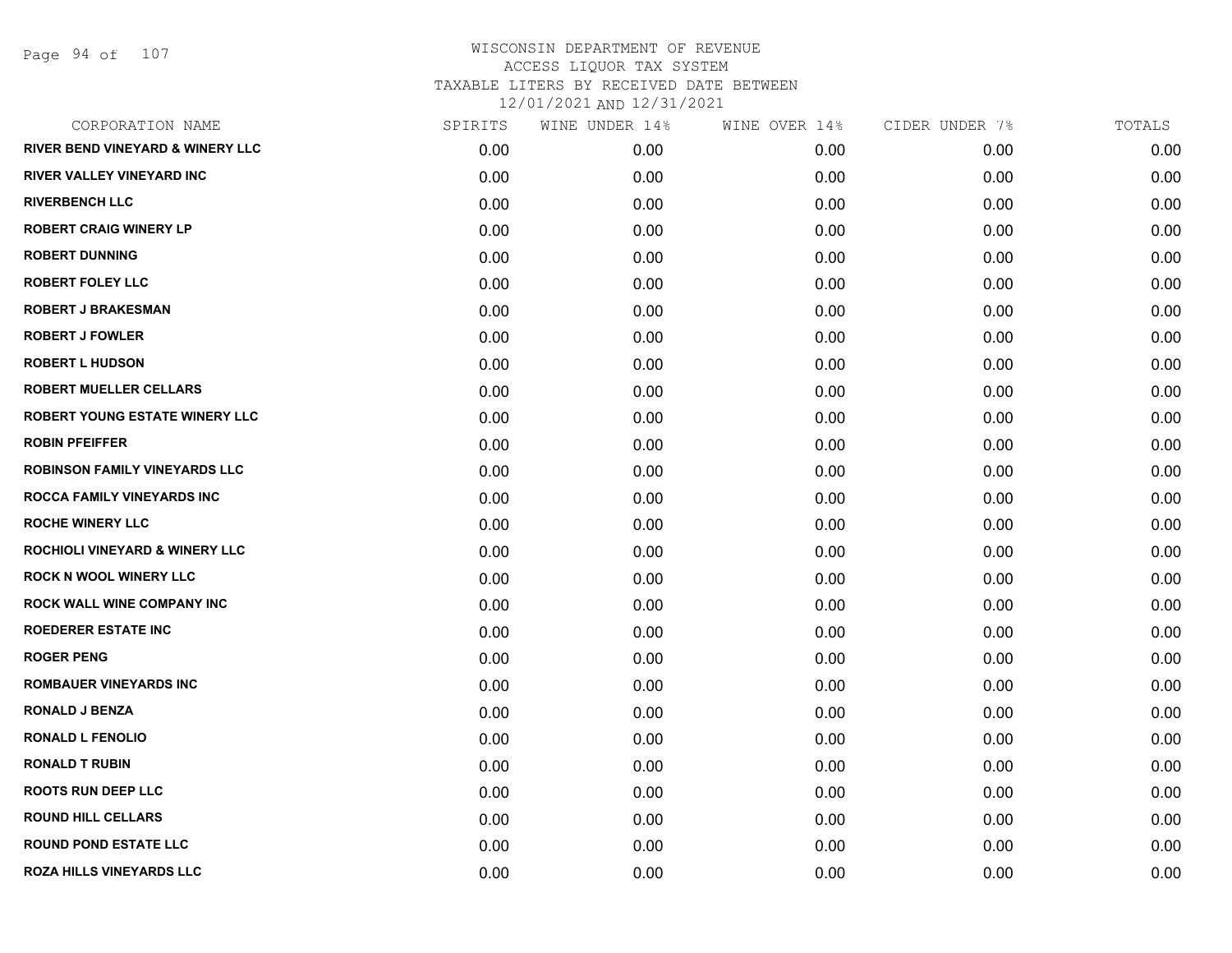# WISCONSIN DEPARTMENT OF REVENUE
## ACCESS LIQUOR TAX SYSTEM
### TAXABLE LITERS BY RECEIVED DATE BETWEEN 12/01/2021 AND 12/31/2021

| CORPORATION NAME | SPIRITS | WINE UNDER 14% | WINE OVER 14% | CIDER UNDER 7% | TOTALS |
|---|---|---|---|---|---|
| RIVER BEND VINEYARD & WINERY LLC | 0.00 | 0.00 | 0.00 | 0.00 | 0.00 |
| RIVER VALLEY VINEYARD INC | 0.00 | 0.00 | 0.00 | 0.00 | 0.00 |
| RIVERBENCH LLC | 0.00 | 0.00 | 0.00 | 0.00 | 0.00 |
| ROBERT CRAIG WINERY LP | 0.00 | 0.00 | 0.00 | 0.00 | 0.00 |
| ROBERT DUNNING | 0.00 | 0.00 | 0.00 | 0.00 | 0.00 |
| ROBERT FOLEY LLC | 0.00 | 0.00 | 0.00 | 0.00 | 0.00 |
| ROBERT J BRAKESMAN | 0.00 | 0.00 | 0.00 | 0.00 | 0.00 |
| ROBERT J FOWLER | 0.00 | 0.00 | 0.00 | 0.00 | 0.00 |
| ROBERT L HUDSON | 0.00 | 0.00 | 0.00 | 0.00 | 0.00 |
| ROBERT MUELLER CELLARS | 0.00 | 0.00 | 0.00 | 0.00 | 0.00 |
| ROBERT YOUNG ESTATE WINERY LLC | 0.00 | 0.00 | 0.00 | 0.00 | 0.00 |
| ROBIN PFEIFFER | 0.00 | 0.00 | 0.00 | 0.00 | 0.00 |
| ROBINSON FAMILY VINEYARDS LLC | 0.00 | 0.00 | 0.00 | 0.00 | 0.00 |
| ROCCA FAMILY VINEYARDS INC | 0.00 | 0.00 | 0.00 | 0.00 | 0.00 |
| ROCHE WINERY LLC | 0.00 | 0.00 | 0.00 | 0.00 | 0.00 |
| ROCHIOLI VINEYARD & WINERY LLC | 0.00 | 0.00 | 0.00 | 0.00 | 0.00 |
| ROCK N WOOL WINERY LLC | 0.00 | 0.00 | 0.00 | 0.00 | 0.00 |
| ROCK WALL WINE COMPANY INC | 0.00 | 0.00 | 0.00 | 0.00 | 0.00 |
| ROEDERER ESTATE INC | 0.00 | 0.00 | 0.00 | 0.00 | 0.00 |
| ROGER PENG | 0.00 | 0.00 | 0.00 | 0.00 | 0.00 |
| ROMBAUER VINEYARDS INC | 0.00 | 0.00 | 0.00 | 0.00 | 0.00 |
| RONALD J BENZA | 0.00 | 0.00 | 0.00 | 0.00 | 0.00 |
| RONALD L FENOLIO | 0.00 | 0.00 | 0.00 | 0.00 | 0.00 |
| RONALD T RUBIN | 0.00 | 0.00 | 0.00 | 0.00 | 0.00 |
| ROOTS RUN DEEP LLC | 0.00 | 0.00 | 0.00 | 0.00 | 0.00 |
| ROUND HILL CELLARS | 0.00 | 0.00 | 0.00 | 0.00 | 0.00 |
| ROUND POND ESTATE LLC | 0.00 | 0.00 | 0.00 | 0.00 | 0.00 |
| ROZA HILLS VINEYARDS LLC | 0.00 | 0.00 | 0.00 | 0.00 | 0.00 |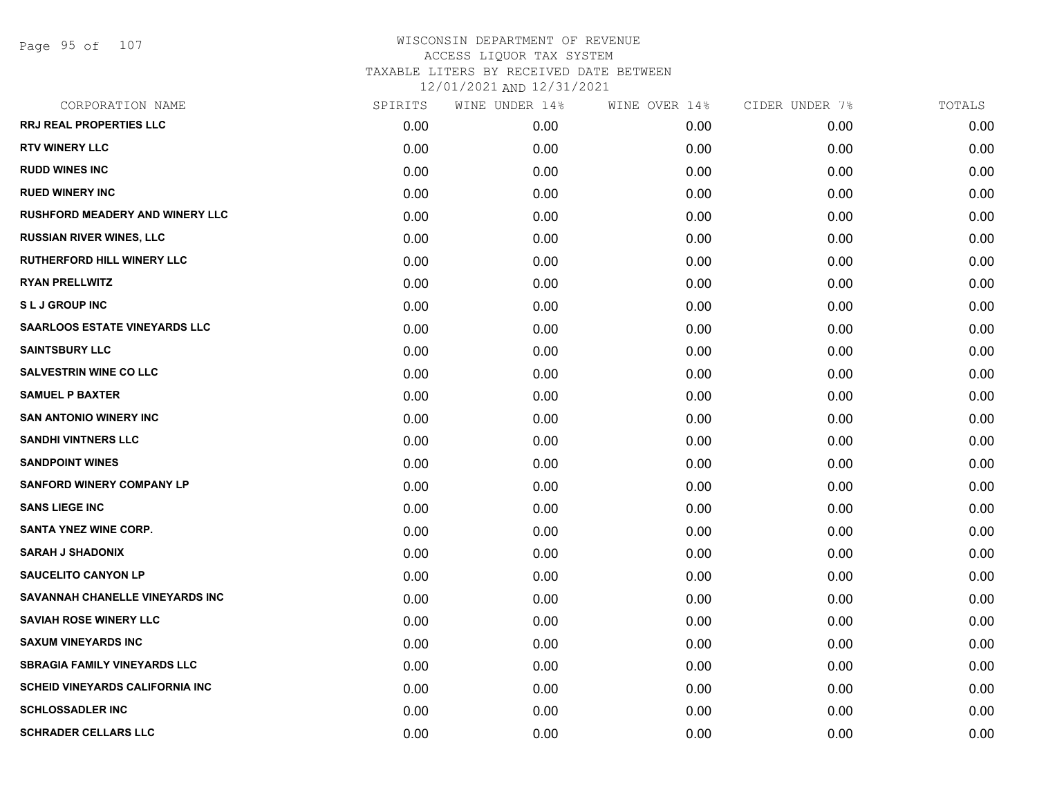# WISCONSIN DEPARTMENT OF REVENUE
## ACCESS LIQUOR TAX SYSTEM
### TAXABLE LITERS BY RECEIVED DATE BETWEEN 12/01/2021 AND 12/31/2021

| CORPORATION NAME | SPIRITS | WINE UNDER 14% | WINE OVER 14% | CIDER UNDER 7% | TOTALS |
|---|---|---|---|---|---|
| RRJ REAL PROPERTIES LLC | 0.00 | 0.00 | 0.00 | 0.00 | 0.00 |
| RTV WINERY LLC | 0.00 | 0.00 | 0.00 | 0.00 | 0.00 |
| RUDD WINES INC | 0.00 | 0.00 | 0.00 | 0.00 | 0.00 |
| RUED WINERY INC | 0.00 | 0.00 | 0.00 | 0.00 | 0.00 |
| RUSHFORD MEADERY AND WINERY LLC | 0.00 | 0.00 | 0.00 | 0.00 | 0.00 |
| RUSSIAN RIVER WINES, LLC | 0.00 | 0.00 | 0.00 | 0.00 | 0.00 |
| RUTHERFORD HILL WINERY LLC | 0.00 | 0.00 | 0.00 | 0.00 | 0.00 |
| RYAN PRELLWITZ | 0.00 | 0.00 | 0.00 | 0.00 | 0.00 |
| S L J GROUP INC | 0.00 | 0.00 | 0.00 | 0.00 | 0.00 |
| SAARLOOS ESTATE VINEYARDS LLC | 0.00 | 0.00 | 0.00 | 0.00 | 0.00 |
| SAINTSBURY LLC | 0.00 | 0.00 | 0.00 | 0.00 | 0.00 |
| SALVESTRIN WINE CO LLC | 0.00 | 0.00 | 0.00 | 0.00 | 0.00 |
| SAMUEL P BAXTER | 0.00 | 0.00 | 0.00 | 0.00 | 0.00 |
| SAN ANTONIO WINERY INC | 0.00 | 0.00 | 0.00 | 0.00 | 0.00 |
| SANDHI VINTNERS LLC | 0.00 | 0.00 | 0.00 | 0.00 | 0.00 |
| SANDPOINT WINES | 0.00 | 0.00 | 0.00 | 0.00 | 0.00 |
| SANFORD WINERY COMPANY LP | 0.00 | 0.00 | 0.00 | 0.00 | 0.00 |
| SANS LIEGE INC | 0.00 | 0.00 | 0.00 | 0.00 | 0.00 |
| SANTA YNEZ WINE CORP. | 0.00 | 0.00 | 0.00 | 0.00 | 0.00 |
| SARAH J SHADONIX | 0.00 | 0.00 | 0.00 | 0.00 | 0.00 |
| SAUCELITO CANYON LP | 0.00 | 0.00 | 0.00 | 0.00 | 0.00 |
| SAVANNAH CHANELLE VINEYARDS INC | 0.00 | 0.00 | 0.00 | 0.00 | 0.00 |
| SAVIAH ROSE WINERY LLC | 0.00 | 0.00 | 0.00 | 0.00 | 0.00 |
| SAXUM VINEYARDS INC | 0.00 | 0.00 | 0.00 | 0.00 | 0.00 |
| SBRAGIA FAMILY VINEYARDS LLC | 0.00 | 0.00 | 0.00 | 0.00 | 0.00 |
| SCHEID VINEYARDS CALIFORNIA INC | 0.00 | 0.00 | 0.00 | 0.00 | 0.00 |
| SCHLOSSADLER INC | 0.00 | 0.00 | 0.00 | 0.00 | 0.00 |
| SCHRADER CELLARS LLC | 0.00 | 0.00 | 0.00 | 0.00 | 0.00 |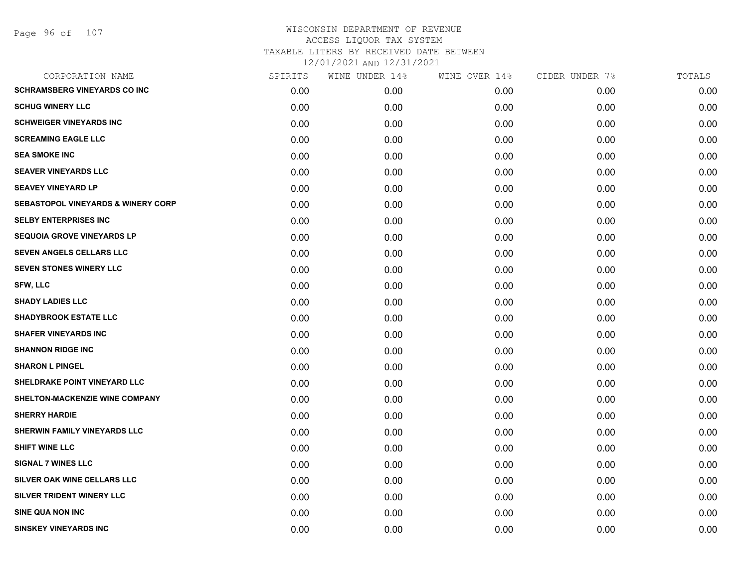# WISCONSIN DEPARTMENT OF REVENUE
## ACCESS LIQUOR TAX SYSTEM
### TAXABLE LITERS BY RECEIVED DATE BETWEEN 12/01/2021 AND 12/31/2021

| CORPORATION NAME | SPIRITS | WINE UNDER 14% | WINE OVER 14% | CIDER UNDER 7% | TOTALS |
|---|---|---|---|---|---|
| SCHRAMSBERG VINEYARDS CO INC | 0.00 | 0.00 | 0.00 | 0.00 | 0.00 |
| SCHUG WINERY LLC | 0.00 | 0.00 | 0.00 | 0.00 | 0.00 |
| SCHWEIGER VINEYARDS INC | 0.00 | 0.00 | 0.00 | 0.00 | 0.00 |
| SCREAMING EAGLE LLC | 0.00 | 0.00 | 0.00 | 0.00 | 0.00 |
| SEA SMOKE INC | 0.00 | 0.00 | 0.00 | 0.00 | 0.00 |
| SEAVER VINEYARDS LLC | 0.00 | 0.00 | 0.00 | 0.00 | 0.00 |
| SEAVEY VINEYARD LP | 0.00 | 0.00 | 0.00 | 0.00 | 0.00 |
| SEBASTOPOL VINEYARDS & WINERY CORP | 0.00 | 0.00 | 0.00 | 0.00 | 0.00 |
| SELBY ENTERPRISES INC | 0.00 | 0.00 | 0.00 | 0.00 | 0.00 |
| SEQUOIA GROVE VINEYARDS LP | 0.00 | 0.00 | 0.00 | 0.00 | 0.00 |
| SEVEN ANGELS CELLARS LLC | 0.00 | 0.00 | 0.00 | 0.00 | 0.00 |
| SEVEN STONES WINERY LLC | 0.00 | 0.00 | 0.00 | 0.00 | 0.00 |
| SFW, LLC | 0.00 | 0.00 | 0.00 | 0.00 | 0.00 |
| SHADY LADIES LLC | 0.00 | 0.00 | 0.00 | 0.00 | 0.00 |
| SHADYBROOK ESTATE LLC | 0.00 | 0.00 | 0.00 | 0.00 | 0.00 |
| SHAFER VINEYARDS INC | 0.00 | 0.00 | 0.00 | 0.00 | 0.00 |
| SHANNON RIDGE INC | 0.00 | 0.00 | 0.00 | 0.00 | 0.00 |
| SHARON L PINGEL | 0.00 | 0.00 | 0.00 | 0.00 | 0.00 |
| SHELDRAKE POINT VINEYARD LLC | 0.00 | 0.00 | 0.00 | 0.00 | 0.00 |
| SHELTON-MACKENZIE WINE COMPANY | 0.00 | 0.00 | 0.00 | 0.00 | 0.00 |
| SHERRY HARDIE | 0.00 | 0.00 | 0.00 | 0.00 | 0.00 |
| SHERWIN FAMILY VINEYARDS LLC | 0.00 | 0.00 | 0.00 | 0.00 | 0.00 |
| SHIFT WINE LLC | 0.00 | 0.00 | 0.00 | 0.00 | 0.00 |
| SIGNAL 7 WINES LLC | 0.00 | 0.00 | 0.00 | 0.00 | 0.00 |
| SILVER OAK WINE CELLARS LLC | 0.00 | 0.00 | 0.00 | 0.00 | 0.00 |
| SILVER TRIDENT WINERY LLC | 0.00 | 0.00 | 0.00 | 0.00 | 0.00 |
| SINE QUA NON INC | 0.00 | 0.00 | 0.00 | 0.00 | 0.00 |
| SINSKEY VINEYARDS INC | 0.00 | 0.00 | 0.00 | 0.00 | 0.00 |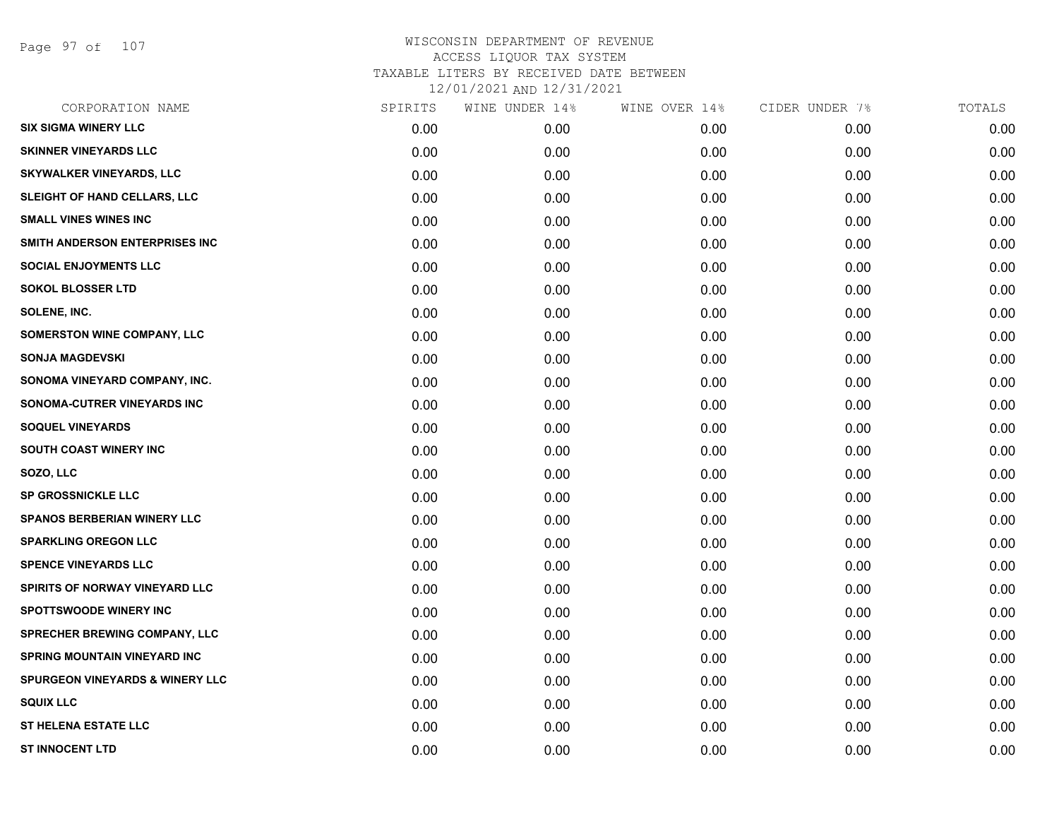WISCONSIN DEPARTMENT OF REVENUE
ACCESS LIQUOR TAX SYSTEM
TAXABLE LITERS BY RECEIVED DATE BETWEEN
12/01/2021 AND 12/31/2021

| CORPORATION NAME | SPIRITS | WINE UNDER 14% | WINE OVER 14% | CIDER UNDER 7% | TOTALS |
|---|---|---|---|---|---|
| SIX SIGMA WINERY LLC | 0.00 | 0.00 | 0.00 | 0.00 | 0.00 |
| SKINNER VINEYARDS LLC | 0.00 | 0.00 | 0.00 | 0.00 | 0.00 |
| SKYWALKER VINEYARDS, LLC | 0.00 | 0.00 | 0.00 | 0.00 | 0.00 |
| SLEIGHT OF HAND CELLARS, LLC | 0.00 | 0.00 | 0.00 | 0.00 | 0.00 |
| SMALL VINES WINES INC | 0.00 | 0.00 | 0.00 | 0.00 | 0.00 |
| SMITH ANDERSON ENTERPRISES INC | 0.00 | 0.00 | 0.00 | 0.00 | 0.00 |
| SOCIAL ENJOYMENTS LLC | 0.00 | 0.00 | 0.00 | 0.00 | 0.00 |
| SOKOL BLOSSER LTD | 0.00 | 0.00 | 0.00 | 0.00 | 0.00 |
| SOLENE, INC. | 0.00 | 0.00 | 0.00 | 0.00 | 0.00 |
| SOMERSTON WINE COMPANY, LLC | 0.00 | 0.00 | 0.00 | 0.00 | 0.00 |
| SONJA MAGDEVSKI | 0.00 | 0.00 | 0.00 | 0.00 | 0.00 |
| SONOMA VINEYARD COMPANY, INC. | 0.00 | 0.00 | 0.00 | 0.00 | 0.00 |
| SONOMA-CUTRER VINEYARDS INC | 0.00 | 0.00 | 0.00 | 0.00 | 0.00 |
| SOQUEL VINEYARDS | 0.00 | 0.00 | 0.00 | 0.00 | 0.00 |
| SOUTH COAST WINERY INC | 0.00 | 0.00 | 0.00 | 0.00 | 0.00 |
| SOZO, LLC | 0.00 | 0.00 | 0.00 | 0.00 | 0.00 |
| SP GROSSNICKLE LLC | 0.00 | 0.00 | 0.00 | 0.00 | 0.00 |
| SPANOS BERBERIAN WINERY LLC | 0.00 | 0.00 | 0.00 | 0.00 | 0.00 |
| SPARKLING OREGON LLC | 0.00 | 0.00 | 0.00 | 0.00 | 0.00 |
| SPENCE VINEYARDS LLC | 0.00 | 0.00 | 0.00 | 0.00 | 0.00 |
| SPIRITS OF NORWAY VINEYARD LLC | 0.00 | 0.00 | 0.00 | 0.00 | 0.00 |
| SPOTTSWOODE WINERY INC | 0.00 | 0.00 | 0.00 | 0.00 | 0.00 |
| SPRECHER BREWING COMPANY, LLC | 0.00 | 0.00 | 0.00 | 0.00 | 0.00 |
| SPRING MOUNTAIN VINEYARD INC | 0.00 | 0.00 | 0.00 | 0.00 | 0.00 |
| SPURGEON VINEYARDS & WINERY LLC | 0.00 | 0.00 | 0.00 | 0.00 | 0.00 |
| SQUIX LLC | 0.00 | 0.00 | 0.00 | 0.00 | 0.00 |
| ST HELENA ESTATE LLC | 0.00 | 0.00 | 0.00 | 0.00 | 0.00 |
| ST INNOCENT LTD | 0.00 | 0.00 | 0.00 | 0.00 | 0.00 |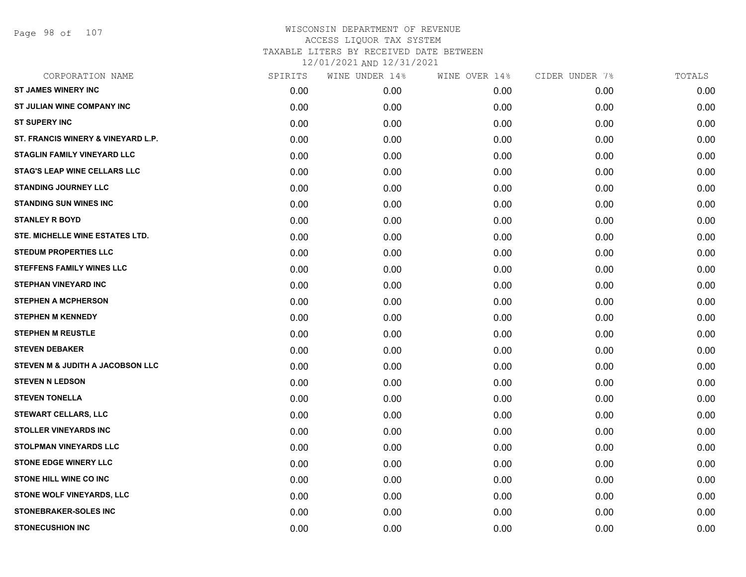WISCONSIN DEPARTMENT OF REVENUE
ACCESS LIQUOR TAX SYSTEM
TAXABLE LITERS BY RECEIVED DATE BETWEEN
12/01/2021 AND 12/31/2021

| CORPORATION NAME | SPIRITS | WINE UNDER 14% | WINE OVER 14% | CIDER UNDER 7% | TOTALS |
|---|---|---|---|---|---|
| ST JAMES WINERY INC | 0.00 | 0.00 | 0.00 | 0.00 | 0.00 |
| ST JULIAN WINE COMPANY INC | 0.00 | 0.00 | 0.00 | 0.00 | 0.00 |
| ST SUPERY INC | 0.00 | 0.00 | 0.00 | 0.00 | 0.00 |
| ST. FRANCIS WINERY & VINEYARD L.P. | 0.00 | 0.00 | 0.00 | 0.00 | 0.00 |
| STAGLIN FAMILY VINEYARD LLC | 0.00 | 0.00 | 0.00 | 0.00 | 0.00 |
| STAG'S LEAP WINE CELLARS LLC | 0.00 | 0.00 | 0.00 | 0.00 | 0.00 |
| STANDING JOURNEY LLC | 0.00 | 0.00 | 0.00 | 0.00 | 0.00 |
| STANDING SUN WINES INC | 0.00 | 0.00 | 0.00 | 0.00 | 0.00 |
| STANLEY R BOYD | 0.00 | 0.00 | 0.00 | 0.00 | 0.00 |
| STE. MICHELLE WINE ESTATES LTD. | 0.00 | 0.00 | 0.00 | 0.00 | 0.00 |
| STEDUM PROPERTIES LLC | 0.00 | 0.00 | 0.00 | 0.00 | 0.00 |
| STEFFENS FAMILY WINES LLC | 0.00 | 0.00 | 0.00 | 0.00 | 0.00 |
| STEPHAN VINEYARD INC | 0.00 | 0.00 | 0.00 | 0.00 | 0.00 |
| STEPHEN A MCPHERSON | 0.00 | 0.00 | 0.00 | 0.00 | 0.00 |
| STEPHEN M KENNEDY | 0.00 | 0.00 | 0.00 | 0.00 | 0.00 |
| STEPHEN M REUSTLE | 0.00 | 0.00 | 0.00 | 0.00 | 0.00 |
| STEVEN DEBAKER | 0.00 | 0.00 | 0.00 | 0.00 | 0.00 |
| STEVEN M & JUDITH A JACOBSON LLC | 0.00 | 0.00 | 0.00 | 0.00 | 0.00 |
| STEVEN N LEDSON | 0.00 | 0.00 | 0.00 | 0.00 | 0.00 |
| STEVEN TONELLA | 0.00 | 0.00 | 0.00 | 0.00 | 0.00 |
| STEWART CELLARS, LLC | 0.00 | 0.00 | 0.00 | 0.00 | 0.00 |
| STOLLER VINEYARDS INC | 0.00 | 0.00 | 0.00 | 0.00 | 0.00 |
| STOLPMAN VINEYARDS LLC | 0.00 | 0.00 | 0.00 | 0.00 | 0.00 |
| STONE EDGE WINERY LLC | 0.00 | 0.00 | 0.00 | 0.00 | 0.00 |
| STONE HILL WINE CO INC | 0.00 | 0.00 | 0.00 | 0.00 | 0.00 |
| STONE WOLF VINEYARDS, LLC | 0.00 | 0.00 | 0.00 | 0.00 | 0.00 |
| STONEBRAKER-SOLES INC | 0.00 | 0.00 | 0.00 | 0.00 | 0.00 |
| STONECUSHION INC | 0.00 | 0.00 | 0.00 | 0.00 | 0.00 |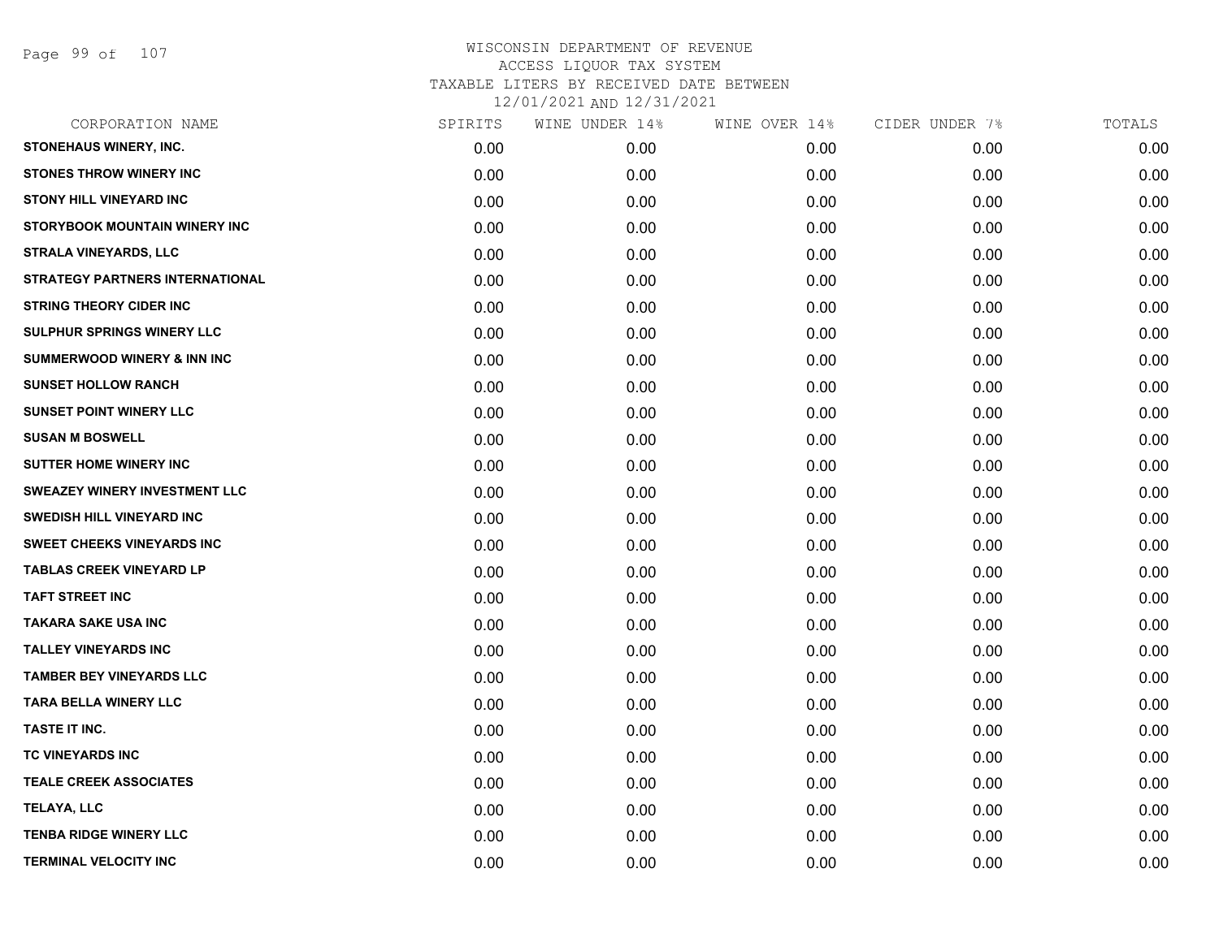# WISCONSIN DEPARTMENT OF REVENUE
ACCESS LIQUOR TAX SYSTEM
TAXABLE LITERS BY RECEIVED DATE BETWEEN
12/01/2021 AND 12/31/2021

| CORPORATION NAME | SPIRITS | WINE UNDER 14% | WINE OVER 14% | CIDER UNDER 7% | TOTALS |
|---|---|---|---|---|---|
| STONEHAUS WINERY, INC. | 0.00 | 0.00 | 0.00 | 0.00 | 0.00 |
| STONES THROW WINERY INC | 0.00 | 0.00 | 0.00 | 0.00 | 0.00 |
| STONY HILL VINEYARD INC | 0.00 | 0.00 | 0.00 | 0.00 | 0.00 |
| STORYBOOK MOUNTAIN WINERY INC | 0.00 | 0.00 | 0.00 | 0.00 | 0.00 |
| STRALA VINEYARDS, LLC | 0.00 | 0.00 | 0.00 | 0.00 | 0.00 |
| STRATEGY PARTNERS INTERNATIONAL | 0.00 | 0.00 | 0.00 | 0.00 | 0.00 |
| STRING THEORY CIDER INC | 0.00 | 0.00 | 0.00 | 0.00 | 0.00 |
| SULPHUR SPRINGS WINERY LLC | 0.00 | 0.00 | 0.00 | 0.00 | 0.00 |
| SUMMERWOOD WINERY & INN INC | 0.00 | 0.00 | 0.00 | 0.00 | 0.00 |
| SUNSET HOLLOW RANCH | 0.00 | 0.00 | 0.00 | 0.00 | 0.00 |
| SUNSET POINT WINERY LLC | 0.00 | 0.00 | 0.00 | 0.00 | 0.00 |
| SUSAN M BOSWELL | 0.00 | 0.00 | 0.00 | 0.00 | 0.00 |
| SUTTER HOME WINERY INC | 0.00 | 0.00 | 0.00 | 0.00 | 0.00 |
| SWEAZEY WINERY INVESTMENT LLC | 0.00 | 0.00 | 0.00 | 0.00 | 0.00 |
| SWEDISH HILL VINEYARD INC | 0.00 | 0.00 | 0.00 | 0.00 | 0.00 |
| SWEET CHEEKS VINEYARDS INC | 0.00 | 0.00 | 0.00 | 0.00 | 0.00 |
| TABLAS CREEK VINEYARD LP | 0.00 | 0.00 | 0.00 | 0.00 | 0.00 |
| TAFT STREET INC | 0.00 | 0.00 | 0.00 | 0.00 | 0.00 |
| TAKARA SAKE USA INC | 0.00 | 0.00 | 0.00 | 0.00 | 0.00 |
| TALLEY VINEYARDS INC | 0.00 | 0.00 | 0.00 | 0.00 | 0.00 |
| TAMBER BEY VINEYARDS LLC | 0.00 | 0.00 | 0.00 | 0.00 | 0.00 |
| TARA BELLA WINERY LLC | 0.00 | 0.00 | 0.00 | 0.00 | 0.00 |
| TASTE IT INC. | 0.00 | 0.00 | 0.00 | 0.00 | 0.00 |
| TC VINEYARDS INC | 0.00 | 0.00 | 0.00 | 0.00 | 0.00 |
| TEALE CREEK ASSOCIATES | 0.00 | 0.00 | 0.00 | 0.00 | 0.00 |
| TELAYA, LLC | 0.00 | 0.00 | 0.00 | 0.00 | 0.00 |
| TENBA RIDGE WINERY LLC | 0.00 | 0.00 | 0.00 | 0.00 | 0.00 |
| TERMINAL VELOCITY INC | 0.00 | 0.00 | 0.00 | 0.00 | 0.00 |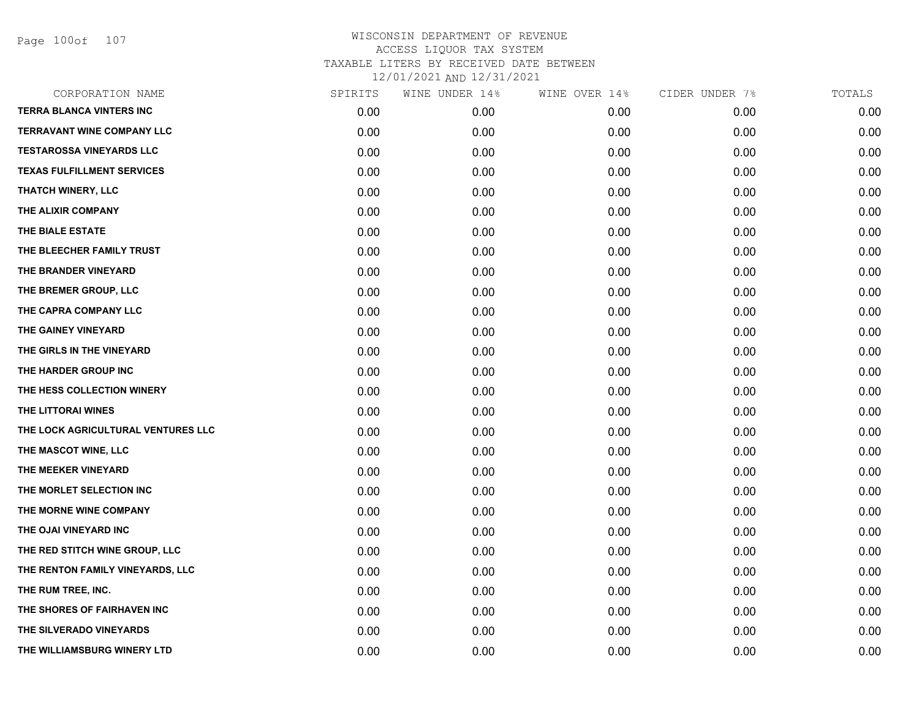WISCONSIN DEPARTMENT OF REVENUE
ACCESS LIQUOR TAX SYSTEM
TAXABLE LITERS BY RECEIVED DATE BETWEEN
12/01/2021 AND 12/31/2021

| CORPORATION NAME | SPIRITS | WINE UNDER 14% | WINE OVER 14% | CIDER UNDER 7% | TOTALS |
|---|---|---|---|---|---|
| TERRA BLANCA VINTERS INC | 0.00 | 0.00 | 0.00 | 0.00 | 0.00 |
| TERRAVANT WINE COMPANY LLC | 0.00 | 0.00 | 0.00 | 0.00 | 0.00 |
| TESTAROSSA VINEYARDS LLC | 0.00 | 0.00 | 0.00 | 0.00 | 0.00 |
| TEXAS FULFILLMENT SERVICES | 0.00 | 0.00 | 0.00 | 0.00 | 0.00 |
| THATCH WINERY, LLC | 0.00 | 0.00 | 0.00 | 0.00 | 0.00 |
| THE ALIXIR COMPANY | 0.00 | 0.00 | 0.00 | 0.00 | 0.00 |
| THE BIALE ESTATE | 0.00 | 0.00 | 0.00 | 0.00 | 0.00 |
| THE BLEECHER FAMILY TRUST | 0.00 | 0.00 | 0.00 | 0.00 | 0.00 |
| THE BRANDER VINEYARD | 0.00 | 0.00 | 0.00 | 0.00 | 0.00 |
| THE BREMER GROUP, LLC | 0.00 | 0.00 | 0.00 | 0.00 | 0.00 |
| THE CAPRA COMPANY LLC | 0.00 | 0.00 | 0.00 | 0.00 | 0.00 |
| THE GAINEY VINEYARD | 0.00 | 0.00 | 0.00 | 0.00 | 0.00 |
| THE GIRLS IN THE VINEYARD | 0.00 | 0.00 | 0.00 | 0.00 | 0.00 |
| THE HARDER GROUP INC | 0.00 | 0.00 | 0.00 | 0.00 | 0.00 |
| THE HESS COLLECTION WINERY | 0.00 | 0.00 | 0.00 | 0.00 | 0.00 |
| THE LITTORAI WINES | 0.00 | 0.00 | 0.00 | 0.00 | 0.00 |
| THE LOCK AGRICULTURAL VENTURES LLC | 0.00 | 0.00 | 0.00 | 0.00 | 0.00 |
| THE MASCOT WINE, LLC | 0.00 | 0.00 | 0.00 | 0.00 | 0.00 |
| THE MEEKER VINEYARD | 0.00 | 0.00 | 0.00 | 0.00 | 0.00 |
| THE MORLET SELECTION INC | 0.00 | 0.00 | 0.00 | 0.00 | 0.00 |
| THE MORNE WINE COMPANY | 0.00 | 0.00 | 0.00 | 0.00 | 0.00 |
| THE OJAI VINEYARD INC | 0.00 | 0.00 | 0.00 | 0.00 | 0.00 |
| THE RED STITCH WINE GROUP, LLC | 0.00 | 0.00 | 0.00 | 0.00 | 0.00 |
| THE RENTON FAMILY VINEYARDS, LLC | 0.00 | 0.00 | 0.00 | 0.00 | 0.00 |
| THE RUM TREE, INC. | 0.00 | 0.00 | 0.00 | 0.00 | 0.00 |
| THE SHORES OF FAIRHAVEN INC | 0.00 | 0.00 | 0.00 | 0.00 | 0.00 |
| THE SILVERADO VINEYARDS | 0.00 | 0.00 | 0.00 | 0.00 | 0.00 |
| THE WILLIAMSBURG WINERY LTD | 0.00 | 0.00 | 0.00 | 0.00 | 0.00 |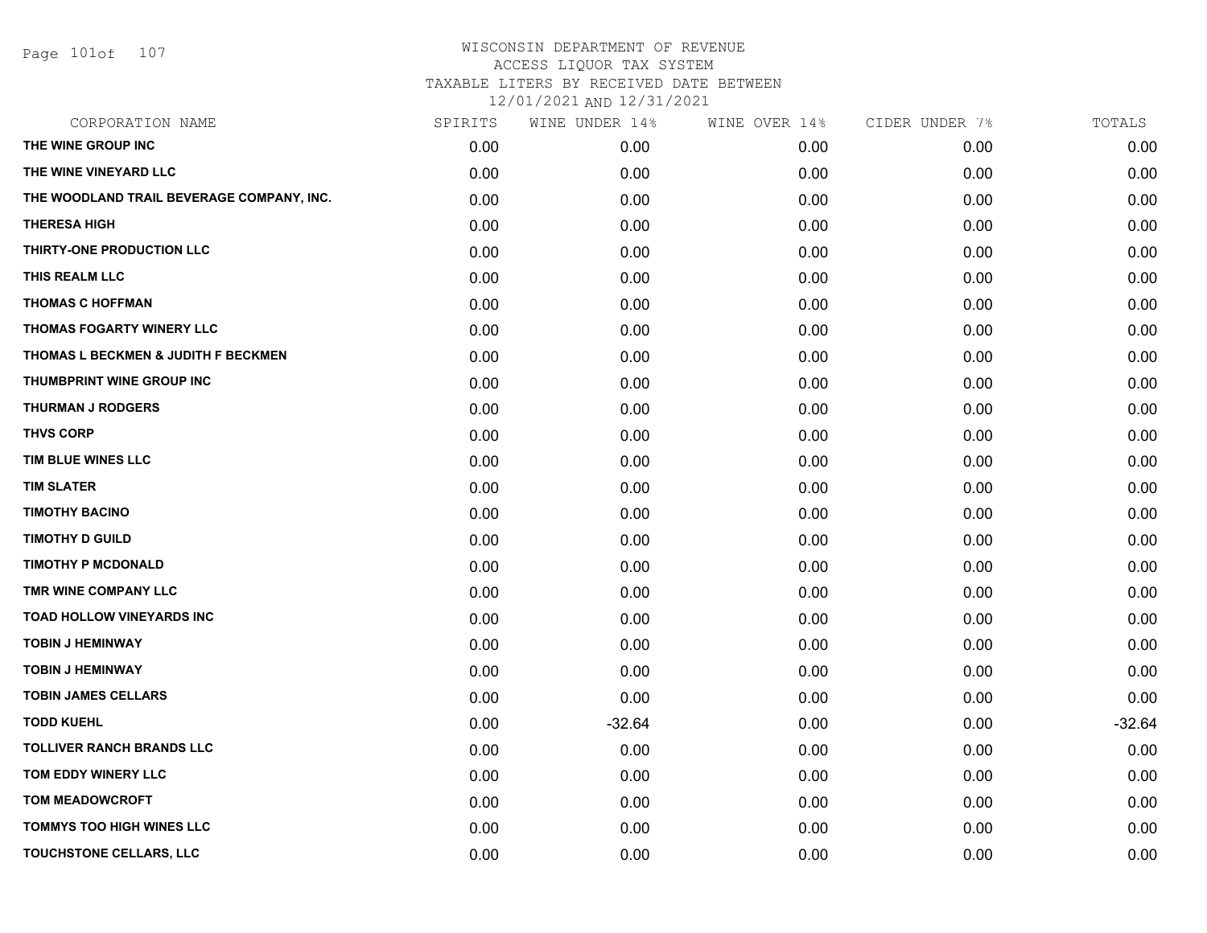WISCONSIN DEPARTMENT OF REVENUE
ACCESS LIQUOR TAX SYSTEM
TAXABLE LITERS BY RECEIVED DATE BETWEEN
12/01/2021 AND 12/31/2021

| CORPORATION NAME | SPIRITS | WINE UNDER 14% | WINE OVER 14% | CIDER UNDER 7% | TOTALS |
|---|---|---|---|---|---|
| THE WINE GROUP INC | 0.00 | 0.00 | 0.00 | 0.00 | 0.00 |
| THE WINE VINEYARD LLC | 0.00 | 0.00 | 0.00 | 0.00 | 0.00 |
| THE WOODLAND TRAIL BEVERAGE COMPANY, INC. | 0.00 | 0.00 | 0.00 | 0.00 | 0.00 |
| THERESA HIGH | 0.00 | 0.00 | 0.00 | 0.00 | 0.00 |
| THIRTY-ONE PRODUCTION LLC | 0.00 | 0.00 | 0.00 | 0.00 | 0.00 |
| THIS REALM LLC | 0.00 | 0.00 | 0.00 | 0.00 | 0.00 |
| THOMAS C HOFFMAN | 0.00 | 0.00 | 0.00 | 0.00 | 0.00 |
| THOMAS FOGARTY WINERY LLC | 0.00 | 0.00 | 0.00 | 0.00 | 0.00 |
| THOMAS L BECKMEN & JUDITH F BECKMEN | 0.00 | 0.00 | 0.00 | 0.00 | 0.00 |
| THUMBPRINT WINE GROUP INC | 0.00 | 0.00 | 0.00 | 0.00 | 0.00 |
| THURMAN J RODGERS | 0.00 | 0.00 | 0.00 | 0.00 | 0.00 |
| THVS CORP | 0.00 | 0.00 | 0.00 | 0.00 | 0.00 |
| TIM BLUE WINES LLC | 0.00 | 0.00 | 0.00 | 0.00 | 0.00 |
| TIM SLATER | 0.00 | 0.00 | 0.00 | 0.00 | 0.00 |
| TIMOTHY BACINO | 0.00 | 0.00 | 0.00 | 0.00 | 0.00 |
| TIMOTHY D GUILD | 0.00 | 0.00 | 0.00 | 0.00 | 0.00 |
| TIMOTHY P MCDONALD | 0.00 | 0.00 | 0.00 | 0.00 | 0.00 |
| TMR WINE COMPANY LLC | 0.00 | 0.00 | 0.00 | 0.00 | 0.00 |
| TOAD HOLLOW VINEYARDS INC | 0.00 | 0.00 | 0.00 | 0.00 | 0.00 |
| TOBIN J HEMINWAY | 0.00 | 0.00 | 0.00 | 0.00 | 0.00 |
| TOBIN J HEMINWAY | 0.00 | 0.00 | 0.00 | 0.00 | 0.00 |
| TOBIN JAMES CELLARS | 0.00 | 0.00 | 0.00 | 0.00 | 0.00 |
| TODD KUEHL | 0.00 | -32.64 | 0.00 | 0.00 | -32.64 |
| TOLLIVER RANCH BRANDS LLC | 0.00 | 0.00 | 0.00 | 0.00 | 0.00 |
| TOM EDDY WINERY LLC | 0.00 | 0.00 | 0.00 | 0.00 | 0.00 |
| TOM MEADOWCROFT | 0.00 | 0.00 | 0.00 | 0.00 | 0.00 |
| TOMMYS TOO HIGH WINES LLC | 0.00 | 0.00 | 0.00 | 0.00 | 0.00 |
| TOUCHSTONE CELLARS, LLC | 0.00 | 0.00 | 0.00 | 0.00 | 0.00 |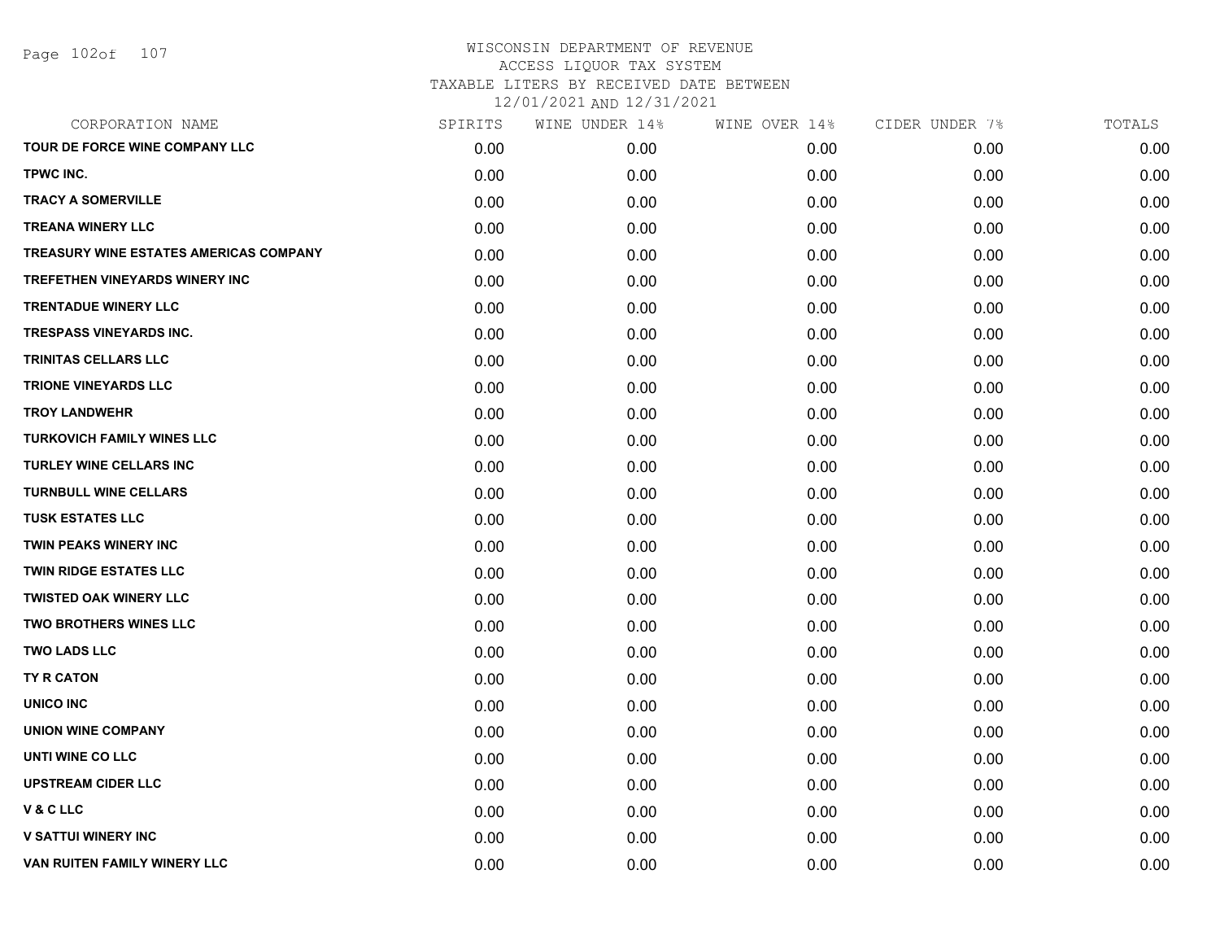# WISCONSIN DEPARTMENT OF REVENUE
ACCESS LIQUOR TAX SYSTEM
TAXABLE LITERS BY RECEIVED DATE BETWEEN
12/01/2021 AND 12/31/2021

| CORPORATION NAME | SPIRITS | WINE UNDER 14% | WINE OVER 14% | CIDER UNDER 7% | TOTALS |
|---|---|---|---|---|---|
| TOUR DE FORCE WINE COMPANY LLC | 0.00 | 0.00 | 0.00 | 0.00 | 0.00 |
| TPWC INC. | 0.00 | 0.00 | 0.00 | 0.00 | 0.00 |
| TRACY A SOMERVILLE | 0.00 | 0.00 | 0.00 | 0.00 | 0.00 |
| TREANA WINERY LLC | 0.00 | 0.00 | 0.00 | 0.00 | 0.00 |
| TREASURY WINE ESTATES AMERICAS COMPANY | 0.00 | 0.00 | 0.00 | 0.00 | 0.00 |
| TREFETHEN VINEYARDS WINERY INC | 0.00 | 0.00 | 0.00 | 0.00 | 0.00 |
| TRENTADUE WINERY LLC | 0.00 | 0.00 | 0.00 | 0.00 | 0.00 |
| TRESPASS VINEYARDS INC. | 0.00 | 0.00 | 0.00 | 0.00 | 0.00 |
| TRINITAS CELLARS LLC | 0.00 | 0.00 | 0.00 | 0.00 | 0.00 |
| TRIONE VINEYARDS LLC | 0.00 | 0.00 | 0.00 | 0.00 | 0.00 |
| TROY LANDWEHR | 0.00 | 0.00 | 0.00 | 0.00 | 0.00 |
| TURKOVICH FAMILY WINES LLC | 0.00 | 0.00 | 0.00 | 0.00 | 0.00 |
| TURLEY WINE CELLARS INC | 0.00 | 0.00 | 0.00 | 0.00 | 0.00 |
| TURNBULL WINE CELLARS | 0.00 | 0.00 | 0.00 | 0.00 | 0.00 |
| TUSK ESTATES LLC | 0.00 | 0.00 | 0.00 | 0.00 | 0.00 |
| TWIN PEAKS WINERY INC | 0.00 | 0.00 | 0.00 | 0.00 | 0.00 |
| TWIN RIDGE ESTATES LLC | 0.00 | 0.00 | 0.00 | 0.00 | 0.00 |
| TWISTED OAK WINERY LLC | 0.00 | 0.00 | 0.00 | 0.00 | 0.00 |
| TWO BROTHERS WINES LLC | 0.00 | 0.00 | 0.00 | 0.00 | 0.00 |
| TWO LADS LLC | 0.00 | 0.00 | 0.00 | 0.00 | 0.00 |
| TY R CATON | 0.00 | 0.00 | 0.00 | 0.00 | 0.00 |
| UNICO INC | 0.00 | 0.00 | 0.00 | 0.00 | 0.00 |
| UNION WINE COMPANY | 0.00 | 0.00 | 0.00 | 0.00 | 0.00 |
| UNTI WINE CO LLC | 0.00 | 0.00 | 0.00 | 0.00 | 0.00 |
| UPSTREAM CIDER LLC | 0.00 | 0.00 | 0.00 | 0.00 | 0.00 |
| V & C LLC | 0.00 | 0.00 | 0.00 | 0.00 | 0.00 |
| V SATTUI WINERY INC | 0.00 | 0.00 | 0.00 | 0.00 | 0.00 |
| VAN RUITEN FAMILY WINERY LLC | 0.00 | 0.00 | 0.00 | 0.00 | 0.00 |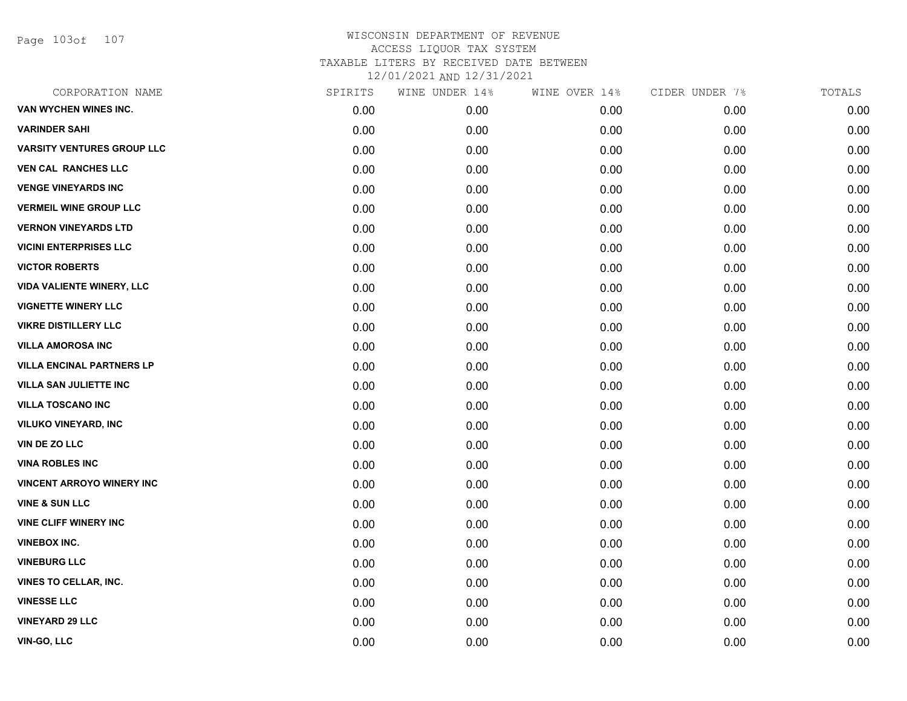WISCONSIN DEPARTMENT OF REVENUE
ACCESS LIQUOR TAX SYSTEM
TAXABLE LITERS BY RECEIVED DATE BETWEEN
12/01/2021 AND 12/31/2021

| CORPORATION NAME | SPIRITS | WINE UNDER 14% | WINE OVER 14% | CIDER UNDER 7% | TOTALS |
|---|---|---|---|---|---|
| VAN WYCHEN WINES INC. | 0.00 | 0.00 | 0.00 | 0.00 | 0.00 |
| VARINDER SAHI | 0.00 | 0.00 | 0.00 | 0.00 | 0.00 |
| VARSITY VENTURES GROUP LLC | 0.00 | 0.00 | 0.00 | 0.00 | 0.00 |
| VEN CAL RANCHES LLC | 0.00 | 0.00 | 0.00 | 0.00 | 0.00 |
| VENGE VINEYARDS INC | 0.00 | 0.00 | 0.00 | 0.00 | 0.00 |
| VERMEIL WINE GROUP LLC | 0.00 | 0.00 | 0.00 | 0.00 | 0.00 |
| VERNON VINEYARDS LTD | 0.00 | 0.00 | 0.00 | 0.00 | 0.00 |
| VICINI ENTERPRISES LLC | 0.00 | 0.00 | 0.00 | 0.00 | 0.00 |
| VICTOR ROBERTS | 0.00 | 0.00 | 0.00 | 0.00 | 0.00 |
| VIDA VALIENTE WINERY, LLC | 0.00 | 0.00 | 0.00 | 0.00 | 0.00 |
| VIGNETTE WINERY LLC | 0.00 | 0.00 | 0.00 | 0.00 | 0.00 |
| VIKRE DISTILLERY LLC | 0.00 | 0.00 | 0.00 | 0.00 | 0.00 |
| VILLA AMOROSA INC | 0.00 | 0.00 | 0.00 | 0.00 | 0.00 |
| VILLA ENCINAL PARTNERS LP | 0.00 | 0.00 | 0.00 | 0.00 | 0.00 |
| VILLA SAN JULIETTE INC | 0.00 | 0.00 | 0.00 | 0.00 | 0.00 |
| VILLA TOSCANO INC | 0.00 | 0.00 | 0.00 | 0.00 | 0.00 |
| VILUKO VINEYARD, INC | 0.00 | 0.00 | 0.00 | 0.00 | 0.00 |
| VIN DE ZO LLC | 0.00 | 0.00 | 0.00 | 0.00 | 0.00 |
| VINA ROBLES INC | 0.00 | 0.00 | 0.00 | 0.00 | 0.00 |
| VINCENT ARROYO WINERY INC | 0.00 | 0.00 | 0.00 | 0.00 | 0.00 |
| VINE & SUN LLC | 0.00 | 0.00 | 0.00 | 0.00 | 0.00 |
| VINE CLIFF WINERY INC | 0.00 | 0.00 | 0.00 | 0.00 | 0.00 |
| VINEBOX INC. | 0.00 | 0.00 | 0.00 | 0.00 | 0.00 |
| VINEBURG LLC | 0.00 | 0.00 | 0.00 | 0.00 | 0.00 |
| VINES TO CELLAR, INC. | 0.00 | 0.00 | 0.00 | 0.00 | 0.00 |
| VINESSE LLC | 0.00 | 0.00 | 0.00 | 0.00 | 0.00 |
| VINEYARD 29 LLC | 0.00 | 0.00 | 0.00 | 0.00 | 0.00 |
| VIN-GO, LLC | 0.00 | 0.00 | 0.00 | 0.00 | 0.00 |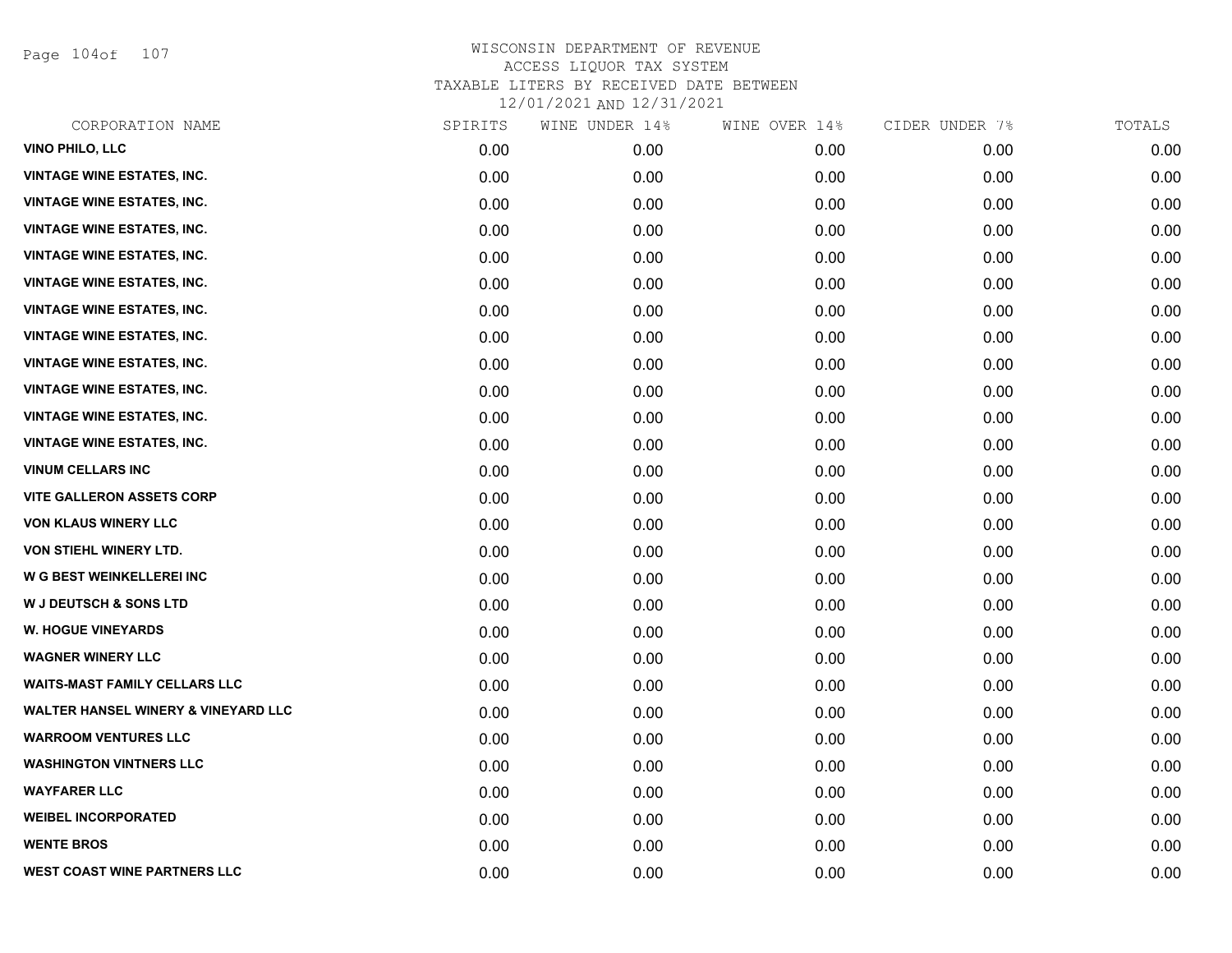WISCONSIN DEPARTMENT OF REVENUE
ACCESS LIQUOR TAX SYSTEM
TAXABLE LITERS BY RECEIVED DATE BETWEEN
12/01/2021 AND 12/31/2021

| CORPORATION NAME | SPIRITS | WINE UNDER 14% | WINE OVER 14% | CIDER UNDER 7% | TOTALS |
|---|---|---|---|---|---|
| VINO PHILO, LLC | 0.00 | 0.00 | 0.00 | 0.00 | 0.00 |
| VINTAGE WINE ESTATES, INC. | 0.00 | 0.00 | 0.00 | 0.00 | 0.00 |
| VINTAGE WINE ESTATES, INC. | 0.00 | 0.00 | 0.00 | 0.00 | 0.00 |
| VINTAGE WINE ESTATES, INC. | 0.00 | 0.00 | 0.00 | 0.00 | 0.00 |
| VINTAGE WINE ESTATES, INC. | 0.00 | 0.00 | 0.00 | 0.00 | 0.00 |
| VINTAGE WINE ESTATES, INC. | 0.00 | 0.00 | 0.00 | 0.00 | 0.00 |
| VINTAGE WINE ESTATES, INC. | 0.00 | 0.00 | 0.00 | 0.00 | 0.00 |
| VINTAGE WINE ESTATES, INC. | 0.00 | 0.00 | 0.00 | 0.00 | 0.00 |
| VINTAGE WINE ESTATES, INC. | 0.00 | 0.00 | 0.00 | 0.00 | 0.00 |
| VINTAGE WINE ESTATES, INC. | 0.00 | 0.00 | 0.00 | 0.00 | 0.00 |
| VINTAGE WINE ESTATES, INC. | 0.00 | 0.00 | 0.00 | 0.00 | 0.00 |
| VINTAGE WINE ESTATES, INC. | 0.00 | 0.00 | 0.00 | 0.00 | 0.00 |
| VINUM CELLARS INC | 0.00 | 0.00 | 0.00 | 0.00 | 0.00 |
| VITE GALLERON ASSETS CORP | 0.00 | 0.00 | 0.00 | 0.00 | 0.00 |
| VON KLAUS WINERY LLC | 0.00 | 0.00 | 0.00 | 0.00 | 0.00 |
| VON STIEHL WINERY LTD. | 0.00 | 0.00 | 0.00 | 0.00 | 0.00 |
| W G BEST WEINKELLEREI INC | 0.00 | 0.00 | 0.00 | 0.00 | 0.00 |
| W J DEUTSCH & SONS LTD | 0.00 | 0.00 | 0.00 | 0.00 | 0.00 |
| W. HOGUE VINEYARDS | 0.00 | 0.00 | 0.00 | 0.00 | 0.00 |
| WAGNER WINERY LLC | 0.00 | 0.00 | 0.00 | 0.00 | 0.00 |
| WAITS-MAST FAMILY CELLARS LLC | 0.00 | 0.00 | 0.00 | 0.00 | 0.00 |
| WALTER HANSEL WINERY & VINEYARD LLC | 0.00 | 0.00 | 0.00 | 0.00 | 0.00 |
| WARROOM VENTURES LLC | 0.00 | 0.00 | 0.00 | 0.00 | 0.00 |
| WASHINGTON VINTNERS LLC | 0.00 | 0.00 | 0.00 | 0.00 | 0.00 |
| WAYFARER LLC | 0.00 | 0.00 | 0.00 | 0.00 | 0.00 |
| WEIBEL INCORPORATED | 0.00 | 0.00 | 0.00 | 0.00 | 0.00 |
| WENTE BROS | 0.00 | 0.00 | 0.00 | 0.00 | 0.00 |
| WEST COAST WINE PARTNERS LLC | 0.00 | 0.00 | 0.00 | 0.00 | 0.00 |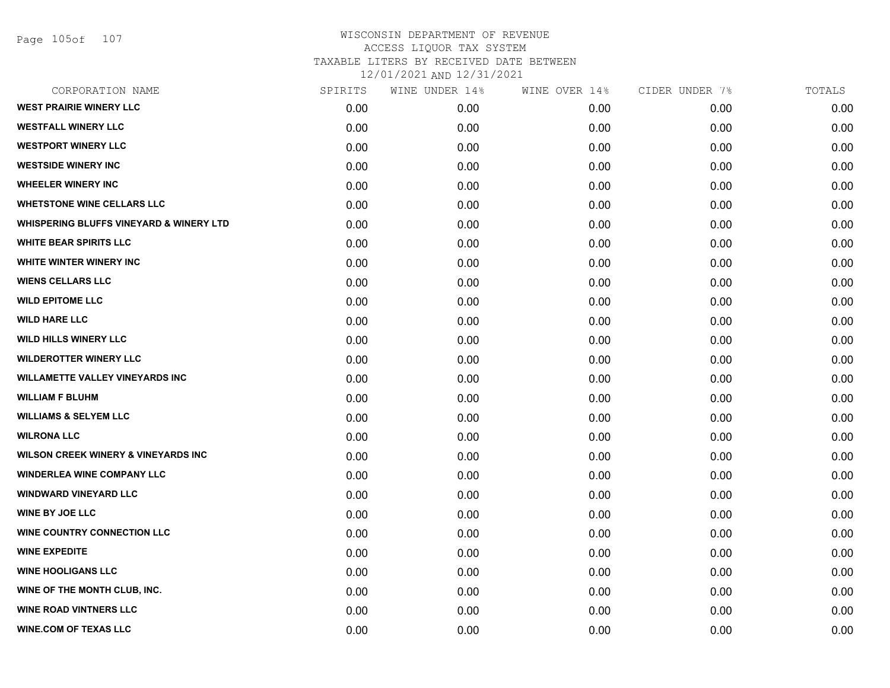WISCONSIN DEPARTMENT OF REVENUE
ACCESS LIQUOR TAX SYSTEM
TAXABLE LITERS BY RECEIVED DATE BETWEEN
12/01/2021 AND 12/31/2021

| CORPORATION NAME | SPIRITS | WINE UNDER 14% | WINE OVER 14% | CIDER UNDER 7% | TOTALS |
|---|---|---|---|---|---|
| WEST PRAIRIE WINERY LLC | 0.00 | 0.00 | 0.00 | 0.00 | 0.00 |
| WESTFALL WINERY LLC | 0.00 | 0.00 | 0.00 | 0.00 | 0.00 |
| WESTPORT WINERY LLC | 0.00 | 0.00 | 0.00 | 0.00 | 0.00 |
| WESTSIDE WINERY INC | 0.00 | 0.00 | 0.00 | 0.00 | 0.00 |
| WHEELER WINERY INC | 0.00 | 0.00 | 0.00 | 0.00 | 0.00 |
| WHETSTONE WINE CELLARS LLC | 0.00 | 0.00 | 0.00 | 0.00 | 0.00 |
| WHISPERING BLUFFS VINEYARD & WINERY LTD | 0.00 | 0.00 | 0.00 | 0.00 | 0.00 |
| WHITE BEAR SPIRITS LLC | 0.00 | 0.00 | 0.00 | 0.00 | 0.00 |
| WHITE WINTER WINERY INC | 0.00 | 0.00 | 0.00 | 0.00 | 0.00 |
| WIENS CELLARS LLC | 0.00 | 0.00 | 0.00 | 0.00 | 0.00 |
| WILD EPITOME LLC | 0.00 | 0.00 | 0.00 | 0.00 | 0.00 |
| WILD HARE LLC | 0.00 | 0.00 | 0.00 | 0.00 | 0.00 |
| WILD HILLS WINERY LLC | 0.00 | 0.00 | 0.00 | 0.00 | 0.00 |
| WILDEROTTER WINERY LLC | 0.00 | 0.00 | 0.00 | 0.00 | 0.00 |
| WILLAMETTE VALLEY VINEYARDS INC | 0.00 | 0.00 | 0.00 | 0.00 | 0.00 |
| WILLIAM F BLUHM | 0.00 | 0.00 | 0.00 | 0.00 | 0.00 |
| WILLIAMS & SELYEM LLC | 0.00 | 0.00 | 0.00 | 0.00 | 0.00 |
| WILRONA LLC | 0.00 | 0.00 | 0.00 | 0.00 | 0.00 |
| WILSON CREEK WINERY & VINEYARDS INC | 0.00 | 0.00 | 0.00 | 0.00 | 0.00 |
| WINDERLEA WINE COMPANY LLC | 0.00 | 0.00 | 0.00 | 0.00 | 0.00 |
| WINDWARD VINEYARD LLC | 0.00 | 0.00 | 0.00 | 0.00 | 0.00 |
| WINE BY JOE LLC | 0.00 | 0.00 | 0.00 | 0.00 | 0.00 |
| WINE COUNTRY CONNECTION LLC | 0.00 | 0.00 | 0.00 | 0.00 | 0.00 |
| WINE EXPEDITE | 0.00 | 0.00 | 0.00 | 0.00 | 0.00 |
| WINE HOOLIGANS LLC | 0.00 | 0.00 | 0.00 | 0.00 | 0.00 |
| WINE OF THE MONTH CLUB, INC. | 0.00 | 0.00 | 0.00 | 0.00 | 0.00 |
| WINE ROAD VINTNERS LLC | 0.00 | 0.00 | 0.00 | 0.00 | 0.00 |
| WINE.COM OF TEXAS LLC | 0.00 | 0.00 | 0.00 | 0.00 | 0.00 |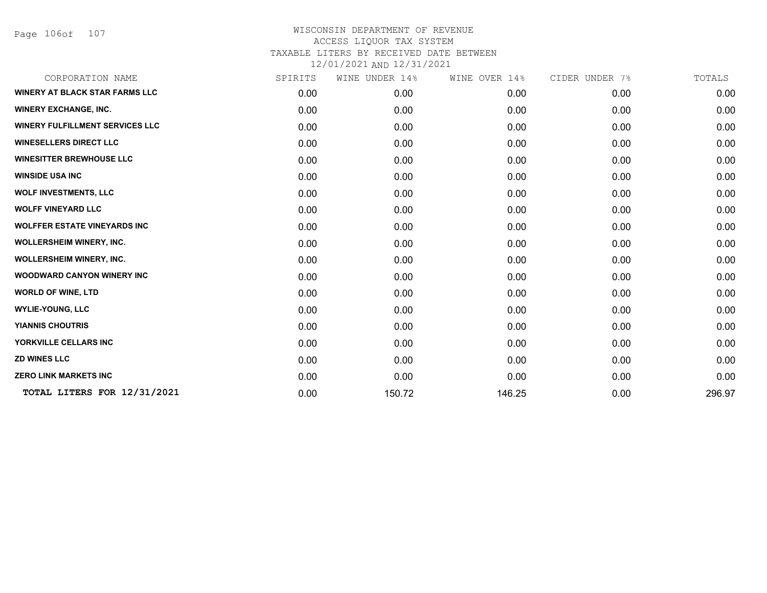# WISCONSIN DEPARTMENT OF REVENUE
## ACCESS LIQUOR TAX SYSTEM
### TAXABLE LITERS BY RECEIVED DATE BETWEEN 12/01/2021 AND 12/31/2021

| CORPORATION NAME | SPIRITS | WINE UNDER 14% | WINE OVER 14% | CIDER UNDER 7% | TOTALS |
|---|---|---|---|---|---|
| WINERY AT BLACK STAR FARMS LLC | 0.00 | 0.00 | 0.00 | 0.00 | 0.00 |
| WINERY EXCHANGE, INC. | 0.00 | 0.00 | 0.00 | 0.00 | 0.00 |
| WINERY FULFILLMENT SERVICES LLC | 0.00 | 0.00 | 0.00 | 0.00 | 0.00 |
| WINESELLERS DIRECT LLC | 0.00 | 0.00 | 0.00 | 0.00 | 0.00 |
| WINESITTER BREWHOUSE LLC | 0.00 | 0.00 | 0.00 | 0.00 | 0.00 |
| WINSIDE USA INC | 0.00 | 0.00 | 0.00 | 0.00 | 0.00 |
| WOLF INVESTMENTS, LLC | 0.00 | 0.00 | 0.00 | 0.00 | 0.00 |
| WOLFF VINEYARD LLC | 0.00 | 0.00 | 0.00 | 0.00 | 0.00 |
| WOLFFER ESTATE VINEYARDS INC | 0.00 | 0.00 | 0.00 | 0.00 | 0.00 |
| WOLLERSHEIM WINERY, INC. | 0.00 | 0.00 | 0.00 | 0.00 | 0.00 |
| WOLLERSHEIM WINERY, INC. | 0.00 | 0.00 | 0.00 | 0.00 | 0.00 |
| WOODWARD CANYON WINERY INC | 0.00 | 0.00 | 0.00 | 0.00 | 0.00 |
| WORLD OF WINE, LTD | 0.00 | 0.00 | 0.00 | 0.00 | 0.00 |
| WYLIE-YOUNG, LLC | 0.00 | 0.00 | 0.00 | 0.00 | 0.00 |
| YIANNIS CHOUTRIS | 0.00 | 0.00 | 0.00 | 0.00 | 0.00 |
| YORKVILLE CELLARS INC | 0.00 | 0.00 | 0.00 | 0.00 | 0.00 |
| ZD WINES LLC | 0.00 | 0.00 | 0.00 | 0.00 | 0.00 |
| ZERO LINK MARKETS INC | 0.00 | 0.00 | 0.00 | 0.00 | 0.00 |
| **TOTAL LITERS FOR 12/31/2021** | 0.00 | 150.72 | 146.25 | 0.00 | 296.97 |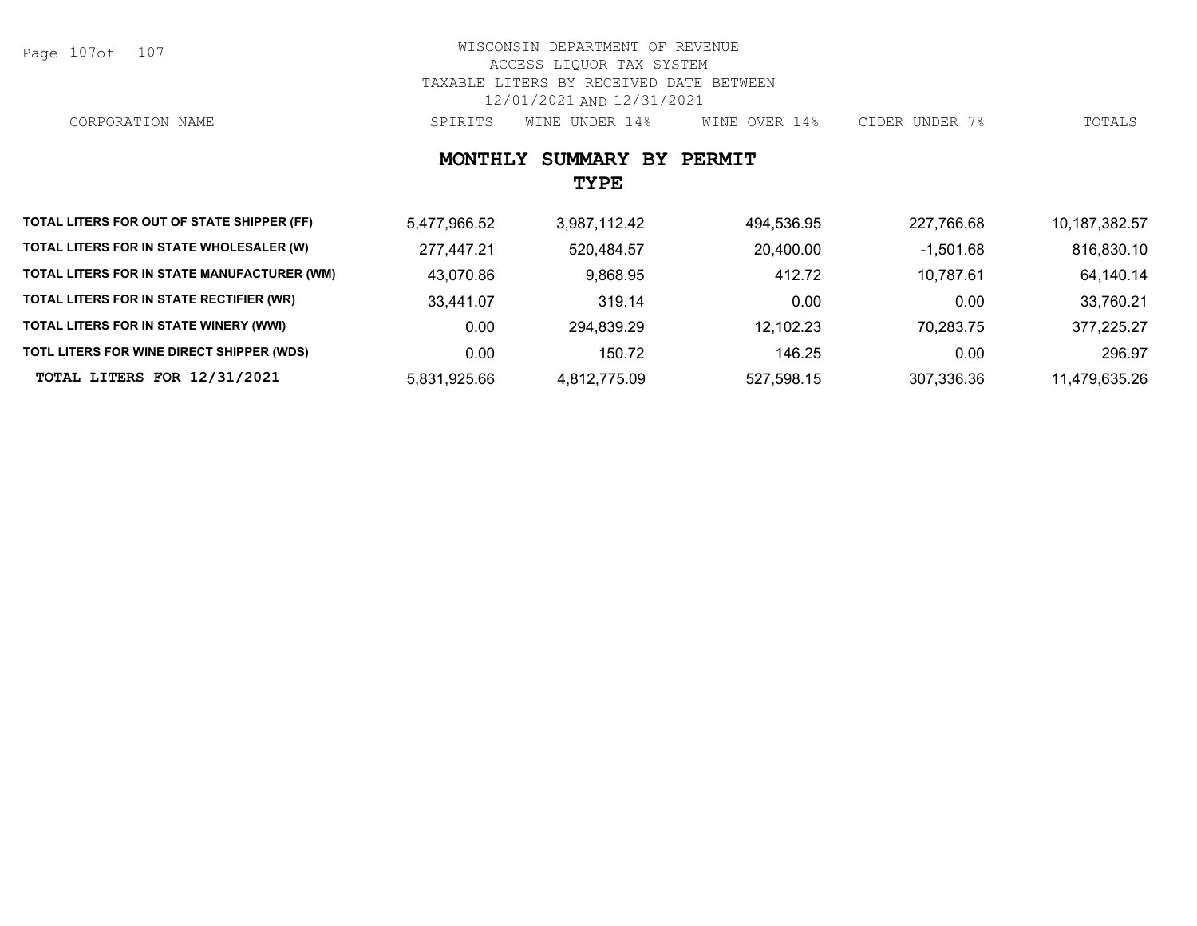WISCONSIN DEPARTMENT OF REVENUE
ACCESS LIQUOR TAX SYSTEM
TAXABLE LITERS BY RECEIVED DATE BETWEEN
12/01/2021 AND 12/31/2021

## MONTHLY SUMMARY BY PERMIT TYPE

| CORPORATION NAME | SPIRITS | WINE UNDER 14% | WINE OVER 14% | CIDER UNDER 7% | TOTALS |
|---|---|---|---|---|---|
| **TOTAL LITERS FOR OUT OF STATE SHIPPER (FF)** | 5,477,966.52 | 3,987,112.42 | 494,536.95 | 227,766.68 | 10,187,382.57 |
| **TOTAL LITERS FOR IN STATE WHOLESALER (W)** | 277,447.21 | 520,484.57 | 20,400.00 | -1,501.68 | 816,830.10 |
| **TOTAL LITERS FOR IN STATE MANUFACTURER (WM)** | 43,070.86 | 9,868.95 | 412.72 | 10,787.61 | 64,140.14 |
| **TOTAL LITERS FOR IN STATE RECTIFIER (WR)** | 33,441.07 | 319.14 | 0.00 | 0.00 | 33,760.21 |
| **TOTAL LITERS FOR IN STATE WINERY (WWI)** | 0.00 | 294,839.29 | 12,102.23 | 70,283.75 | 377,225.27 |
| **TOTL LITERS FOR WINE DIRECT SHIPPER (WDS)** | 0.00 | 150.72 | 146.25 | 0.00 | 296.97 |
| **TOTAL LITERS FOR 12/31/2021** | 5,831,925.66 | 4,812,775.09 | 527,598.15 | 307,336.36 | 11,479,635.26 |